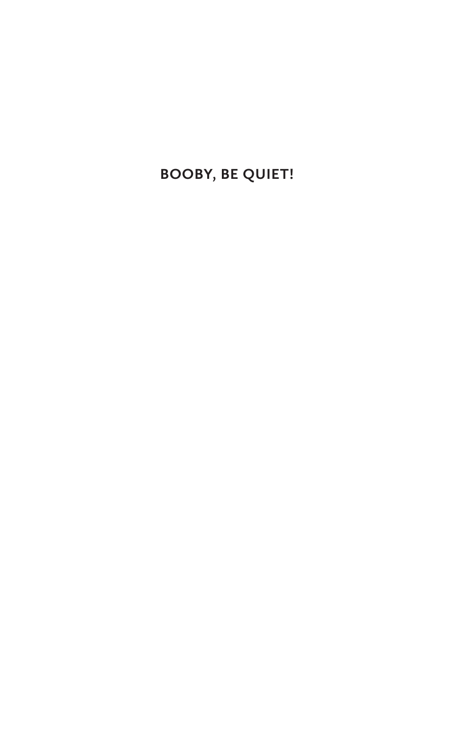# BOOBY, BE QUIET!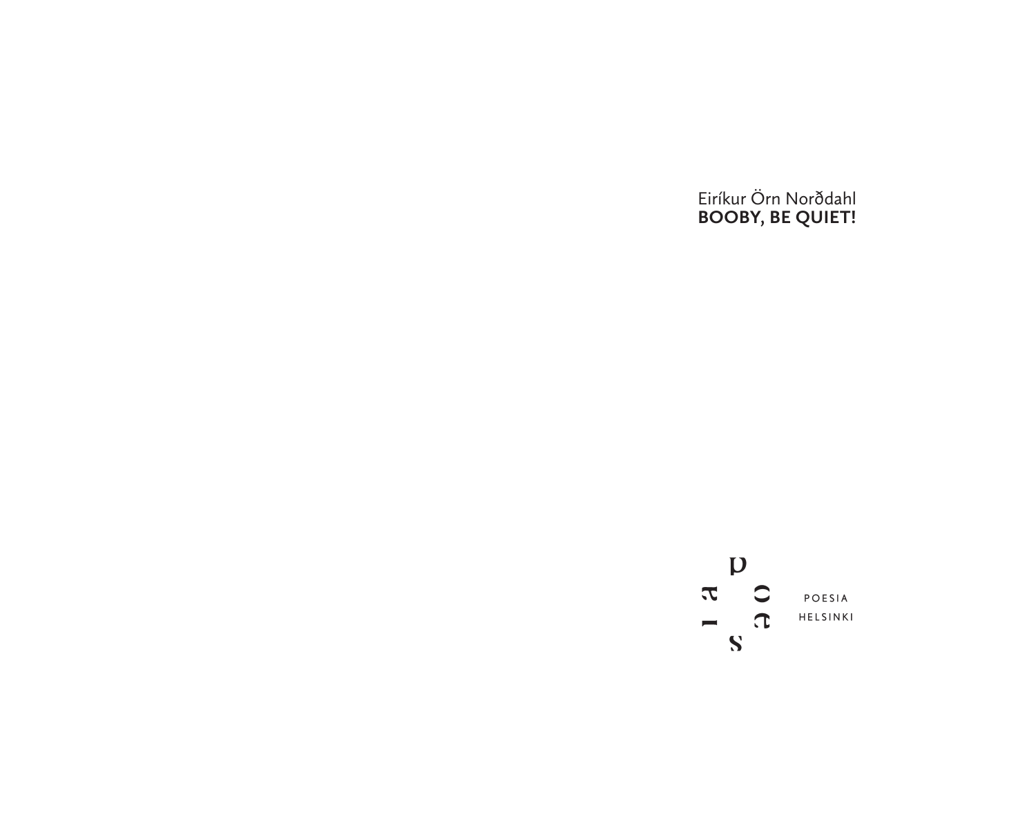Eiríkur Örn Norðdahl

**BOOBY, BE QUIET!**

POESIA
HELSINKI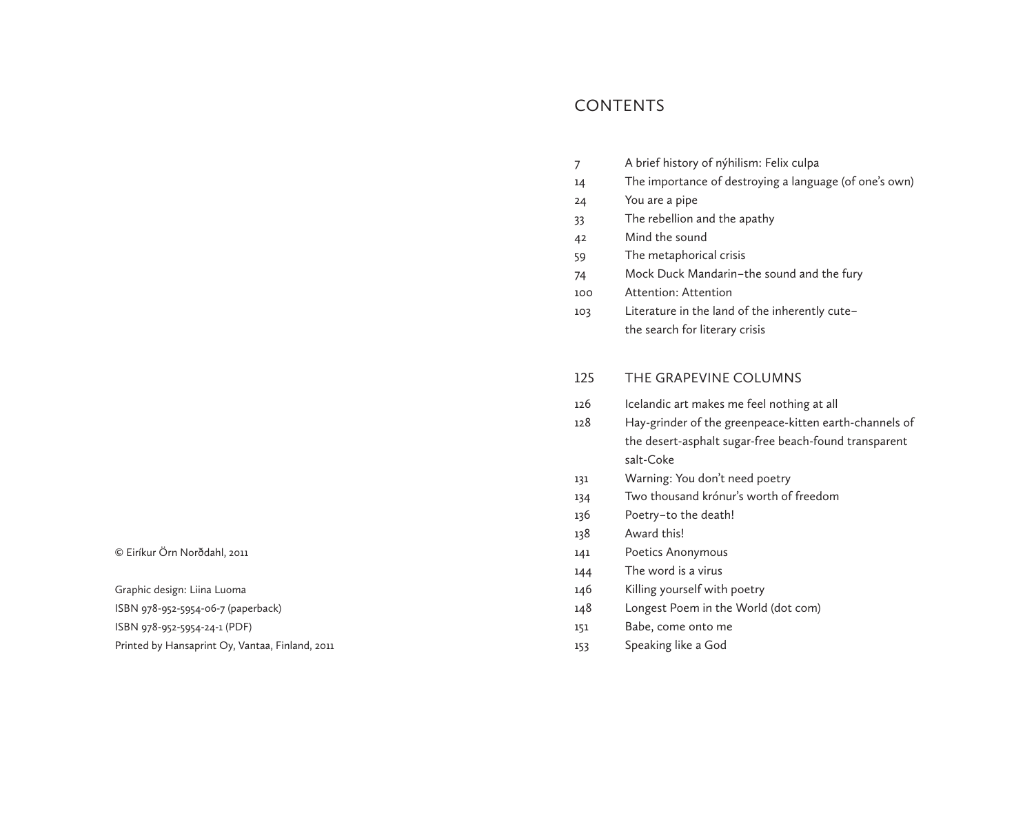© Eiríkur Örn Norðdahl, 2011

Graphic design: Liina Luoma
ISBN 978-952-5954-06-7 (paperback)
ISBN 978-952-5954-24-1 (PDF)
Printed by Hansaprint Oy, Vantaa, Finland, 2011

# CONTENTS

| | |
|---|---|
| 7 | A brief history of nýhilism: Felix culpa |
| 14 | The importance of destroying a language (of one's own) |
| 24 | You are a pipe |
| 33 | The rebellion and the apathy |
| 42 | Mind the sound |
| 59 | The metaphorical crisis |
| 74 | Mock Duck Mandarin–the sound and the fury |
| 100 | Attention: Attention |
| 103 | Literature in the land of the inherently cute–the search for literary crisis |

## 125 THE GRAPEVINE COLUMNS

| | |
|---|---|
| 126 | Icelandic art makes me feel nothing at all |
| 128 | Hay-grinder of the greenpeace-kitten earth-channels of the desert-asphalt sugar-free beach-found transparent salt-Coke |
| 131 | Warning: You don't need poetry |
| 134 | Two thousand krónur's worth of freedom |
| 136 | Poetry–to the death! |
| 138 | Award this! |
| 141 | Poetics Anonymous |
| 144 | The word is a virus |
| 146 | Killing yourself with poetry |
| 148 | Longest Poem in the World (dot com) |
| 151 | Babe, come onto me |
| 153 | Speaking like a God |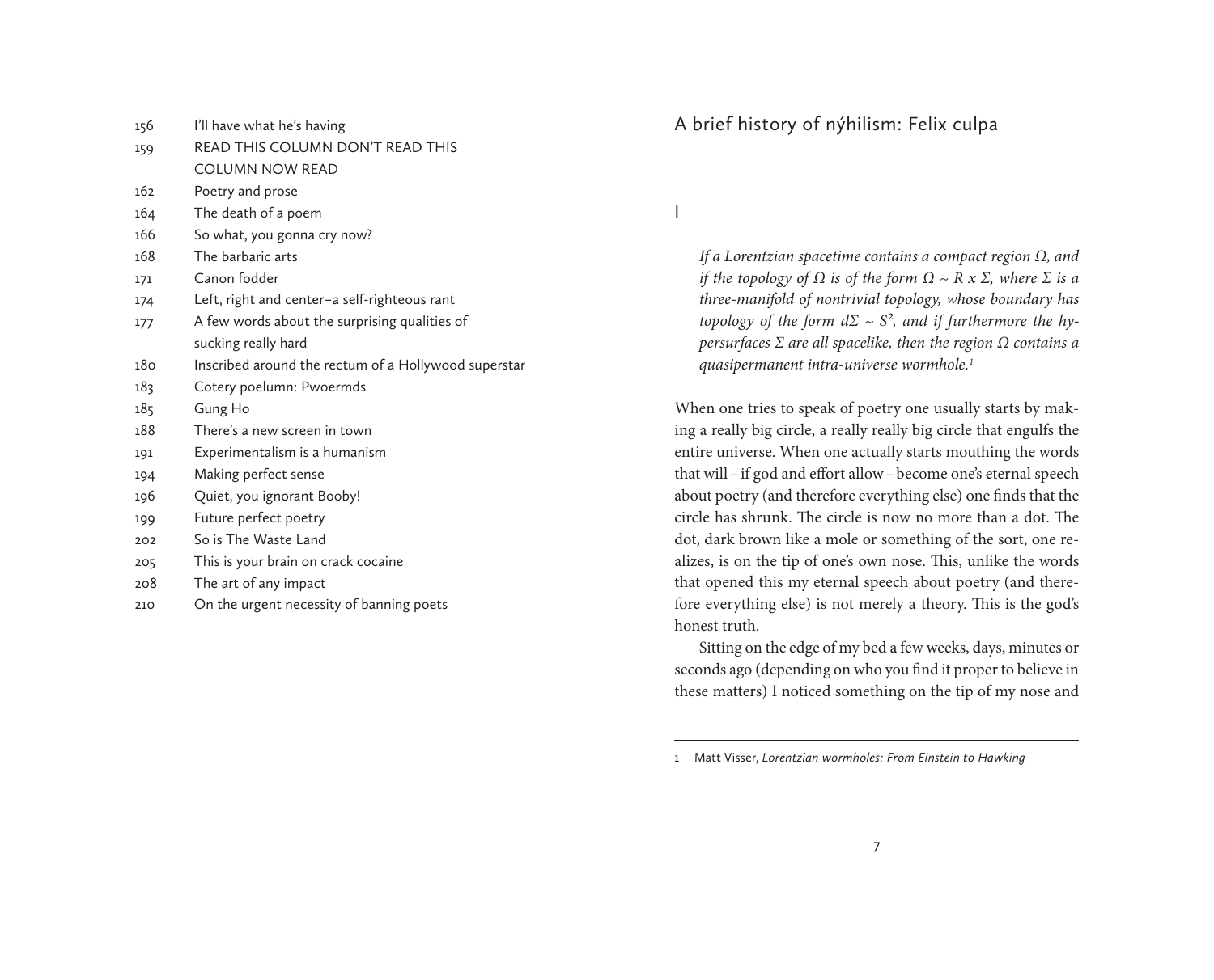| | |
|---|---|
| 156 | I'll have what he's having |
| 159 | READ THIS COLUMN DON'T READ THIS COLUMN NOW READ |
| 162 | Poetry and prose |
| 164 | The death of a poem |
| 166 | So what, you gonna cry now? |
| 168 | The barbaric arts |
| 171 | Canon fodder |
| 174 | Left, right and center–a self-righteous rant |
| 177 | A few words about the surprising qualities of sucking really hard |
| 180 | Inscribed around the rectum of a Hollywood superstar |
| 183 | Cotery poelumn: Pwoermds |
| 185 | Gung Ho |
| 188 | There's a new screen in town |
| 191 | Experimentalism is a humanism |
| 194 | Making perfect sense |
| 196 | Quiet, you ignorant Booby! |
| 199 | Future perfect poetry |
| 202 | So is The Waste Land |
| 205 | This is your brain on crack cocaine |
| 208 | The art of any impact |
| 210 | On the urgent necessity of banning poets |

# A brief history of nýhilism: Felix culpa

## I

> *If a Lorentzian spacetime contains a compact region $\Omega$, and if the topology of $\Omega$ is of the form $\Omega \sim R \times \Sigma$, where $\Sigma$ is a three-manifold of nontrivial topology, whose boundary has topology of the form $d\Sigma \sim S^2$, and if furthermore the hypersurfaces $\Sigma$ are all spacelike, then the region $\Omega$ contains a quasipermanent intra-universe wormhole.*[1]

When one tries to speak of poetry one usually starts by making a really big circle, a really really big circle that engulfs the entire universe. When one actually starts mouthing the words that will – if god and effort allow – become one's eternal speech about poetry (and therefore everything else) one finds that the circle has shrunk. The circle is now no more than a dot. The dot, dark brown like a mole or something of the sort, one realizes, is on the tip of one's own nose. This, unlike the words that opened this my eternal speech about poetry (and therefore everything else) is not merely a theory. This is the god's honest truth.

Sitting on the edge of my bed a few weeks, days, minutes or seconds ago (depending on who you find it proper to believe in these matters) I noticed something on the tip of my nose and

---

1 Matt Visser, *Lorentzian wormholes: From Einstein to Hawking*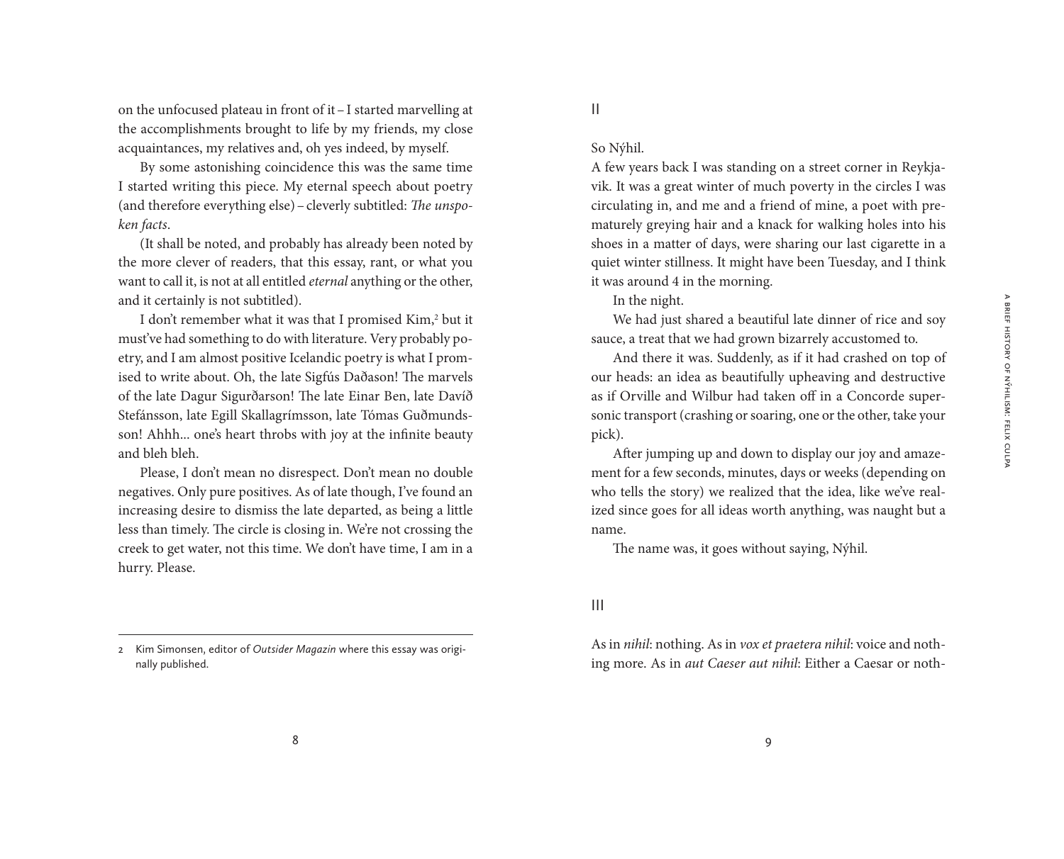on the unfocused plateau in front of it – I started marvelling at the accomplishments brought to life by my friends, my close acquaintances, my relatives and, oh yes indeed, by myself.

By some astonishing coincidence this was the same time I started writing this piece. My eternal speech about poetry (and therefore everything else) – cleverly subtitled: *The unspoken facts*.

(It shall be noted, and probably has already been noted by the more clever of readers, that this essay, rant, or what you want to call it, is not at all entitled *eternal* anything or the other, and it certainly is not subtitled).

I don't remember what it was that I promised Kim,[2] but it must've had something to do with literature. Very probably poetry, and I am almost positive Icelandic poetry is what I promised to write about. Oh, the late Sigfús Daðason! The marvels of the late Dagur Sigurðarson! The late Einar Ben, late Davíð Stefánsson, late Egill Skallagrímsson, late Tómas Guðmundsson! Ahhh... one's heart throbs with joy at the infinite beauty and bleh bleh.

Please, I don't mean no disrespect. Don't mean no double negatives. Only pure positives. As of late though, I've found an increasing desire to dismiss the late departed, as being a little less than timely. The circle is closing in. We're not crossing the creek to get water, not this time. We don't have time, I am in a hurry. Please.

2 Kim Simonsen, editor of *Outsider Magazin* where this essay was originally published.

## II

So Nýhil.

A few years back I was standing on a street corner in Reykjavik. It was a great winter of much poverty in the circles I was circulating in, and me and a friend of mine, a poet with prematurely greying hair and a knack for walking holes into his shoes in a matter of days, were sharing our last cigarette in a quiet winter stillness. It might have been Tuesday, and I think it was around 4 in the morning.

In the night.

We had just shared a beautiful late dinner of rice and soy sauce, a treat that we had grown bizarrely accustomed to.

And there it was. Suddenly, as if it had crashed on top of our heads: an idea as beautifully upheaving and destructive as if Orville and Wilbur had taken off in a Concorde supersonic transport (crashing or soaring, one or the other, take your pick).

After jumping up and down to display our joy and amazement for a few seconds, minutes, days or weeks (depending on who tells the story) we realized that the idea, like we've realized since goes for all ideas worth anything, was naught but a name.

The name was, it goes without saying, Nýhil.

## III

As in *nihil*: nothing. As in *vox et praetera nihil*: voice and nothing more. As in *aut Caeser aut nihil*: Either a Caesar or noth-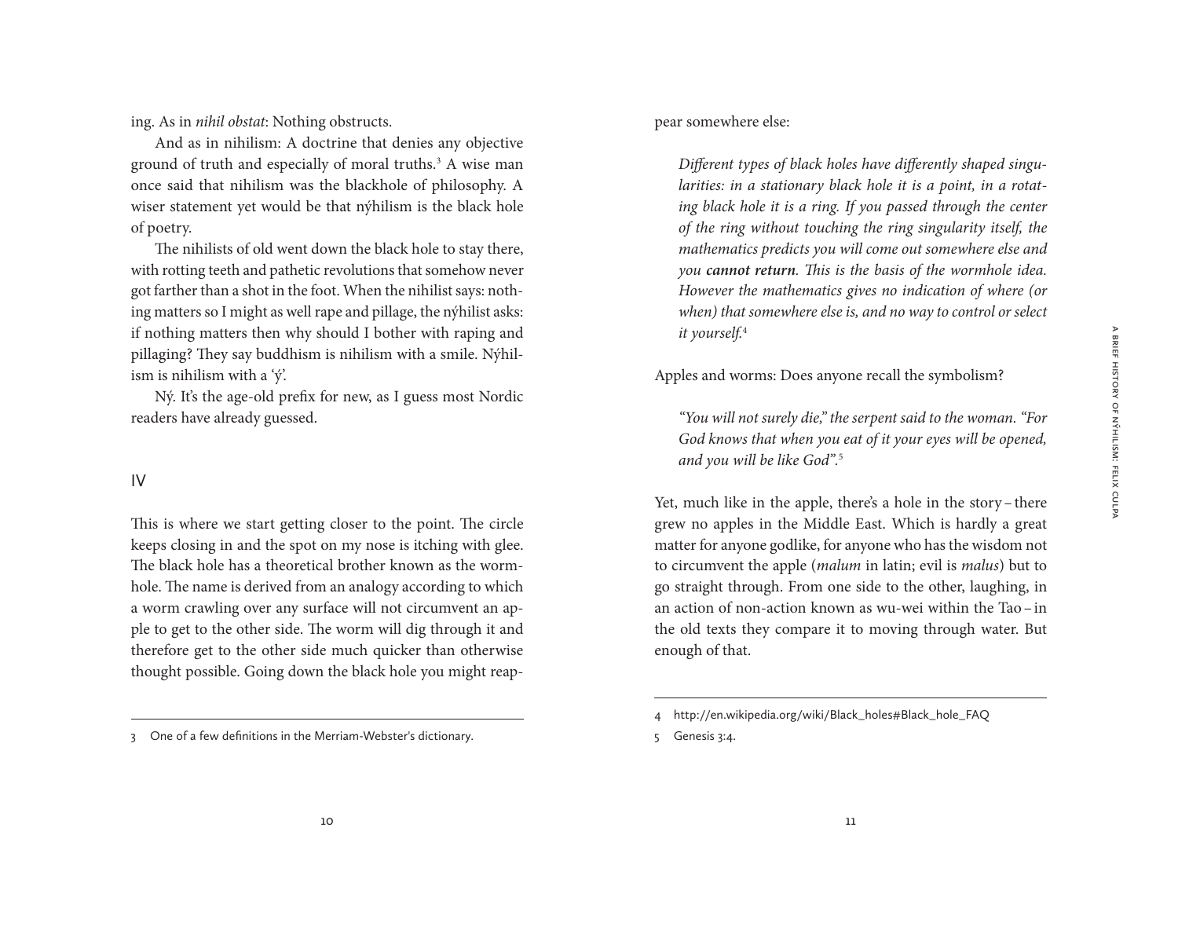ing. As in *nihil obstat*: Nothing obstructs.

And as in nihilism: A doctrine that denies any objective ground of truth and especially of moral truths.[3] A wise man once said that nihilism was the blackhole of philosophy. A wiser statement yet would be that nýhilism is the black hole of poetry.

The nihilists of old went down the black hole to stay there, with rotting teeth and pathetic revolutions that somehow never got farther than a shot in the foot. When the nihilist says: nothing matters so I might as well rape and pillage, the nýhilist asks: if nothing matters then why should I bother with raping and pillaging? They say buddhism is nihilism with a smile. Nýhilism is nihilism with a 'ý'.

Ný. It's the age-old prefix for new, as I guess most Nordic readers have already guessed.

## IV

This is where we start getting closer to the point. The circle keeps closing in and the spot on my nose is itching with glee. The black hole has a theoretical brother known as the wormhole. The name is derived from an analogy according to which a worm crawling over any surface will not circumvent an apple to get to the other side. The worm will dig through it and therefore get to the other side much quicker than otherwise thought possible. Going down the black hole you might reappear somewhere else:

> *Different types of black holes have differently shaped singularities: in a stationary black hole it is a point, in a rotating black hole it is a ring. If you passed through the center of the ring without touching the ring singularity itself, the mathematics predicts you will come out somewhere else and you* ***cannot return****. This is the basis of the wormhole idea. However the mathematics gives no indication of where (or when) that somewhere else is, and no way to control or select it yourself.*[4]

Apples and worms: Does anyone recall the symbolism?

> *"You will not surely die," the serpent said to the woman. "For God knows that when you eat of it your eyes will be opened, and you will be like God".*[5]

Yet, much like in the apple, there's a hole in the story – there grew no apples in the Middle East. Which is hardly a great matter for anyone godlike, for anyone who has the wisdom not to circumvent the apple (*malum* in latin; evil is *malus*) but to go straight through. From one side to the other, laughing, in an action of non-action known as wu-wei within the Tao – in the old texts they compare it to moving through water. But enough of that.

---

3 One of a few definitions in the Merriam-Webster's dictionary.

4 http://en.wikipedia.org/wiki/Black_holes#Black_hole_FAQ

5 Genesis 3:4.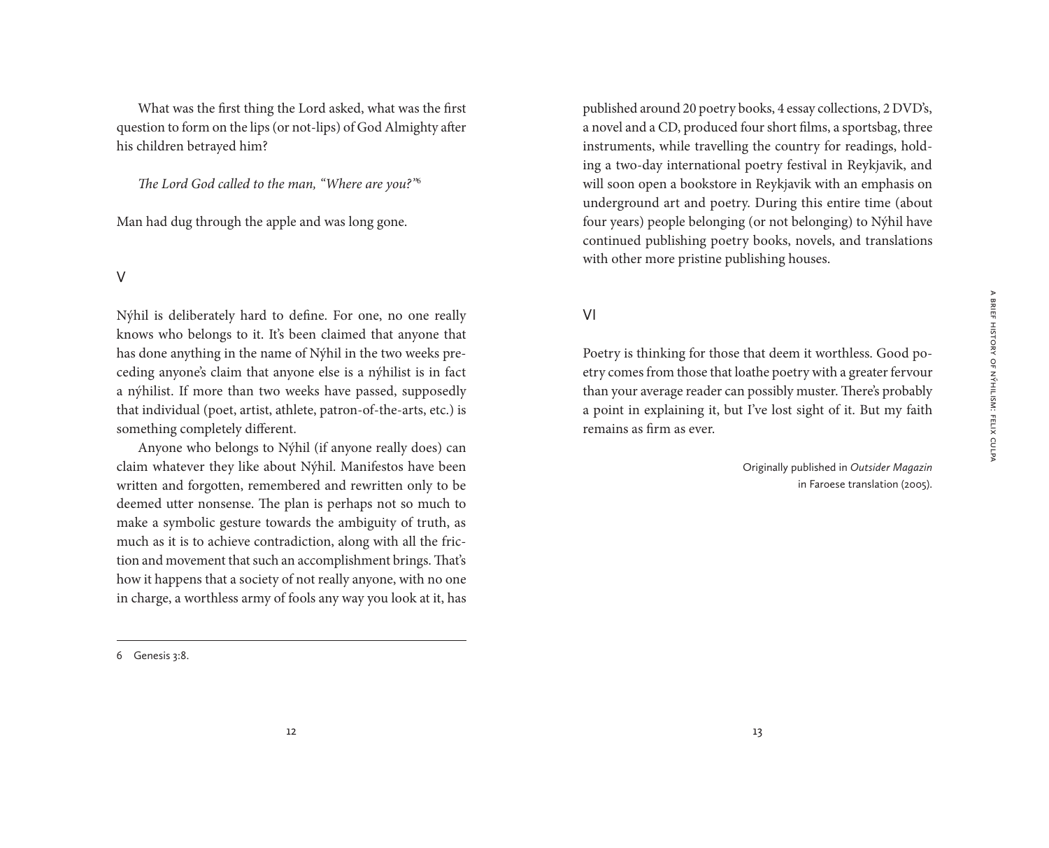What was the first thing the Lord asked, what was the first question to form on the lips (or not-lips) of God Almighty after his children betrayed him?

*The Lord God called to the man, "Where are you?"*[6]

Man had dug through the apple and was long gone.

## V

Nýhil is deliberately hard to define. For one, no one really knows who belongs to it. It's been claimed that anyone that has done anything in the name of Nýhil in the two weeks preceding anyone's claim that anyone else is a nýhilist is in fact a nýhilist. If more than two weeks have passed, supposedly that individual (poet, artist, athlete, patron-of-the-arts, etc.) is something completely different.

Anyone who belongs to Nýhil (if anyone really does) can claim whatever they like about Nýhil. Manifestos have been written and forgotten, remembered and rewritten only to be deemed utter nonsense. The plan is perhaps not so much to make a symbolic gesture towards the ambiguity of truth, as much as it is to achieve contradiction, along with all the friction and movement that such an accomplishment brings. That's how it happens that a society of not really anyone, with no one in charge, a worthless army of fools any way you look at it, has published around 20 poetry books, 4 essay collections, 2 DVD's, a novel and a CD, produced four short films, a sportsbag, three instruments, while travelling the country for readings, holding a two-day international poetry festival in Reykjavik, and will soon open a bookstore in Reykjavik with an emphasis on underground art and poetry. During this entire time (about four years) people belonging (or not belonging) to Nýhil have continued publishing poetry books, novels, and translations with other more pristine publishing houses.

## VI

Poetry is thinking for those that deem it worthless. Good poetry comes from those that loathe poetry with a greater fervour than your average reader can possibly muster. There's probably a point in explaining it, but I've lost sight of it. But my faith remains as firm as ever.

Originally published in *Outsider Magazin* in Faroese translation (2005).

---

6 Genesis 3:8.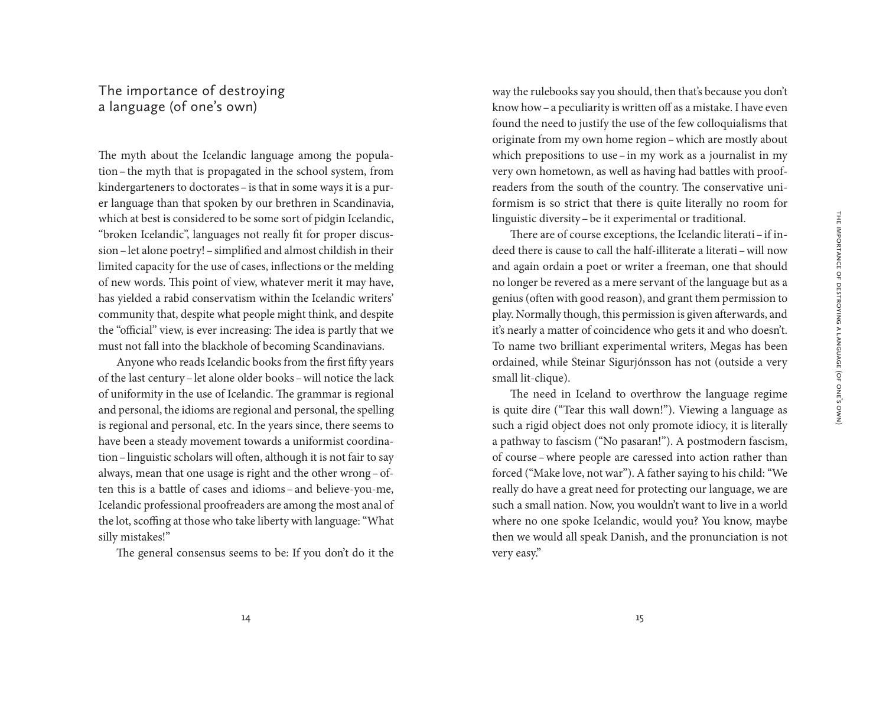## The importance of destroying a language (of one's own)

The myth about the Icelandic language among the population – the myth that is propagated in the school system, from kindergarteners to doctorates – is that in some ways it is a purer language than that spoken by our brethren in Scandinavia, which at best is considered to be some sort of pidgin Icelandic, "broken Icelandic", languages not really fit for proper discussion – let alone poetry! – simplified and almost childish in their limited capacity for the use of cases, inflections or the melding of new words. This point of view, whatever merit it may have, has yielded a rabid conservatism within the Icelandic writers' community that, despite what people might think, and despite the "official" view, is ever increasing: The idea is partly that we must not fall into the blackhole of becoming Scandinavians.

Anyone who reads Icelandic books from the first fifty years of the last century – let alone older books – will notice the lack of uniformity in the use of Icelandic. The grammar is regional and personal, the idioms are regional and personal, the spelling is regional and personal, etc. In the years since, there seems to have been a steady movement towards a uniformist coordination – linguistic scholars will often, although it is not fair to say always, mean that one usage is right and the other wrong – often this is a battle of cases and idioms – and believe-you-me, Icelandic professional proofreaders are among the most anal of the lot, scoffing at those who take liberty with language: "What silly mistakes!"

The general consensus seems to be: If you don't do it the way the rulebooks say you should, then that's because you don't know how – a peculiarity is written off as a mistake. I have even found the need to justify the use of the few colloquialisms that originate from my own home region – which are mostly about which prepositions to use – in my work as a journalist in my very own hometown, as well as having had battles with proofreaders from the south of the country. The conservative uniformism is so strict that there is quite literally no room for linguistic diversity – be it experimental or traditional.

There are of course exceptions, the Icelandic literati – if indeed there is cause to call the half-illiterate a literati – will now and again ordain a poet or writer a freeman, one that should no longer be revered as a mere servant of the language but as a genius (often with good reason), and grant them permission to play. Normally though, this permission is given afterwards, and it's nearly a matter of coincidence who gets it and who doesn't. To name two brilliant experimental writers, Megas has been ordained, while Steinar Sigurjónsson has not (outside a very small lit-clique).

The need in Iceland to overthrow the language regime is quite dire ("Tear this wall down!"). Viewing a language as such a rigid object does not only promote idiocy, it is literally a pathway to fascism ("No pasaran!"). A postmodern fascism, of course – where people are caressed into action rather than forced ("Make love, not war"). A father saying to his child: "We really do have a great need for protecting our language, we are such a small nation. Now, you wouldn't want to live in a world where no one spoke Icelandic, would you? You know, maybe then we would all speak Danish, and the pronunciation is not very easy."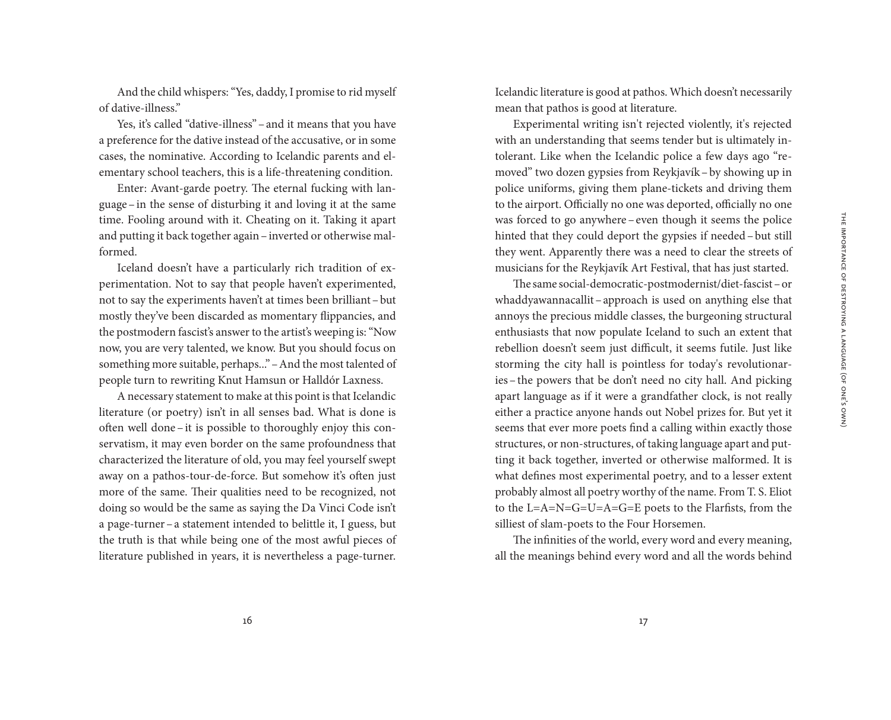And the child whispers: "Yes, daddy, I promise to rid myself of dative-illness."

Yes, it's called "dative-illness" – and it means that you have a preference for the dative instead of the accusative, or in some cases, the nominative. According to Icelandic parents and elementary school teachers, this is a life-threatening condition.

Enter: Avant-garde poetry. The eternal fucking with language – in the sense of disturbing it and loving it at the same time. Fooling around with it. Cheating on it. Taking it apart and putting it back together again – inverted or otherwise malformed.

Iceland doesn't have a particularly rich tradition of experimentation. Not to say that people haven't experimented, not to say the experiments haven't at times been brilliant – but mostly they've been discarded as momentary flippancies, and the postmodern fascist's answer to the artist's weeping is: "Now now, you are very talented, we know. But you should focus on something more suitable, perhaps..." – And the most talented of people turn to rewriting Knut Hamsun or Halldór Laxness.

A necessary statement to make at this point is that Icelandic literature (or poetry) isn't in all senses bad. What is done is often well done – it is possible to thoroughly enjoy this conservatism, it may even border on the same profoundness that characterized the literature of old, you may feel yourself swept away on a pathos-tour-de-force. But somehow it's often just more of the same. Their qualities need to be recognized, not doing so would be the same as saying the Da Vinci Code isn't a page-turner – a statement intended to belittle it, I guess, but the truth is that while being one of the most awful pieces of literature published in years, it is nevertheless a page-turner. Icelandic literature is good at pathos. Which doesn't necessarily mean that pathos is good at literature.

Experimental writing isn't rejected violently, it's rejected with an understanding that seems tender but is ultimately intolerant. Like when the Icelandic police a few days ago "removed" two dozen gypsies from Reykjavík – by showing up in police uniforms, giving them plane-tickets and driving them to the airport. Officially no one was deported, officially no one was forced to go anywhere – even though it seems the police hinted that they could deport the gypsies if needed – but still they went. Apparently there was a need to clear the streets of musicians for the Reykjavík Art Festival, that has just started.

The same social-democratic-postmodernist/diet-fascist – or whaddyawannacallit – approach is used on anything else that annoys the precious middle classes, the burgeoning structural enthusiasts that now populate Iceland to such an extent that rebellion doesn't seem just difficult, it seems futile. Just like storming the city hall is pointless for today's revolutionaries – the powers that be don't need no city hall. And picking apart language as if it were a grandfather clock, is not really either a practice anyone hands out Nobel prizes for. But yet it seems that ever more poets find a calling within exactly those structures, or non-structures, of taking language apart and putting it back together, inverted or otherwise malformed. It is what defines most experimental poetry, and to a lesser extent probably almost all poetry worthy of the name. From T. S. Eliot to the L=A=N=G=U=A=G=E poets to the Flarfists, from the silliest of slam-poets to the Four Horsemen.

The infinities of the world, every word and every meaning, all the meanings behind every word and all the words behind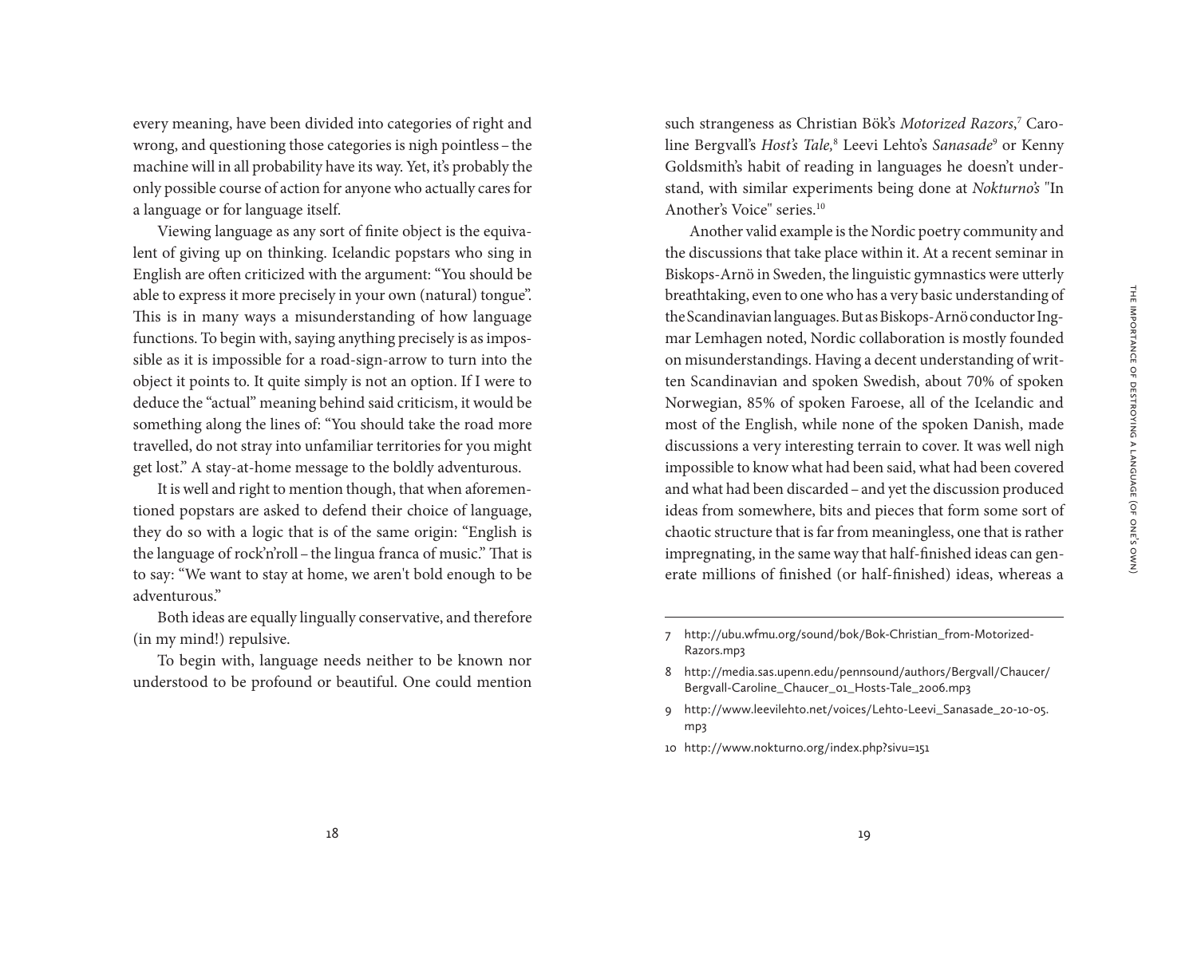every meaning, have been divided into categories of right and wrong, and questioning those categories is nigh pointless – the machine will in all probability have its way. Yet, it's probably the only possible course of action for anyone who actually cares for a language or for language itself.

Viewing language as any sort of finite object is the equivalent of giving up on thinking. Icelandic popstars who sing in English are often criticized with the argument: "You should be able to express it more precisely in your own (natural) tongue". This is in many ways a misunderstanding of how language functions. To begin with, saying anything precisely is as impossible as it is impossible for a road-sign-arrow to turn into the object it points to. It quite simply is not an option. If I were to deduce the "actual" meaning behind said criticism, it would be something along the lines of: "You should take the road more travelled, do not stray into unfamiliar territories for you might get lost." A stay-at-home message to the boldly adventurous.

It is well and right to mention though, that when aforementioned popstars are asked to defend their choice of language, they do so with a logic that is of the same origin: "English is the language of rock'n'roll – the lingua franca of music." That is to say: "We want to stay at home, we aren't bold enough to be adventurous."

Both ideas are equally lingually conservative, and therefore (in my mind!) repulsive.

To begin with, language needs neither to be known nor understood to be profound or beautiful. One could mention such strangeness as Christian Bök's *Motorized Razors*,[7] Caroline Bergvall's *Host's Tale,*[8] Leevi Lehto's *Sanasade*[9] or Kenny Goldsmith's habit of reading in languages he doesn't understand, with similar experiments being done at *Nokturno's* "In Another's Voice" series.[10]

Another valid example is the Nordic poetry community and the discussions that take place within it. At a recent seminar in Biskops-Arnö in Sweden, the linguistic gymnastics were utterly breathtaking, even to one who has a very basic understanding of the Scandinavian languages. But as Biskops-Arnö conductor Ingmar Lemhagen noted, Nordic collaboration is mostly founded on misunderstandings. Having a decent understanding of written Scandinavian and spoken Swedish, about 70% of spoken Norwegian, 85% of spoken Faroese, all of the Icelandic and most of the English, while none of the spoken Danish, made discussions a very interesting terrain to cover. It was well nigh impossible to know what had been said, what had been covered and what had been discarded – and yet the discussion produced ideas from somewhere, bits and pieces that form some sort of chaotic structure that is far from meaningless, one that is rather impregnating, in the same way that half-finished ideas can generate millions of finished (or half-finished) ideas, whereas a

---

7 http://ubu.wfmu.org/sound/bok/Bok-Christian_from-Motorized-Razors.mp3

8 http://media.sas.upenn.edu/pennsound/authors/Bergvall/Chaucer/Bergvall-Caroline_Chaucer_01_Hosts-Tale_2006.mp3

9 http://www.leevilehto.net/voices/Lehto-Leevi_Sanasade_20-10-05.mp3

10 http://www.nokturno.org/index.php?sivu=151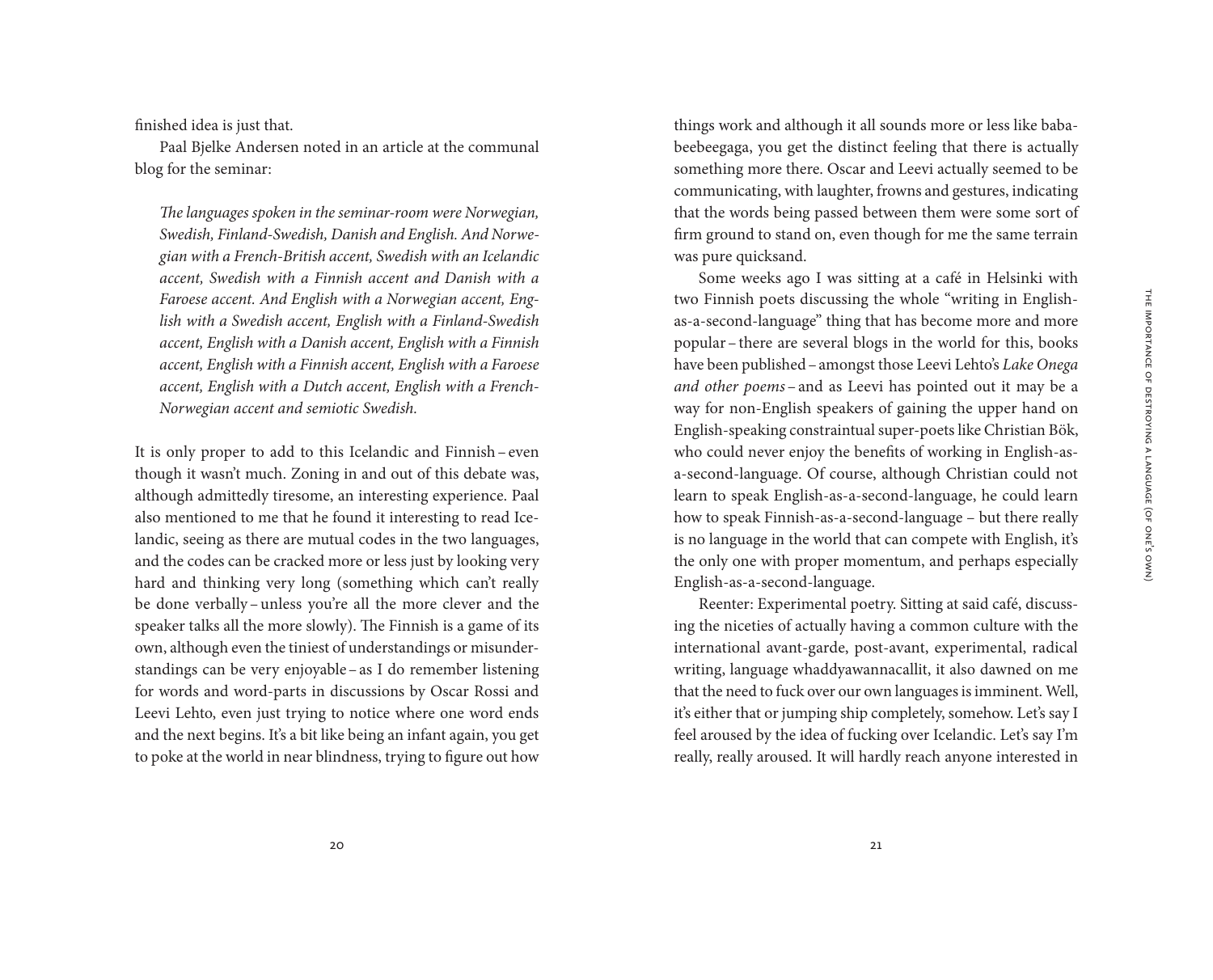finished idea is just that.

Paal Bjelke Andersen noted in an article at the communal blog for the seminar:

> *The languages spoken in the seminar-room were Norwegian, Swedish, Finland-Swedish, Danish and English. And Norwegian with a French-British accent, Swedish with an Icelandic accent, Swedish with a Finnish accent and Danish with a Faroese accent. And English with a Norwegian accent, English with a Swedish accent, English with a Finland-Swedish accent, English with a Danish accent, English with a Finnish accent, English with a Finnish accent, English with a Faroese accent, English with a Dutch accent, English with a French-Norwegian accent and semiotic Swedish.*

It is only proper to add to this Icelandic and Finnish – even though it wasn't much. Zoning in and out of this debate was, although admittedly tiresome, an interesting experience. Paal also mentioned to me that he found it interesting to read Icelandic, seeing as there are mutual codes in the two languages, and the codes can be cracked more or less just by looking very hard and thinking very long (something which can't really be done verbally – unless you're all the more clever and the speaker talks all the more slowly). The Finnish is a game of its own, although even the tiniest of understandings or misunderstandings can be very enjoyable – as I do remember listening for words and word-parts in discussions by Oscar Rossi and Leevi Lehto, even just trying to notice where one word ends and the next begins. It's a bit like being an infant again, you get to poke at the world in near blindness, trying to figure out how things work and although it all sounds more or less like bababeebeegaga, you get the distinct feeling that there is actually something more there. Oscar and Leevi actually seemed to be communicating, with laughter, frowns and gestures, indicating that the words being passed between them were some sort of firm ground to stand on, even though for me the same terrain was pure quicksand.

Some weeks ago I was sitting at a café in Helsinki with two Finnish poets discussing the whole "writing in English-as-a-second-language" thing that has become more and more popular – there are several blogs in the world for this, books have been published – amongst those Leevi Lehto's *Lake Onega and other poems* – and as Leevi has pointed out it may be a way for non-English speakers of gaining the upper hand on English-speaking constraintual super-poets like Christian Bök, who could never enjoy the benefits of working in English-as-a-second-language. Of course, although Christian could not learn to speak English-as-a-second-language, he could learn how to speak Finnish-as-a-second-language – but there really is no language in the world that can compete with English, it's the only one with proper momentum, and perhaps especially English-as-a-second-language.

Reenter: Experimental poetry. Sitting at said café, discussing the niceties of actually having a common culture with the international avant-garde, post-avant, experimental, radical writing, language whaddyawannacallit, it also dawned on me that the need to fuck over our own languages is imminent. Well, it's either that or jumping ship completely, somehow. Let's say I feel aroused by the idea of fucking over Icelandic. Let's say I'm really, really aroused. It will hardly reach anyone interested in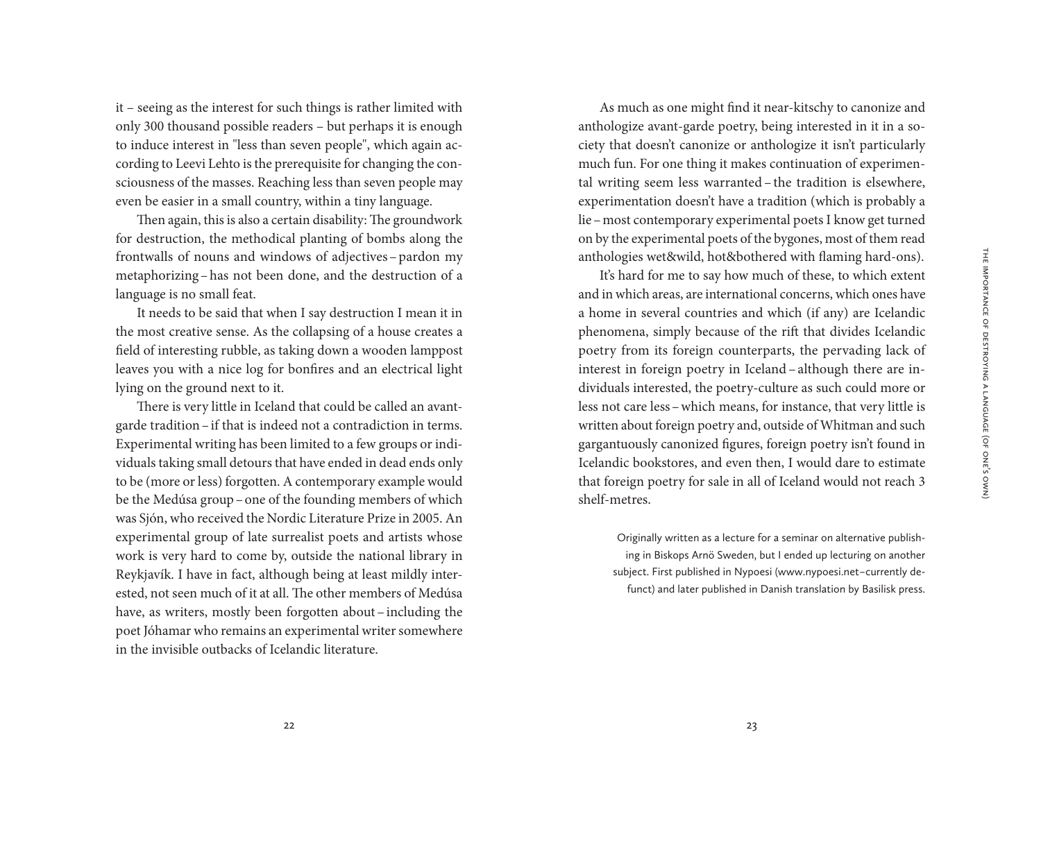it – seeing as the interest for such things is rather limited with only 300 thousand possible readers – but perhaps it is enough to induce interest in "less than seven people", which again according to Leevi Lehto is the prerequisite for changing the consciousness of the masses. Reaching less than seven people may even be easier in a small country, within a tiny language.

Then again, this is also a certain disability: The groundwork for destruction, the methodical planting of bombs along the frontwalls of nouns and windows of adjectives – pardon my metaphorizing – has not been done, and the destruction of a language is no small feat.

It needs to be said that when I say destruction I mean it in the most creative sense. As the collapsing of a house creates a field of interesting rubble, as taking down a wooden lamppost leaves you with a nice log for bonfires and an electrical light lying on the ground next to it.

There is very little in Iceland that could be called an avant-garde tradition – if that is indeed not a contradiction in terms. Experimental writing has been limited to a few groups or individuals taking small detours that have ended in dead ends only to be (more or less) forgotten. A contemporary example would be the Medúsa group – one of the founding members of which was Sjón, who received the Nordic Literature Prize in 2005. An experimental group of late surrealist poets and artists whose work is very hard to come by, outside the national library in Reykjavík. I have in fact, although being at least mildly interested, not seen much of it at all. The other members of Medúsa have, as writers, mostly been forgotten about – including the poet Jóhamar who remains an experimental writer somewhere in the invisible outbacks of Icelandic literature.

As much as one might find it near-kitschy to canonize and anthologize avant-garde poetry, being interested in it in a society that doesn't canonize or anthologize it isn't particularly much fun. For one thing it makes continuation of experimental writing seem less warranted – the tradition is elsewhere, experimentation doesn't have a tradition (which is probably a lie – most contemporary experimental poets I know get turned on by the experimental poets of the bygones, most of them read anthologies wet&wild, hot&bothered with flaming hard-ons).

It's hard for me to say how much of these, to which extent and in which areas, are international concerns, which ones have a home in several countries and which (if any) are Icelandic phenomena, simply because of the rift that divides Icelandic poetry from its foreign counterparts, the pervading lack of interest in foreign poetry in Iceland – although there are individuals interested, the poetry-culture as such could more or less not care less – which means, for instance, that very little is written about foreign poetry and, outside of Whitman and such gargantuously canonized figures, foreign poetry isn't found in Icelandic bookstores, and even then, I would dare to estimate that foreign poetry for sale in all of Iceland would not reach 3 shelf-metres.

Originally written as a lecture for a seminar on alternative publishing in Biskops Arnö Sweden, but I ended up lecturing on another subject. First published in Nypoesi (www.nypoesi.net–currently defunct) and later published in Danish translation by Basilisk press.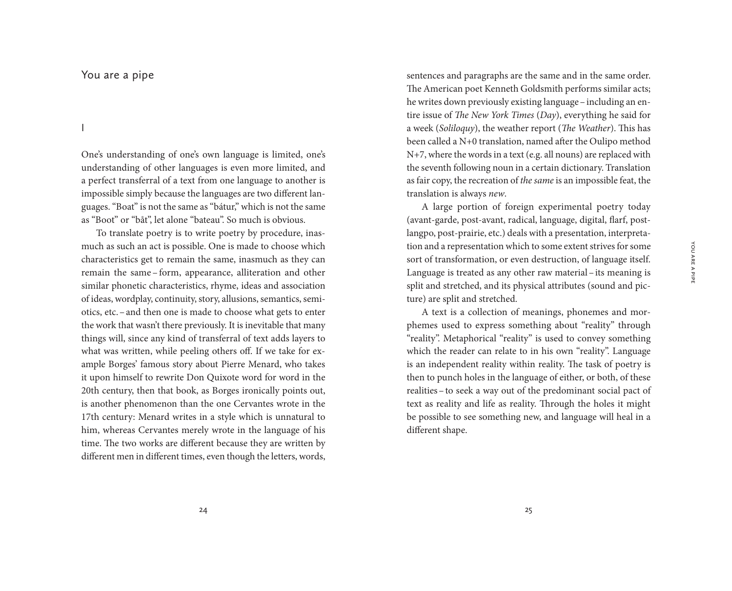# You are a pipe

## I

One's understanding of one's own language is limited, one's understanding of other languages is even more limited, and a perfect transferral of a text from one language to another is impossible simply because the languages are two different languages. "Boat" is not the same as "bátur," which is not the same as "Boot" or "båt", let alone "bateau". So much is obvious.

To translate poetry is to write poetry by procedure, inasmuch as such an act is possible. One is made to choose which characteristics get to remain the same, inasmuch as they can remain the same – form, appearance, alliteration and other similar phonetic characteristics, rhyme, ideas and association of ideas, wordplay, continuity, story, allusions, semantics, semiotics, etc. – and then one is made to choose what gets to enter the work that wasn't there previously. It is inevitable that many things will, since any kind of transferral of text adds layers to what was written, while peeling others off. If we take for example Borges' famous story about Pierre Menard, who takes it upon himself to rewrite Don Quixote word for word in the 20th century, then that book, as Borges ironically points out, is another phenomenon than the one Cervantes wrote in the 17th century: Menard writes in a style which is unnatural to him, whereas Cervantes merely wrote in the language of his time. The two works are different because they are written by different men in different times, even though the letters, words, sentences and paragraphs are the same and in the same order. The American poet Kenneth Goldsmith performs similar acts; he writes down previously existing language – including an entire issue of *The New York Times* (*Day*), everything he said for a week (*Soliloquy*), the weather report (*The Weather*). This has been called a N+0 translation, named after the Oulipo method N+7, where the words in a text (e.g. all nouns) are replaced with the seventh following noun in a certain dictionary. Translation as fair copy, the recreation of *the same* is an impossible feat, the translation is always *new*.

A large portion of foreign experimental poetry today (avant-garde, post-avant, radical, language, digital, flarf, post-langpo, post-prairie, etc.) deals with a presentation, interpretation and a representation which to some extent strives for some sort of transformation, or even destruction, of language itself. Language is treated as any other raw material – its meaning is split and stretched, and its physical attributes (sound and picture) are split and stretched.

A text is a collection of meanings, phonemes and morphemes used to express something about "reality" through "reality". Metaphorical "reality" is used to convey something which the reader can relate to in his own "reality". Language is an independent reality within reality. The task of poetry is then to punch holes in the language of either, or both, of these realities – to seek a way out of the predominant social pact of text as reality and life as reality. Through the holes it might be possible to see something new, and language will heal in a different shape.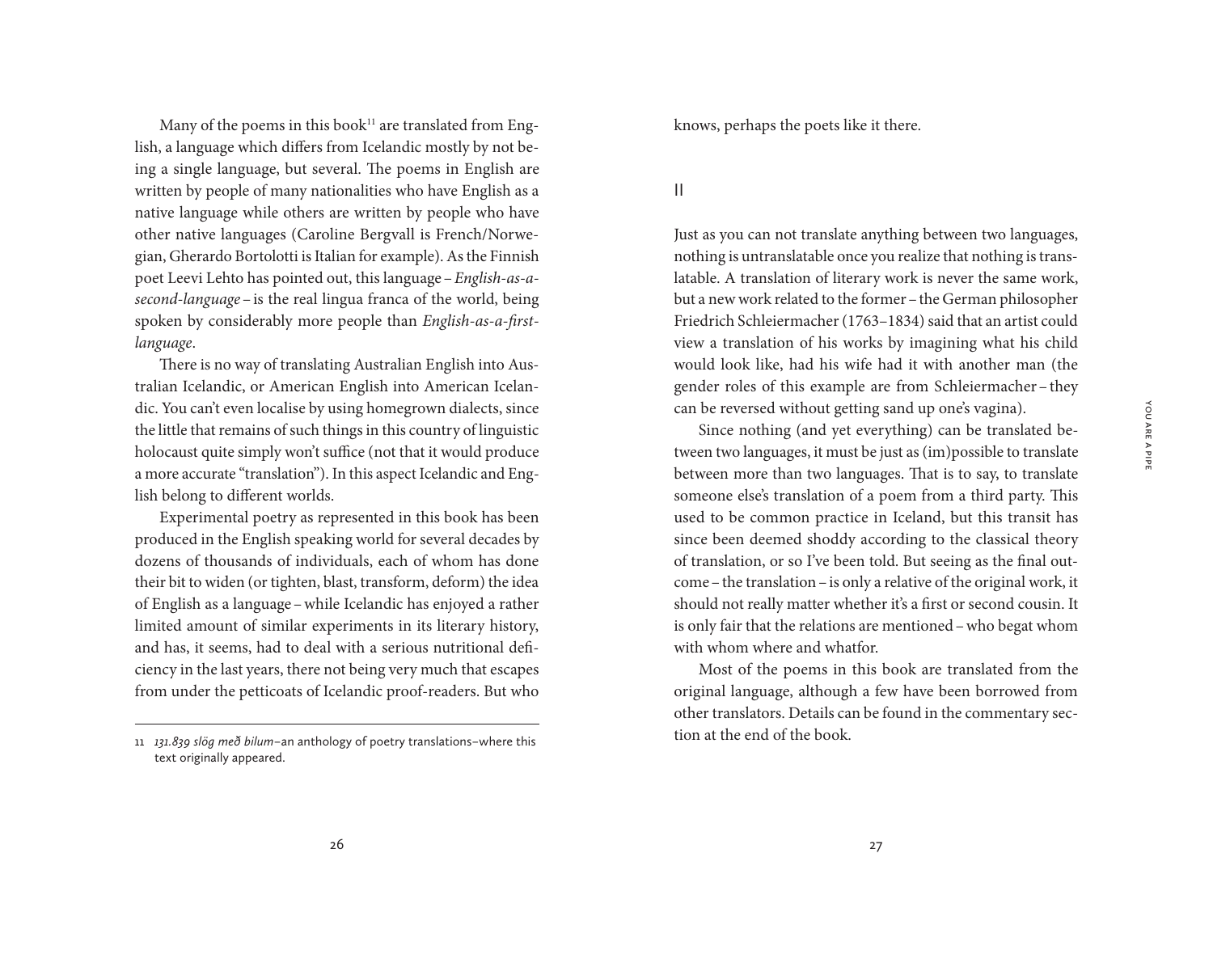Many of the poems in this book[11] are translated from English, a language which differs from Icelandic mostly by not being a single language, but several. The poems in English are written by people of many nationalities who have English as a native language while others are written by people who have other native languages (Caroline Bergvall is French/Norwegian, Gherardo Bortolotti is Italian for example). As the Finnish poet Leevi Lehto has pointed out, this language – *English-as-a-second-language* – is the real lingua franca of the world, being spoken by considerably more people than *English-as-a-first-language*.

There is no way of translating Australian English into Australian Icelandic, or American English into American Icelandic. You can't even localise by using homegrown dialects, since the little that remains of such things in this country of linguistic holocaust quite simply won't suffice (not that it would produce a more accurate "translation"). In this aspect Icelandic and English belong to different worlds.

Experimental poetry as represented in this book has been produced in the English speaking world for several decades by dozens of thousands of individuals, each of whom has done their bit to widen (or tighten, blast, transform, deform) the idea of English as a language – while Icelandic has enjoyed a rather limited amount of similar experiments in its literary history, and has, it seems, had to deal with a serious nutritional deficiency in the last years, there not being very much that escapes from under the petticoats of Icelandic proof-readers. But who knows, perhaps the poets like it there.

11 *131.839 slög með bilum* – an anthology of poetry translations – where this text originally appeared.

## II

Just as you can not translate anything between two languages, nothing is untranslatable once you realize that nothing is translatable. A translation of literary work is never the same work, but a new work related to the former – the German philosopher Friedrich Schleiermacher (1763–1834) said that an artist could view a translation of his works by imagining what his child would look like, had his wife had it with another man (the gender roles of this example are from Schleiermacher – they can be reversed without getting sand up one's vagina).

Since nothing (and yet everything) can be translated between two languages, it must be just as (im)possible to translate between more than two languages. That is to say, to translate someone else's translation of a poem from a third party. This used to be common practice in Iceland, but this transit has since been deemed shoddy according to the classical theory of translation, or so I've been told. But seeing as the final outcome – the translation – is only a relative of the original work, it should not really matter whether it's a first or second cousin. It is only fair that the relations are mentioned – who begat whom with whom where and whatfor.

Most of the poems in this book are translated from the original language, although a few have been borrowed from other translators. Details can be found in the commentary section at the end of the book.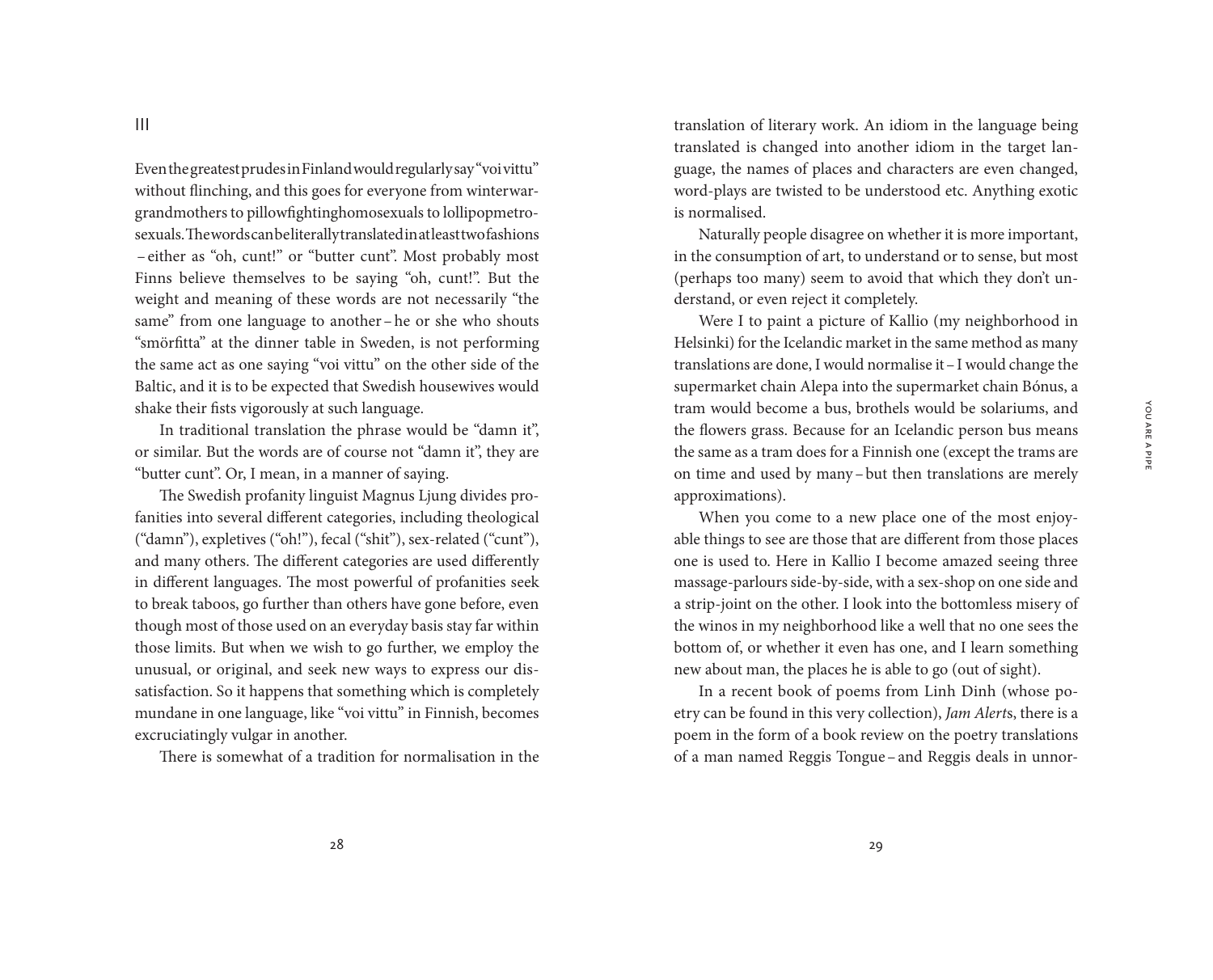## III

Even the greatest prudes in Finland would regularly say "voi vittu" without flinching, and this goes for everyone from winterwar-grandmothers to pillowfightinghomosexuals to lollipopmetrosexuals. The words can be literally translated in at least two fashions – either as "oh, cunt!" or "butter cunt". Most probably most Finns believe themselves to be saying "oh, cunt!". But the weight and meaning of these words are not necessarily "the same" from one language to another – he or she who shouts "smörfitta" at the dinner table in Sweden, is not performing the same act as one saying "voi vittu" on the other side of the Baltic, and it is to be expected that Swedish housewives would shake their fists vigorously at such language.

In traditional translation the phrase would be "damn it", or similar. But the words are of course not "damn it", they are "butter cunt". Or, I mean, in a manner of saying.

The Swedish profanity linguist Magnus Ljung divides profanities into several different categories, including theological ("damn"), expletives ("oh!"), fecal ("shit"), sex-related ("cunt"), and many others. The different categories are used differently in different languages. The most powerful of profanities seek to break taboos, go further than others have gone before, even though most of those used on an everyday basis stay far within those limits. But when we wish to go further, we employ the unusual, or original, and seek new ways to express our dissatisfaction. So it happens that something which is completely mundane in one language, like "voi vittu" in Finnish, becomes excruciatingly vulgar in another.

There is somewhat of a tradition for normalisation in the translation of literary work. An idiom in the language being translated is changed into another idiom in the target language, the names of places and characters are even changed, word-plays are twisted to be understood etc. Anything exotic is normalised.

Naturally people disagree on whether it is more important, in the consumption of art, to understand or to sense, but most (perhaps too many) seem to avoid that which they don't understand, or even reject it completely.

Were I to paint a picture of Kallio (my neighborhood in Helsinki) for the Icelandic market in the same method as many translations are done, I would normalise it – I would change the supermarket chain Alepa into the supermarket chain Bónus, a tram would become a bus, brothels would be solariums, and the flowers grass. Because for an Icelandic person bus means the same as a tram does for a Finnish one (except the trams are on time and used by many – but then translations are merely approximations).

When you come to a new place one of the most enjoyable things to see are those that are different from those places one is used to. Here in Kallio I become amazed seeing three massage-parlours side-by-side, with a sex-shop on one side and a strip-joint on the other. I look into the bottomless misery of the winos in my neighborhood like a well that no one sees the bottom of, or whether it even has one, and I learn something new about man, the places he is able to go (out of sight).

In a recent book of poems from Linh Dinh (whose poetry can be found in this very collection), *Jam Alert*s, there is a poem in the form of a book review on the poetry translations of a man named Reggis Tongue – and Reggis deals in unnor-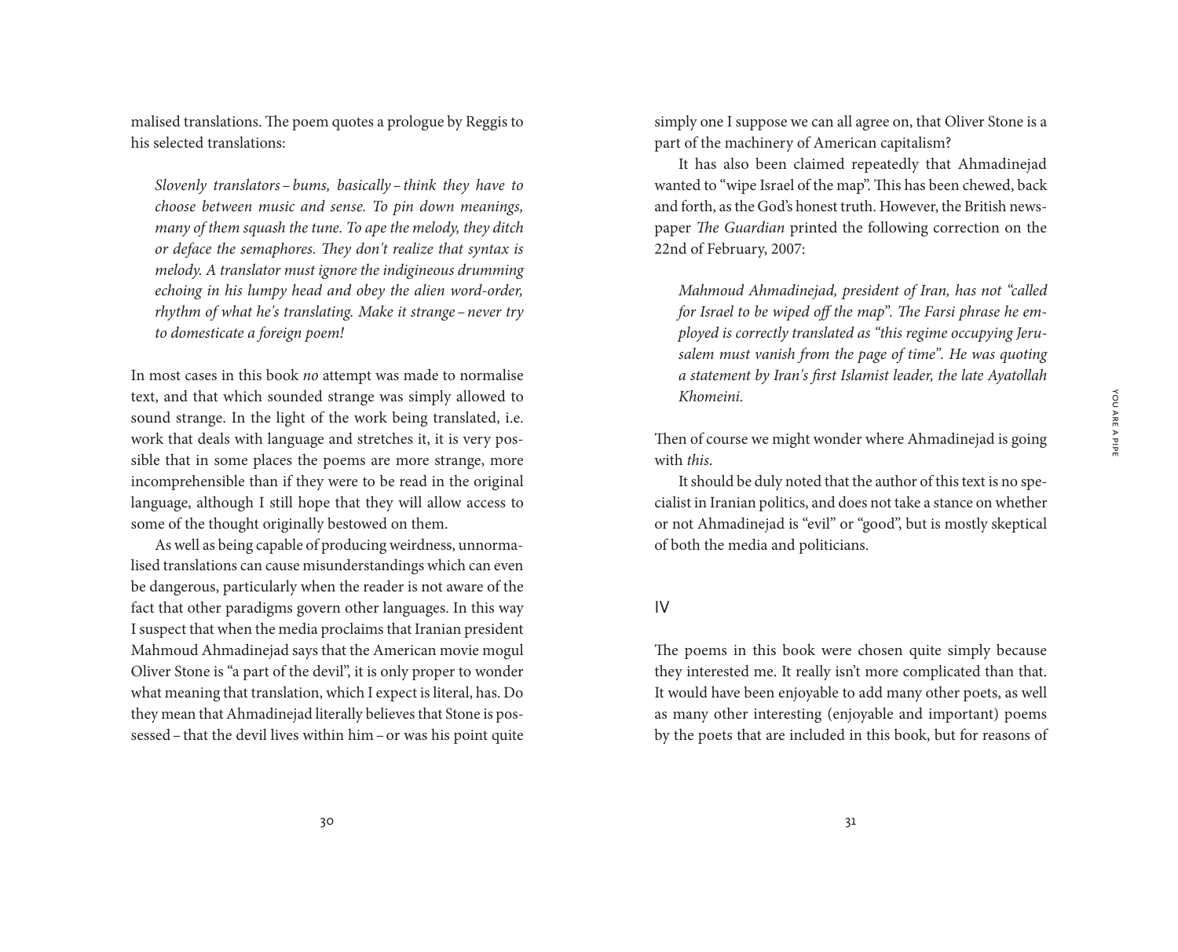malised translations. The poem quotes a prologue by Reggis to his selected translations:

> *Slovenly translators – bums, basically – think they have to choose between music and sense. To pin down meanings, many of them squash the tune. To ape the melody, they ditch or deface the semaphores. They don't realize that syntax is melody. A translator must ignore the indigineous drumming echoing in his lumpy head and obey the alien word-order, rhythm of what he's translating. Make it strange – never try to domesticate a foreign poem!*

In most cases in this book *no* attempt was made to normalise text, and that which sounded strange was simply allowed to sound strange. In the light of the work being translated, i.e. work that deals with language and stretches it, it is very possible that in some places the poems are more strange, more incomprehensible than if they were to be read in the original language, although I still hope that they will allow access to some of the thought originally bestowed on them.

As well as being capable of producing weirdness, unnormalised translations can cause misunderstandings which can even be dangerous, particularly when the reader is not aware of the fact that other paradigms govern other languages. In this way I suspect that when the media proclaims that Iranian president Mahmoud Ahmadinejad says that the American movie mogul Oliver Stone is "a part of the devil", it is only proper to wonder what meaning that translation, which I expect is literal, has. Do they mean that Ahmadinejad literally believes that Stone is possessed – that the devil lives within him – or was his point quite simply one I suppose we can all agree on, that Oliver Stone is a part of the machinery of American capitalism?

It has also been claimed repeatedly that Ahmadinejad wanted to "wipe Israel of the map". This has been chewed, back and forth, as the God's honest truth. However, the British newspaper *The Guardian* printed the following correction on the 22nd of February, 2007:

> *Mahmoud Ahmadinejad, president of Iran, has not "called for Israel to be wiped off the map". The Farsi phrase he employed is correctly translated as "this regime occupying Jerusalem must vanish from the page of time". He was quoting a statement by Iran's first Islamist leader, the late Ayatollah Khomeini.*

Then of course we might wonder where Ahmadinejad is going with *this*.

It should be duly noted that the author of this text is no specialist in Iranian politics, and does not take a stance on whether or not Ahmadinejad is "evil" or "good", but is mostly skeptical of both the media and politicians.

## IV

The poems in this book were chosen quite simply because they interested me. It really isn't more complicated than that. It would have been enjoyable to add many other poets, as well as many other interesting (enjoyable and important) poems by the poets that are included in this book, but for reasons of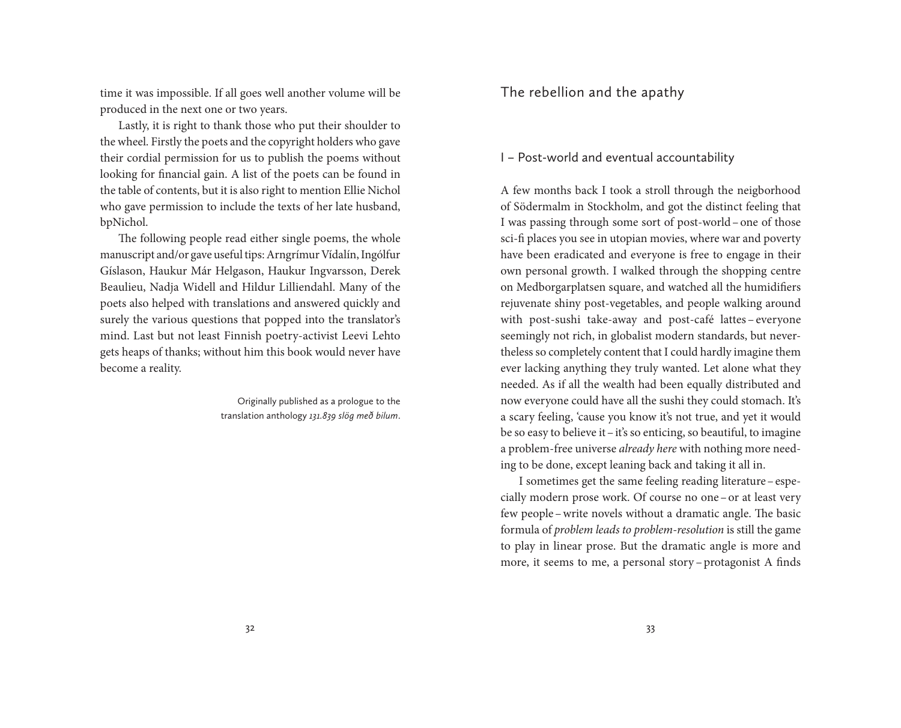time it was impossible. If all goes well another volume will be produced in the next one or two years.

Lastly, it is right to thank those who put their shoulder to the wheel. Firstly the poets and the copyright holders who gave their cordial permission for us to publish the poems without looking for financial gain. A list of the poets can be found in the table of contents, but it is also right to mention Ellie Nichol who gave permission to include the texts of her late husband, bpNichol.

The following people read either single poems, the whole manuscript and/or gave useful tips: Arngrímur Vídalín, Ingólfur Gíslason, Haukur Már Helgason, Haukur Ingvarsson, Derek Beaulieu, Nadja Widell and Hildur Lilliendahl. Many of the poets also helped with translations and answered quickly and surely the various questions that popped into the translator's mind. Last but not least Finnish poetry-activist Leevi Lehto gets heaps of thanks; without him this book would never have become a reality.

Originally published as a prologue to the translation anthology *131.839 slög með bilum*.

# The rebellion and the apathy

## I – Post-world and eventual accountability

A few months back I took a stroll through the neigborhood of Södermalm in Stockholm, and got the distinct feeling that I was passing through some sort of post-world – one of those sci-fi places you see in utopian movies, where war and poverty have been eradicated and everyone is free to engage in their own personal growth. I walked through the shopping centre on Medborgarplatsen square, and watched all the humidifiers rejuvenate shiny post-vegetables, and people walking around with post-sushi take-away and post-café lattes – everyone seemingly not rich, in globalist modern standards, but nevertheless so completely content that I could hardly imagine them ever lacking anything they truly wanted. Let alone what they needed. As if all the wealth had been equally distributed and now everyone could have all the sushi they could stomach. It's a scary feeling, 'cause you know it's not true, and yet it would be so easy to believe it – it's so enticing, so beautiful, to imagine a problem-free universe *already here* with nothing more needing to be done, except leaning back and taking it all in.

I sometimes get the same feeling reading literature – especially modern prose work. Of course no one – or at least very few people – write novels without a dramatic angle. The basic formula of *problem leads to problem-resolution* is still the game to play in linear prose. But the dramatic angle is more and more, it seems to me, a personal story – protagonist A finds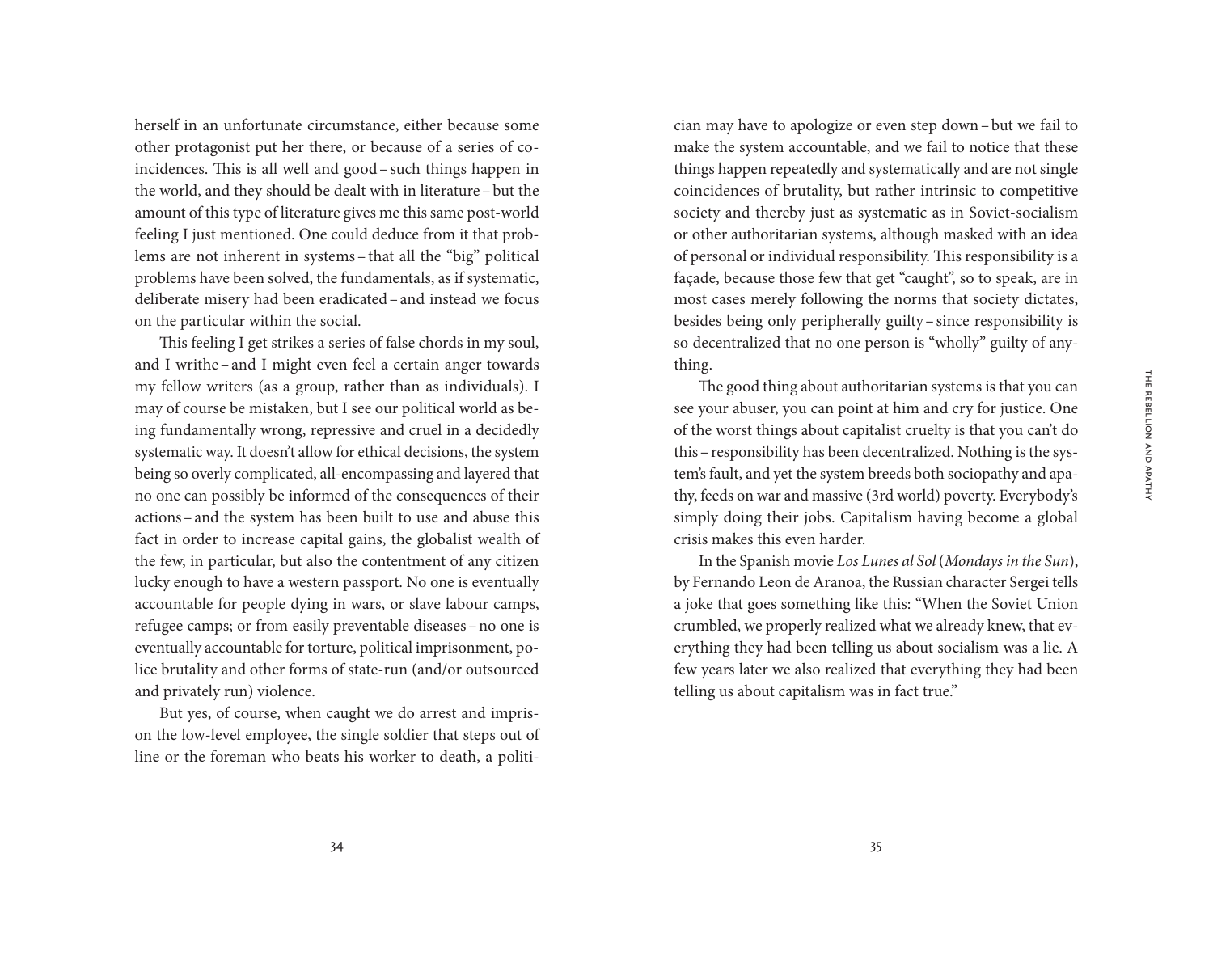herself in an unfortunate circumstance, either because some other protagonist put her there, or because of a series of coincidences. This is all well and good – such things happen in the world, and they should be dealt with in literature – but the amount of this type of literature gives me this same post-world feeling I just mentioned. One could deduce from it that problems are not inherent in systems – that all the "big" political problems have been solved, the fundamentals, as if systematic, deliberate misery had been eradicated – and instead we focus on the particular within the social.

This feeling I get strikes a series of false chords in my soul, and I writhe – and I might even feel a certain anger towards my fellow writers (as a group, rather than as individuals). I may of course be mistaken, but I see our political world as being fundamentally wrong, repressive and cruel in a decidedly systematic way. It doesn't allow for ethical decisions, the system being so overly complicated, all-encompassing and layered that no one can possibly be informed of the consequences of their actions – and the system has been built to use and abuse this fact in order to increase capital gains, the globalist wealth of the few, in particular, but also the contentment of any citizen lucky enough to have a western passport. No one is eventually accountable for people dying in wars, or slave labour camps, refugee camps; or from easily preventable diseases – no one is eventually accountable for torture, political imprisonment, police brutality and other forms of state-run (and/or outsourced and privately run) violence.

But yes, of course, when caught we do arrest and imprison the low-level employee, the single soldier that steps out of line or the foreman who beats his worker to death, a politician may have to apologize or even step down – but we fail to make the system accountable, and we fail to notice that these things happen repeatedly and systematically and are not single coincidences of brutality, but rather intrinsic to competitive society and thereby just as systematic as in Soviet-socialism or other authoritarian systems, although masked with an idea of personal or individual responsibility. This responsibility is a façade, because those few that get "caught", so to speak, are in most cases merely following the norms that society dictates, besides being only peripherally guilty – since responsibility is so decentralized that no one person is "wholly" guilty of anything.

The good thing about authoritarian systems is that you can see your abuser, you can point at him and cry for justice. One of the worst things about capitalist cruelty is that you can't do this – responsibility has been decentralized. Nothing is the system's fault, and yet the system breeds both sociopathy and apathy, feeds on war and massive (3rd world) poverty. Everybody's simply doing their jobs. Capitalism having become a global crisis makes this even harder.

In the Spanish movie *Los Lunes al Sol* (*Mondays in the Sun*), by Fernando Leon de Aranoa, the Russian character Sergei tells a joke that goes something like this: "When the Soviet Union crumbled, we properly realized what we already knew, that everything they had been telling us about socialism was a lie. A few years later we also realized that everything they had been telling us about capitalism was in fact true."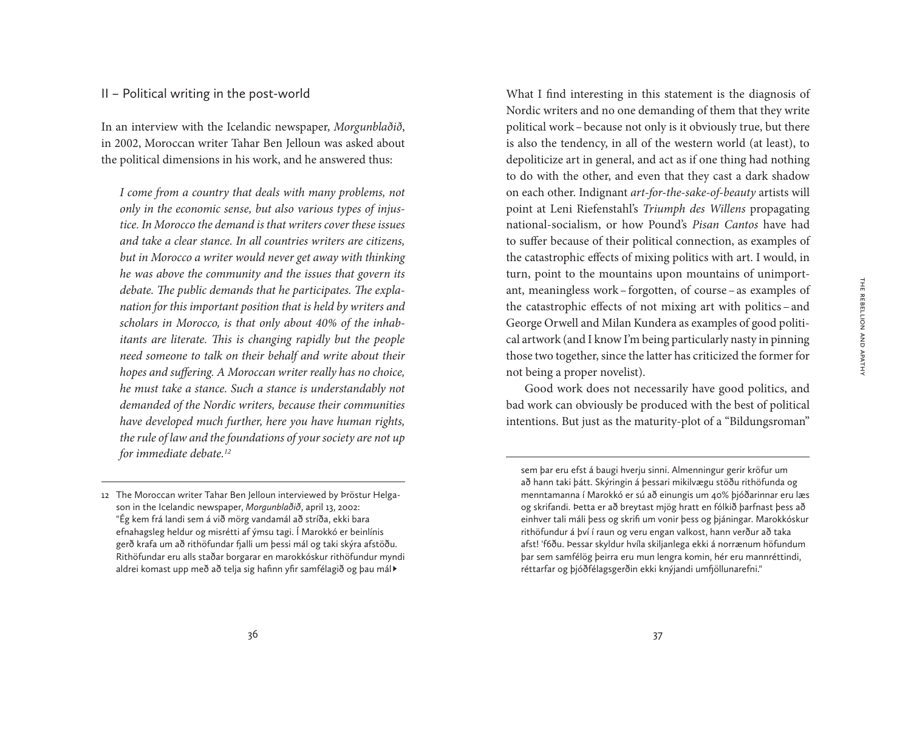## II – Political writing in the post-world

In an interview with the Icelandic newspaper, *Morgunblaðið*, in 2002, Moroccan writer Tahar Ben Jelloun was asked about the political dimensions in his work, and he answered thus:

> *I come from a country that deals with many problems, not only in the economic sense, but also various types of injustice. In Morocco the demand is that writers cover these issues and take a clear stance. In all countries writers are citizens, but in Morocco a writer would never get away with thinking he was above the community and the issues that govern its debate. The public demands that he participates. The explanation for this important position that is held by writers and scholars in Morocco, is that only about 40% of the inhabitants are literate. This is changing rapidly but the people need someone to talk on their behalf and write about their hopes and suffering. A Moroccan writer really has no choice, he must take a stance. Such a stance is understandably not demanded of the Nordic writers, because their communities have developed much further, here you have human rights, the rule of law and the foundations of your society are not up for immediate debate.*[12]

What I find interesting in this statement is the diagnosis of Nordic writers and no one demanding of them that they write political work – because not only is it obviously true, but there is also the tendency, in all of the western world (at least), to depoliticize art in general, and act as if one thing had nothing to do with the other, and even that they cast a dark shadow on each other. Indignant *art-for-the-sake-of-beauty* artists will point at Leni Riefenstahl's *Triumph des Willens* propagating national-socialism, or how Pound's *Pisan Cantos* have had to suffer because of their political connection, as examples of the catastrophic effects of mixing politics with art. I would, in turn, point to the mountains upon mountains of unimportant, meaningless work – forgotten, of course – as examples of the catastrophic effects of not mixing art with politics – and George Orwell and Milan Kundera as examples of good political artwork (and I know I'm being particularly nasty in pinning those two together, since the latter has criticized the former for not being a proper novelist).

Good work does not necessarily have good politics, and bad work can obviously be produced with the best of political intentions. But just as the maturity-plot of a "Bildungsroman"

---

12 The Moroccan writer Tahar Ben Jelloun interviewed by Þröstur Helgason in the Icelandic newspaper, *Morgunblaðið*, april 13, 2002: "Ég kem frá landi sem á við mörg vandamál að stríða, ekki bara efnahagsleg heldur og misrétti af ýmsu tagi. Í Marokkó er beinlínis gerð krafa um að rithöfundar fjalli um þessi mál og taki skýra afstöðu. Rithöfundar eru alls staðar borgarar en marokkóskur rithöfundur myndi aldrei komast upp með að telja sig hafinn yfir samfélagið og þau mál sem þar eru efst á baugi hverju sinni. Almenningur gerir kröfur um að hann taki þátt. Skýringin á þessari mikilvægu stöðu rithöfunda og menntamanna í Marokkó er sú að einungis um 40% þjóðarinnar eru læs og skrifandi. Þetta er að breytast mjög hratt en fólkið þarfnast þess að einhver tali máli þess og skrifi um vonir þess og þjáningar. Marokkóskur rithöfundur á því í raun og veru engan valkost, hann verður að taka afst! 'f6ðu. Þessar skyldur hvíla skiljanlega ekki á norrænum höfundum þar sem samfélög þeirra eru mun lengra komin, hér eru mannréttindi, réttarfar og þjóðfélagsgerðin ekki knýjandi umfjöllunarefni."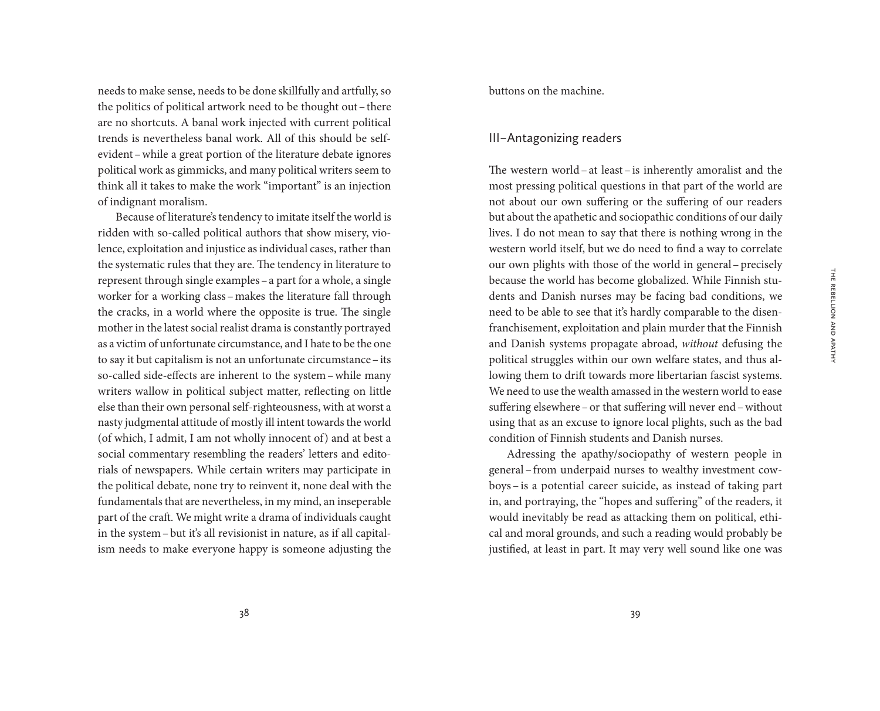needs to make sense, needs to be done skillfully and artfully, so the politics of political artwork need to be thought out – there are no shortcuts. A banal work injected with current political trends is nevertheless banal work. All of this should be self-evident – while a great portion of the literature debate ignores political work as gimmicks, and many political writers seem to think all it takes to make the work "important" is an injection of indignant moralism.

Because of literature's tendency to imitate itself the world is ridden with so-called political authors that show misery, violence, exploitation and injustice as individual cases, rather than the systematic rules that they are. The tendency in literature to represent through single examples – a part for a whole, a single worker for a working class – makes the literature fall through the cracks, in a world where the opposite is true. The single mother in the latest social realist drama is constantly portrayed as a victim of unfortunate circumstance, and I hate to be the one to say it but capitalism is not an unfortunate circumstance – its so-called side-effects are inherent to the system – while many writers wallow in political subject matter, reflecting on little else than their own personal self-righteousness, with at worst a nasty judgmental attitude of mostly ill intent towards the world (of which, I admit, I am not wholly innocent of) and at best a social commentary resembling the readers' letters and editorials of newspapers. While certain writers may participate in the political debate, none try to reinvent it, none deal with the fundamentals that are nevertheless, in my mind, an inseperable part of the craft. We might write a drama of individuals caught in the system – but it's all revisionist in nature, as if all capitalism needs to make everyone happy is someone adjusting the buttons on the machine.

## III – Antagonizing readers

The western world – at least – is inherently amoralist and the most pressing political questions in that part of the world are not about our own suffering or the suffering of our readers but about the apathetic and sociopathic conditions of our daily lives. I do not mean to say that there is nothing wrong in the western world itself, but we do need to find a way to correlate our own plights with those of the world in general – precisely because the world has become globalized. While Finnish students and Danish nurses may be facing bad conditions, we need to be able to see that it's hardly comparable to the disenfranchisement, exploitation and plain murder that the Finnish and Danish systems propagate abroad, *without* defusing the political struggles within our own welfare states, and thus allowing them to drift towards more libertarian fascist systems. We need to use the wealth amassed in the western world to ease suffering elsewhere – or that suffering will never end – without using that as an excuse to ignore local plights, such as the bad condition of Finnish students and Danish nurses.

Adressing the apathy/sociopathy of western people in general – from underpaid nurses to wealthy investment cowboys – is a potential career suicide, as instead of taking part in, and portraying, the "hopes and suffering" of the readers, it would inevitably be read as attacking them on political, ethical and moral grounds, and such a reading would probably be justified, at least in part. It may very well sound like one was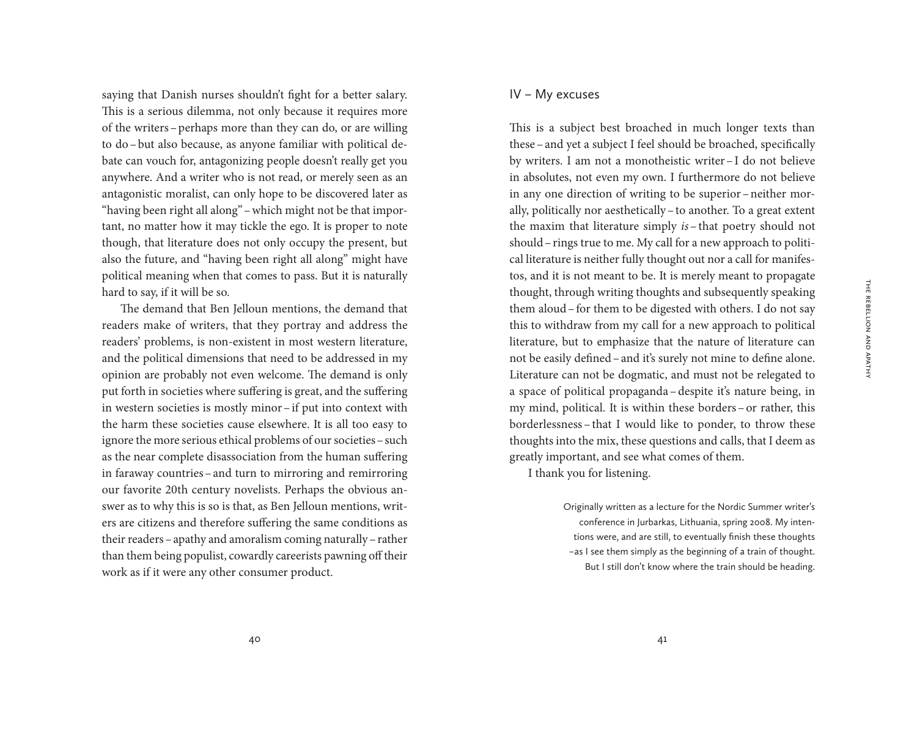saying that Danish nurses shouldn't fight for a better salary. This is a serious dilemma, not only because it requires more of the writers – perhaps more than they can do, or are willing to do – but also because, as anyone familiar with political debate can vouch for, antagonizing people doesn't really get you anywhere. And a writer who is not read, or merely seen as an antagonistic moralist, can only hope to be discovered later as "having been right all along" – which might not be that important, no matter how it may tickle the ego. It is proper to note though, that literature does not only occupy the present, but also the future, and "having been right all along" might have political meaning when that comes to pass. But it is naturally hard to say, if it will be so.

The demand that Ben Jelloun mentions, the demand that readers make of writers, that they portray and address the readers' problems, is non-existent in most western literature, and the political dimensions that need to be addressed in my opinion are probably not even welcome. The demand is only put forth in societies where suffering is great, and the suffering in western societies is mostly minor – if put into context with the harm these societies cause elsewhere. It is all too easy to ignore the more serious ethical problems of our societies – such as the near complete disassociation from the human suffering in faraway countries – and turn to mirroring and remirroring our favorite 20th century novelists. Perhaps the obvious answer as to why this is so is that, as Ben Jelloun mentions, writers are citizens and therefore suffering the same conditions as their readers – apathy and amoralism coming naturally – rather than them being populist, cowardly careerists pawning off their work as if it were any other consumer product.

## IV – My excuses

This is a subject best broached in much longer texts than these – and yet a subject I feel should be broached, specifically by writers. I am not a monotheistic writer – I do not believe in absolutes, not even my own. I furthermore do not believe in any one direction of writing to be superior – neither morally, politically nor aesthetically – to another. To a great extent the maxim that literature simply *is* – that poetry should not should – rings true to me. My call for a new approach to political literature is neither fully thought out nor a call for manifestos, and it is not meant to be. It is merely meant to propagate thought, through writing thoughts and subsequently speaking them aloud – for them to be digested with others. I do not say this to withdraw from my call for a new approach to political literature, but to emphasize that the nature of literature can not be easily defined – and it's surely not mine to define alone. Literature can not be dogmatic, and must not be relegated to a space of political propaganda – despite it's nature being, in my mind, political. It is within these borders – or rather, this borderlessness – that I would like to ponder, to throw these thoughts into the mix, these questions and calls, that I deem as greatly important, and see what comes of them.

I thank you for listening.

Originally written as a lecture for the Nordic Summer writer's conference in Jurbarkas, Lithuania, spring 2008. My intentions were, and are still, to eventually finish these thoughts –as I see them simply as the beginning of a train of thought. But I still don't know where the train should be heading.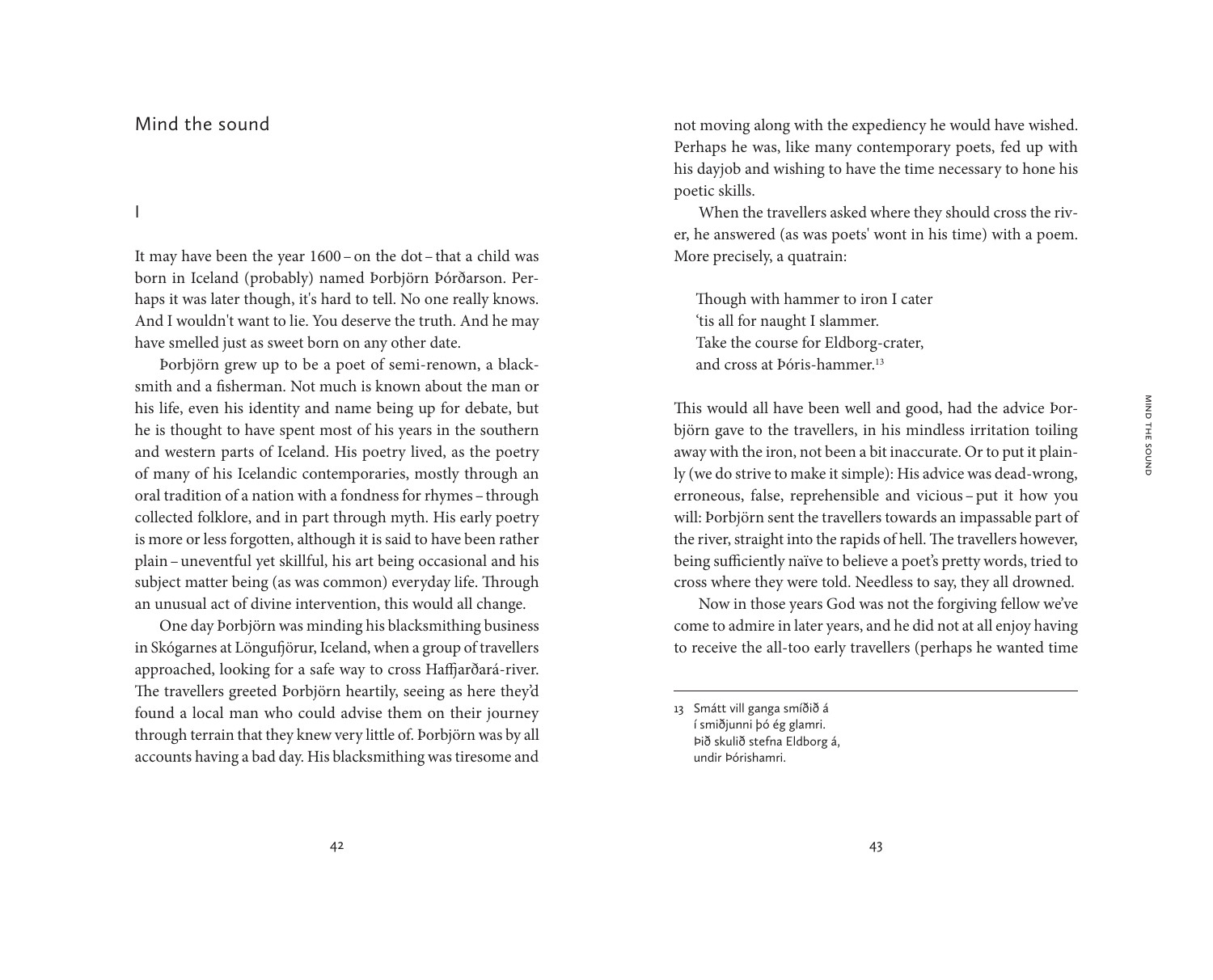# Mind the sound

## I

It may have been the year 1600 – on the dot – that a child was born in Iceland (probably) named Þorbjörn Þórðarson. Perhaps it was later though, it's hard to tell. No one really knows. And I wouldn't want to lie. You deserve the truth. And he may have smelled just as sweet born on any other date.

Þorbjörn grew up to be a poet of semi-renown, a blacksmith and a fisherman. Not much is known about the man or his life, even his identity and name being up for debate, but he is thought to have spent most of his years in the southern and western parts of Iceland. His poetry lived, as the poetry of many of his Icelandic contemporaries, mostly through an oral tradition of a nation with a fondness for rhymes – through collected folklore, and in part through myth. His early poetry is more or less forgotten, although it is said to have been rather plain – uneventful yet skillful, his art being occasional and his subject matter being (as was common) everyday life. Through an unusual act of divine intervention, this would all change.

One day Þorbjörn was minding his blacksmithing business in Skógarnes at Löngufjörur, Iceland, when a group of travellers approached, looking for a safe way to cross Haffjarðará-river. The travellers greeted Þorbjörn heartily, seeing as here they'd found a local man who could advise them on their journey through terrain that they knew very little of. Þorbjörn was by all accounts having a bad day. His blacksmithing was tiresome and not moving along with the expediency he would have wished. Perhaps he was, like many contemporary poets, fed up with his dayjob and wishing to have the time necessary to hone his poetic skills.

When the travellers asked where they should cross the river, he answered (as was poets' wont in his time) with a poem. More precisely, a quatrain:

> Though with hammer to iron I cater
> 'tis all for naught I slammer.
> Take the course for Eldborg-crater,
> and cross at Þóris-hammer.[13]

This would all have been well and good, had the advice Þorbjörn gave to the travellers, in his mindless irritation toiling away with the iron, not been a bit inaccurate. Or to put it plainly (we do strive to make it simple): His advice was dead-wrong, erroneous, false, reprehensible and vicious – put it how you will: Þorbjörn sent the travellers towards an impassable part of the river, straight into the rapids of hell. The travellers however, being sufficiently naïve to believe a poet's pretty words, tried to cross where they were told. Needless to say, they all drowned.

Now in those years God was not the forgiving fellow we've come to admire in later years, and he did not at all enjoy having to receive the all-too early travellers (perhaps he wanted time

---

13 Smátt vill ganga smíðið á
í smiðjunni þó ég glamri.
Þið skulið stefna Eldborg á,
undir Þórishamri.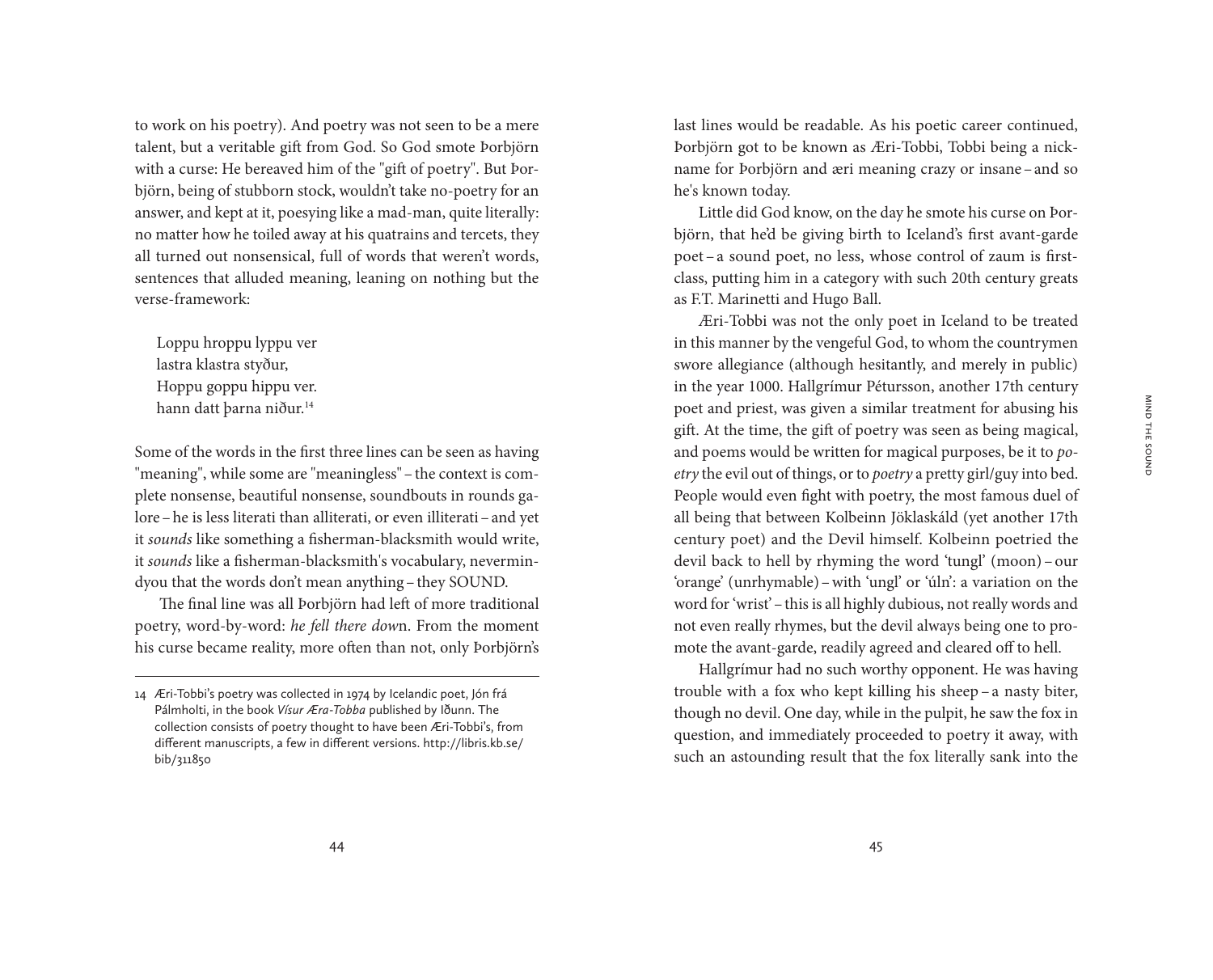to work on his poetry). And poetry was not seen to be a mere talent, but a veritable gift from God. So God smote Þorbjörn with a curse: He bereaved him of the "gift of poetry". But Þorbjörn, being of stubborn stock, wouldn't take no-poetry for an answer, and kept at it, poesying like a mad-man, quite literally: no matter how he toiled away at his quatrains and tercets, they all turned out nonsensical, full of words that weren't words, sentences that alluded meaning, leaning on nothing but the verse-framework:

> Loppu hroppu lyppu ver
> lastra klastra styður,
> Hoppu goppu hippu ver.
> hann datt þarna niður.[14]

Some of the words in the first three lines can be seen as having "meaning", while some are "meaningless" – the context is complete nonsense, beautiful nonsense, soundbouts in rounds galore – he is less literati than alliterati, or even illiterati – and yet it *sounds* like something a fisherman-blacksmith would write, it *sounds* like a fisherman-blacksmith's vocabulary, nevermindyou that the words don't mean anything – they SOUND.

The final line was all Þorbjörn had left of more traditional poetry, word-by-word: *he fell there dow*n. From the moment his curse became reality, more often than not, only Þorbjörn's last lines would be readable. As his poetic career continued, Þorbjörn got to be known as Æri-Tobbi, Tobbi being a nickname for Þorbjörn and æri meaning crazy or insane – and so he's known today.

Little did God know, on the day he smote his curse on Þorbjörn, that he'd be giving birth to Iceland's first avant-garde poet – a sound poet, no less, whose control of zaum is first-class, putting him in a category with such 20th century greats as F.T. Marinetti and Hugo Ball.

Æri-Tobbi was not the only poet in Iceland to be treated in this manner by the vengeful God, to whom the countrymen swore allegiance (although hesitantly, and merely in public) in the year 1000. Hallgrímur Pétursson, another 17th century poet and priest, was given a similar treatment for abusing his gift. At the time, the gift of poetry was seen as being magical, and poems would be written for magical purposes, be it to *poetry* the evil out of things, or to *poetry* a pretty girl/guy into bed. People would even fight with poetry, the most famous duel of all being that between Kolbeinn Jöklaskáld (yet another 17th century poet) and the Devil himself. Kolbeinn poetried the devil back to hell by rhyming the word 'tungl' (moon) – our 'orange' (unrhymable) – with 'ungl' or 'úln': a variation on the word for 'wrist' – this is all highly dubious, not really words and not even really rhymes, but the devil always being one to promote the avant-garde, readily agreed and cleared off to hell.

Hallgrímur had no such worthy opponent. He was having trouble with a fox who kept killing his sheep – a nasty biter, though no devil. One day, while in the pulpit, he saw the fox in question, and immediately proceeded to poetry it away, with such an astounding result that the fox literally sank into the

---

14 Æri-Tobbi's poetry was collected in 1974 by Icelandic poet, Jón frá Pálmholti, in the book *Vísur Æra-Tobba* published by Iðunn. The collection consists of poetry thought to have been Æri-Tobbi's, from different manuscripts, a few in different versions. http://libris.kb.se/bib/311850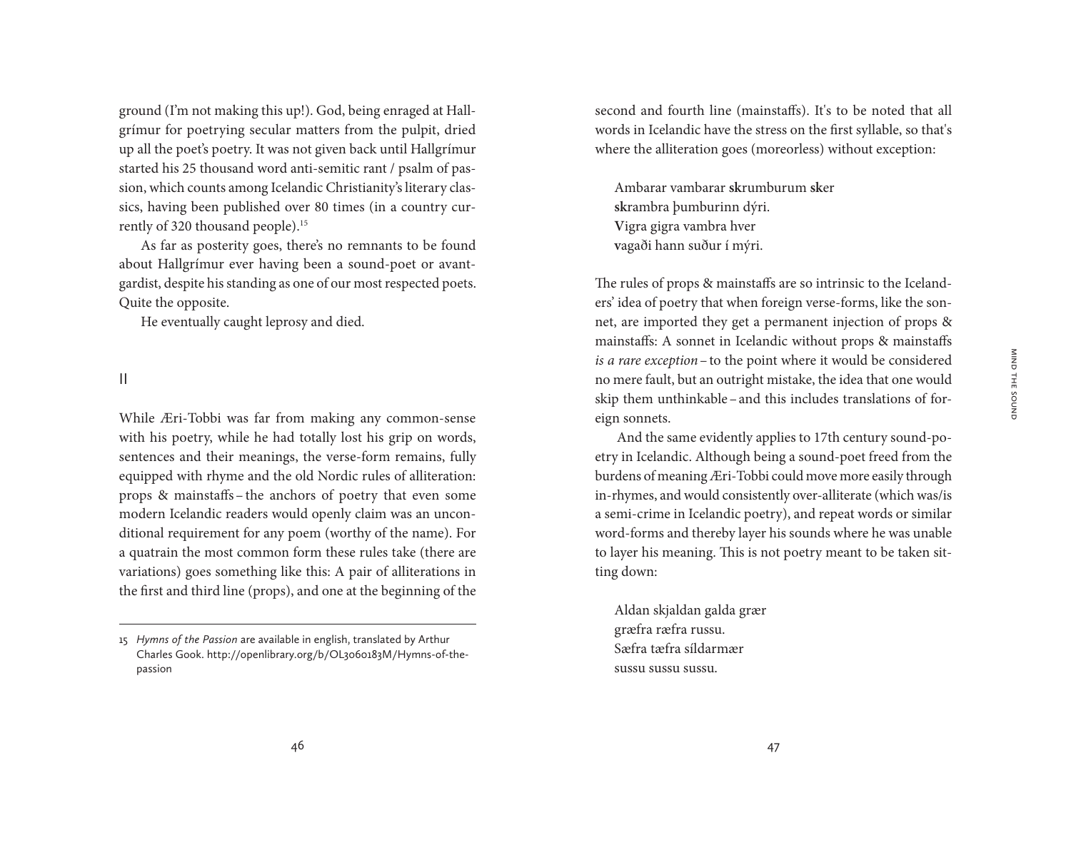ground (I'm not making this up!). God, being enraged at Hallgrímur for poetrying secular matters from the pulpit, dried up all the poet's poetry. It was not given back until Hallgrímur started his 25 thousand word anti-semitic rant / psalm of passion, which counts among Icelandic Christianity's literary classics, having been published over 80 times (in a country currently of 320 thousand people).[15]

As far as posterity goes, there's no remnants to be found about Hallgrímur ever having been a sound-poet or avant-gardist, despite his standing as one of our most respected poets. Quite the opposite.

He eventually caught leprosy and died.

## II

While Æri-Tobbi was far from making any common-sense with his poetry, while he had totally lost his grip on words, sentences and their meanings, the verse-form remains, fully equipped with rhyme and the old Nordic rules of alliteration: props & mainstaffs – the anchors of poetry that even some modern Icelandic readers would openly claim was an unconditional requirement for any poem (worthy of the name). For a quatrain the most common form these rules take (there are variations) goes something like this: A pair of alliterations in the first and third line (props), and one at the beginning of the second and fourth line (mainstaffs). It's to be noted that all words in Icelandic have the stress on the first syllable, so that's where the alliteration goes (moreorless) without exception:

> Ambarar vambarar **sk**rumburum **sk**er
> **sk**rambra þumburinn dýri.
> **V**igra gigra vambra hver
> **v**agaði hann suður í mýri.

The rules of props & mainstaffs are so intrinsic to the Icelanders' idea of poetry that when foreign verse-forms, like the sonnet, are imported they get a permanent injection of props & mainstaffs: A sonnet in Icelandic without props & mainstaffs *is a rare exception* – to the point where it would be considered no mere fault, but an outright mistake, the idea that one would skip them unthinkable – and this includes translations of foreign sonnets.

And the same evidently applies to 17th century sound-poetry in Icelandic. Although being a sound-poet freed from the burdens of meaning Æri-Tobbi could move more easily through in-rhymes, and would consistently over-alliterate (which was/is a semi-crime in Icelandic poetry), and repeat words or similar word-forms and thereby layer his sounds where he was unable to layer his meaning. This is not poetry meant to be taken sitting down:

> Aldan skjaldan galda grær
> græfra ræfra russu.
> Sæfra tæfra síldarmær
> sussu sussu sussu.

---

15 *Hymns of the Passion* are available in english, translated by Arthur Charles Gook. http://openlibrary.org/b/OL3060183M/Hymns-of-the-passion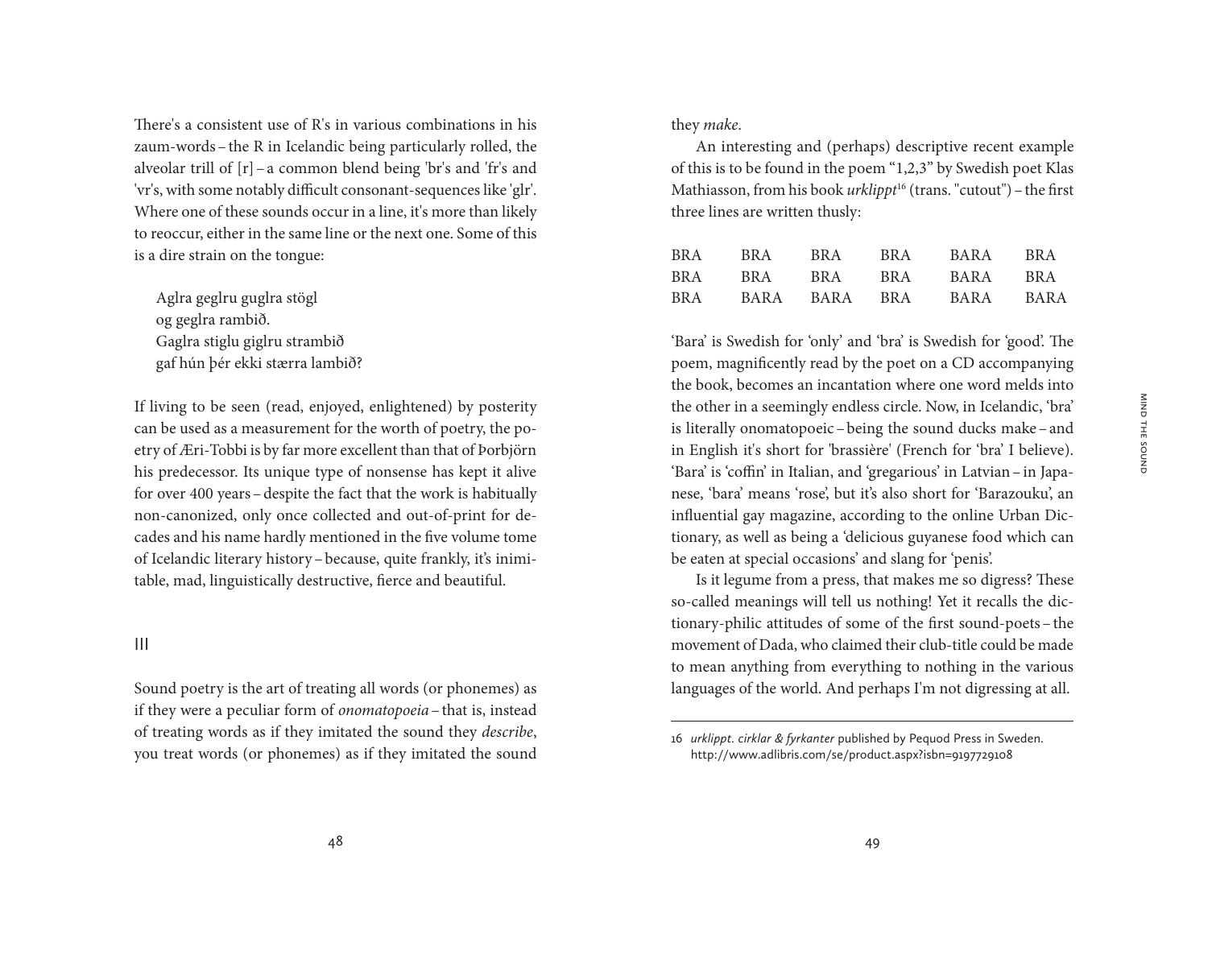There's a consistent use of R's in various combinations in his zaum-words – the R in Icelandic being particularly rolled, the alveolar trill of [r] – a common blend being 'br's and 'fr's and 'vr's, with some notably difficult consonant-sequences like 'glr'. Where one of these sounds occur in a line, it's more than likely to reoccur, either in the same line or the next one. Some of this is a dire strain on the tongue:

> Aglra geglru guglra stögl
> og geglra rambið.
> Gaglra stiglu giglru strambið
> gaf hún þér ekki stærra lambið?

If living to be seen (read, enjoyed, enlightened) by posterity can be used as a measurement for the worth of poetry, the poetry of Æri-Tobbi is by far more excellent than that of Þorbjörn his predecessor. Its unique type of nonsense has kept it alive for over 400 years – despite the fact that the work is habitually non-canonized, only once collected and out-of-print for decades and his name hardly mentioned in the five volume tome of Icelandic literary history – because, quite frankly, it's inimitable, mad, linguistically destructive, fierce and beautiful.

## III

Sound poetry is the art of treating all words (or phonemes) as if they were a peculiar form of *onomatopoeia* – that is, instead of treating words as if they imitated the sound they *describe*, you treat words (or phonemes) as if they imitated the sound they *make*.

An interesting and (perhaps) descriptive recent example of this is to be found in the poem "1,2,3" by Swedish poet Klas Mathiasson, from his book *urklippt*[16] (trans. "cutout") – the first three lines are written thusly:

```
BRA   BRA    BRA    BRA   BARA   BRA
BRA   BRA    BRA    BRA   BARA   BRA
BRA   BARA   BARA   BRA   BARA   BARA
```

'Bara' is Swedish for 'only' and 'bra' is Swedish for 'good'. The poem, magnificently read by the poet on a CD accompanying the book, becomes an incantation where one word melds into the other in a seemingly endless circle. Now, in Icelandic, 'bra' is literally onomatopoeic – being the sound ducks make – and in English it's short for 'brassière' (French for 'bra' I believe). 'Bara' is 'coffin' in Italian, and 'gregarious' in Latvian – in Japanese, 'bara' means 'rose', but it's also short for 'Barazouku', an influential gay magazine, according to the online Urban Dictionary, as well as being a 'delicious guyanese food which can be eaten at special occasions' and slang for 'penis'.

Is it legume from a press, that makes me so digress? These so-called meanings will tell us nothing! Yet it recalls the dictionary-philic attitudes of some of the first sound-poets – the movement of Dada, who claimed their club-title could be made to mean anything from everything to nothing in the various languages of the world. And perhaps I'm not digressing at all.

---

16 *urklippt. cirklar & fyrkanter* published by Pequod Press in Sweden. http://www.adlibris.com/se/product.aspx?isbn=9197729108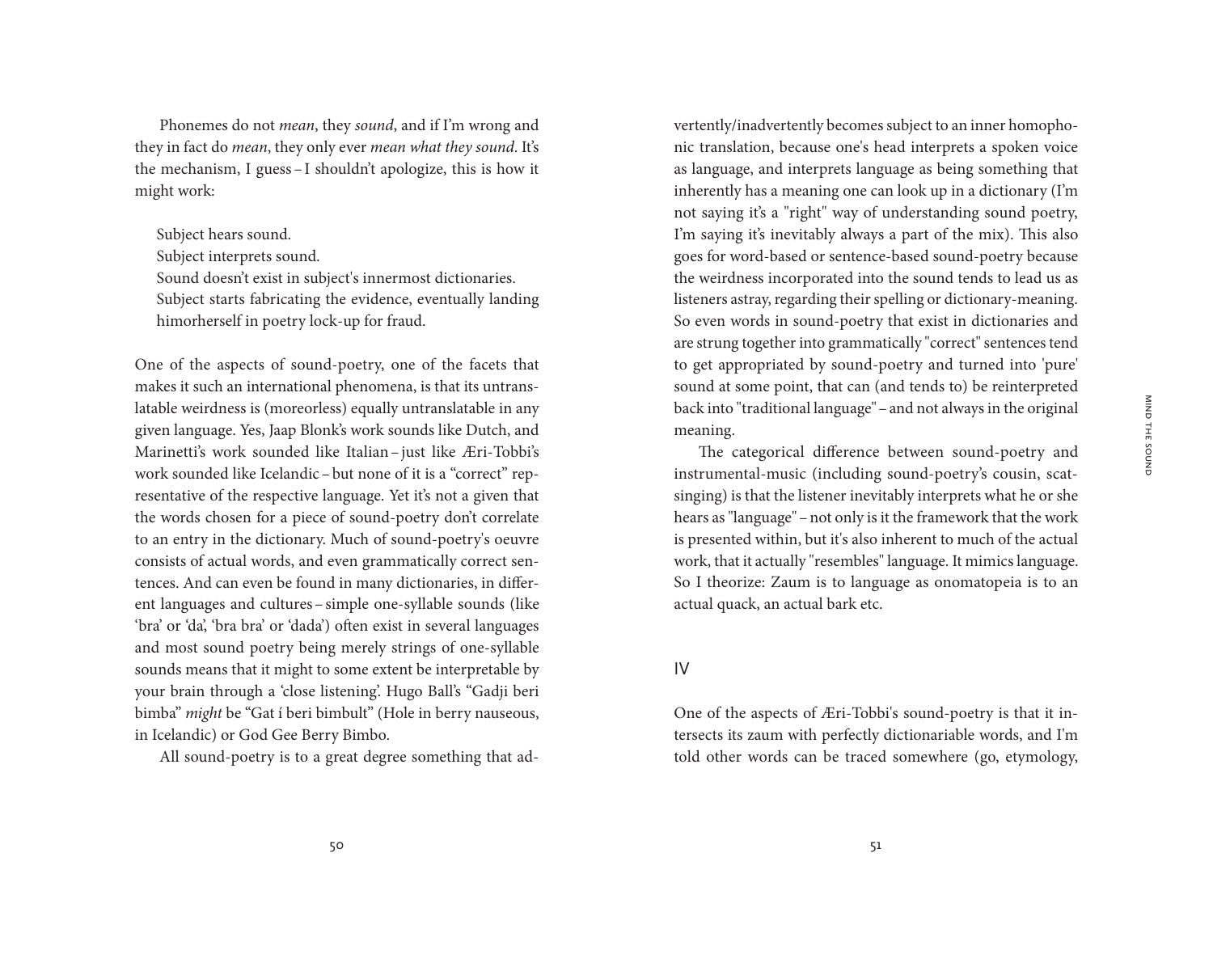Phonemes do not *mean*, they *sound*, and if I'm wrong and they in fact do *mean*, they only ever *mean what they sound*. It's the mechanism, I guess – I shouldn't apologize, this is how it might work:

Subject hears sound.
Subject interprets sound.
Sound doesn't exist in subject's innermost dictionaries.
Subject starts fabricating the evidence, eventually landing himorherself in poetry lock-up for fraud.

One of the aspects of sound-poetry, one of the facets that makes it such an international phenomena, is that its untranslatable weirdness is (moreorless) equally untranslatable in any given language. Yes, Jaap Blonk's work sounds like Dutch, and Marinetti's work sounded like Italian – just like Æri-Tobbi's work sounded like Icelandic – but none of it is a "correct" representative of the respective language. Yet it's not a given that the words chosen for a piece of sound-poetry don't correlate to an entry in the dictionary. Much of sound-poetry's oeuvre consists of actual words, and even grammatically correct sentences. And can even be found in many dictionaries, in different languages and cultures – simple one-syllable sounds (like 'bra' or 'da', 'bra bra' or 'dada') often exist in several languages and most sound poetry being merely strings of one-syllable sounds means that it might to some extent be interpretable by your brain through a 'close listening'. Hugo Ball's "Gadji beri bimba" *might* be "Gat í beri bimbult" (Hole in berry nauseous, in Icelandic) or God Gee Berry Bimbo.

All sound-poetry is to a great degree something that advertently/inadvertently becomes subject to an inner homophonic translation, because one's head interprets a spoken voice as language, and interprets language as being something that inherently has a meaning one can look up in a dictionary (I'm not saying it's a "right" way of understanding sound poetry, I'm saying it's inevitably always a part of the mix). This also goes for word-based or sentence-based sound-poetry because the weirdness incorporated into the sound tends to lead us as listeners astray, regarding their spelling or dictionary-meaning. So even words in sound-poetry that exist in dictionaries and are strung together into grammatically "correct" sentences tend to get appropriated by sound-poetry and turned into 'pure' sound at some point, that can (and tends to) be reinterpreted back into "traditional language" – and not always in the original meaning.

The categorical difference between sound-poetry and instrumental-music (including sound-poetry's cousin, scat-singing) is that the listener inevitably interprets what he or she hears as "language" – not only is it the framework that the work is presented within, but it's also inherent to much of the actual work, that it actually "resembles" language. It mimics language. So I theorize: Zaum is to language as onomatopeia is to an actual quack, an actual bark etc.

## IV

One of the aspects of Æri-Tobbi's sound-poetry is that it intersects its zaum with perfectly dictionariable words, and I'm told other words can be traced somewhere (go, etymology,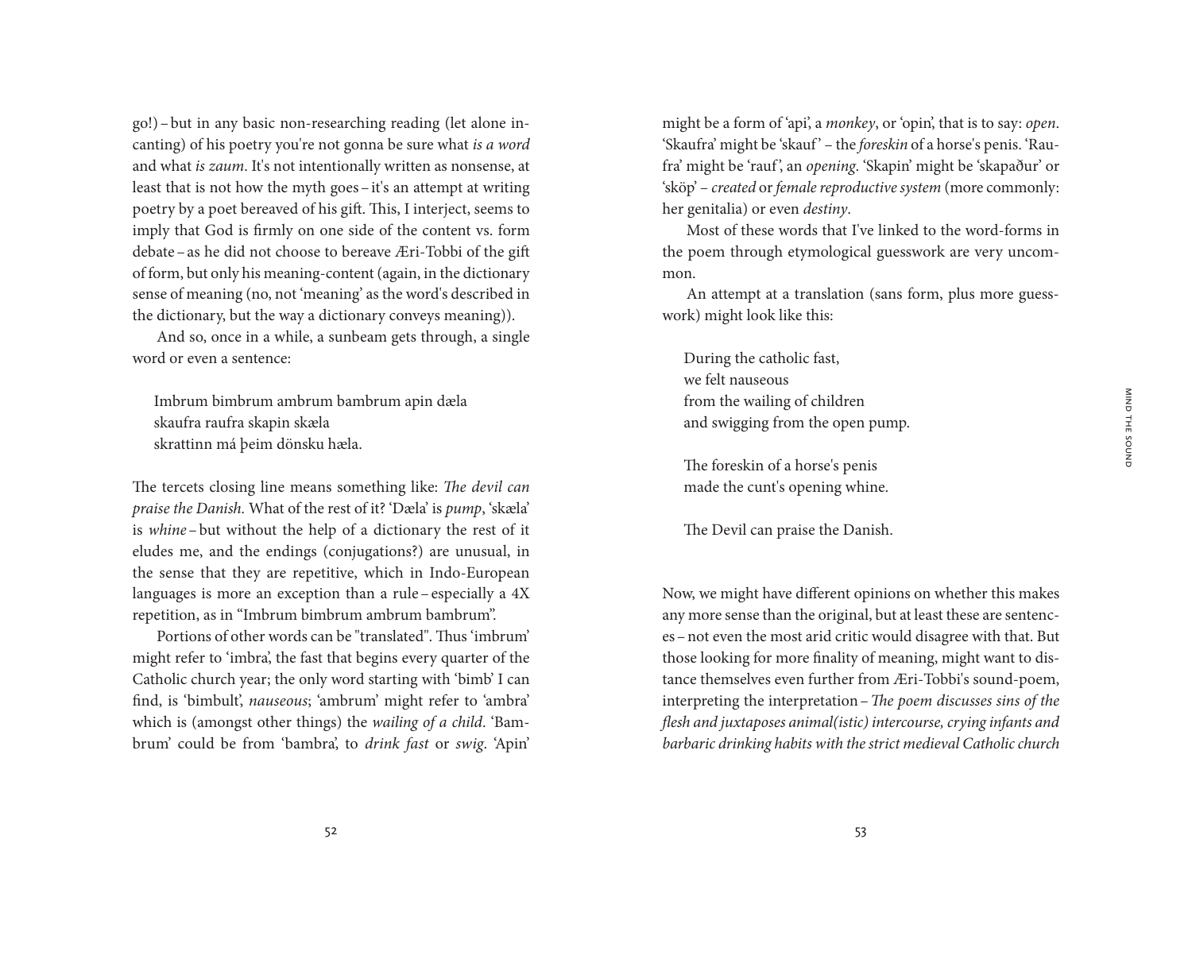go!) – but in any basic non-researching reading (let alone incanting) of his poetry you're not gonna be sure what *is a word* and what *is zaum*. It's not intentionally written as nonsense, at least that is not how the myth goes – it's an attempt at writing poetry by a poet bereaved of his gift. This, I interject, seems to imply that God is firmly on one side of the content vs. form debate – as he did not choose to bereave Æri-Tobbi of the gift of form, but only his meaning-content (again, in the dictionary sense of meaning (no, not 'meaning' as the word's described in the dictionary, but the way a dictionary conveys meaning)).

And so, once in a while, a sunbeam gets through, a single word or even a sentence:

> Imbrum bimbrum ambrum bambrum apin dæla
> skaufra raufra skapin skæla
> skrattinn má þeim dönsku hæla.

The tercets closing line means something like: *The devil can praise the Danish.* What of the rest of it? 'Dæla' is *pump*, 'skæla' is *whine* – but without the help of a dictionary the rest of it eludes me, and the endings (conjugations?) are unusual, in the sense that they are repetitive, which in Indo-European languages is more an exception than a rule – especially a 4X repetition, as in "Imbrum bimbrum ambrum bambrum".

Portions of other words can be "translated". Thus 'imbrum' might refer to 'imbra', the fast that begins every quarter of the Catholic church year; the only word starting with 'bimb' I can find, is 'bimbult', *nauseous*; 'ambrum' might refer to 'ambra' which is (amongst other things) the *wailing of a child*. 'Bambrum' could be from 'bambra', to *drink fast* or *swig*. 'Apin' might be a form of 'api', a *monkey*, or 'opin', that is to say: *open*. 'Skaufra' might be 'skauf' – the *foreskin* of a horse's penis. 'Raufra' might be 'rauf', an *opening*. 'Skapin' might be 'skapaður' or 'sköp' – *created* or *female reproductive system* (more commonly: her genitalia) or even *destiny*.

Most of these words that I've linked to the word-forms in the poem through etymological guesswork are very uncommon.

An attempt at a translation (sans form, plus more guesswork) might look like this:

> During the catholic fast,
> we felt nauseous
> from the wailing of children
> and swigging from the open pump.
>
> The foreskin of a horse's penis
> made the cunt's opening whine.
>
> The Devil can praise the Danish.

Now, we might have different opinions on whether this makes any more sense than the original, but at least these are sentences – not even the most arid critic would disagree with that. But those looking for more finality of meaning, might want to distance themselves even further from Æri-Tobbi's sound-poem, interpreting the interpretation – *The poem discusses sins of the flesh and juxtaposes animal(istic) intercourse, crying infants and barbaric drinking habits with the strict medieval Catholic church*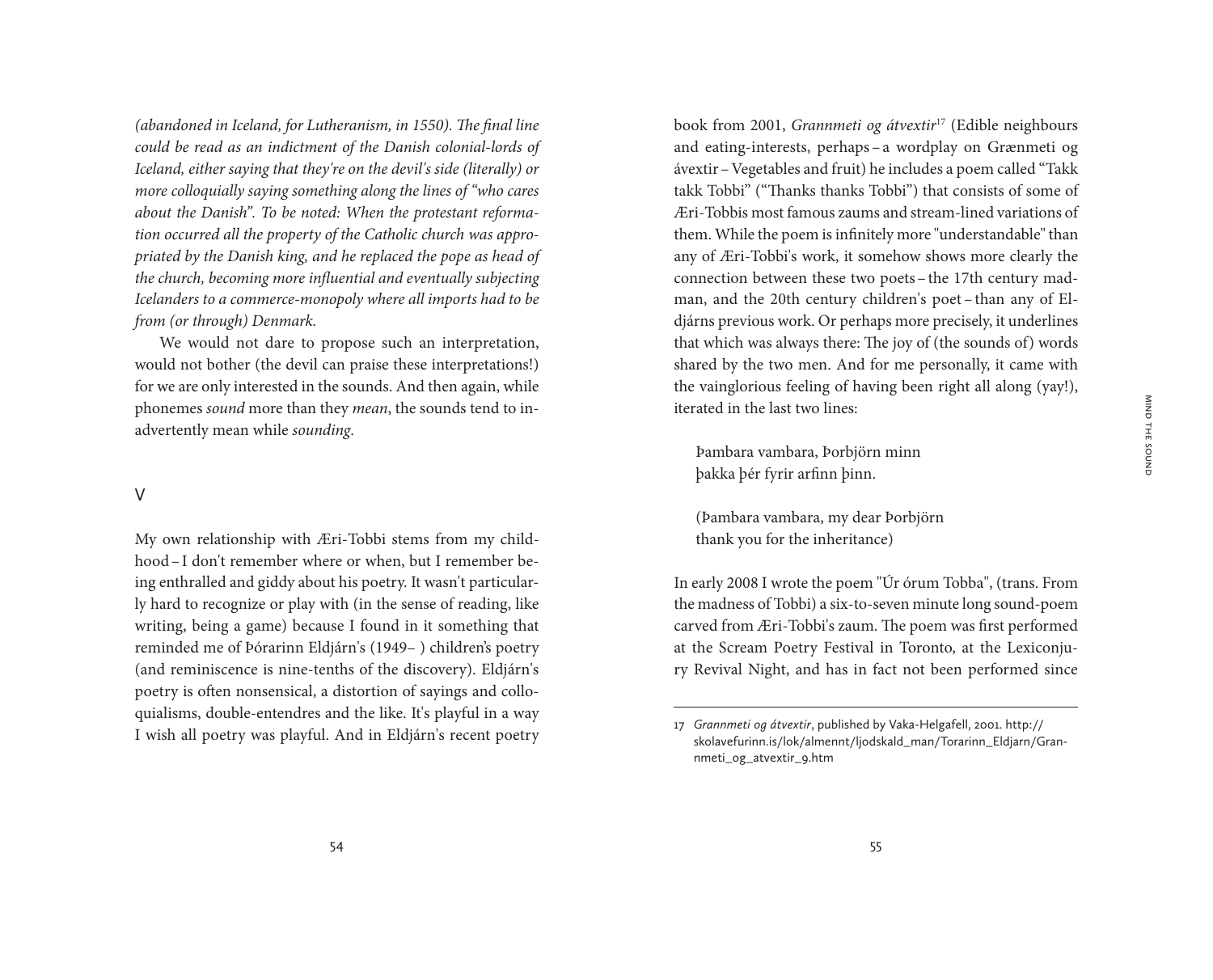*(abandoned in Iceland, for Lutheranism, in 1550). The final line could be read as an indictment of the Danish colonial-lords of Iceland, either saying that they're on the devil's side (literally) or more colloquially saying something along the lines of "who cares about the Danish". To be noted: When the protestant reformation occurred all the property of the Catholic church was appropriated by the Danish king, and he replaced the pope as head of the church, becoming more influential and eventually subjecting Icelanders to a commerce-monopoly where all imports had to be from (or through) Denmark.*

We would not dare to propose such an interpretation, would not bother (the devil can praise these interpretations!) for we are only interested in the sounds. And then again, while phonemes *sound* more than they *mean*, the sounds tend to inadvertently mean while *sounding*.

## V

My own relationship with Æri-Tobbi stems from my childhood – I don't remember where or when, but I remember being enthralled and giddy about his poetry. It wasn't particularly hard to recognize or play with (in the sense of reading, like writing, being a game) because I found in it something that reminded me of Þórarinn Eldjárn's (1949– ) children's poetry (and reminiscence is nine-tenths of the discovery). Eldjárn's poetry is often nonsensical, a distortion of sayings and colloquialisms, double-entendres and the like. It's playful in a way I wish all poetry was playful. And in Eldjárn's recent poetry book from 2001, *Grannmeti og átvextir*[17] (Edible neighbours and eating-interests, perhaps – a wordplay on Grænmeti og ávextir – Vegetables and fruit) he includes a poem called "Takk takk Tobbi" ("Thanks thanks Tobbi") that consists of some of Æri-Tobbis most famous zaums and stream-lined variations of them. While the poem is infinitely more "understandable" than any of Æri-Tobbi's work, it somehow shows more clearly the connection between these two poets – the 17th century madman, and the 20th century children's poet – than any of Eldjárns previous work. Or perhaps more precisely, it underlines that which was always there: The joy of (the sounds of) words shared by the two men. And for me personally, it came with the vainglorious feeling of having been right all along (yay!), iterated in the last two lines:

> Þambara vambara, Þorbjörn minn
> þakka þér fyrir arfinn þinn.
>
> (Þambara vambara, my dear Þorbjörn
> thank you for the inheritance)

In early 2008 I wrote the poem "Úr órum Tobba", (trans. From the madness of Tobbi) a six-to-seven minute long sound-poem carved from Æri-Tobbi's zaum. The poem was first performed at the Scream Poetry Festival in Toronto, at the Lexiconjury Revival Night, and has in fact not been performed since

---

17 *Grannmeti og átvextir*, published by Vaka-Helgafell, 2001. http://skolavefurinn.is/lok/almennt/ljodskald_man/Torarinn_Eldjarn/Grannmeti_og_atvextir_9.htm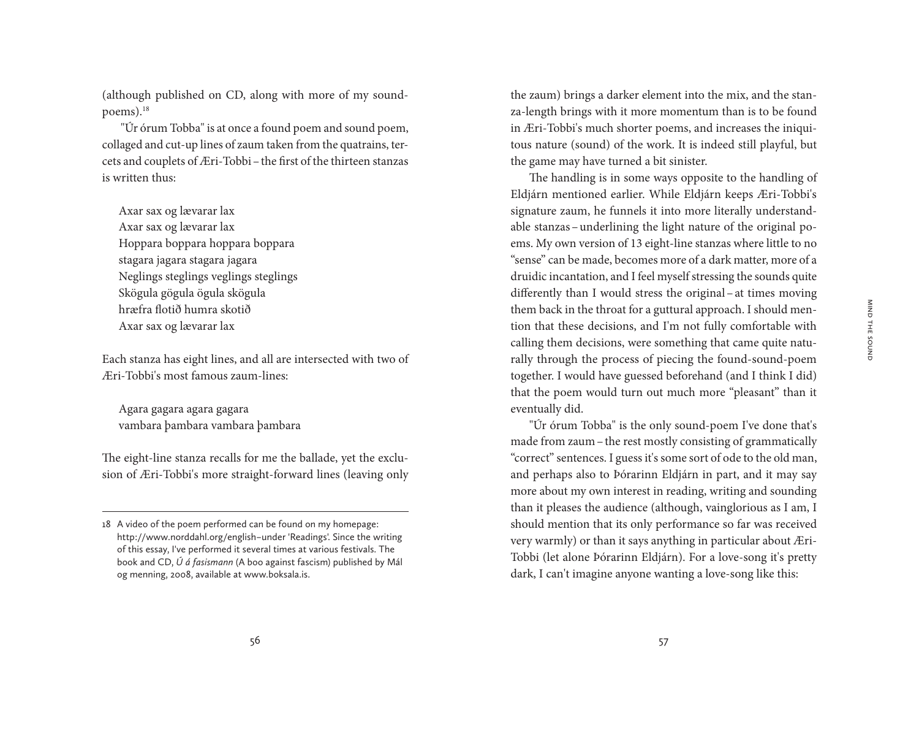(although published on CD, along with more of my sound-poems).[18]

"Úr órum Tobba" is at once a found poem and sound poem, collaged and cut-up lines of zaum taken from the quatrains, tercets and couplets of Æri-Tobbi – the first of the thirteen stanzas is written thus:

> Axar sax og lævarar lax
> Axar sax og lævarar lax
> Hoppara boppara hoppara boppara
> stagara jagara stagara jagara
> Neglings steglings veglings steglings
> Skögula gögula ögula skögula
> hræfra flotið humra skotið
> Axar sax og lævarar lax

Each stanza has eight lines, and all are intersected with two of Æri-Tobbi's most famous zaum-lines:

> Agara gagara agara gagara
> vambara þambara vambara þambara

The eight-line stanza recalls for me the ballade, yet the exclusion of Æri-Tobbi's more straight-forward lines (leaving only the zaum) brings a darker element into the mix, and the stanza-length brings with it more momentum than is to be found in Æri-Tobbi's much shorter poems, and increases the iniquitous nature (sound) of the work. It is indeed still playful, but the game may have turned a bit sinister.

The handling is in some ways opposite to the handling of Eldjárn mentioned earlier. While Eldjárn keeps Æri-Tobbi's signature zaum, he funnels it into more literally understandable stanzas – underlining the light nature of the original poems. My own version of 13 eight-line stanzas where little to no "sense" can be made, becomes more of a dark matter, more of a druidic incantation, and I feel myself stressing the sounds quite differently than I would stress the original – at times moving them back in the throat for a guttural approach. I should mention that these decisions, and I'm not fully comfortable with calling them decisions, were something that came quite naturally through the process of piecing the found-sound-poem together. I would have guessed beforehand (and I think I did) that the poem would turn out much more "pleasant" than it eventually did.

"Úr órum Tobba" is the only sound-poem I've done that's made from zaum – the rest mostly consisting of grammatically "correct" sentences. I guess it's some sort of ode to the old man, and perhaps also to Þórarinn Eldjárn in part, and it may say more about my own interest in reading, writing and sounding than it pleases the audience (although, vainglorious as I am, I should mention that its only performance so far was received very warmly) or than it says anything in particular about Æri-Tobbi (let alone Þórarinn Eldjárn). For a love-song it's pretty dark, I can't imagine anyone wanting a love-song like this:

---

18 A video of the poem performed can be found on my homepage: http://www.norddahl.org/english–under 'Readings'. Since the writing of this essay, I've performed it several times at various festivals. The book and CD, *Ú á fasismann* (A boo against fascism) published by Mál og menning, 2008, available at www.boksala.is.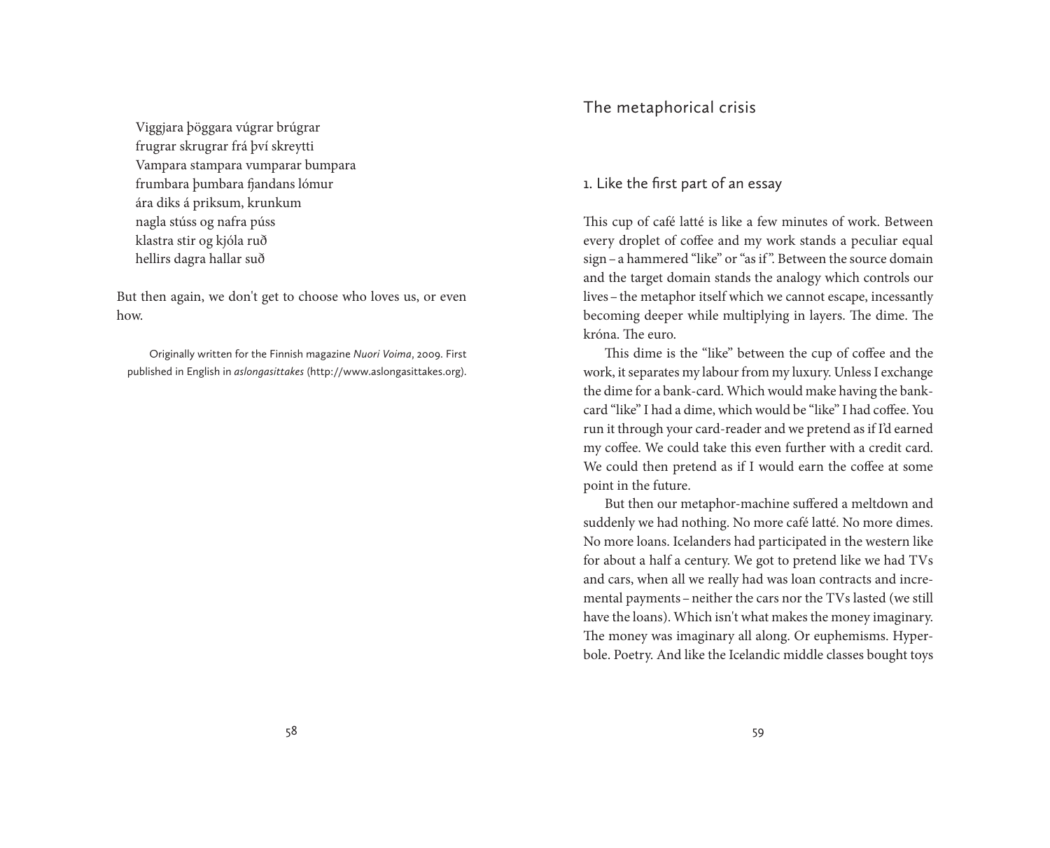Viggjara þöggara vúgrar brúgrar  
frugrar skrugrar frá því skreytti  
Vampara stampara vumparar bumpara  
frumbara þumbara fjandans lómur  
ára diks á priksum, krunkum  
nagla stúss og nafra púss  
klastra stir og kjóla ruð  
hellirs dagra hallar suð

But then again, we don't get to choose who loves us, or even how.

Originally written for the Finnish magazine *Nuori Voima*, 2009. First published in English in *aslongasittakes* (http://www.aslongasittakes.org).

## The metaphorical crisis

### 1. Like the first part of an essay

This cup of café latté is like a few minutes of work. Between every droplet of coffee and my work stands a peculiar equal sign – a hammered "like" or "as if". Between the source domain and the target domain stands the analogy which controls our lives – the metaphor itself which we cannot escape, incessantly becoming deeper while multiplying in layers. The dime. The króna. The euro.

This dime is the "like" between the cup of coffee and the work, it separates my labour from my luxury. Unless I exchange the dime for a bank-card. Which would make having the bank-card "like" I had a dime, which would be "like" I had coffee. You run it through your card-reader and we pretend as if I'd earned my coffee. We could take this even further with a credit card. We could then pretend as if I would earn the coffee at some point in the future.

But then our metaphor-machine suffered a meltdown and suddenly we had nothing. No more café latté. No more dimes. No more loans. Icelanders had participated in the western like for about a half a century. We got to pretend like we had TVs and cars, when all we really had was loan contracts and incremental payments – neither the cars nor the TVs lasted (we still have the loans). Which isn't what makes the money imaginary. The money was imaginary all along. Or euphemisms. Hyperbole. Poetry. And like the Icelandic middle classes bought toys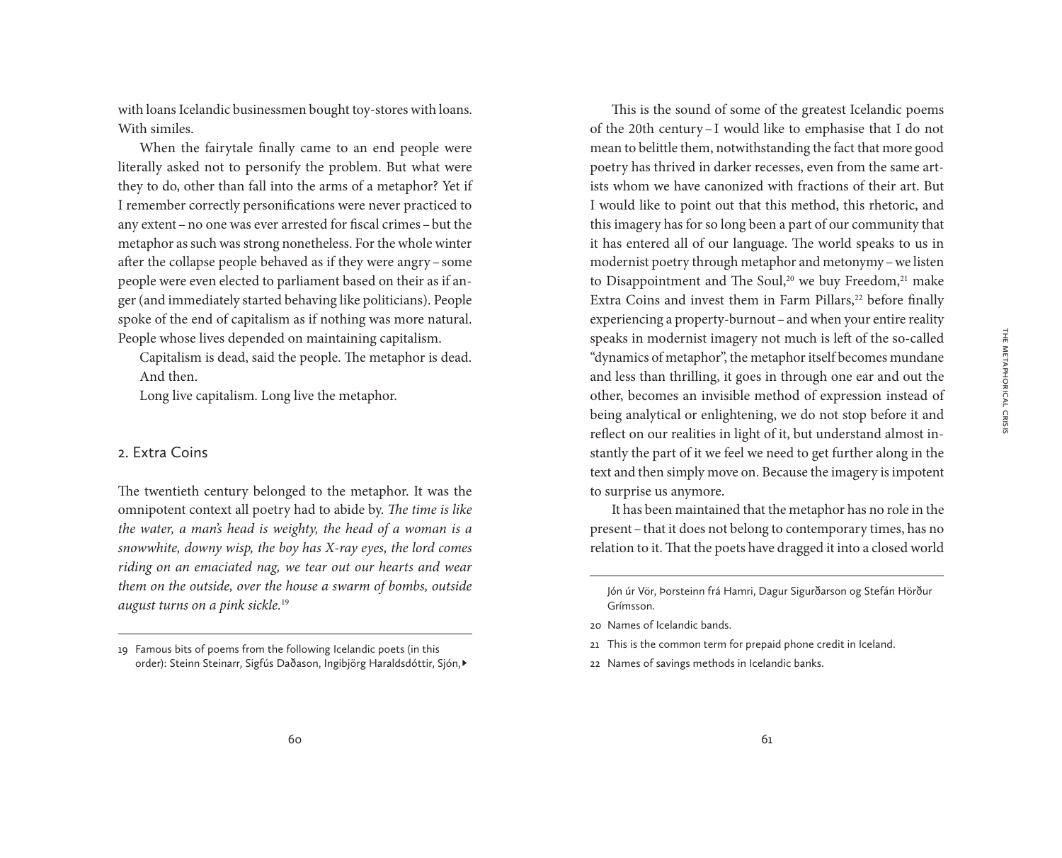with loans Icelandic businessmen bought toy-stores with loans. With similes.

When the fairytale finally came to an end people were literally asked not to personify the problem. But what were they to do, other than fall into the arms of a metaphor? Yet if I remember correctly personifications were never practiced to any extent – no one was ever arrested for fiscal crimes – but the metaphor as such was strong nonetheless. For the whole winter after the collapse people behaved as if they were angry – some people were even elected to parliament based on their as if anger (and immediately started behaving like politicians). People spoke of the end of capitalism as if nothing was more natural. People whose lives depended on maintaining capitalism.

Capitalism is dead, said the people. The metaphor is dead.

And then.

Long live capitalism. Long live the metaphor.

## 2. Extra Coins

The twentieth century belonged to the metaphor. It was the omnipotent context all poetry had to abide by. *The time is like the water, a man's head is weighty, the head of a woman is a snowwhite, downy wisp, the boy has X-ray eyes, the lord comes riding on an emaciated nag, we tear out our hearts and wear them on the outside, over the house a swarm of bombs, outside august turns on a pink sickle.*[19]

This is the sound of some of the greatest Icelandic poems of the 20th century – I would like to emphasise that I do not mean to belittle them, notwithstanding the fact that more good poetry has thrived in darker recesses, even from the same artists whom we have canonized with fractions of their art. But I would like to point out that this method, this rhetoric, and this imagery has for so long been a part of our community that it has entered all of our language. The world speaks to us in modernist poetry through metaphor and metonymy – we listen to Disappointment and The Soul,[20] we buy Freedom,[21] make Extra Coins and invest them in Farm Pillars,[22] before finally experiencing a property-burnout – and when your entire reality speaks in modernist imagery not much is left of the so-called "dynamics of metaphor", the metaphor itself becomes mundane and less than thrilling, it goes in through one ear and out the other, becomes an invisible method of expression instead of being analytical or enlightening, we do not stop before it and reflect on our realities in light of it, but understand almost instantly the part of it we feel we need to get further along in the text and then simply move on. Because the imagery is impotent to surprise us anymore.

It has been maintained that the metaphor has no role in the present – that it does not belong to contemporary times, has no relation to it. That the poets have dragged it into a closed world

---

19 Famous bits of poems from the following Icelandic poets (in this order): Steinn Steinarr, Sigfús Daðason, Ingibjörg Haraldsdóttir, Sjón, Jón úr Vör, Þorsteinn frá Hamri, Dagur Sigurðarson og Stefán Hörður Grímsson.

20 Names of Icelandic bands.

21 This is the common term for prepaid phone credit in Iceland.

22 Names of savings methods in Icelandic banks.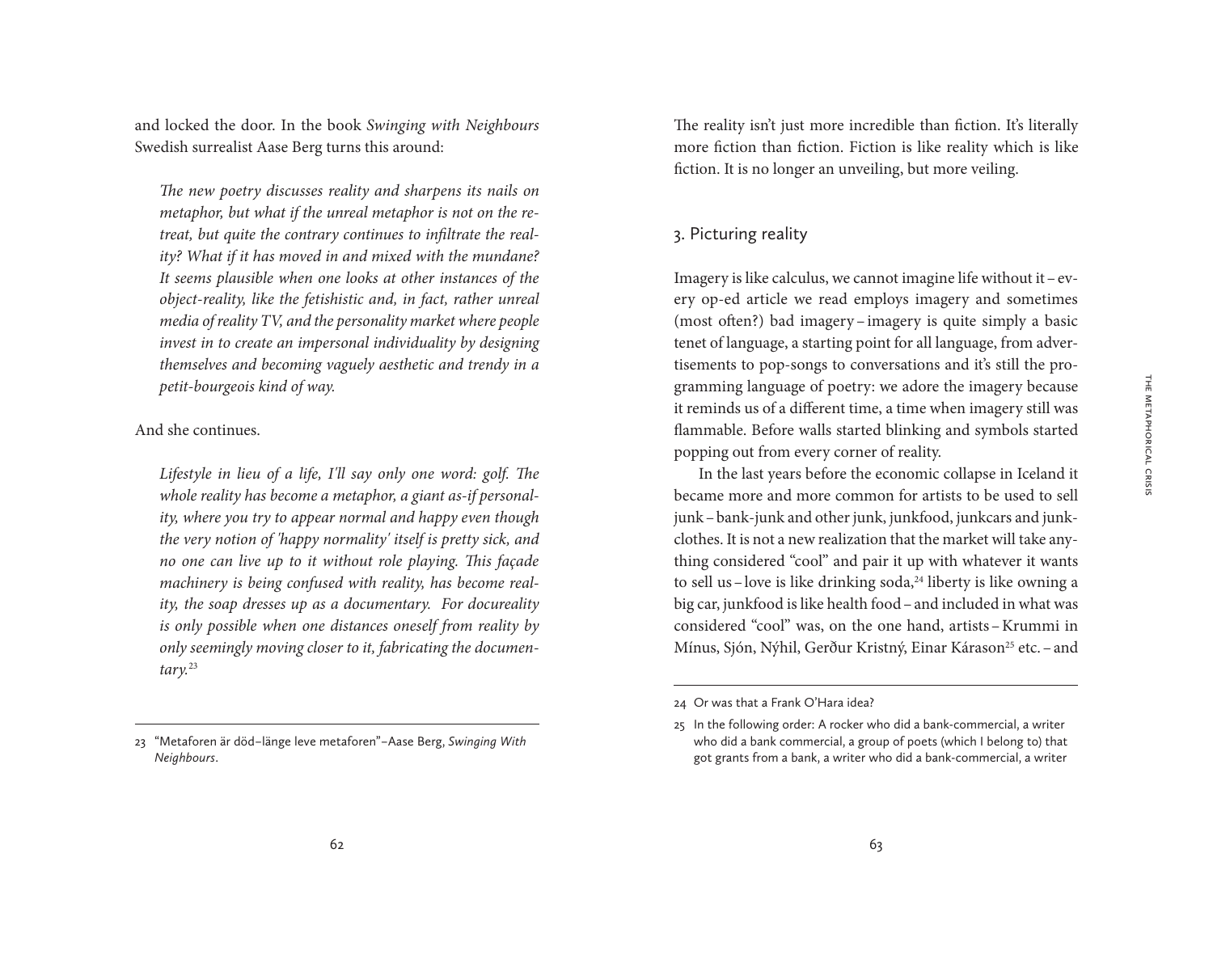and locked the door. In the book *Swinging with Neighbours* Swedish surrealist Aase Berg turns this around:

> *The new poetry discusses reality and sharpens its nails on metaphor, but what if the unreal metaphor is not on the retreat, but quite the contrary continues to infiltrate the reality? What if it has moved in and mixed with the mundane? It seems plausible when one looks at other instances of the object-reality, like the fetishistic and, in fact, rather unreal media of reality TV, and the personality market where people invest in to create an impersonal individuality by designing themselves and becoming vaguely aesthetic and trendy in a petit-bourgeois kind of way.*

And she continues.

> *Lifestyle in lieu of a life, I'll say only one word: golf. The whole reality has become a metaphor, a giant as-if personality, where you try to appear normal and happy even though the very notion of 'happy normality' itself is pretty sick, and no one can live up to it without role playing. This façade machinery is being confused with reality, has become reality, the soap dresses up as a documentary. For docureality is only possible when one distances oneself from reality by only seemingly moving closer to it, fabricating the documentary.*[23]

The reality isn't just more incredible than fiction. It's literally more fiction than fiction. Fiction is like reality which is like fiction. It is no longer an unveiling, but more veiling.

## 3. Picturing reality

Imagery is like calculus, we cannot imagine life without it – every op-ed article we read employs imagery and sometimes (most often?) bad imagery – imagery is quite simply a basic tenet of language, a starting point for all language, from advertisements to pop-songs to conversations and it's still the programming language of poetry: we adore the imagery because it reminds us of a different time, a time when imagery still was flammable. Before walls started blinking and symbols started popping out from every corner of reality.

In the last years before the economic collapse in Iceland it became more and more common for artists to be used to sell junk – bank-junk and other junk, junkfood, junkcars and junkclothes. It is not a new realization that the market will take anything considered "cool" and pair it up with whatever it wants to sell us – love is like drinking soda,[24] liberty is like owning a big car, junkfood is like health food – and included in what was considered "cool" was, on the one hand, artists – Krummi in Mínus, Sjón, Nýhil, Gerður Kristný, Einar Kárason[25] etc. – and

---

23 "Metaforen är död – länge leve metaforen" – Aase Berg, *Swinging With Neighbours*.

24 Or was that a Frank O'Hara idea?

25 In the following order: A rocker who did a bank-commercial, a writer who did a bank commercial, a group of poets (which I belong to) that got grants from a bank, a writer who did a bank-commercial, a writer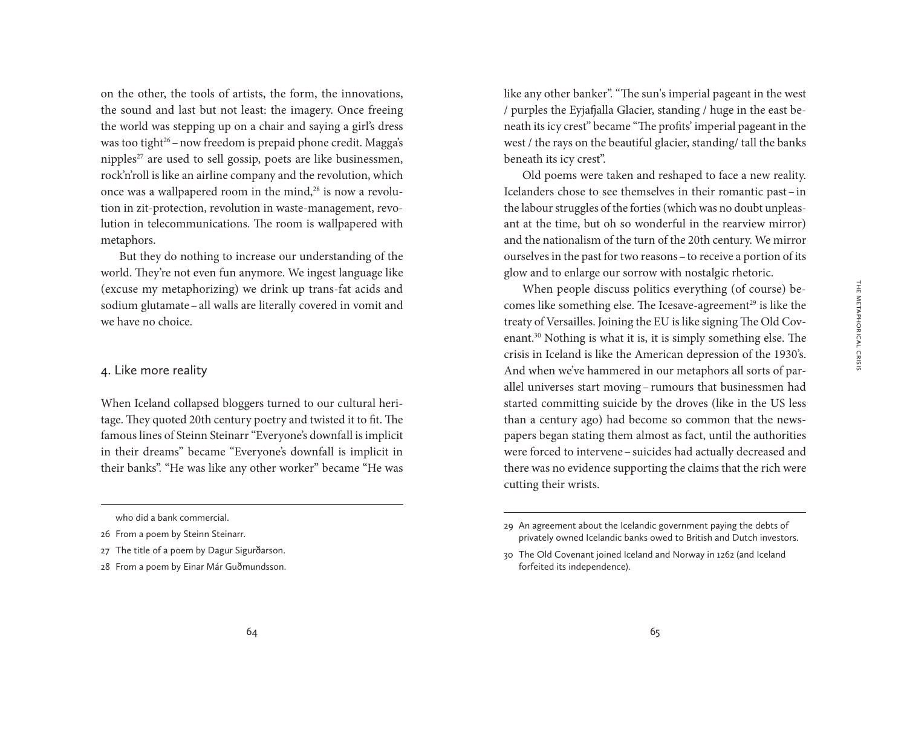on the other, the tools of artists, the form, the innovations, the sound and last but not least: the imagery. Once freeing the world was stepping up on a chair and saying a girl's dress was too tight[26] – now freedom is prepaid phone credit. Magga's nipples[27] are used to sell gossip, poets are like businessmen, rock'n'roll is like an airline company and the revolution, which once was a wallpapered room in the mind,[28] is now a revolution in zit-protection, revolution in waste-management, revolution in telecommunications. The room is wallpapered with metaphors.

But they do nothing to increase our understanding of the world. They're not even fun anymore. We ingest language like (excuse my metaphorizing) we drink up trans-fat acids and sodium glutamate – all walls are literally covered in vomit and we have no choice.

## 4. Like more reality

When Iceland collapsed bloggers turned to our cultural heritage. They quoted 20th century poetry and twisted it to fit. The famous lines of Steinn Steinarr "Everyone's downfall is implicit in their dreams" became "Everyone's downfall is implicit in their banks". "He was like any other worker" became "He was like any other banker". "The sun's imperial pageant in the west / purples the Eyjafjalla Glacier, standing / huge in the east beneath its icy crest" became "The profits' imperial pageant in the west / the rays on the beautiful glacier, standing/ tall the banks beneath its icy crest".

Old poems were taken and reshaped to face a new reality. Icelanders chose to see themselves in their romantic past – in the labour struggles of the forties (which was no doubt unpleasant at the time, but oh so wonderful in the rearview mirror) and the nationalism of the turn of the 20th century. We mirror ourselves in the past for two reasons – to receive a portion of its glow and to enlarge our sorrow with nostalgic rhetoric.

When people discuss politics everything (of course) becomes like something else. The Icesave-agreement[29] is like the treaty of Versailles. Joining the EU is like signing The Old Covenant.[30] Nothing is what it is, it is simply something else. The crisis in Iceland is like the American depression of the 1930's. And when we've hammered in our metaphors all sorts of parallel universes start moving – rumours that businessmen had started committing suicide by the droves (like in the US less than a century ago) had become so common that the newspapers began stating them almost as fact, until the authorities were forced to intervene – suicides had actually decreased and there was no evidence supporting the claims that the rich were cutting their wrists.

---

who did a bank commercial.

26 From a poem by Steinn Steinarr.

27 The title of a poem by Dagur Sigurðarson.

28 From a poem by Einar Már Guðmundsson.

29 An agreement about the Icelandic government paying the debts of privately owned Icelandic banks owed to British and Dutch investors.

30 The Old Covenant joined Iceland and Norway in 1262 (and Iceland forfeited its independence).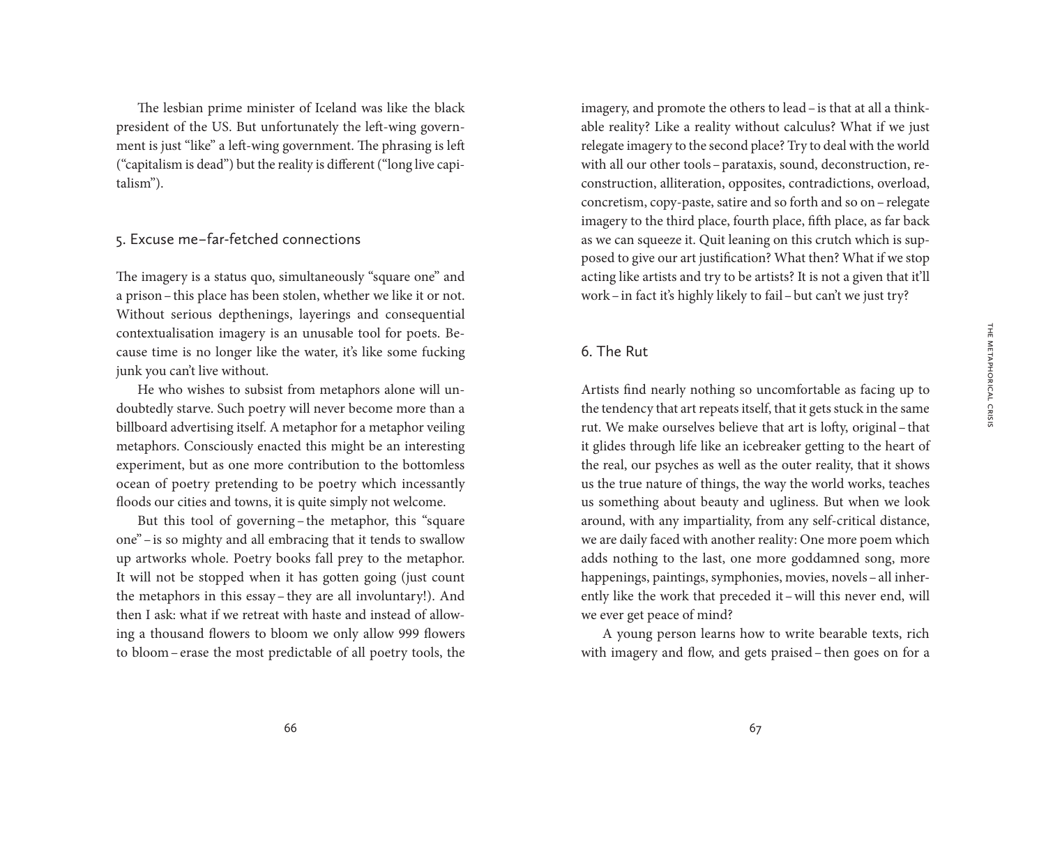The lesbian prime minister of Iceland was like the black president of the US. But unfortunately the left-wing government is just "like" a left-wing government. The phrasing is left ("capitalism is dead") but the reality is different ("long live capitalism").

## 5. Excuse me–far-fetched connections

The imagery is a status quo, simultaneously "square one" and a prison – this place has been stolen, whether we like it or not. Without serious depthenings, layerings and consequential contextualisation imagery is an unusable tool for poets. Because time is no longer like the water, it's like some fucking junk you can't live without.

He who wishes to subsist from metaphors alone will undoubtedly starve. Such poetry will never become more than a billboard advertising itself. A metaphor for a metaphor veiling metaphors. Consciously enacted this might be an interesting experiment, but as one more contribution to the bottomless ocean of poetry pretending to be poetry which incessantly floods our cities and towns, it is quite simply not welcome.

But this tool of governing – the metaphor, this "square one" – is so mighty and all embracing that it tends to swallow up artworks whole. Poetry books fall prey to the metaphor. It will not be stopped when it has gotten going (just count the metaphors in this essay – they are all involuntary!). And then I ask: what if we retreat with haste and instead of allowing a thousand flowers to bloom we only allow 999 flowers to bloom – erase the most predictable of all poetry tools, the imagery, and promote the others to lead – is that at all a thinkable reality? Like a reality without calculus? What if we just relegate imagery to the second place? Try to deal with the world with all our other tools – parataxis, sound, deconstruction, reconstruction, alliteration, opposites, contradictions, overload, concretism, copy-paste, satire and so forth and so on – relegate imagery to the third place, fourth place, fifth place, as far back as we can squeeze it. Quit leaning on this crutch which is supposed to give our art justification? What then? What if we stop acting like artists and try to be artists? It is not a given that it'll work – in fact it's highly likely to fail – but can't we just try?

## 6. The Rut

Artists find nearly nothing so uncomfortable as facing up to the tendency that art repeats itself, that it gets stuck in the same rut. We make ourselves believe that art is lofty, original – that it glides through life like an icebreaker getting to the heart of the real, our psyches as well as the outer reality, that it shows us the true nature of things, the way the world works, teaches us something about beauty and ugliness. But when we look around, with any impartiality, from any self-critical distance, we are daily faced with another reality: One more poem which adds nothing to the last, one more goddamned song, more happenings, paintings, symphonies, movies, novels – all inherently like the work that preceded it – will this never end, will we ever get peace of mind?

A young person learns how to write bearable texts, rich with imagery and flow, and gets praised – then goes on for a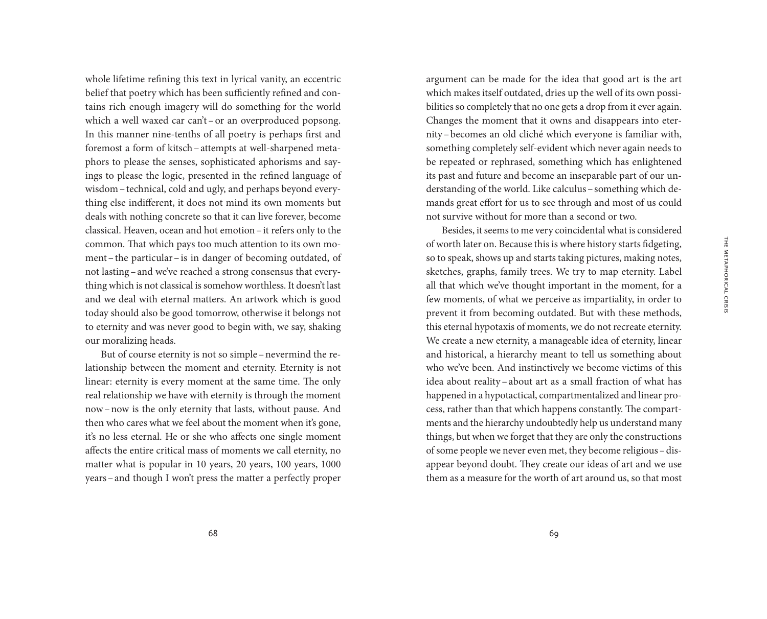whole lifetime refining this text in lyrical vanity, an eccentric belief that poetry which has been sufficiently refined and contains rich enough imagery will do something for the world which a well waxed car can't – or an overproduced popsong. In this manner nine-tenths of all poetry is perhaps first and foremost a form of kitsch – attempts at well-sharpened metaphors to please the senses, sophisticated aphorisms and sayings to please the logic, presented in the refined language of wisdom – technical, cold and ugly, and perhaps beyond everything else indifferent, it does not mind its own moments but deals with nothing concrete so that it can live forever, become classical. Heaven, ocean and hot emotion – it refers only to the common. That which pays too much attention to its own moment – the particular – is in danger of becoming outdated, of not lasting – and we've reached a strong consensus that everything which is not classical is somehow worthless. It doesn't last and we deal with eternal matters. An artwork which is good today should also be good tomorrow, otherwise it belongs not to eternity and was never good to begin with, we say, shaking our moralizing heads.

But of course eternity is not so simple – nevermind the relationship between the moment and eternity. Eternity is not linear: eternity is every moment at the same time. The only real relationship we have with eternity is through the moment now – now is the only eternity that lasts, without pause. And then who cares what we feel about the moment when it's gone, it's no less eternal. He or she who affects one single moment affects the entire critical mass of moments we call eternity, no matter what is popular in 10 years, 20 years, 100 years, 1000 years – and though I won't press the matter a perfectly proper argument can be made for the idea that good art is the art which makes itself outdated, dries up the well of its own possibilities so completely that no one gets a drop from it ever again. Changes the moment that it owns and disappears into eternity – becomes an old cliché which everyone is familiar with, something completely self-evident which never again needs to be repeated or rephrased, something which has enlightened its past and future and become an inseparable part of our understanding of the world. Like calculus – something which demands great effort for us to see through and most of us could not survive without for more than a second or two.

Besides, it seems to me very coincidental what is considered of worth later on. Because this is where history starts fidgeting, so to speak, shows up and starts taking pictures, making notes, sketches, graphs, family trees. We try to map eternity. Label all that which we've thought important in the moment, for a few moments, of what we perceive as impartiality, in order to prevent it from becoming outdated. But with these methods, this eternal hypotaxis of moments, we do not recreate eternity. We create a new eternity, a manageable idea of eternity, linear and historical, a hierarchy meant to tell us something about who we've been. And instinctively we become victims of this idea about reality – about art as a small fraction of what has happened in a hypotactical, compartmentalized and linear process, rather than that which happens constantly. The compartments and the hierarchy undoubtedly help us understand many things, but when we forget that they are only the constructions of some people we never even met, they become religious – disappear beyond doubt. They create our ideas of art and we use them as a measure for the worth of art around us, so that most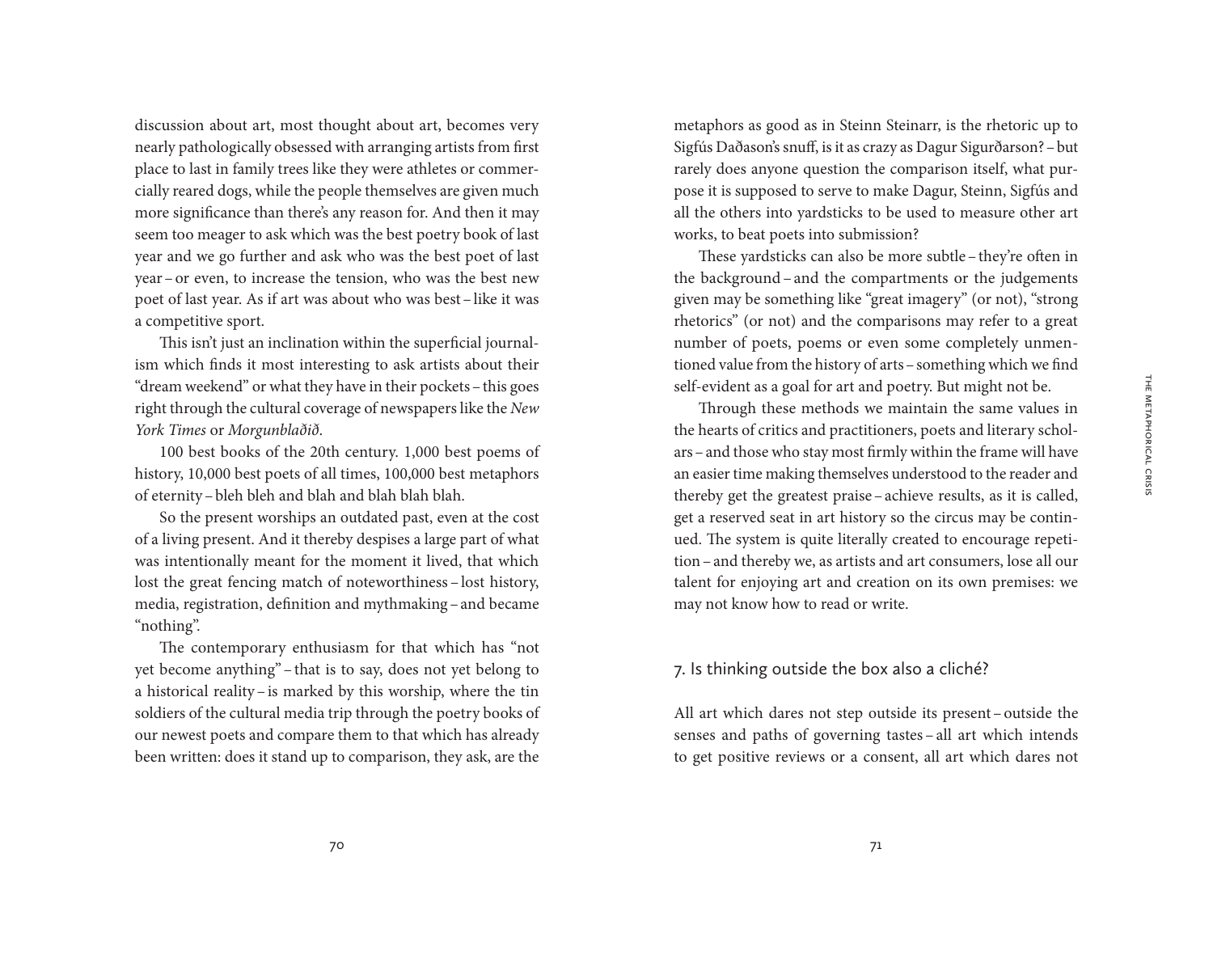discussion about art, most thought about art, becomes very nearly pathologically obsessed with arranging artists from first place to last in family trees like they were athletes or commercially reared dogs, while the people themselves are given much more significance than there's any reason for. And then it may seem too meager to ask which was the best poetry book of last year and we go further and ask who was the best poet of last year – or even, to increase the tension, who was the best new poet of last year. As if art was about who was best – like it was a competitive sport.

This isn't just an inclination within the superficial journalism which finds it most interesting to ask artists about their "dream weekend" or what they have in their pockets – this goes right through the cultural coverage of newspapers like the *New York Times* or *Morgunblaðið*.

100 best books of the 20th century. 1,000 best poems of history, 10,000 best poets of all times, 100,000 best metaphors of eternity – bleh bleh and blah and blah blah blah.

So the present worships an outdated past, even at the cost of a living present. And it thereby despises a large part of what was intentionally meant for the moment it lived, that which lost the great fencing match of noteworthiness – lost history, media, registration, definition and mythmaking – and became "nothing".

The contemporary enthusiasm for that which has "not yet become anything" – that is to say, does not yet belong to a historical reality – is marked by this worship, where the tin soldiers of the cultural media trip through the poetry books of our newest poets and compare them to that which has already been written: does it stand up to comparison, they ask, are the metaphors as good as in Steinn Steinarr, is the rhetoric up to Sigfús Daðason's snuff, is it as crazy as Dagur Sigurðarson? – but rarely does anyone question the comparison itself, what purpose it is supposed to serve to make Dagur, Steinn, Sigfús and all the others into yardsticks to be used to measure other art works, to beat poets into submission?

These yardsticks can also be more subtle – they're often in the background – and the compartments or the judgements given may be something like "great imagery" (or not), "strong rhetorics" (or not) and the comparisons may refer to a great number of poets, poems or even some completely unmentioned value from the history of arts – something which we find self-evident as a goal for art and poetry. But might not be.

Through these methods we maintain the same values in the hearts of critics and practitioners, poets and literary scholars – and those who stay most firmly within the frame will have an easier time making themselves understood to the reader and thereby get the greatest praise – achieve results, as it is called, get a reserved seat in art history so the circus may be continued. The system is quite literally created to encourage repetition – and thereby we, as artists and art consumers, lose all our talent for enjoying art and creation on its own premises: we may not know how to read or write.

## 7. Is thinking outside the box also a cliché?

All art which dares not step outside its present – outside the senses and paths of governing tastes – all art which intends to get positive reviews or a consent, all art which dares not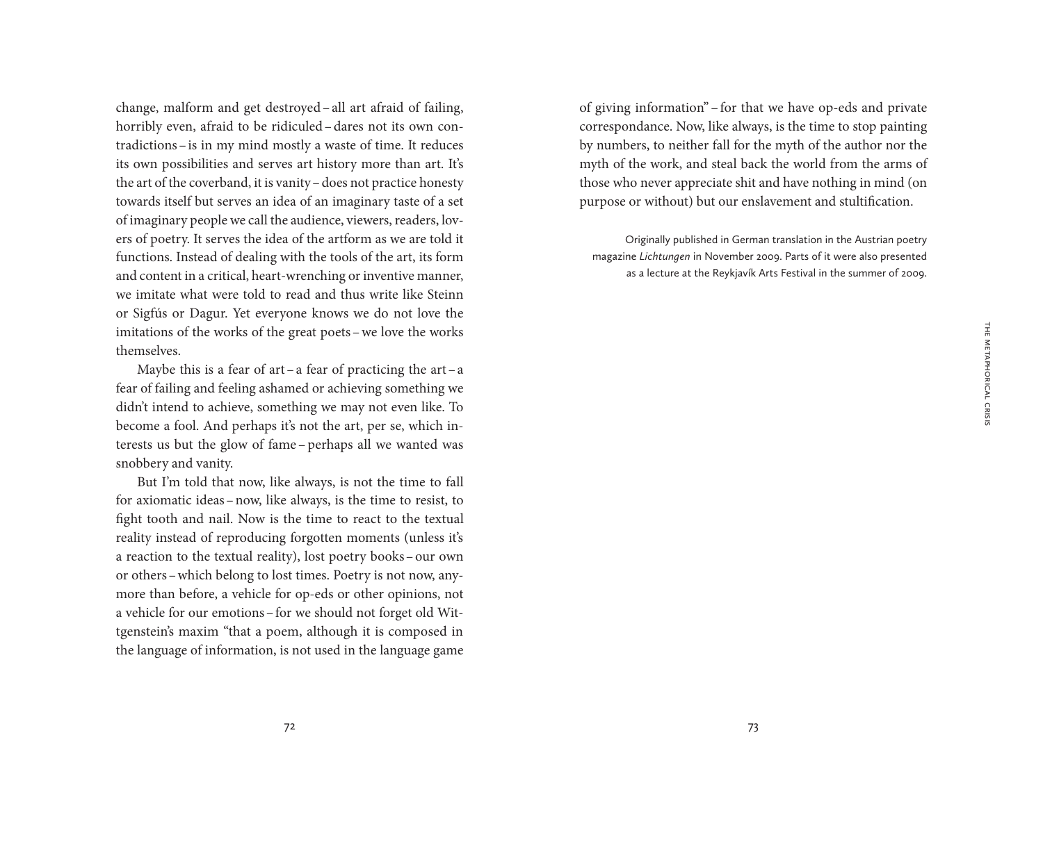change, malform and get destroyed – all art afraid of failing, horribly even, afraid to be ridiculed – dares not its own contradictions – is in my mind mostly a waste of time. It reduces its own possibilities and serves art history more than art. It's the art of the coverband, it is vanity – does not practice honesty towards itself but serves an idea of an imaginary taste of a set of imaginary people we call the audience, viewers, readers, lovers of poetry. It serves the idea of the artform as we are told it functions. Instead of dealing with the tools of the art, its form and content in a critical, heart-wrenching or inventive manner, we imitate what were told to read and thus write like Steinn or Sigfús or Dagur. Yet everyone knows we do not love the imitations of the works of the great poets – we love the works themselves.

Maybe this is a fear of art – a fear of practicing the art – a fear of failing and feeling ashamed or achieving something we didn't intend to achieve, something we may not even like. To become a fool. And perhaps it's not the art, per se, which interests us but the glow of fame – perhaps all we wanted was snobbery and vanity.

But I'm told that now, like always, is not the time to fall for axiomatic ideas – now, like always, is the time to resist, to fight tooth and nail. Now is the time to react to the textual reality instead of reproducing forgotten moments (unless it's a reaction to the textual reality), lost poetry books – our own or others – which belong to lost times. Poetry is not now, anymore than before, a vehicle for op-eds or other opinions, not a vehicle for our emotions – for we should not forget old Wittgenstein's maxim "that a poem, although it is composed in the language of information, is not used in the language game of giving information" – for that we have op-eds and private correspondance. Now, like always, is the time to stop painting by numbers, to neither fall for the myth of the author nor the myth of the work, and steal back the world from the arms of those who never appreciate shit and have nothing in mind (on purpose or without) but our enslavement and stultification.

Originally published in German translation in the Austrian poetry magazine *Lichtungen* in November 2009. Parts of it were also presented as a lecture at the Reykjavík Arts Festival in the summer of 2009.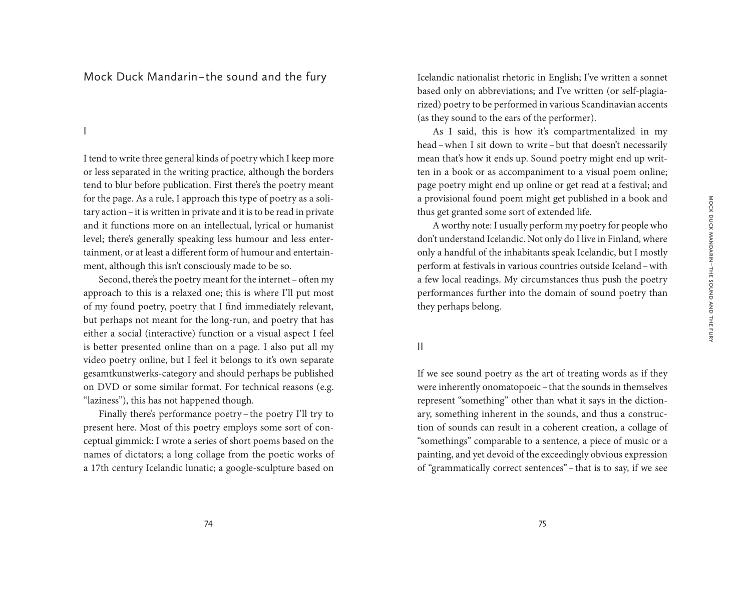# Mock Duck Mandarin – the sound and the fury

## I

I tend to write three general kinds of poetry which I keep more or less separated in the writing practice, although the borders tend to blur before publication. First there's the poetry meant for the page. As a rule, I approach this type of poetry as a solitary action – it is written in private and it is to be read in private and it functions more on an intellectual, lyrical or humanist level; there's generally speaking less humour and less entertainment, or at least a different form of humour and entertainment, although this isn't consciously made to be so.

Second, there's the poetry meant for the internet – often my approach to this is a relaxed one; this is where I'll put most of my found poetry, poetry that I find immediately relevant, but perhaps not meant for the long-run, and poetry that has either a social (interactive) function or a visual aspect I feel is better presented online than on a page. I also put all my video poetry online, but I feel it belongs to it's own separate gesamtkunstwerks-category and should perhaps be published on DVD or some similar format. For technical reasons (e.g. "laziness"), this has not happened though.

Finally there's performance poetry – the poetry I'll try to present here. Most of this poetry employs some sort of conceptual gimmick: I wrote a series of short poems based on the names of dictators; a long collage from the poetic works of a 17th century Icelandic lunatic; a google-sculpture based on Icelandic nationalist rhetoric in English; I've written a sonnet based only on abbreviations; and I've written (or self-plagiarized) poetry to be performed in various Scandinavian accents (as they sound to the ears of the performer).

As I said, this is how it's compartmentalized in my head – when I sit down to write – but that doesn't necessarily mean that's how it ends up. Sound poetry might end up written in a book or as accompaniment to a visual poem online; page poetry might end up online or get read at a festival; and a provisional found poem might get published in a book and thus get granted some sort of extended life.

A worthy note: I usually perform my poetry for people who don't understand Icelandic. Not only do I live in Finland, where only a handful of the inhabitants speak Icelandic, but I mostly perform at festivals in various countries outside Iceland – with a few local readings. My circumstances thus push the poetry performances further into the domain of sound poetry than they perhaps belong.

## II

If we see sound poetry as the art of treating words as if they were inherently onomatopoeic – that the sounds in themselves represent "something" other than what it says in the dictionary, something inherent in the sounds, and thus a construction of sounds can result in a coherent creation, a collage of "somethings" comparable to a sentence, a piece of music or a painting, and yet devoid of the exceedingly obvious expression of "grammatically correct sentences" – that is to say, if we see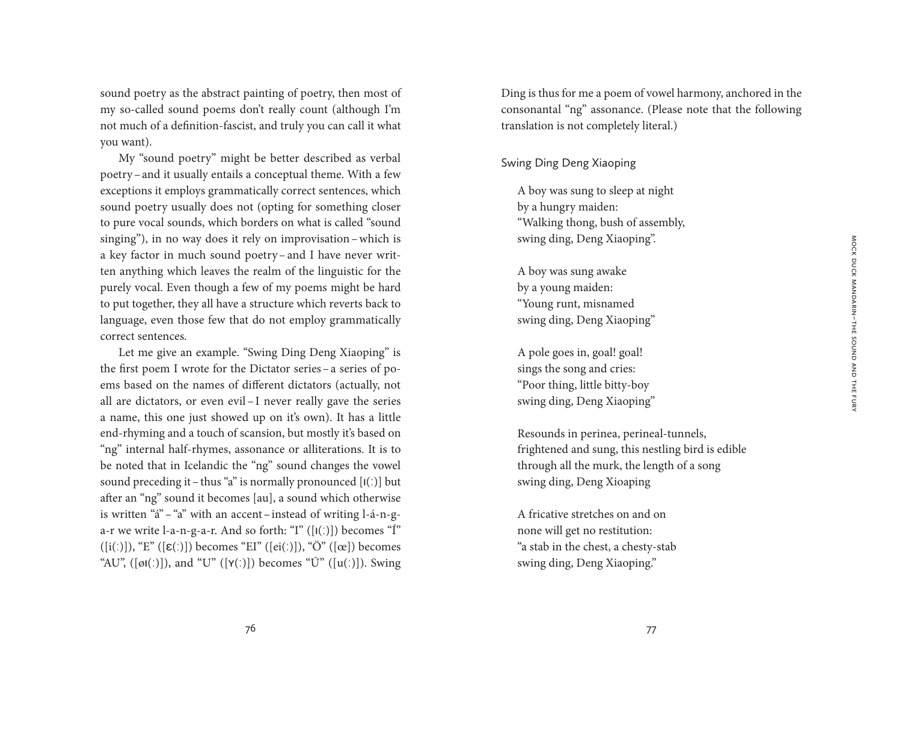sound poetry as the abstract painting of poetry, then most of my so-called sound poems don't really count (although I'm not much of a definition-fascist, and truly you can call it what you want).

My "sound poetry" might be better described as verbal poetry – and it usually entails a conceptual theme. With a few exceptions it employs grammatically correct sentences, which sound poetry usually does not (opting for something closer to pure vocal sounds, which borders on what is called "sound singing"), in no way does it rely on improvisation – which is a key factor in much sound poetry – and I have never written anything which leaves the realm of the linguistic for the purely vocal. Even though a few of my poems might be hard to put together, they all have a structure which reverts back to language, even those few that do not employ grammatically correct sentences.

Let me give an example. "Swing Ding Deng Xiaoping" is the first poem I wrote for the Dictator series – a series of poems based on the names of different dictators (actually, not all are dictators, or even evil – I never really gave the series a name, this one just showed up on it's own). It has a little end-rhyming and a touch of scansion, but mostly it's based on "ng" internal half-rhymes, assonance or alliterations. It is to be noted that in Icelandic the "ng" sound changes the vowel sound preceding it – thus "a" is normally pronounced [ɪ(:)] but after an "ng" sound it becomes [au], a sound which otherwise is written "á" – "a" with an accent – instead of writing l-á-n-g-a-r we write l-a-n-g-a-r. And so forth: "I" ([ɪ(:)]) becomes "Í" ([i(:)]), "E" ([ɛ(:)]) becomes "EI" ([ei(:)]), "Ö" ([œ]) becomes "AU", ([øɪ(:)]), and "U" ([ʏ(:)]) becomes "Ú" ([u(:)]). Swing Ding is thus for me a poem of vowel harmony, anchored in the consonantal "ng" assonance. (Please note that the following translation is not completely literal.)

### Swing Ding Deng Xiaoping

A boy was sung to sleep at night  
by a hungry maiden:  
"Walking thong, bush of assembly,  
swing ding, Deng Xiaoping".

A boy was sung awake  
by a young maiden:  
"Young runt, misnamed  
swing ding, Deng Xiaoping"

A pole goes in, goal! goal!  
sings the song and cries:  
"Poor thing, little bitty-boy  
swing ding, Deng Xiaoping"

Resounds in perinea, perineal-tunnels,  
frightened and sung, this nestling bird is edible  
through all the murk, the length of a song  
swing ding, Deng Xioaping

A fricative stretches on and on  
none will get no restitution:  
"a stab in the chest, a chesty-stab  
swing ding, Deng Xiaoping."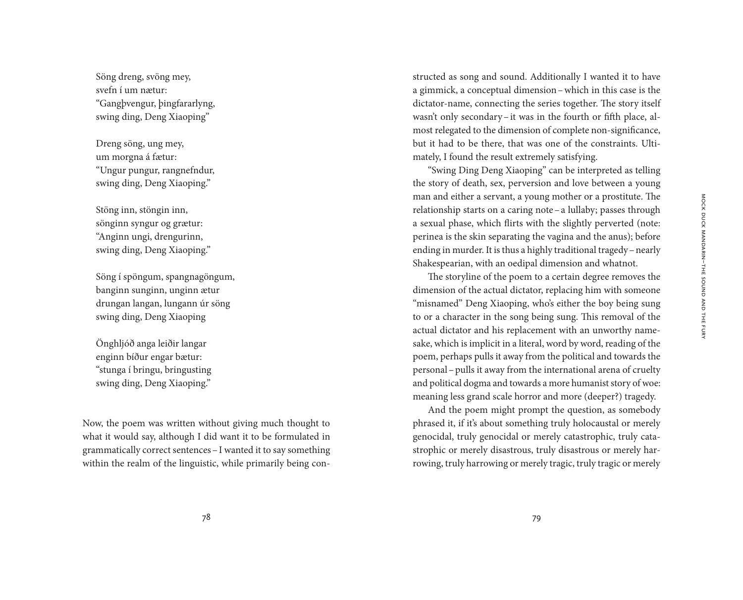Söng dreng, svöng mey,
svefn í um nætur:
"Gangþvengur, þingfararlyng,
swing ding, Deng Xiaoping"

Dreng söng, ung mey,
um morgna á fætur:
"Ungur pungur, rangnefndur,
swing ding, Deng Xiaoping."

Stöng inn, stöngin inn,
sönginn syngur og grætur:
"Anginn ungi, drengurinn,
swing ding, Deng Xiaoping."

Söng í spöngum, spangnagöngum,
banginn sunginn, unginn ætur
drungan langan, lungann úr söng
swing ding, Deng Xiaoping

Önghljóð anga leiðir langar
enginn bíður engar bætur:
"stunga í bringu, bringusting
swing ding, Deng Xiaoping."

Now, the poem was written without giving much thought to what it would say, although I did want it to be formulated in grammatically correct sentences – I wanted it to say something within the realm of the linguistic, while primarily being constructed as song and sound. Additionally I wanted it to have a gimmick, a conceptual dimension – which in this case is the dictator-name, connecting the series together. The story itself wasn't only secondary – it was in the fourth or fifth place, almost relegated to the dimension of complete non-significance, but it had to be there, that was one of the constraints. Ultimately, I found the result extremely satisfying.

"Swing Ding Deng Xiaoping" can be interpreted as telling the story of death, sex, perversion and love between a young man and either a servant, a young mother or a prostitute. The relationship starts on a caring note – a lullaby; passes through a sexual phase, which flirts with the slightly perverted (note: perinea is the skin separating the vagina and the anus); before ending in murder. It is thus a highly traditional tragedy – nearly Shakespearian, with an oedipal dimension and whatnot.

The storyline of the poem to a certain degree removes the dimension of the actual dictator, replacing him with someone "misnamed" Deng Xiaoping, who's either the boy being sung to or a character in the song being sung. This removal of the actual dictator and his replacement with an unworthy namesake, which is implicit in a literal, word by word, reading of the poem, perhaps pulls it away from the political and towards the personal – pulls it away from the international arena of cruelty and political dogma and towards a more humanist story of woe: meaning less grand scale horror and more (deeper?) tragedy.

And the poem might prompt the question, as somebody phrased it, if it's about something truly holocaustal or merely genocidal, truly genocidal or merely catastrophic, truly catastrophic or merely disastrous, truly disastrous or merely harrowing, truly harrowing or merely tragic, truly tragic or merely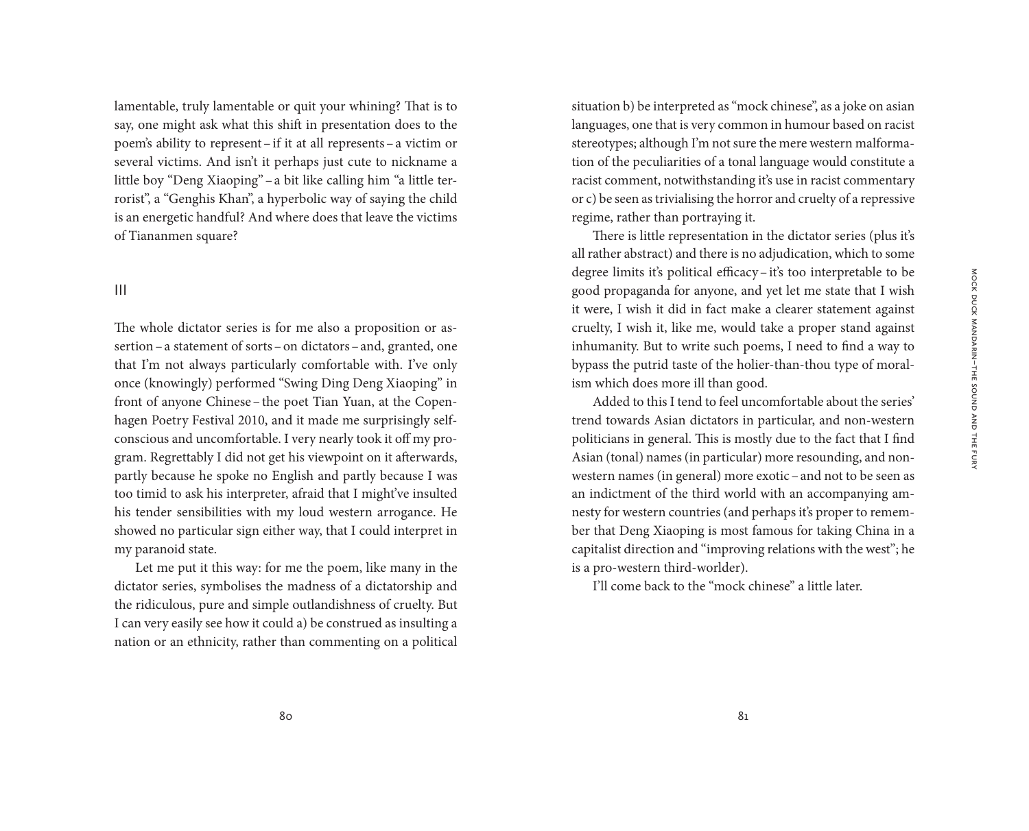lamentable, truly lamentable or quit your whining? That is to say, one might ask what this shift in presentation does to the poem's ability to represent – if it at all represents – a victim or several victims. And isn't it perhaps just cute to nickname a little boy "Deng Xiaoping" – a bit like calling him "a little terrorist", a "Genghis Khan", a hyperbolic way of saying the child is an energetic handful? And where does that leave the victims of Tiananmen square?

## III

The whole dictator series is for me also a proposition or assertion – a statement of sorts – on dictators – and, granted, one that I'm not always particularly comfortable with. I've only once (knowingly) performed "Swing Ding Deng Xiaoping" in front of anyone Chinese – the poet Tian Yuan, at the Copenhagen Poetry Festival 2010, and it made me surprisingly self-conscious and uncomfortable. I very nearly took it off my program. Regrettably I did not get his viewpoint on it afterwards, partly because he spoke no English and partly because I was too timid to ask his interpreter, afraid that I might've insulted his tender sensibilities with my loud western arrogance. He showed no particular sign either way, that I could interpret in my paranoid state.

Let me put it this way: for me the poem, like many in the dictator series, symbolises the madness of a dictatorship and the ridiculous, pure and simple outlandishness of cruelty. But I can very easily see how it could a) be construed as insulting a nation or an ethnicity, rather than commenting on a political situation b) be interpreted as "mock chinese", as a joke on asian languages, one that is very common in humour based on racist stereotypes; although I'm not sure the mere western malformation of the peculiarities of a tonal language would constitute a racist comment, notwithstanding it's use in racist commentary or c) be seen as trivialising the horror and cruelty of a repressive regime, rather than portraying it.

There is little representation in the dictator series (plus it's all rather abstract) and there is no adjudication, which to some degree limits it's political efficacy – it's too interpretable to be good propaganda for anyone, and yet let me state that I wish it were, I wish it did in fact make a clearer statement against cruelty, I wish it, like me, would take a proper stand against inhumanity. But to write such poems, I need to find a way to bypass the putrid taste of the holier-than-thou type of moralism which does more ill than good.

Added to this I tend to feel uncomfortable about the series' trend towards Asian dictators in particular, and non-western politicians in general. This is mostly due to the fact that I find Asian (tonal) names (in particular) more resounding, and non-western names (in general) more exotic – and not to be seen as an indictment of the third world with an accompanying amnesty for western countries (and perhaps it's proper to remember that Deng Xiaoping is most famous for taking China in a capitalist direction and "improving relations with the west"; he is a pro-western third-worlder).

I'll come back to the "mock chinese" a little later.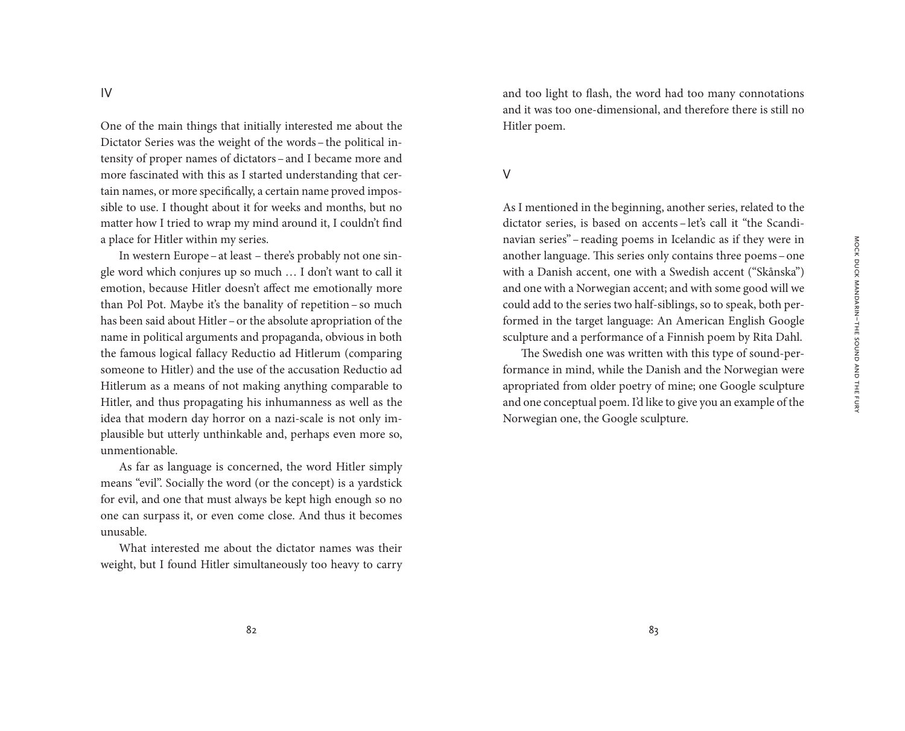## IV

One of the main things that initially interested me about the Dictator Series was the weight of the words – the political intensity of proper names of dictators – and I became more and more fascinated with this as I started understanding that certain names, or more specifically, a certain name proved impossible to use. I thought about it for weeks and months, but no matter how I tried to wrap my mind around it, I couldn't find a place for Hitler within my series.

In western Europe – at least – there's probably not one single word which conjures up so much … I don't want to call it emotion, because Hitler doesn't affect me emotionally more than Pol Pot. Maybe it's the banality of repetition – so much has been said about Hitler – or the absolute apropriation of the name in political arguments and propaganda, obvious in both the famous logical fallacy Reductio ad Hitlerum (comparing someone to Hitler) and the use of the accusation Reductio ad Hitlerum as a means of not making anything comparable to Hitler, and thus propagating his inhumanness as well as the idea that modern day horror on a nazi-scale is not only implausible but utterly unthinkable and, perhaps even more so, unmentionable.

As far as language is concerned, the word Hitler simply means "evil". Socially the word (or the concept) is a yardstick for evil, and one that must always be kept high enough so no one can surpass it, or even come close. And thus it becomes unusable.

What interested me about the dictator names was their weight, but I found Hitler simultaneously too heavy to carry and too light to flash, the word had too many connotations and it was too one-dimensional, and therefore there is still no Hitler poem.

## V

As I mentioned in the beginning, another series, related to the dictator series, is based on accents – let's call it "the Scandinavian series" – reading poems in Icelandic as if they were in another language. This series only contains three poems – one with a Danish accent, one with a Swedish accent ("Skånska") and one with a Norwegian accent; and with some good will we could add to the series two half-siblings, so to speak, both performed in the target language: An American English Google sculpture and a performance of a Finnish poem by Rita Dahl.

The Swedish one was written with this type of sound-performance in mind, while the Danish and the Norwegian were apropriated from older poetry of mine; one Google sculpture and one conceptual poem. I'd like to give you an example of the Norwegian one, the Google sculpture.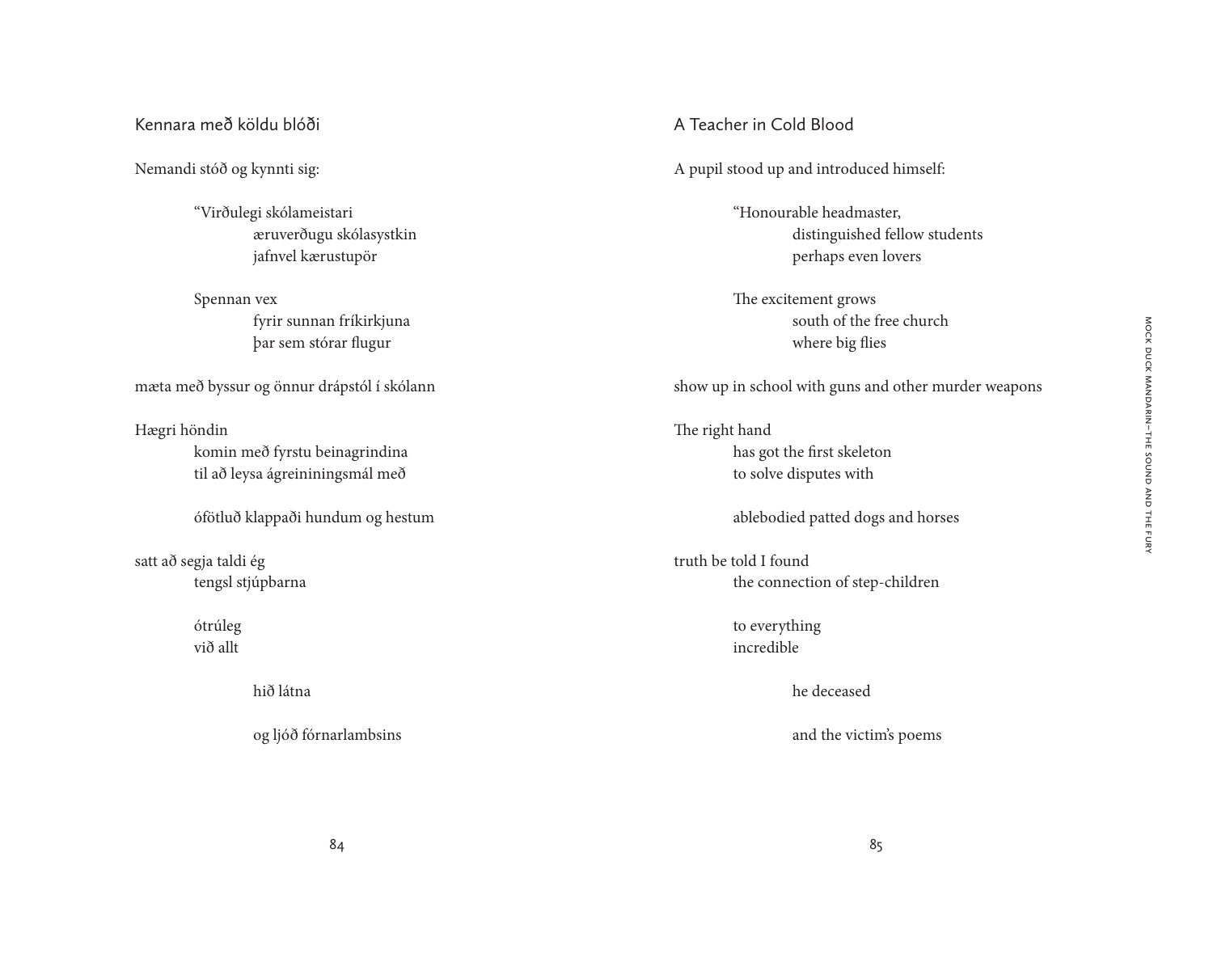## Kennara með köldu blóði

Nemandi stóð og kynnti sig:

> “Virðulegi skólameistari
> æruverðugu skólasystkin
> jafnvel kærustupör
>
> Spennan vex
> fyrir sunnan fríkirkjuna
> þar sem stórar flugur

mæta með byssur og önnur drápstól í skólann

Hægri höndin
komin með fyrstu beinagrindina
til að leysa ágreininingsmál með

ófötluð klappaði hundum og hestum

satt að segja taldi ég
tengsl stjúpbarna

ótrúleg
við allt

hið látna

og ljóð fórnarlambsins

## A Teacher in Cold Blood

A pupil stood up and introduced himself:

> “Honourable headmaster,
> distinguished fellow students
> perhaps even lovers
>
> The excitement grows
> south of the free church
> where big flies

show up in school with guns and other murder weapons

The right hand
has got the first skeleton
to solve disputes with

ablebodied patted dogs and horses

truth be told I found
the connection of step-children

to everything
incredible

he deceased

and the victim’s poems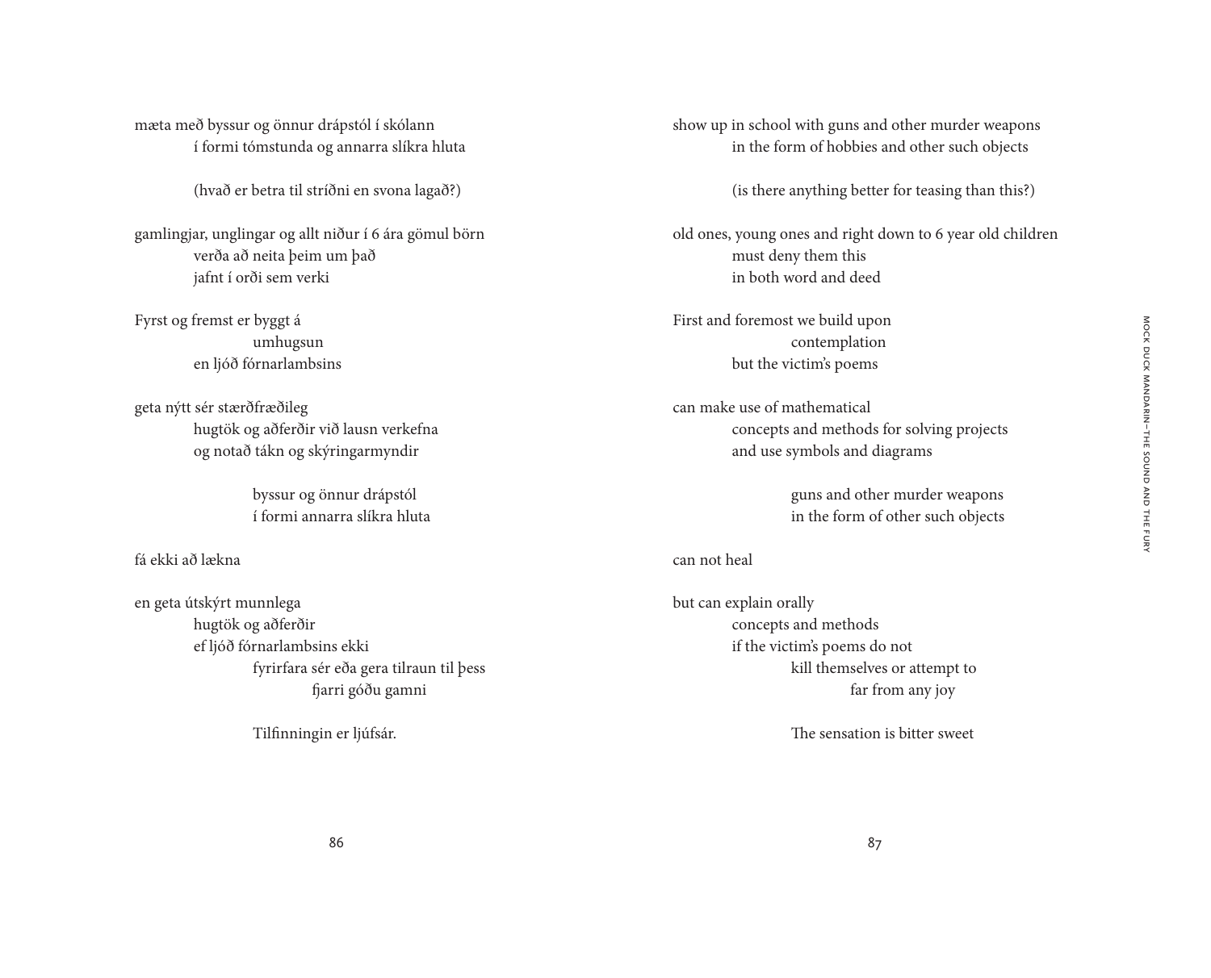mæta með byssur og önnur drápstól í skólann
        í formi tómstunda og annarra slíkra hluta

        (hvað er betra til stríðni en svona lagað?)

gamlingjar, unglingar og allt niður í 6 ára gömul börn
        verða að neita þeim um það
        jafnt í orði sem verki

Fyrst og fremst er byggt á
                umhugsun
        en ljóð fórnarlambsins

geta nýtt sér stærðfræðileg
        hugtök og aðferðir við lausn verkefna
        og notað tákn og skýringarmyndir

                byssur og önnur drápstól
                í formi annarra slíkra hluta

fá ekki að lækna

en geta útskýrt munnlega
        hugtök og aðferðir
        ef ljóð fórnarlambsins ekki
                fyrirfara sér eða gera tilraun til þess
                        fjarri góðu gamni

                Tilfinningin er ljúfsár.

show up in school with guns and other murder weapons
        in the form of hobbies and other such objects

        (is there anything better for teasing than this?)

old ones, young ones and right down to 6 year old children
        must deny them this
        in both word and deed

First and foremost we build upon
                contemplation
        but the victim's poems

can make use of mathematical
        concepts and methods for solving projects
        and use symbols and diagrams

                guns and other murder weapons
                in the form of other such objects

can not heal

but can explain orally
        concepts and methods
        if the victim's poems do not
                kill themselves or attempt to
                        far from any joy

                The sensation is bitter sweet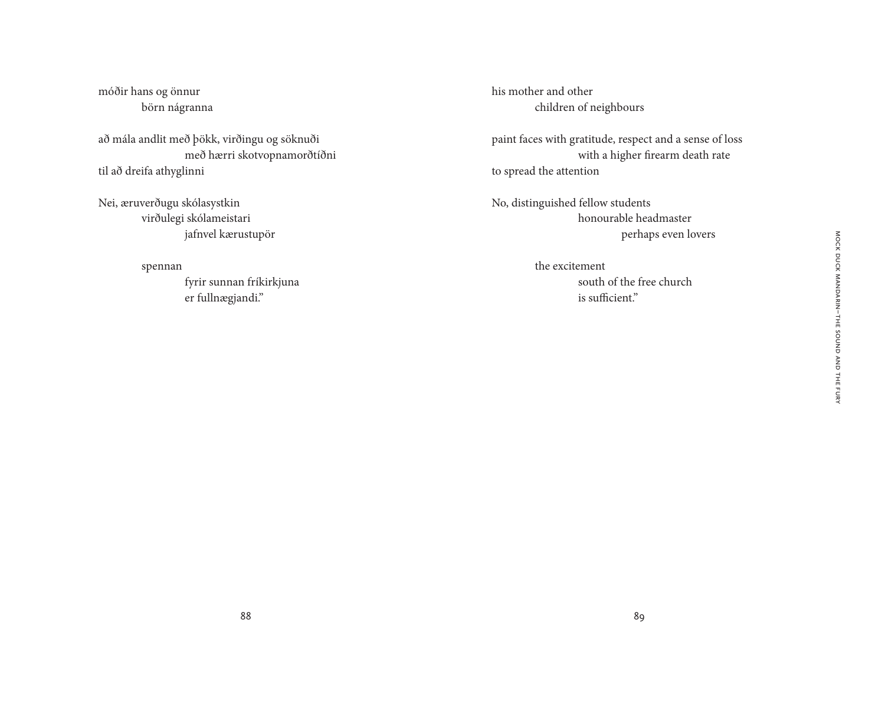móðir hans og önnur
börn nágranna

að mála andlit með þökk, virðingu og söknuði
með hærri skotvopnamorðtíðni
til að dreifa athyglinni

Nei, æruverðugu skólasystkin
virðulegi skólameistari
jafnvel kærustupör

spennan
fyrir sunnan fríkirkjuna
er fullnægjandi."

his mother and other
children of neighbours

paint faces with gratitude, respect and a sense of loss
with a higher firearm death rate
to spread the attention

No, distinguished fellow students
honourable headmaster
perhaps even lovers

the excitement
south of the free church
is sufficient."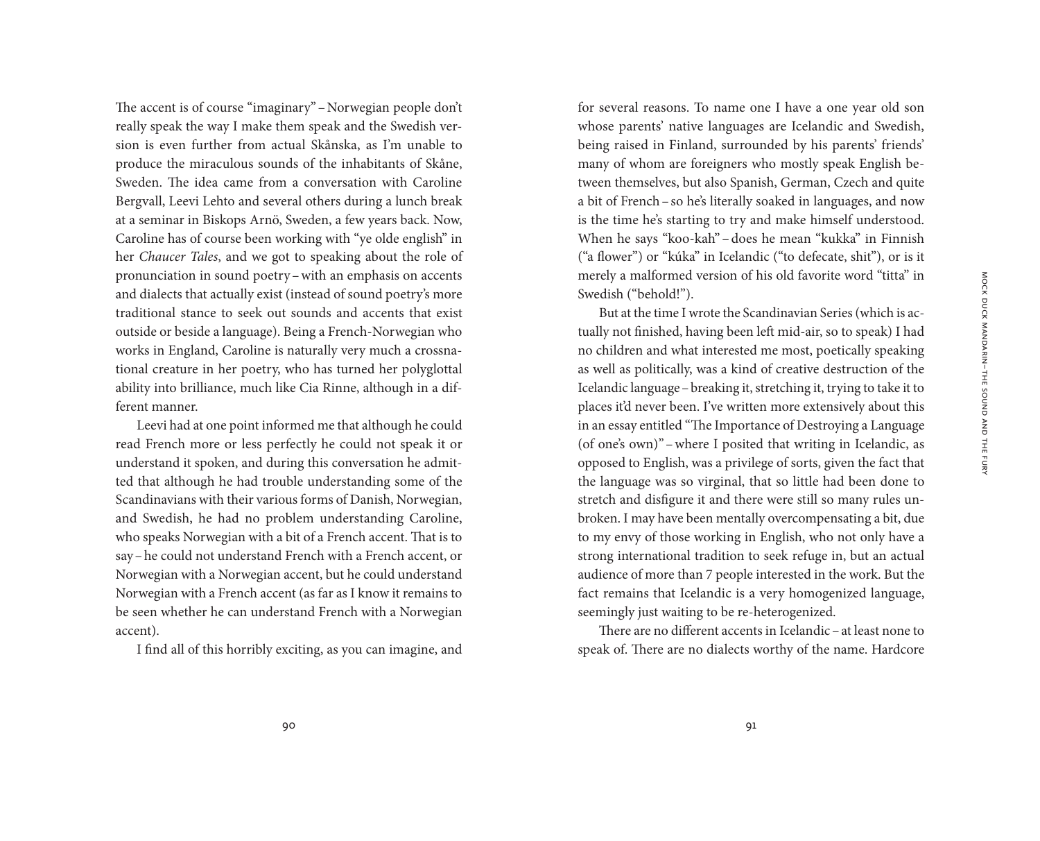The accent is of course "imaginary" – Norwegian people don't really speak the way I make them speak and the Swedish version is even further from actual Skånska, as I'm unable to produce the miraculous sounds of the inhabitants of Skåne, Sweden. The idea came from a conversation with Caroline Bergvall, Leevi Lehto and several others during a lunch break at a seminar in Biskops Arnö, Sweden, a few years back. Now, Caroline has of course been working with "ye olde english" in her *Chaucer Tales*, and we got to speaking about the role of pronunciation in sound poetry – with an emphasis on accents and dialects that actually exist (instead of sound poetry's more traditional stance to seek out sounds and accents that exist outside or beside a language). Being a French-Norwegian who works in England, Caroline is naturally very much a crossnational creature in her poetry, who has turned her polyglottal ability into brilliance, much like Cia Rinne, although in a different manner.

Leevi had at one point informed me that although he could read French more or less perfectly he could not speak it or understand it spoken, and during this conversation he admitted that although he had trouble understanding some of the Scandinavians with their various forms of Danish, Norwegian, and Swedish, he had no problem understanding Caroline, who speaks Norwegian with a bit of a French accent. That is to say – he could not understand French with a French accent, or Norwegian with a Norwegian accent, but he could understand Norwegian with a French accent (as far as I know it remains to be seen whether he can understand French with a Norwegian accent).

I find all of this horribly exciting, as you can imagine, and for several reasons. To name one I have a one year old son whose parents' native languages are Icelandic and Swedish, being raised in Finland, surrounded by his parents' friends' many of whom are foreigners who mostly speak English between themselves, but also Spanish, German, Czech and quite a bit of French – so he's literally soaked in languages, and now is the time he's starting to try and make himself understood. When he says "koo-kah" – does he mean "kukka" in Finnish ("a flower") or "kúka" in Icelandic ("to defecate, shit"), or is it merely a malformed version of his old favorite word "titta" in Swedish ("behold!").

But at the time I wrote the Scandinavian Series (which is actually not finished, having been left mid-air, so to speak) I had no children and what interested me most, poetically speaking as well as politically, was a kind of creative destruction of the Icelandic language – breaking it, stretching it, trying to take it to places it'd never been. I've written more extensively about this in an essay entitled "The Importance of Destroying a Language (of one's own)" – where I posited that writing in Icelandic, as opposed to English, was a privilege of sorts, given the fact that the language was so virginal, that so little had been done to stretch and disfigure it and there were still so many rules unbroken. I may have been mentally overcompensating a bit, due to my envy of those working in English, who not only have a strong international tradition to seek refuge in, but an actual audience of more than 7 people interested in the work. But the fact remains that Icelandic is a very homogenized language, seemingly just waiting to be re-heterogenized.

There are no different accents in Icelandic – at least none to speak of. There are no dialects worthy of the name. Hardcore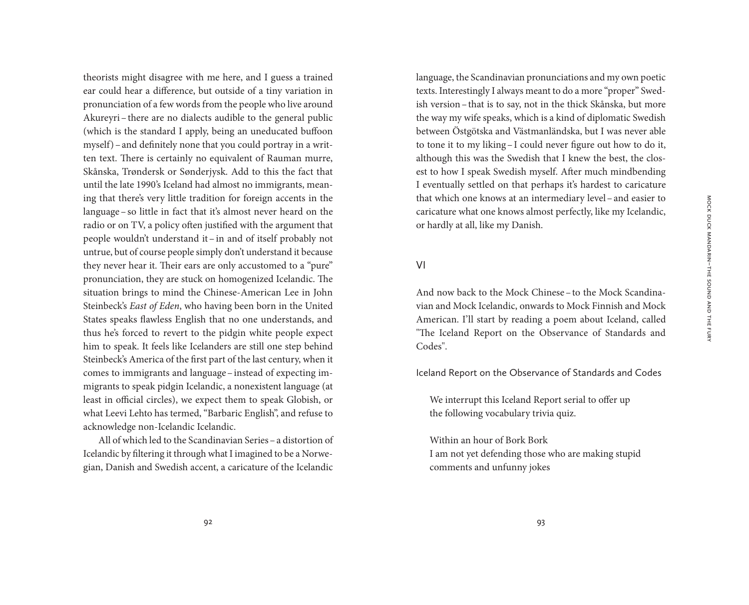theorists might disagree with me here, and I guess a trained ear could hear a difference, but outside of a tiny variation in pronunciation of a few words from the people who live around Akureyri – there are no dialects audible to the general public (which is the standard I apply, being an uneducated buffoon myself) – and definitely none that you could portray in a written text. There is certainly no equivalent of Rauman murre, Skånska, Trøndersk or Sønderjysk. Add to this the fact that until the late 1990's Iceland had almost no immigrants, meaning that there's very little tradition for foreign accents in the language – so little in fact that it's almost never heard on the radio or on TV, a policy often justified with the argument that people wouldn't understand it – in and of itself probably not untrue, but of course people simply don't understand it because they never hear it. Their ears are only accustomed to a "pure" pronunciation, they are stuck on homogenized Icelandic. The situation brings to mind the Chinese-American Lee in John Steinbeck's *East of Eden*, who having been born in the United States speaks flawless English that no one understands, and thus he's forced to revert to the pidgin white people expect him to speak. It feels like Icelanders are still one step behind Steinbeck's America of the first part of the last century, when it comes to immigrants and language – instead of expecting immigrants to speak pidgin Icelandic, a nonexistent language (at least in official circles), we expect them to speak Globish, or what Leevi Lehto has termed, "Barbaric English", and refuse to acknowledge non-Icelandic Icelandic.

All of which led to the Scandinavian Series – a distortion of Icelandic by filtering it through what I imagined to be a Norwegian, Danish and Swedish accent, a caricature of the Icelandic language, the Scandinavian pronunciations and my own poetic texts. Interestingly I always meant to do a more "proper" Swedish version – that is to say, not in the thick Skånska, but more the way my wife speaks, which is a kind of diplomatic Swedish between Östgötska and Västmanländska, but I was never able to tone it to my liking – I could never figure out how to do it, although this was the Swedish that I knew the best, the closest to how I speak Swedish myself. After much mindbending I eventually settled on that perhaps it's hardest to caricature that which one knows at an intermediary level – and easier to caricature what one knows almost perfectly, like my Icelandic, or hardly at all, like my Danish.

## VI

And now back to the Mock Chinese – to the Mock Scandinavian and Mock Icelandic, onwards to Mock Finnish and Mock American. I'll start by reading a poem about Iceland, called "The Iceland Report on the Observance of Standards and Codes".

### Iceland Report on the Observance of Standards and Codes

> We interrupt this Iceland Report serial to offer up
> the following vocabulary trivia quiz.
>
> Within an hour of Bork Bork
> I am not yet defending those who are making stupid
> comments and unfunny jokes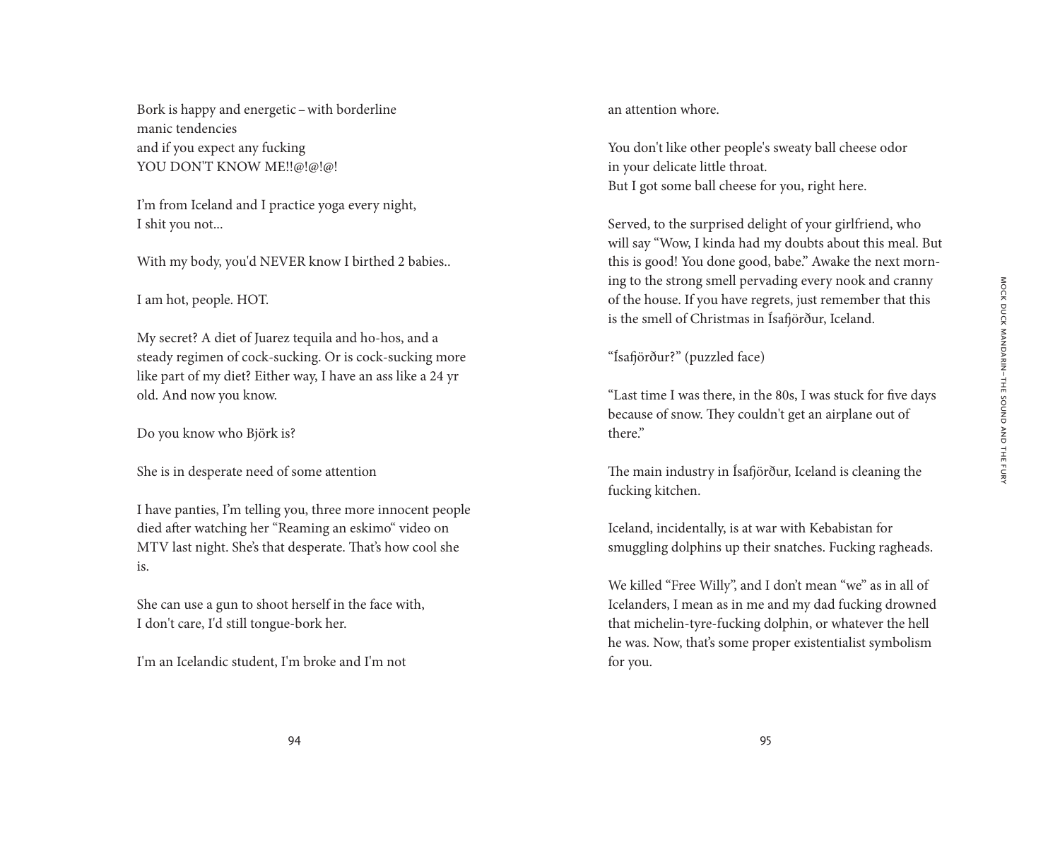Bork is happy and energetic – with borderline
manic tendencies
and if you expect any fucking
YOU DON'T KNOW ME!!@!@!@!

I'm from Iceland and I practice yoga every night,
I shit you not...

With my body, you'd NEVER know I birthed 2 babies..

I am hot, people. HOT.

My secret? A diet of Juarez tequila and ho-hos, and a steady regimen of cock-sucking. Or is cock-sucking more like part of my diet? Either way, I have an ass like a 24 yr old. And now you know.

Do you know who Björk is?

She is in desperate need of some attention

I have panties, I'm telling you, three more innocent people died after watching her "Reaming an eskimo" video on MTV last night. She's that desperate. That's how cool she is.

She can use a gun to shoot herself in the face with,
I don't care, I'd still tongue-bork her.

I'm an Icelandic student, I'm broke and I'm not
an attention whore.

You don't like other people's sweaty ball cheese odor
in your delicate little throat.
But I got some ball cheese for you, right here.

Served, to the surprised delight of your girlfriend, who will say "Wow, I kinda had my doubts about this meal. But this is good! You done good, babe." Awake the next morning to the strong smell pervading every nook and cranny of the house. If you have regrets, just remember that this is the smell of Christmas in Ísafjörður, Iceland.

"Ísafjörður?" (puzzled face)

"Last time I was there, in the 80s, I was stuck for five days because of snow. They couldn't get an airplane out of there."

The main industry in Ísafjörður, Iceland is cleaning the fucking kitchen.

Iceland, incidentally, is at war with Kebabistan for smuggling dolphins up their snatches. Fucking ragheads.

We killed "Free Willy", and I don't mean "we" as in all of Icelanders, I mean as in me and my dad fucking drowned that michelin-tyre-fucking dolphin, or whatever the hell he was. Now, that's some proper existentialist symbolism for you.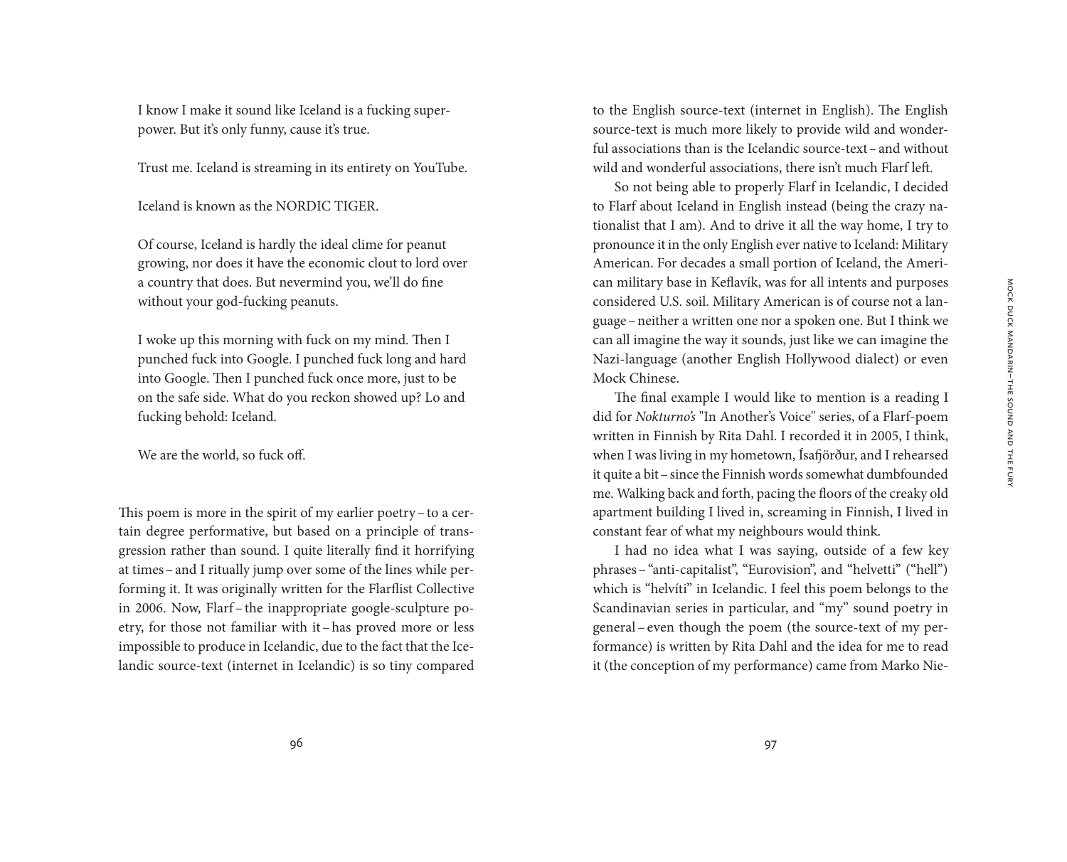I know I make it sound like Iceland is a fucking superpower. But it's only funny, cause it's true.

Trust me. Iceland is streaming in its entirety on YouTube.

Iceland is known as the NORDIC TIGER.

Of course, Iceland is hardly the ideal clime for peanut growing, nor does it have the economic clout to lord over a country that does. But nevermind you, we'll do fine without your god-fucking peanuts.

I woke up this morning with fuck on my mind. Then I punched fuck into Google. I punched fuck long and hard into Google. Then I punched fuck once more, just to be on the safe side. What do you reckon showed up? Lo and fucking behold: Iceland.

We are the world, so fuck off.

This poem is more in the spirit of my earlier poetry – to a certain degree performative, but based on a principle of transgression rather than sound. I quite literally find it horrifying at times – and I ritually jump over some of the lines while performing it. It was originally written for the Flarflist Collective in 2006. Now, Flarf – the inappropriate google-sculpture poetry, for those not familiar with it – has proved more or less impossible to produce in Icelandic, due to the fact that the Icelandic source-text (internet in Icelandic) is so tiny compared to the English source-text (internet in English). The English source-text is much more likely to provide wild and wonderful associations than is the Icelandic source-text – and without wild and wonderful associations, there isn't much Flarf left.

So not being able to properly Flarf in Icelandic, I decided to Flarf about Iceland in English instead (being the crazy nationalist that I am). And to drive it all the way home, I try to pronounce it in the only English ever native to Iceland: Military American. For decades a small portion of Iceland, the American military base in Keflavík, was for all intents and purposes considered U.S. soil. Military American is of course not a language – neither a written one nor a spoken one. But I think we can all imagine the way it sounds, just like we can imagine the Nazi-language (another English Hollywood dialect) or even Mock Chinese.

The final example I would like to mention is a reading I did for *Nokturno's* "In Another's Voice" series, of a Flarf-poem written in Finnish by Rita Dahl. I recorded it in 2005, I think, when I was living in my hometown, Ísafjörður, and I rehearsed it quite a bit – since the Finnish words somewhat dumbfounded me. Walking back and forth, pacing the floors of the creaky old apartment building I lived in, screaming in Finnish, I lived in constant fear of what my neighbours would think.

I had no idea what I was saying, outside of a few key phrases – "anti-capitalist", "Eurovision", and "helvetti" ("hell") which is "helvíti" in Icelandic. I feel this poem belongs to the Scandinavian series in particular, and "my" sound poetry in general – even though the poem (the source-text of my performance) is written by Rita Dahl and the idea for me to read it (the conception of my performance) came from Marko Nie-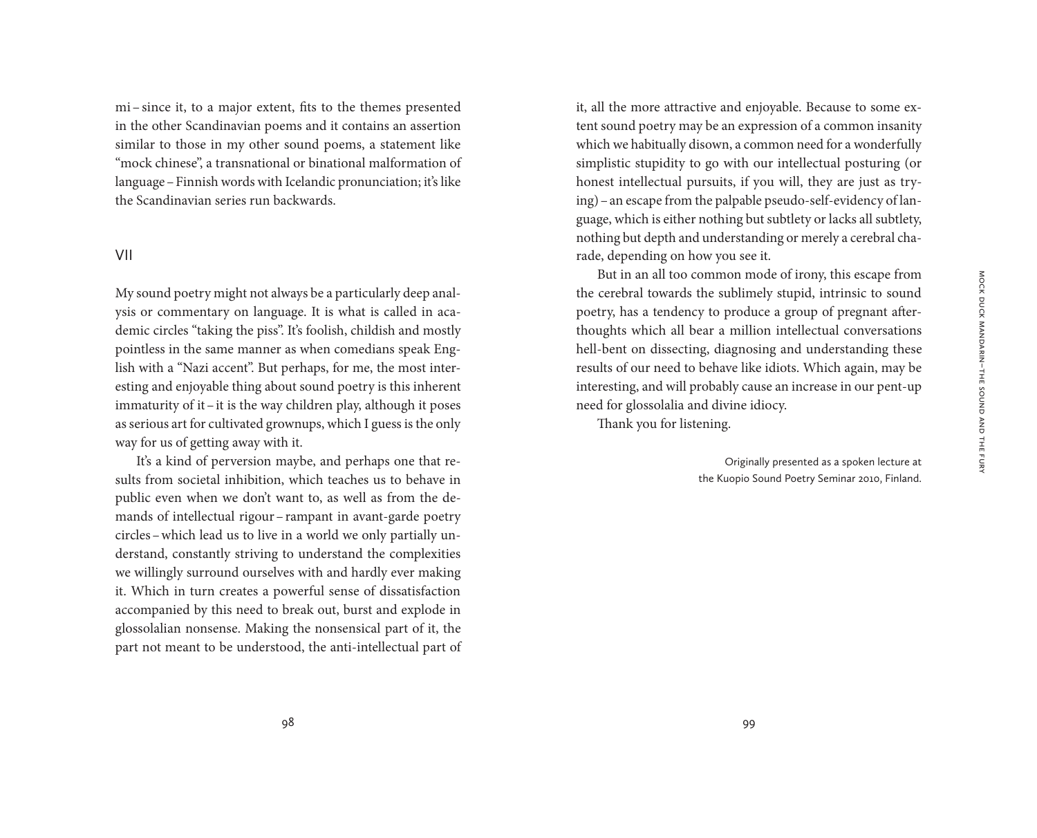mi – since it, to a major extent, fits to the themes presented in the other Scandinavian poems and it contains an assertion similar to those in my other sound poems, a statement like "mock chinese", a transnational or binational malformation of language – Finnish words with Icelandic pronunciation; it's like the Scandinavian series run backwards.

## VII

My sound poetry might not always be a particularly deep analysis or commentary on language. It is what is called in academic circles "taking the piss". It's foolish, childish and mostly pointless in the same manner as when comedians speak English with a "Nazi accent". But perhaps, for me, the most interesting and enjoyable thing about sound poetry is this inherent immaturity of it – it is the way children play, although it poses as serious art for cultivated grownups, which I guess is the only way for us of getting away with it.

It's a kind of perversion maybe, and perhaps one that results from societal inhibition, which teaches us to behave in public even when we don't want to, as well as from the demands of intellectual rigour – rampant in avant-garde poetry circles – which lead us to live in a world we only partially understand, constantly striving to understand the complexities we willingly surround ourselves with and hardly ever making it. Which in turn creates a powerful sense of dissatisfaction accompanied by this need to break out, burst and explode in glossolalian nonsense. Making the nonsensical part of it, the part not meant to be understood, the anti-intellectual part of it, all the more attractive and enjoyable. Because to some extent sound poetry may be an expression of a common insanity which we habitually disown, a common need for a wonderfully simplistic stupidity to go with our intellectual posturing (or honest intellectual pursuits, if you will, they are just as trying) – an escape from the palpable pseudo-self-evidency of language, which is either nothing but subtlety or lacks all subtlety, nothing but depth and understanding or merely a cerebral charade, depending on how you see it.

But in an all too common mode of irony, this escape from the cerebral towards the sublimely stupid, intrinsic to sound poetry, has a tendency to produce a group of pregnant afterthoughts which all bear a million intellectual conversations hell-bent on dissecting, diagnosing and understanding these results of our need to behave like idiots. Which again, may be interesting, and will probably cause an increase in our pent-up need for glossolalia and divine idiocy.

Thank you for listening.

Originally presented as a spoken lecture at the Kuopio Sound Poetry Seminar 2010, Finland.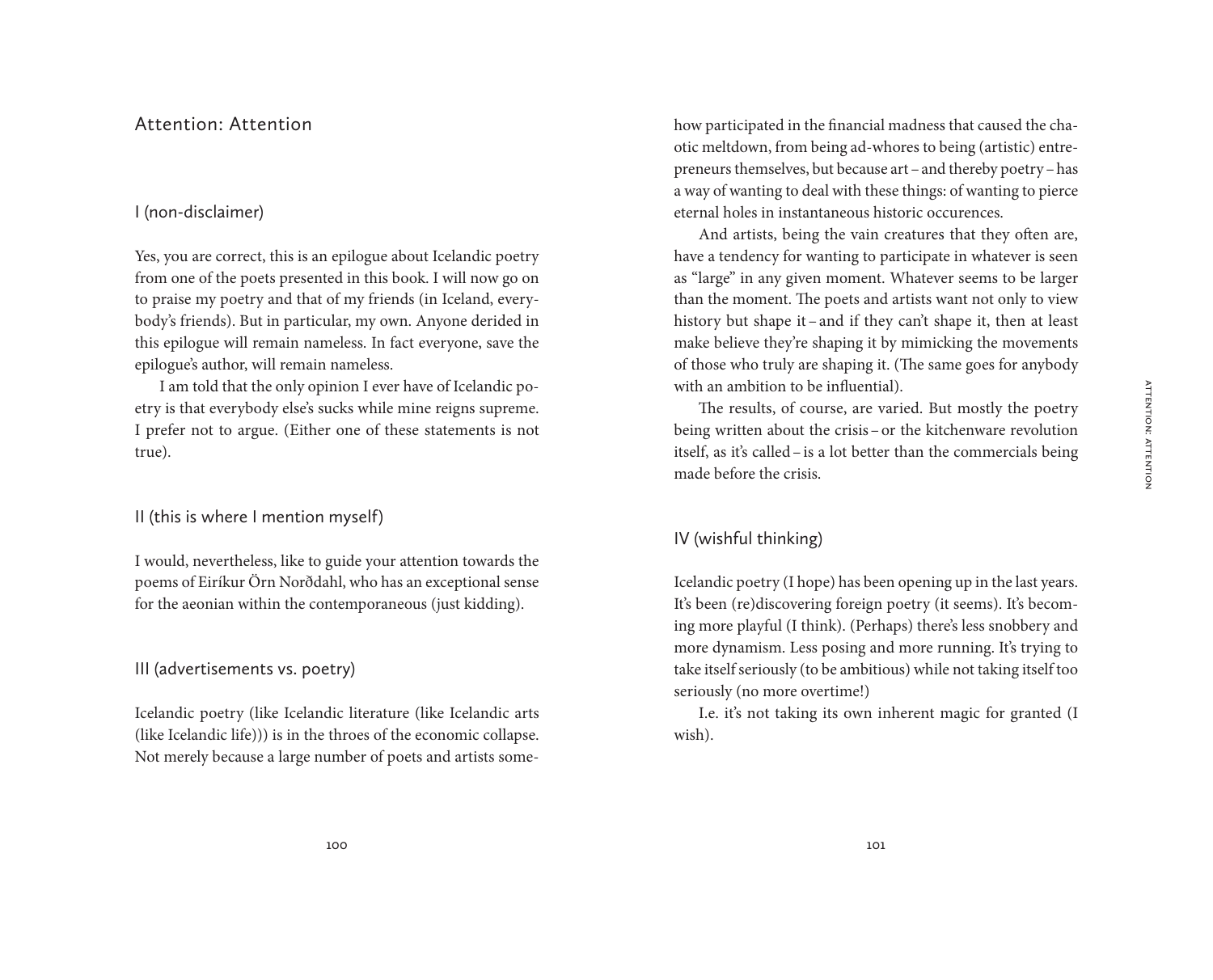# Attention: Attention

## I (non-disclaimer)

Yes, you are correct, this is an epilogue about Icelandic poetry from one of the poets presented in this book. I will now go on to praise my poetry and that of my friends (in Iceland, everybody's friends). But in particular, my own. Anyone derided in this epilogue will remain nameless. In fact everyone, save the epilogue's author, will remain nameless.

I am told that the only opinion I ever have of Icelandic poetry is that everybody else's sucks while mine reigns supreme. I prefer not to argue. (Either one of these statements is not true).

## II (this is where I mention myself)

I would, nevertheless, like to guide your attention towards the poems of Eiríkur Örn Norðdahl, who has an exceptional sense for the aeonian within the contemporaneous (just kidding).

## III (advertisements vs. poetry)

Icelandic poetry (like Icelandic literature (like Icelandic arts (like Icelandic life))) is in the throes of the economic collapse. Not merely because a large number of poets and artists somehow participated in the financial madness that caused the chaotic meltdown, from being ad-whores to being (artistic) entrepreneurs themselves, but because art – and thereby poetry – has a way of wanting to deal with these things: of wanting to pierce eternal holes in instantaneous historic occurences.

And artists, being the vain creatures that they often are, have a tendency for wanting to participate in whatever is seen as "large" in any given moment. Whatever seems to be larger than the moment. The poets and artists want not only to view history but shape it – and if they can't shape it, then at least make believe they're shaping it by mimicking the movements of those who truly are shaping it. (The same goes for anybody with an ambition to be influential).

The results, of course, are varied. But mostly the poetry being written about the crisis – or the kitchenware revolution itself, as it's called – is a lot better than the commercials being made before the crisis.

## IV (wishful thinking)

Icelandic poetry (I hope) has been opening up in the last years. It's been (re)discovering foreign poetry (it seems). It's becoming more playful (I think). (Perhaps) there's less snobbery and more dynamism. Less posing and more running. It's trying to take itself seriously (to be ambitious) while not taking itself too seriously (no more overtime!)

I.e. it's not taking its own inherent magic for granted (I wish).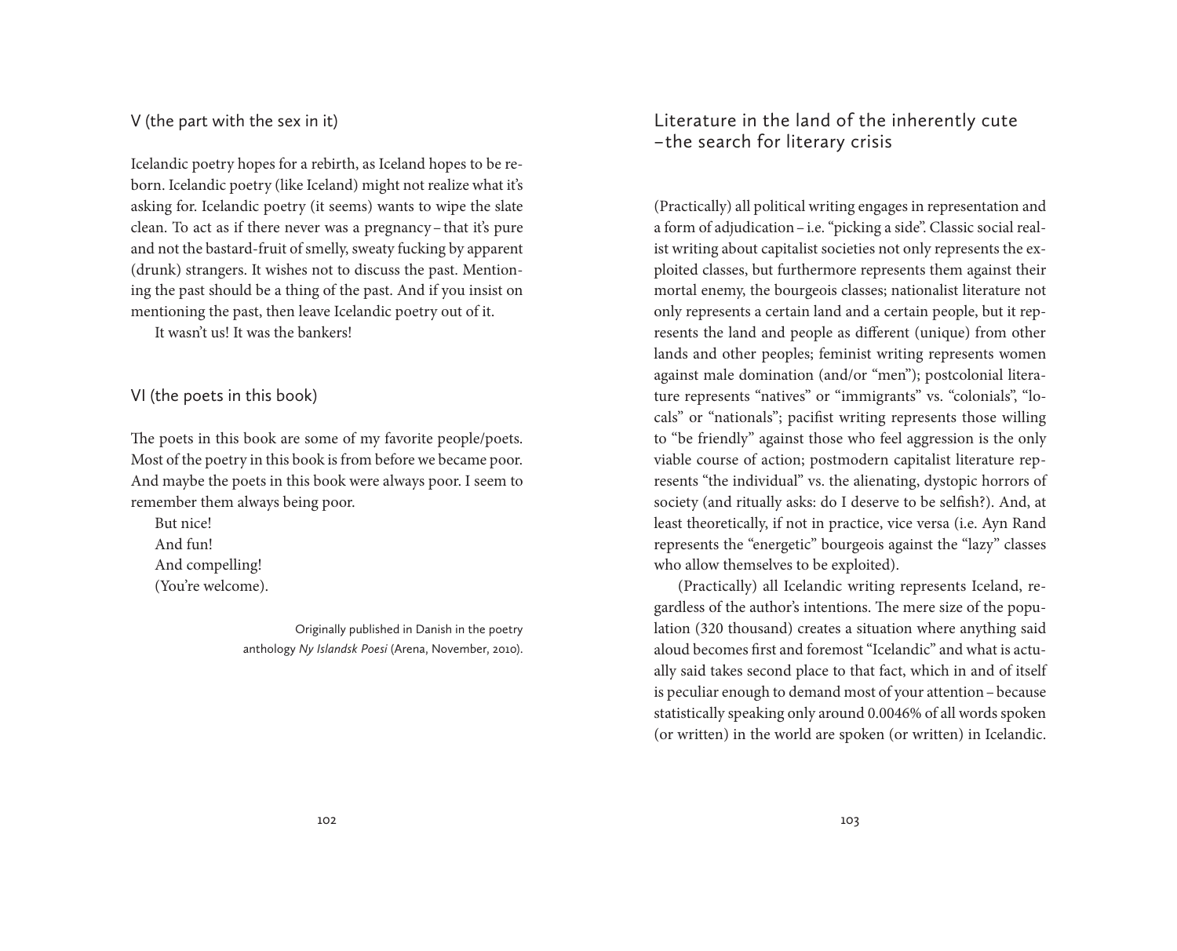## V (the part with the sex in it)

Icelandic poetry hopes for a rebirth, as Iceland hopes to be reborn. Icelandic poetry (like Iceland) might not realize what it's asking for. Icelandic poetry (it seems) wants to wipe the slate clean. To act as if there never was a pregnancy – that it's pure and not the bastard-fruit of smelly, sweaty fucking by apparent (drunk) strangers. It wishes not to discuss the past. Mentioning the past should be a thing of the past. And if you insist on mentioning the past, then leave Icelandic poetry out of it.

It wasn't us! It was the bankers!

## VI (the poets in this book)

The poets in this book are some of my favorite people/poets. Most of the poetry in this book is from before we became poor. And maybe the poets in this book were always poor. I seem to remember them always being poor.

But nice!
And fun!
And compelling!
(You're welcome).

Originally published in Danish in the poetry anthology *Ny Islandsk Poesi* (Arena, November, 2010).

# Literature in the land of the inherently cute – the search for literary crisis

(Practically) all political writing engages in representation and a form of adjudication – i.e. "picking a side". Classic social realist writing about capitalist societies not only represents the exploited classes, but furthermore represents them against their mortal enemy, the bourgeois classes; nationalist literature not only represents a certain land and a certain people, but it represents the land and people as different (unique) from other lands and other peoples; feminist writing represents women against male domination (and/or "men"); postcolonial literature represents "natives" or "immigrants" vs. "colonials", "locals" or "nationals"; pacifist writing represents those willing to "be friendly" against those who feel aggression is the only viable course of action; postmodern capitalist literature represents "the individual" vs. the alienating, dystopic horrors of society (and ritually asks: do I deserve to be selfish?). And, at least theoretically, if not in practice, vice versa (i.e. Ayn Rand represents the "energetic" bourgeois against the "lazy" classes who allow themselves to be exploited).

(Practically) all Icelandic writing represents Iceland, regardless of the author's intentions. The mere size of the population (320 thousand) creates a situation where anything said aloud becomes first and foremost "Icelandic" and what is actually said takes second place to that fact, which in and of itself is peculiar enough to demand most of your attention – because statistically speaking only around 0.0046% of all words spoken (or written) in the world are spoken (or written) in Icelandic.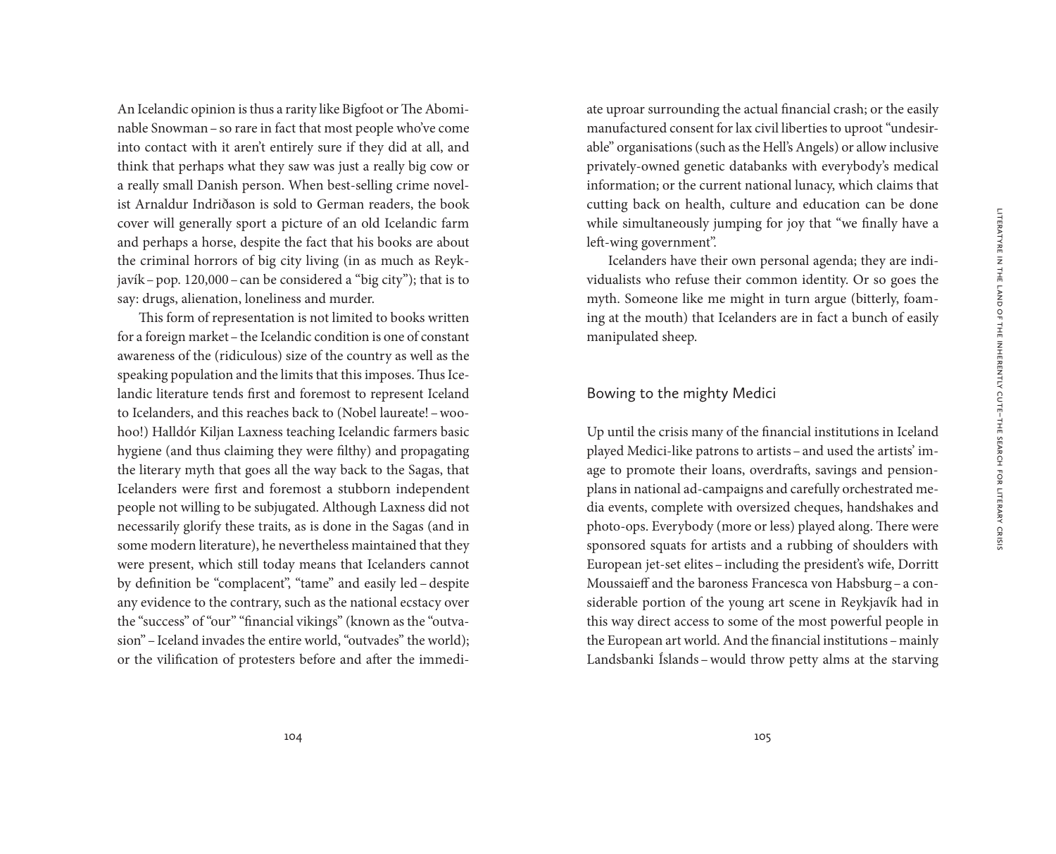An Icelandic opinion is thus a rarity like Bigfoot or The Abominable Snowman – so rare in fact that most people who've come into contact with it aren't entirely sure if they did at all, and think that perhaps what they saw was just a really big cow or a really small Danish person. When best-selling crime novelist Arnaldur Indriðason is sold to German readers, the book cover will generally sport a picture of an old Icelandic farm and perhaps a horse, despite the fact that his books are about the criminal horrors of big city living (in as much as Reykjavík – pop. 120,000 – can be considered a "big city"); that is to say: drugs, alienation, loneliness and murder.

This form of representation is not limited to books written for a foreign market – the Icelandic condition is one of constant awareness of the (ridiculous) size of the country as well as the speaking population and the limits that this imposes. Thus Icelandic literature tends first and foremost to represent Iceland to Icelanders, and this reaches back to (Nobel laureate! – woohoo!) Halldór Kiljan Laxness teaching Icelandic farmers basic hygiene (and thus claiming they were filthy) and propagating the literary myth that goes all the way back to the Sagas, that Icelanders were first and foremost a stubborn independent people not willing to be subjugated. Although Laxness did not necessarily glorify these traits, as is done in the Sagas (and in some modern literature), he nevertheless maintained that they were present, which still today means that Icelanders cannot by definition be "complacent", "tame" and easily led – despite any evidence to the contrary, such as the national ecstacy over the "success" of "our" "financial vikings" (known as the "outvasion" – Iceland invades the entire world, "outvades" the world); or the vilification of protesters before and after the immediate uproar surrounding the actual financial crash; or the easily manufactured consent for lax civil liberties to uproot "undesirable" organisations (such as the Hell's Angels) or allow inclusive privately-owned genetic databanks with everybody's medical information; or the current national lunacy, which claims that cutting back on health, culture and education can be done while simultaneously jumping for joy that "we finally have a left-wing government".

Icelanders have their own personal agenda; they are individualists who refuse their common identity. Or so goes the myth. Someone like me might in turn argue (bitterly, foaming at the mouth) that Icelanders are in fact a bunch of easily manipulated sheep.

## Bowing to the mighty Medici

Up until the crisis many of the financial institutions in Iceland played Medici-like patrons to artists – and used the artists' image to promote their loans, overdrafts, savings and pension-plans in national ad-campaigns and carefully orchestrated media events, complete with oversized cheques, handshakes and photo-ops. Everybody (more or less) played along. There were sponsored squats for artists and a rubbing of shoulders with European jet-set elites – including the president's wife, Dorritt Moussaieff and the baroness Francesca von Habsburg – a considerable portion of the young art scene in Reykjavík had in this way direct access to some of the most powerful people in the European art world. And the financial institutions – mainly Landsbanki Íslands – would throw petty alms at the starving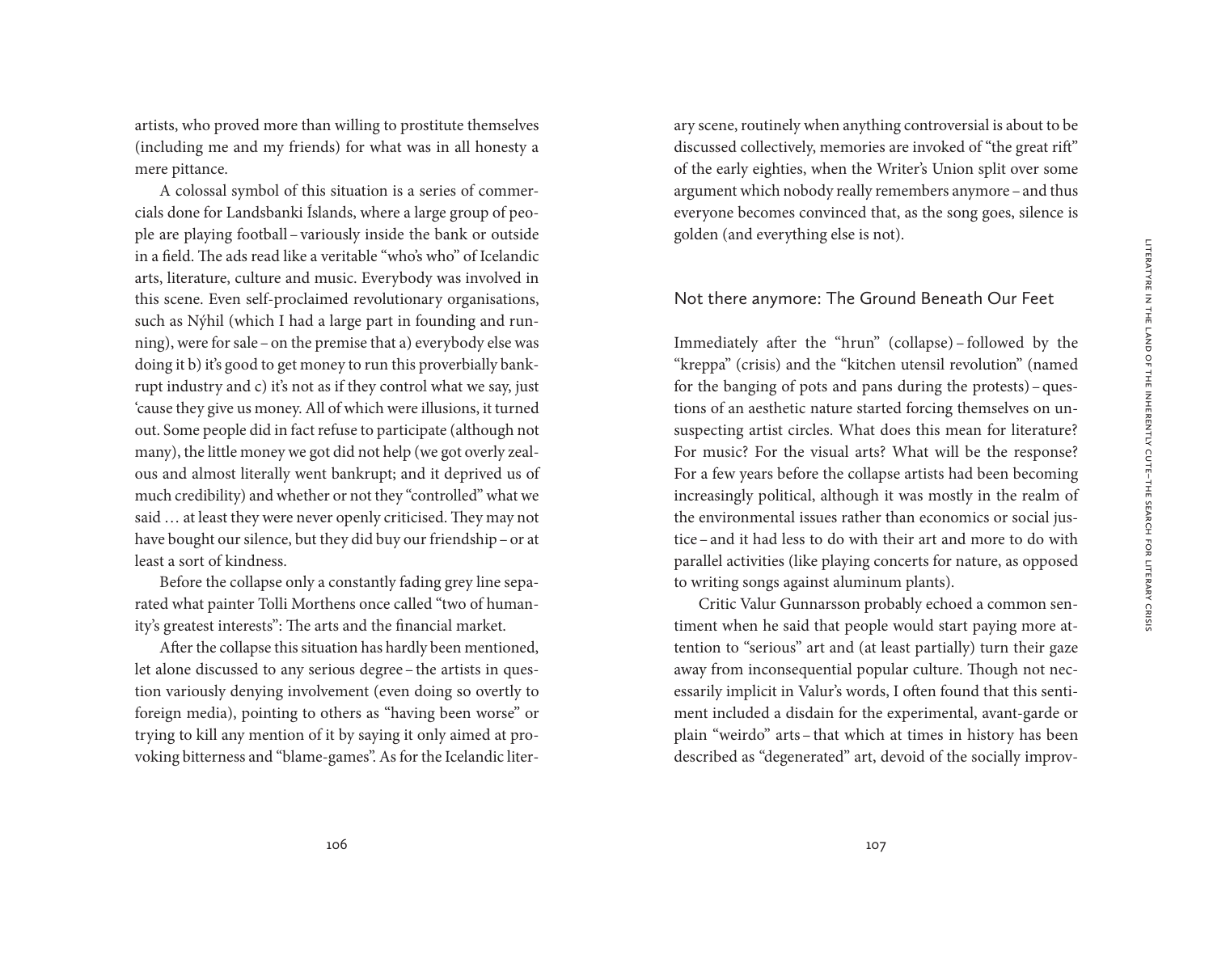artists, who proved more than willing to prostitute themselves (including me and my friends) for what was in all honesty a mere pittance.

A colossal symbol of this situation is a series of commercials done for Landsbanki Íslands, where a large group of people are playing football – variously inside the bank or outside in a field. The ads read like a veritable "who's who" of Icelandic arts, literature, culture and music. Everybody was involved in this scene. Even self-proclaimed revolutionary organisations, such as Nýhil (which I had a large part in founding and running), were for sale – on the premise that a) everybody else was doing it b) it's good to get money to run this proverbially bankrupt industry and c) it's not as if they control what we say, just 'cause they give us money. All of which were illusions, it turned out. Some people did in fact refuse to participate (although not many), the little money we got did not help (we got overly zealous and almost literally went bankrupt; and it deprived us of much credibility) and whether or not they "controlled" what we said … at least they were never openly criticised. They may not have bought our silence, but they did buy our friendship – or at least a sort of kindness.

Before the collapse only a constantly fading grey line separated what painter Tolli Morthens once called "two of humanity's greatest interests": The arts and the financial market.

After the collapse this situation has hardly been mentioned, let alone discussed to any serious degree – the artists in question variously denying involvement (even doing so overtly to foreign media), pointing to others as "having been worse" or trying to kill any mention of it by saying it only aimed at provoking bitterness and "blame-games". As for the Icelandic literary scene, routinely when anything controversial is about to be discussed collectively, memories are invoked of "the great rift" of the early eighties, when the Writer's Union split over some argument which nobody really remembers anymore – and thus everyone becomes convinced that, as the song goes, silence is golden (and everything else is not).

## Not there anymore: The Ground Beneath Our Feet

Immediately after the "hrun" (collapse) – followed by the "kreppa" (crisis) and the "kitchen utensil revolution" (named for the banging of pots and pans during the protests) – questions of an aesthetic nature started forcing themselves on unsuspecting artist circles. What does this mean for literature? For music? For the visual arts? What will be the response? For a few years before the collapse artists had been becoming increasingly political, although it was mostly in the realm of the environmental issues rather than economics or social justice – and it had less to do with their art and more to do with parallel activities (like playing concerts for nature, as opposed to writing songs against aluminum plants).

Critic Valur Gunnarsson probably echoed a common sentiment when he said that people would start paying more attention to "serious" art and (at least partially) turn their gaze away from inconsequential popular culture. Though not necessarily implicit in Valur's words, I often found that this sentiment included a disdain for the experimental, avant-garde or plain "weirdo" arts – that which at times in history has been described as "degenerated" art, devoid of the socially improv-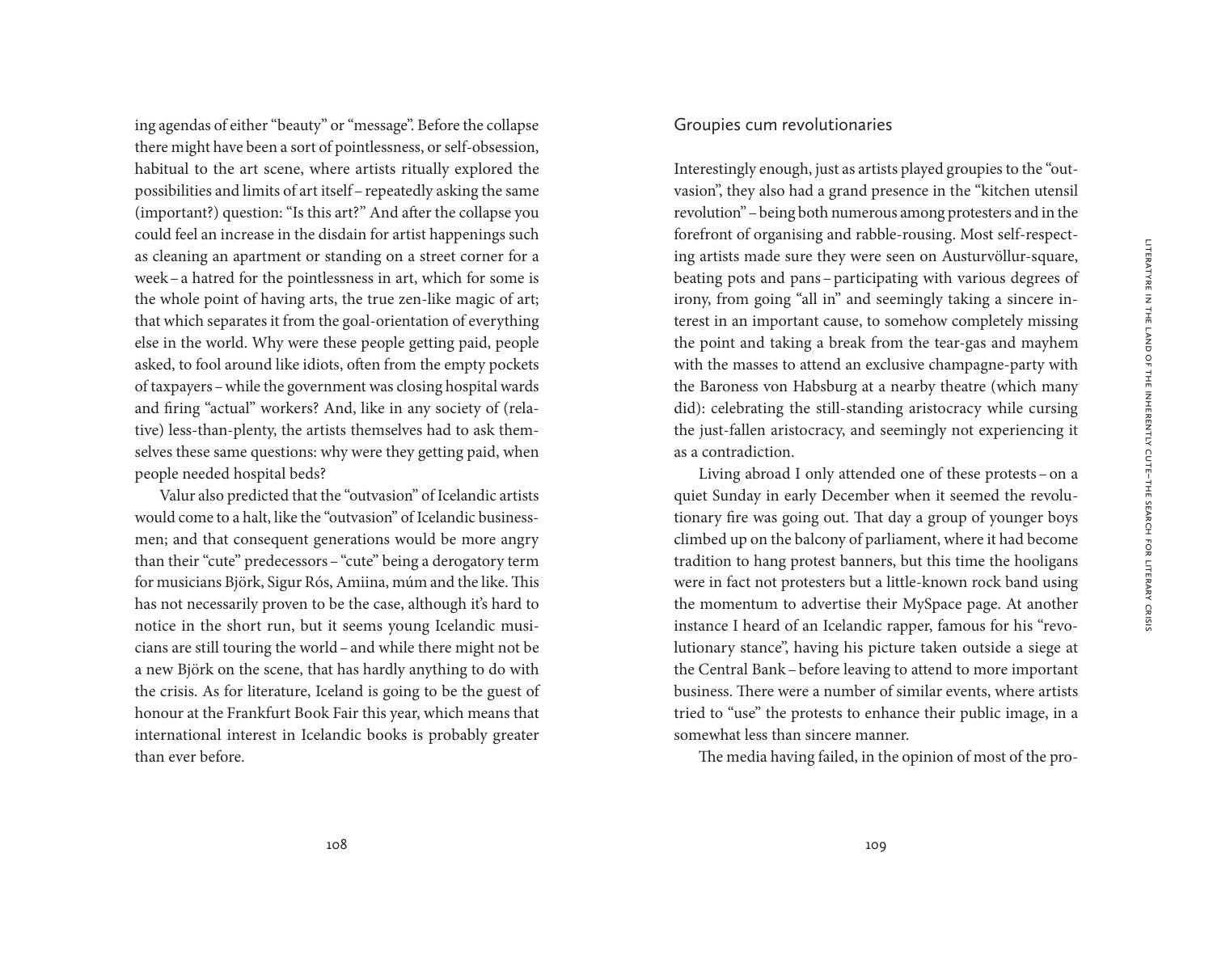ing agendas of either "beauty" or "message". Before the collapse there might have been a sort of pointlessness, or self-obsession, habitual to the art scene, where artists ritually explored the possibilities and limits of art itself – repeatedly asking the same (important?) question: "Is this art?" And after the collapse you could feel an increase in the disdain for artist happenings such as cleaning an apartment or standing on a street corner for a week – a hatred for the pointlessness in art, which for some is the whole point of having arts, the true zen-like magic of art; that which separates it from the goal-orientation of everything else in the world. Why were these people getting paid, people asked, to fool around like idiots, often from the empty pockets of taxpayers – while the government was closing hospital wards and firing "actual" workers? And, like in any society of (relative) less-than-plenty, the artists themselves had to ask themselves these same questions: why were they getting paid, when people needed hospital beds?

Valur also predicted that the "outvasion" of Icelandic artists would come to a halt, like the "outvasion" of Icelandic businessmen; and that consequent generations would be more angry than their "cute" predecessors – "cute" being a derogatory term for musicians Björk, Sigur Rós, Amiina, múm and the like. This has not necessarily proven to be the case, although it's hard to notice in the short run, but it seems young Icelandic musicians are still touring the world – and while there might not be a new Björk on the scene, that has hardly anything to do with the crisis. As for literature, Iceland is going to be the guest of honour at the Frankfurt Book Fair this year, which means that international interest in Icelandic books is probably greater than ever before.

## Groupies cum revolutionaries

Interestingly enough, just as artists played groupies to the "outvasion", they also had a grand presence in the "kitchen utensil revolution" – being both numerous among protesters and in the forefront of organising and rabble-rousing. Most self-respecting artists made sure they were seen on Austurvöllur-square, beating pots and pans – participating with various degrees of irony, from going "all in" and seemingly taking a sincere interest in an important cause, to somehow completely missing the point and taking a break from the tear-gas and mayhem with the masses to attend an exclusive champagne-party with the Baroness von Habsburg at a nearby theatre (which many did): celebrating the still-standing aristocracy while cursing the just-fallen aristocracy, and seemingly not experiencing it as a contradiction.

Living abroad I only attended one of these protests – on a quiet Sunday in early December when it seemed the revolutionary fire was going out. That day a group of younger boys climbed up on the balcony of parliament, where it had become tradition to hang protest banners, but this time the hooligans were in fact not protesters but a little-known rock band using the momentum to advertise their MySpace page. At another instance I heard of an Icelandic rapper, famous for his "revolutionary stance", having his picture taken outside a siege at the Central Bank – before leaving to attend to more important business. There were a number of similar events, where artists tried to "use" the protests to enhance their public image, in a somewhat less than sincere manner.

The media having failed, in the opinion of most of the pro-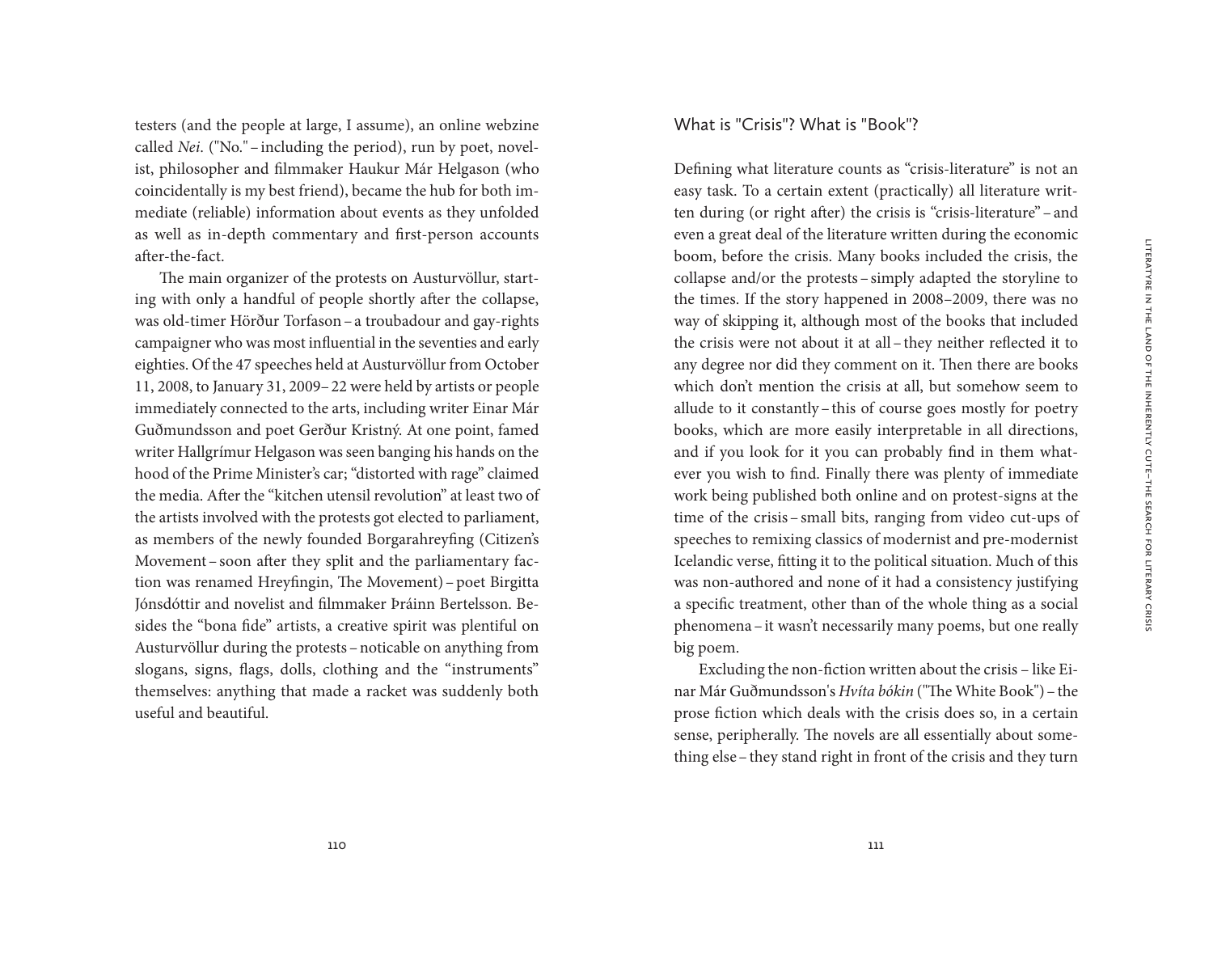testers (and the people at large, I assume), an online webzine called *Nei.* ("No." – including the period), run by poet, novelist, philosopher and filmmaker Haukur Már Helgason (who coincidentally is my best friend), became the hub for both immediate (reliable) information about events as they unfolded as well as in-depth commentary and first-person accounts after-the-fact.

The main organizer of the protests on Austurvöllur, starting with only a handful of people shortly after the collapse, was old-timer Hörður Torfason – a troubadour and gay-rights campaigner who was most influential in the seventies and early eighties. Of the 47 speeches held at Austurvöllur from October 11, 2008, to January 31, 2009– 22 were held by artists or people immediately connected to the arts, including writer Einar Már Guðmundsson and poet Gerður Kristný. At one point, famed writer Hallgrímur Helgason was seen banging his hands on the hood of the Prime Minister's car; "distorted with rage" claimed the media. After the "kitchen utensil revolution" at least two of the artists involved with the protests got elected to parliament, as members of the newly founded Borgarahreyfing (Citizen's Movement – soon after they split and the parliamentary faction was renamed Hreyfingin, The Movement) – poet Birgitta Jónsdóttir and novelist and filmmaker Þráinn Bertelsson. Besides the "bona fide" artists, a creative spirit was plentiful on Austurvöllur during the protests – noticable on anything from slogans, signs, flags, dolls, clothing and the "instruments" themselves: anything that made a racket was suddenly both useful and beautiful.

## What is "Crisis"? What is "Book"?

Defining what literature counts as "crisis-literature" is not an easy task. To a certain extent (practically) all literature written during (or right after) the crisis is "crisis-literature" – and even a great deal of the literature written during the economic boom, before the crisis. Many books included the crisis, the collapse and/or the protests – simply adapted the storyline to the times. If the story happened in 2008–2009, there was no way of skipping it, although most of the books that included the crisis were not about it at all – they neither reflected it to any degree nor did they comment on it. Then there are books which don't mention the crisis at all, but somehow seem to allude to it constantly – this of course goes mostly for poetry books, which are more easily interpretable in all directions, and if you look for it you can probably find in them whatever you wish to find. Finally there was plenty of immediate work being published both online and on protest-signs at the time of the crisis – small bits, ranging from video cut-ups of speeches to remixing classics of modernist and pre-modernist Icelandic verse, fitting it to the political situation. Much of this was non-authored and none of it had a consistency justifying a specific treatment, other than of the whole thing as a social phenomena – it wasn't necessarily many poems, but one really big poem.

Excluding the non-fiction written about the crisis – like Einar Már Guðmundsson's *Hvíta bókin* ("The White Book") – the prose fiction which deals with the crisis does so, in a certain sense, peripherally. The novels are all essentially about something else – they stand right in front of the crisis and they turn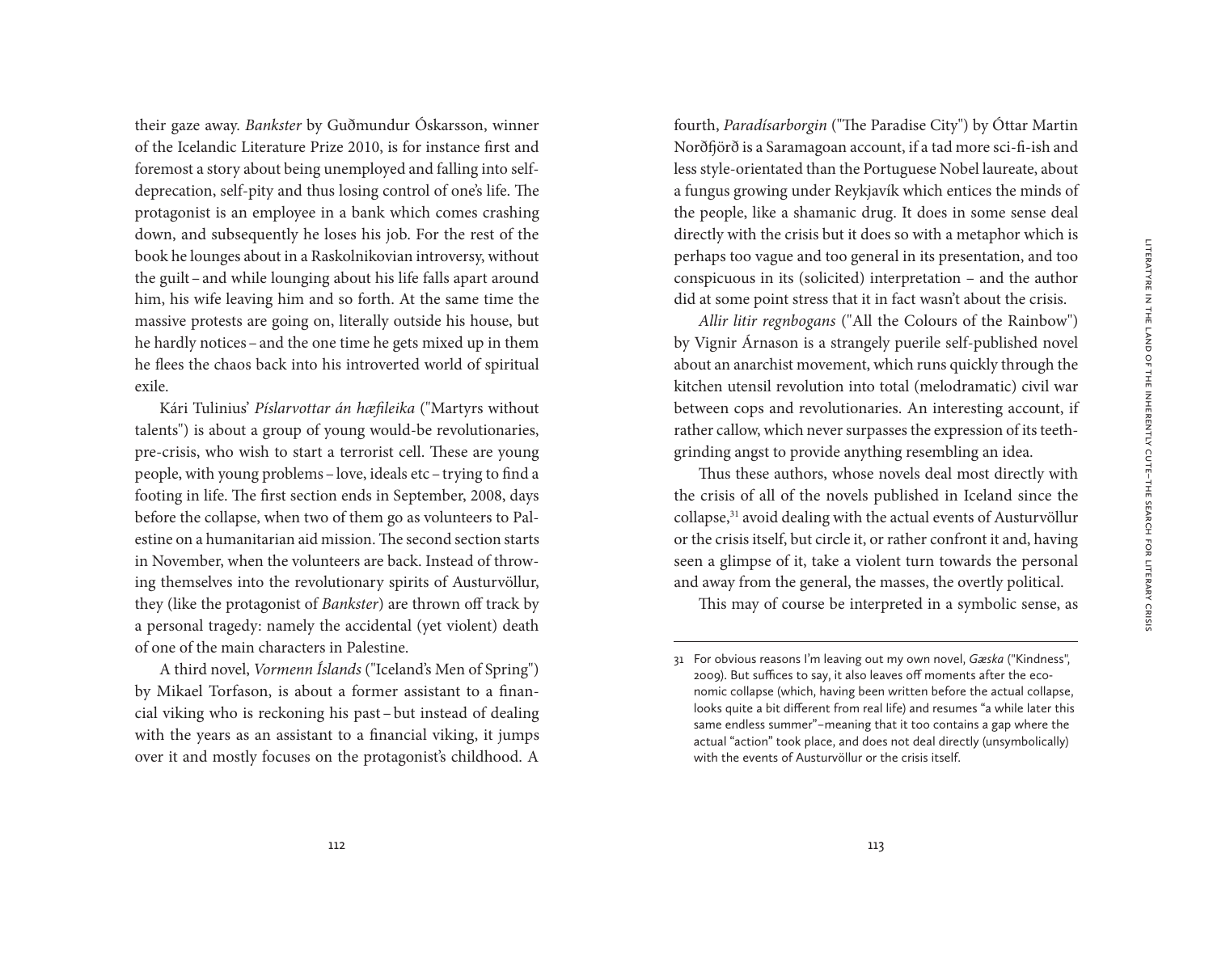their gaze away. *Bankster* by Guðmundur Óskarsson, winner of the Icelandic Literature Prize 2010, is for instance first and foremost a story about being unemployed and falling into self-deprecation, self-pity and thus losing control of one's life. The protagonist is an employee in a bank which comes crashing down, and subsequently he loses his job. For the rest of the book he lounges about in a Raskolnikovian introversy, without the guilt – and while lounging about his life falls apart around him, his wife leaving him and so forth. At the same time the massive protests are going on, literally outside his house, but he hardly notices – and the one time he gets mixed up in them he flees the chaos back into his introverted world of spiritual exile.

Kári Tulinius' *Píslarvottar án hæfileika* ("Martyrs without talents") is about a group of young would-be revolutionaries, pre-crisis, who wish to start a terrorist cell. These are young people, with young problems – love, ideals etc – trying to find a footing in life. The first section ends in September, 2008, days before the collapse, when two of them go as volunteers to Palestine on a humanitarian aid mission. The second section starts in November, when the volunteers are back. Instead of throwing themselves into the revolutionary spirits of Austurvöllur, they (like the protagonist of *Bankster*) are thrown off track by a personal tragedy: namely the accidental (yet violent) death of one of the main characters in Palestine.

A third novel, *Vormenn Íslands* ("Iceland's Men of Spring") by Mikael Torfason, is about a former assistant to a financial viking who is reckoning his past – but instead of dealing with the years as an assistant to a financial viking, it jumps over it and mostly focuses on the protagonist's childhood. A fourth, *Paradísarborgin* ("The Paradise City") by Óttar Martin Norðfjörð is a Saramagoan account, if a tad more sci-fi-ish and less style-orientated than the Portuguese Nobel laureate, about a fungus growing under Reykjavík which entices the minds of the people, like a shamanic drug. It does in some sense deal directly with the crisis but it does so with a metaphor which is perhaps too vague and too general in its presentation, and too conspicuous in its (solicited) interpretation – and the author did at some point stress that it in fact wasn't about the crisis.

*Allir litir regnbogans* ("All the Colours of the Rainbow") by Vignir Árnason is a strangely puerile self-published novel about an anarchist movement, which runs quickly through the kitchen utensil revolution into total (melodramatic) civil war between cops and revolutionaries. An interesting account, if rather callow, which never surpasses the expression of its teeth-grinding angst to provide anything resembling an idea.

Thus these authors, whose novels deal most directly with the crisis of all of the novels published in Iceland since the collapse,[31] avoid dealing with the actual events of Austurvöllur or the crisis itself, but circle it, or rather confront it and, having seen a glimpse of it, take a violent turn towards the personal and away from the general, the masses, the overtly political.

This may of course be interpreted in a symbolic sense, as

---

31 For obvious reasons I'm leaving out my own novel, *Gæska* ("Kindness", 2009). But suffices to say, it also leaves off moments after the economic collapse (which, having been written before the actual collapse, looks quite a bit different from real life) and resumes "a while later this same endless summer" – meaning that it too contains a gap where the actual "action" took place, and does not deal directly (unsymbolically) with the events of Austurvöllur or the crisis itself.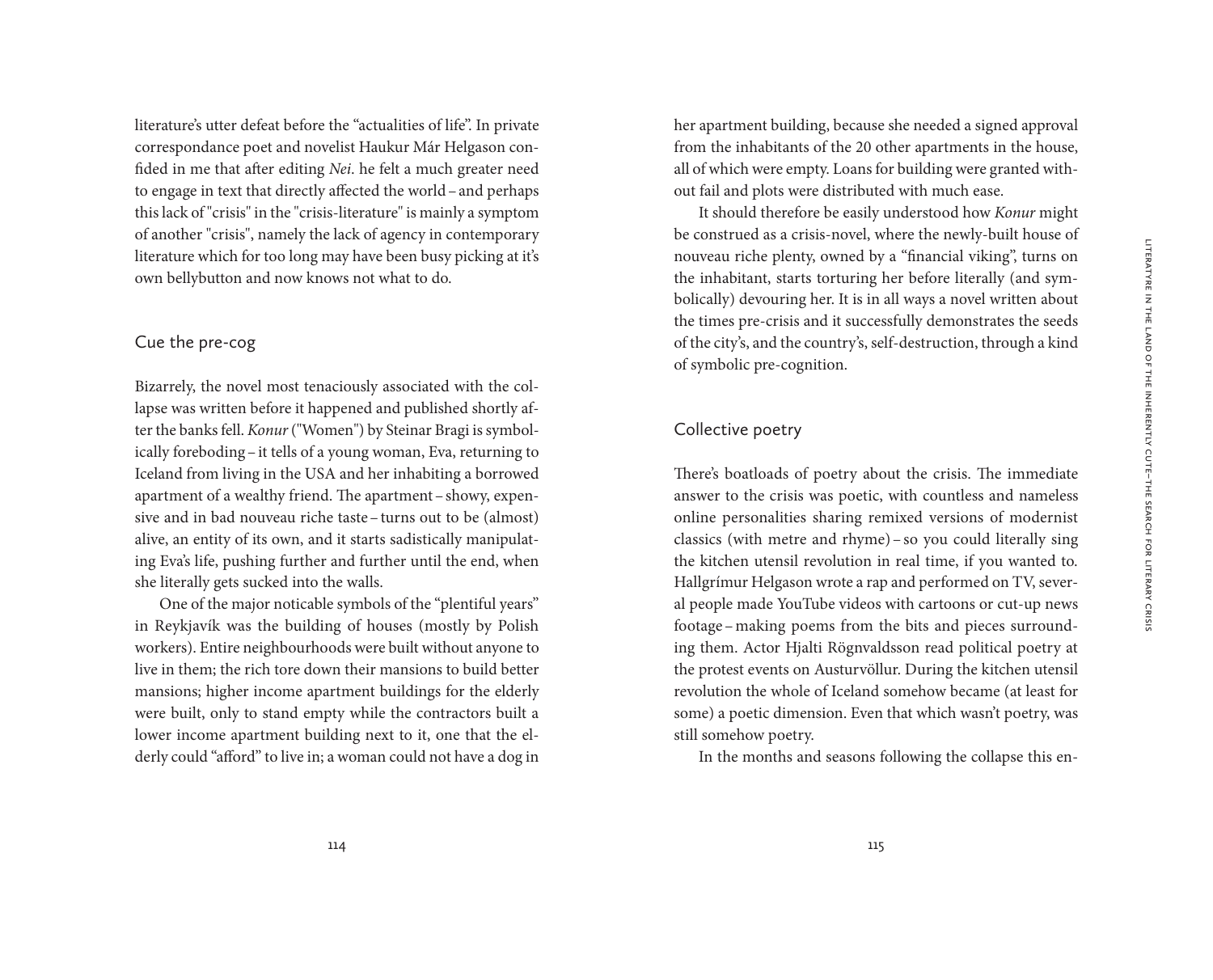literature's utter defeat before the "actualities of life". In private correspondance poet and novelist Haukur Már Helgason confided in me that after editing *Nei.* he felt a much greater need to engage in text that directly affected the world – and perhaps this lack of "crisis" in the "crisis-literature" is mainly a symptom of another "crisis", namely the lack of agency in contemporary literature which for too long may have been busy picking at it's own bellybutton and now knows not what to do.

## Cue the pre-cog

Bizarrely, the novel most tenaciously associated with the collapse was written before it happened and published shortly after the banks fell. *Konur* ("Women") by Steinar Bragi is symbolically foreboding – it tells of a young woman, Eva, returning to Iceland from living in the USA and her inhabiting a borrowed apartment of a wealthy friend. The apartment – showy, expensive and in bad nouveau riche taste – turns out to be (almost) alive, an entity of its own, and it starts sadistically manipulating Eva's life, pushing further and further until the end, when she literally gets sucked into the walls.

One of the major noticable symbols of the "plentiful years" in Reykjavík was the building of houses (mostly by Polish workers). Entire neighbourhoods were built without anyone to live in them; the rich tore down their mansions to build better mansions; higher income apartment buildings for the elderly were built, only to stand empty while the contractors built a lower income apartment building next to it, one that the elderly could "afford" to live in; a woman could not have a dog in her apartment building, because she needed a signed approval from the inhabitants of the 20 other apartments in the house, all of which were empty. Loans for building were granted without fail and plots were distributed with much ease.

It should therefore be easily understood how *Konur* might be construed as a crisis-novel, where the newly-built house of nouveau riche plenty, owned by a "financial viking", turns on the inhabitant, starts torturing her before literally (and symbolically) devouring her. It is in all ways a novel written about the times pre-crisis and it successfully demonstrates the seeds of the city's, and the country's, self-destruction, through a kind of symbolic pre-cognition.

## Collective poetry

There's boatloads of poetry about the crisis. The immediate answer to the crisis was poetic, with countless and nameless online personalities sharing remixed versions of modernist classics (with metre and rhyme) – so you could literally sing the kitchen utensil revolution in real time, if you wanted to. Hallgrímur Helgason wrote a rap and performed on TV, several people made YouTube videos with cartoons or cut-up news footage – making poems from the bits and pieces surrounding them. Actor Hjalti Rögnvaldsson read political poetry at the protest events on Austurvöllur. During the kitchen utensil revolution the whole of Iceland somehow became (at least for some) a poetic dimension. Even that which wasn't poetry, was still somehow poetry.

In the months and seasons following the collapse this en-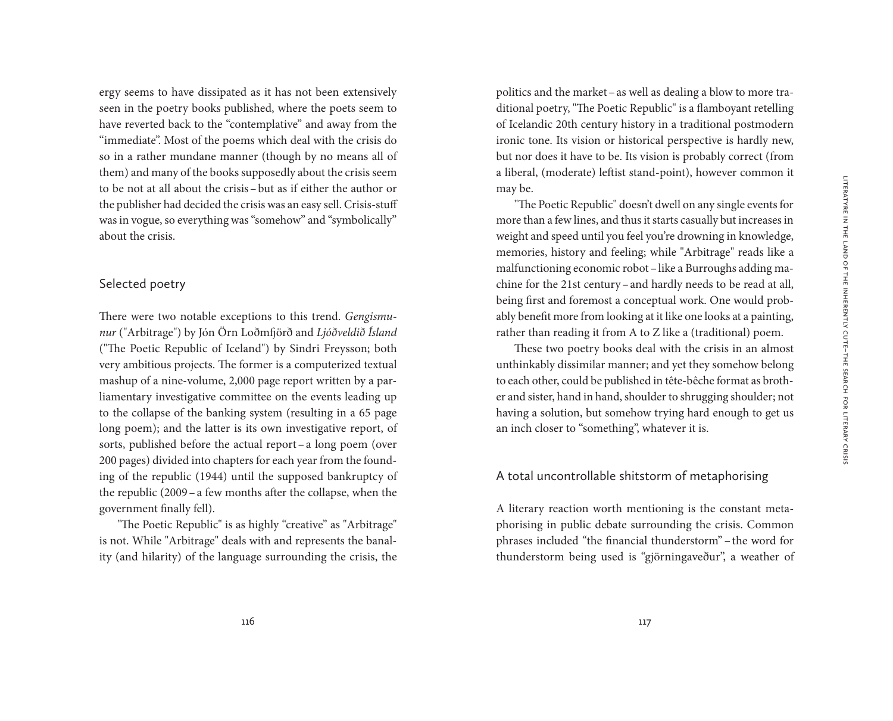ergy seems to have dissipated as it has not been extensively seen in the poetry books published, where the poets seem to have reverted back to the "contemplative" and away from the "immediate". Most of the poems which deal with the crisis do so in a rather mundane manner (though by no means all of them) and many of the books supposedly about the crisis seem to be not at all about the crisis – but as if either the author or the publisher had decided the crisis was an easy sell. Crisis-stuff was in vogue, so everything was "somehow" and "symbolically" about the crisis.

## Selected poetry

There were two notable exceptions to this trend. *Gengismunur* ("Arbitrage") by Jón Örn Loðmfjörð and *Ljóðveldið Ísland* ("The Poetic Republic of Iceland") by Sindri Freysson; both very ambitious projects. The former is a computerized textual mashup of a nine-volume, 2,000 page report written by a parliamentary investigative committee on the events leading up to the collapse of the banking system (resulting in a 65 page long poem); and the latter is its own investigative report, of sorts, published before the actual report – a long poem (over 200 pages) divided into chapters for each year from the founding of the republic (1944) until the supposed bankruptcy of the republic (2009 – a few months after the collapse, when the government finally fell).

"The Poetic Republic" is as highly "creative" as "Arbitrage" is not. While "Arbitrage" deals with and represents the banality (and hilarity) of the language surrounding the crisis, the politics and the market – as well as dealing a blow to more traditional poetry, "The Poetic Republic" is a flamboyant retelling of Icelandic 20th century history in a traditional postmodern ironic tone. Its vision or historical perspective is hardly new, but nor does it have to be. Its vision is probably correct (from a liberal, (moderate) leftist stand-point), however common it may be.

"The Poetic Republic" doesn't dwell on any single events for more than a few lines, and thus it starts casually but increases in weight and speed until you feel you're drowning in knowledge, memories, history and feeling; while "Arbitrage" reads like a malfunctioning economic robot – like a Burroughs adding machine for the 21st century – and hardly needs to be read at all, being first and foremost a conceptual work. One would probably benefit more from looking at it like one looks at a painting, rather than reading it from A to Z like a (traditional) poem.

These two poetry books deal with the crisis in an almost unthinkably dissimilar manner; and yet they somehow belong to each other, could be published in tête-bêche format as brother and sister, hand in hand, shoulder to shrugging shoulder; not having a solution, but somehow trying hard enough to get us an inch closer to "something", whatever it is.

## A total uncontrollable shitstorm of metaphorising

A literary reaction worth mentioning is the constant metaphorising in public debate surrounding the crisis. Common phrases included "the financial thunderstorm" – the word for thunderstorm being used is "gjörningaveður", a weather of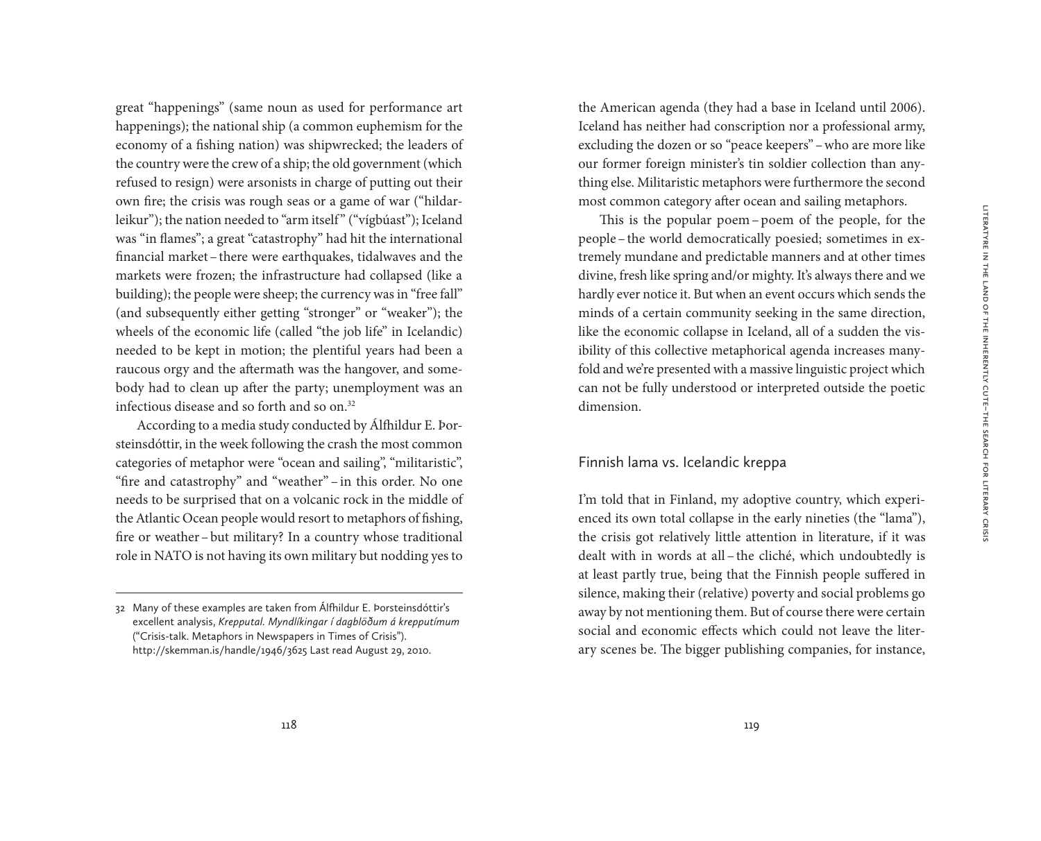great "happenings" (same noun as used for performance art happenings); the national ship (a common euphemism for the economy of a fishing nation) was shipwrecked; the leaders of the country were the crew of a ship; the old government (which refused to resign) were arsonists in charge of putting out their own fire; the crisis was rough seas or a game of war ("hildarleikur"); the nation needed to "arm itself" ("vígbúast"); Iceland was "in flames"; a great "catastrophy" had hit the international financial market – there were earthquakes, tidalwaves and the markets were frozen; the infrastructure had collapsed (like a building); the people were sheep; the currency was in "free fall" (and subsequently either getting "stronger" or "weaker"); the wheels of the economic life (called "the job life" in Icelandic) needed to be kept in motion; the plentiful years had been a raucous orgy and the aftermath was the hangover, and somebody had to clean up after the party; unemployment was an infectious disease and so forth and so on.[32]

According to a media study conducted by Álfhildur E. Þorsteinsdóttir, in the week following the crash the most common categories of metaphor were "ocean and sailing", "militaristic", "fire and catastrophy" and "weather" – in this order. No one needs to be surprised that on a volcanic rock in the middle of the Atlantic Ocean people would resort to metaphors of fishing, fire or weather – but military? In a country whose traditional role in NATO is not having its own military but nodding yes to the American agenda (they had a base in Iceland until 2006). Iceland has neither had conscription nor a professional army, excluding the dozen or so "peace keepers" – who are more like our former foreign minister's tin soldier collection than anything else. Militaristic metaphors were furthermore the second most common category after ocean and sailing metaphors.

This is the popular poem – poem of the people, for the people – the world democratically poesied; sometimes in extremely mundane and predictable manners and at other times divine, fresh like spring and/or mighty. It's always there and we hardly ever notice it. But when an event occurs which sends the minds of a certain community seeking in the same direction, like the economic collapse in Iceland, all of a sudden the visibility of this collective metaphorical agenda increases manyfold and we're presented with a massive linguistic project which can not be fully understood or interpreted outside the poetic dimension.

## Finnish lama vs. Icelandic kreppa

I'm told that in Finland, my adoptive country, which experienced its own total collapse in the early nineties (the "lama"), the crisis got relatively little attention in literature, if it was dealt with in words at all – the cliché, which undoubtedly is at least partly true, being that the Finnish people suffered in silence, making their (relative) poverty and social problems go away by not mentioning them. But of course there were certain social and economic effects which could not leave the literary scenes be. The bigger publishing companies, for instance,

---

32 Many of these examples are taken from Álfhildur E. Þorsteinsdóttir's excellent analysis, *Krepputal. Myndlíkingar í dagblöðum á krepputímum* ("Crisis-talk. Metaphors in Newspapers in Times of Crisis"). http://skemman.is/handle/1946/3625 Last read August 29, 2010.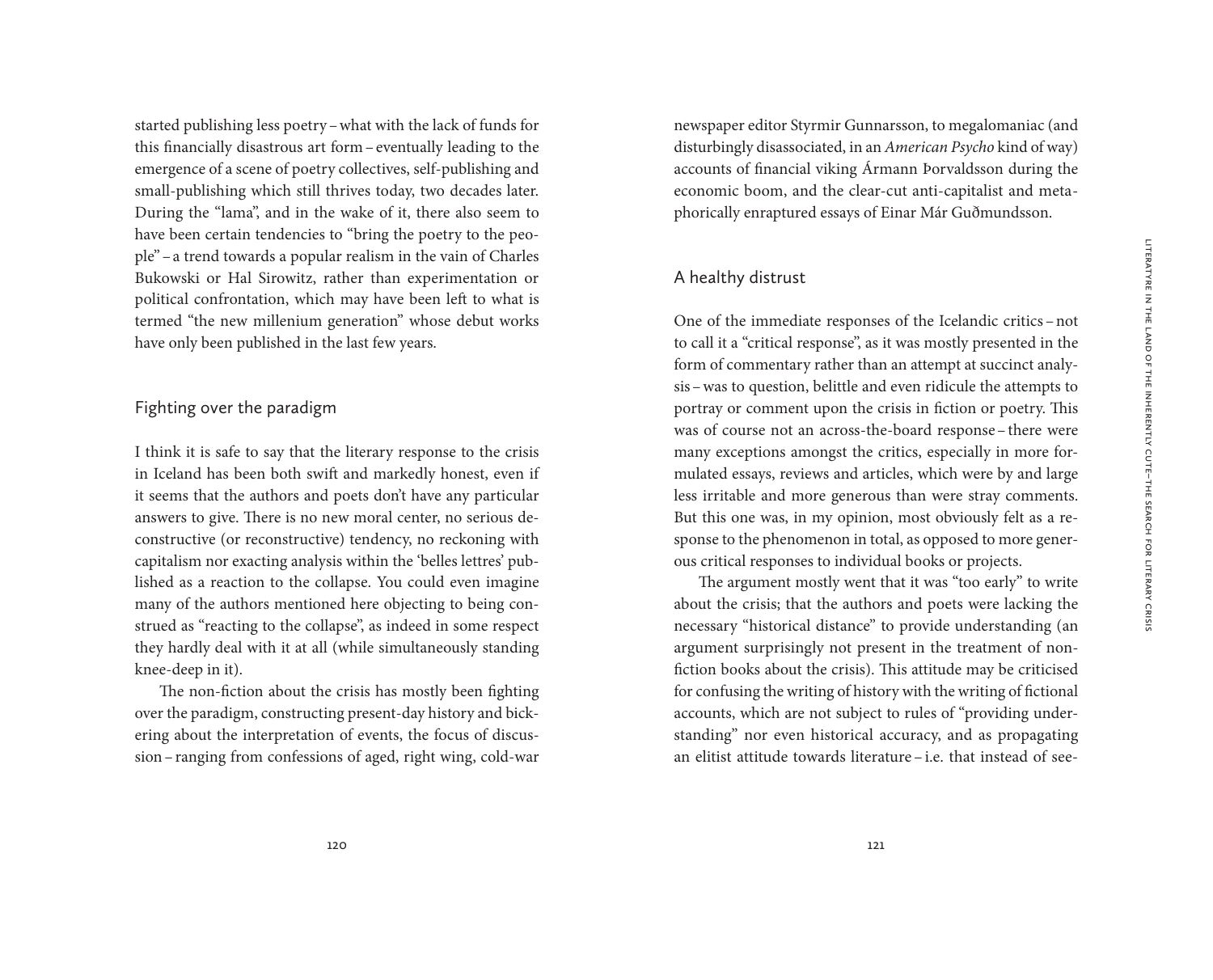started publishing less poetry – what with the lack of funds for this financially disastrous art form – eventually leading to the emergence of a scene of poetry collectives, self-publishing and small-publishing which still thrives today, two decades later. During the "lama", and in the wake of it, there also seem to have been certain tendencies to "bring the poetry to the people" – a trend towards a popular realism in the vain of Charles Bukowski or Hal Sirowitz, rather than experimentation or political confrontation, which may have been left to what is termed "the new millenium generation" whose debut works have only been published in the last few years.

## Fighting over the paradigm

I think it is safe to say that the literary response to the crisis in Iceland has been both swift and markedly honest, even if it seems that the authors and poets don't have any particular answers to give. There is no new moral center, no serious deconstructive (or reconstructive) tendency, no reckoning with capitalism nor exacting analysis within the 'belles lettres' published as a reaction to the collapse. You could even imagine many of the authors mentioned here objecting to being construed as "reacting to the collapse", as indeed in some respect they hardly deal with it at all (while simultaneously standing knee-deep in it).

The non-fiction about the crisis has mostly been fighting over the paradigm, constructing present-day history and bickering about the interpretation of events, the focus of discussion – ranging from confessions of aged, right wing, cold-war newspaper editor Styrmir Gunnarsson, to megalomaniac (and disturbingly disassociated, in an *American Psycho* kind of way) accounts of financial viking Ármann Þorvaldsson during the economic boom, and the clear-cut anti-capitalist and metaphorically enraptured essays of Einar Már Guðmundsson.

## A healthy distrust

One of the immediate responses of the Icelandic critics – not to call it a "critical response", as it was mostly presented in the form of commentary rather than an attempt at succinct analysis – was to question, belittle and even ridicule the attempts to portray or comment upon the crisis in fiction or poetry. This was of course not an across-the-board response – there were many exceptions amongst the critics, especially in more formulated essays, reviews and articles, which were by and large less irritable and more generous than were stray comments. But this one was, in my opinion, most obviously felt as a response to the phenomenon in total, as opposed to more generous critical responses to individual books or projects.

The argument mostly went that it was "too early" to write about the crisis; that the authors and poets were lacking the necessary "historical distance" to provide understanding (an argument surprisingly not present in the treatment of non-fiction books about the crisis). This attitude may be criticised for confusing the writing of history with the writing of fictional accounts, which are not subject to rules of "providing understanding" nor even historical accuracy, and as propagating an elitist attitude towards literature – i.e. that instead of see-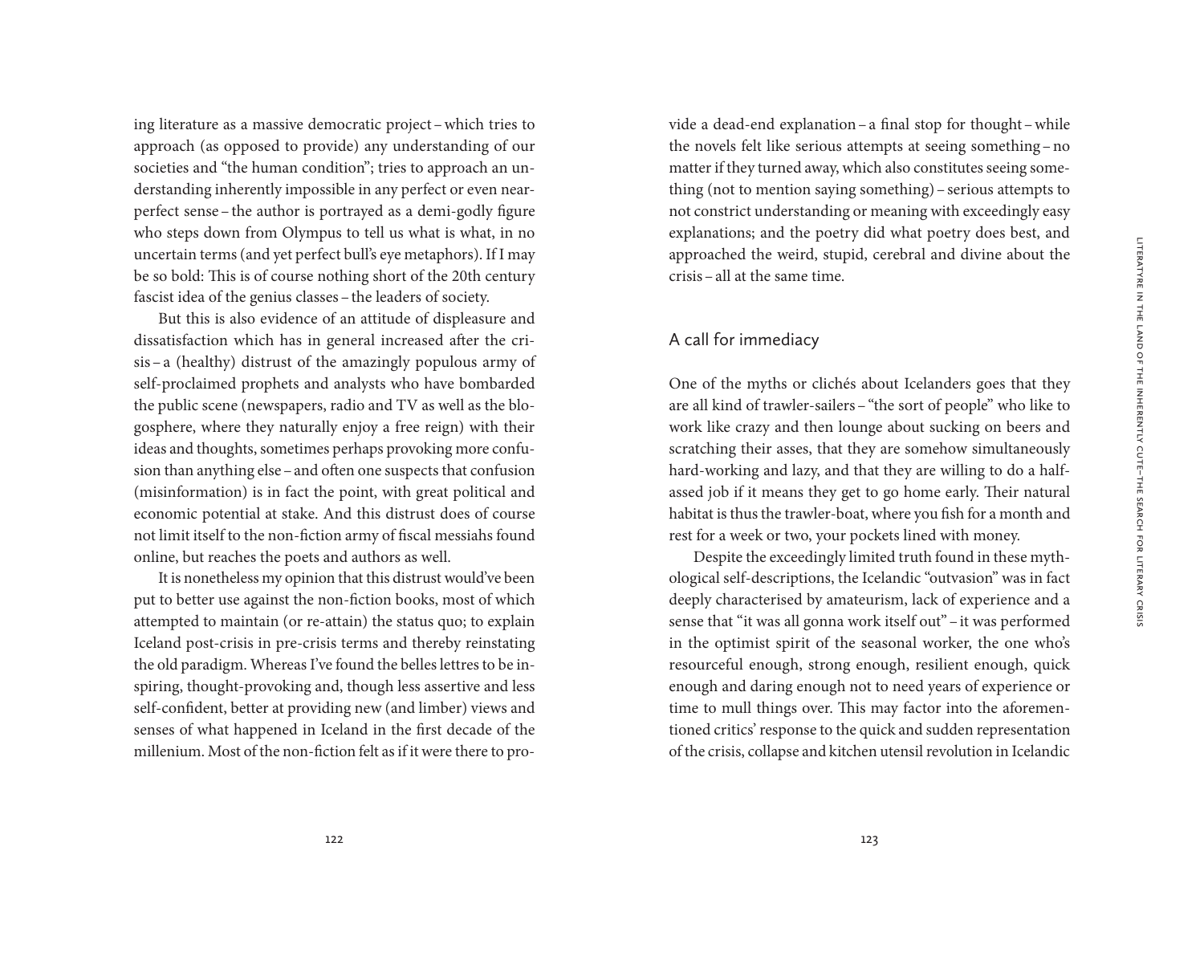ing literature as a massive democratic project – which tries to approach (as opposed to provide) any understanding of our societies and "the human condition"; tries to approach an understanding inherently impossible in any perfect or even near-perfect sense – the author is portrayed as a demi-godly figure who steps down from Olympus to tell us what is what, in no uncertain terms (and yet perfect bull's eye metaphors). If I may be so bold: This is of course nothing short of the 20th century fascist idea of the genius classes – the leaders of society.

But this is also evidence of an attitude of displeasure and dissatisfaction which has in general increased after the crisis – a (healthy) distrust of the amazingly populous army of self-proclaimed prophets and analysts who have bombarded the public scene (newspapers, radio and TV as well as the blogosphere, where they naturally enjoy a free reign) with their ideas and thoughts, sometimes perhaps provoking more confusion than anything else – and often one suspects that confusion (misinformation) is in fact the point, with great political and economic potential at stake. And this distrust does of course not limit itself to the non-fiction army of fiscal messiahs found online, but reaches the poets and authors as well.

It is nonetheless my opinion that this distrust would've been put to better use against the non-fiction books, most of which attempted to maintain (or re-attain) the status quo; to explain Iceland post-crisis in pre-crisis terms and thereby reinstating the old paradigm. Whereas I've found the belles lettres to be inspiring, thought-provoking and, though less assertive and less self-confident, better at providing new (and limber) views and senses of what happened in Iceland in the first decade of the millenium. Most of the non-fiction felt as if it were there to provide a dead-end explanation – a final stop for thought – while the novels felt like serious attempts at seeing something – no matter if they turned away, which also constitutes seeing something (not to mention saying something) – serious attempts to not constrict understanding or meaning with exceedingly easy explanations; and the poetry did what poetry does best, and approached the weird, stupid, cerebral and divine about the crisis – all at the same time.

## A call for immediacy

One of the myths or clichés about Icelanders goes that they are all kind of trawler-sailers – "the sort of people" who like to work like crazy and then lounge about sucking on beers and scratching their asses, that they are somehow simultaneously hard-working and lazy, and that they are willing to do a half-assed job if it means they get to go home early. Their natural habitat is thus the trawler-boat, where you fish for a month and rest for a week or two, your pockets lined with money.

Despite the exceedingly limited truth found in these mythological self-descriptions, the Icelandic "outvasion" was in fact deeply characterised by amateurism, lack of experience and a sense that "it was all gonna work itself out" – it was performed in the optimist spirit of the seasonal worker, the one who's resourceful enough, strong enough, resilient enough, quick enough and daring enough not to need years of experience or time to mull things over. This may factor into the aforementioned critics' response to the quick and sudden representation of the crisis, collapse and kitchen utensil revolution in Icelandic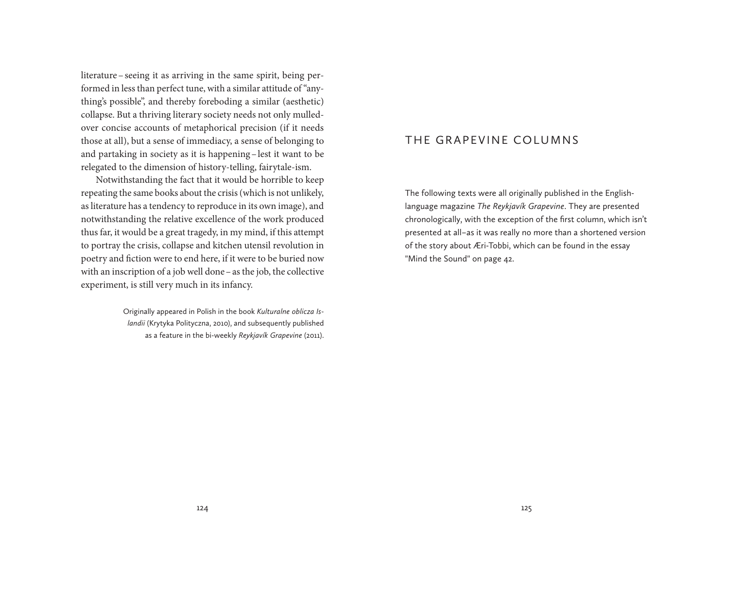literature – seeing it as arriving in the same spirit, being performed in less than perfect tune, with a similar attitude of "anything's possible", and thereby foreboding a similar (aesthetic) collapse. But a thriving literary society needs not only mulled-over concise accounts of metaphorical precision (if it needs those at all), but a sense of immediacy, a sense of belonging to and partaking in society as it is happening – lest it want to be relegated to the dimension of history-telling, fairytale-ism.

Notwithstanding the fact that it would be horrible to keep repeating the same books about the crisis (which is not unlikely, as literature has a tendency to reproduce in its own image), and notwithstanding the relative excellence of the work produced thus far, it would be a great tragedy, in my mind, if this attempt to portray the crisis, collapse and kitchen utensil revolution in poetry and fiction were to end here, if it were to be buried now with an inscription of a job well done – as the job, the collective experiment, is still very much in its infancy.

Originally appeared in Polish in the book *Kulturalne oblicza Islandii* (Krytyka Polityczna, 2010), and subsequently published as a feature in the bi-weekly *Reykjavík Grapevine* (2011).

# THE GRAPEVINE COLUMNS

The following texts were all originally published in the English-language magazine *The Reykjavík Grapevine*. They are presented chronologically, with the exception of the first column, which isn't presented at all–as it was really no more than a shortened version of the story about Æri-Tobbi, which can be found in the essay "Mind the Sound" on page 42.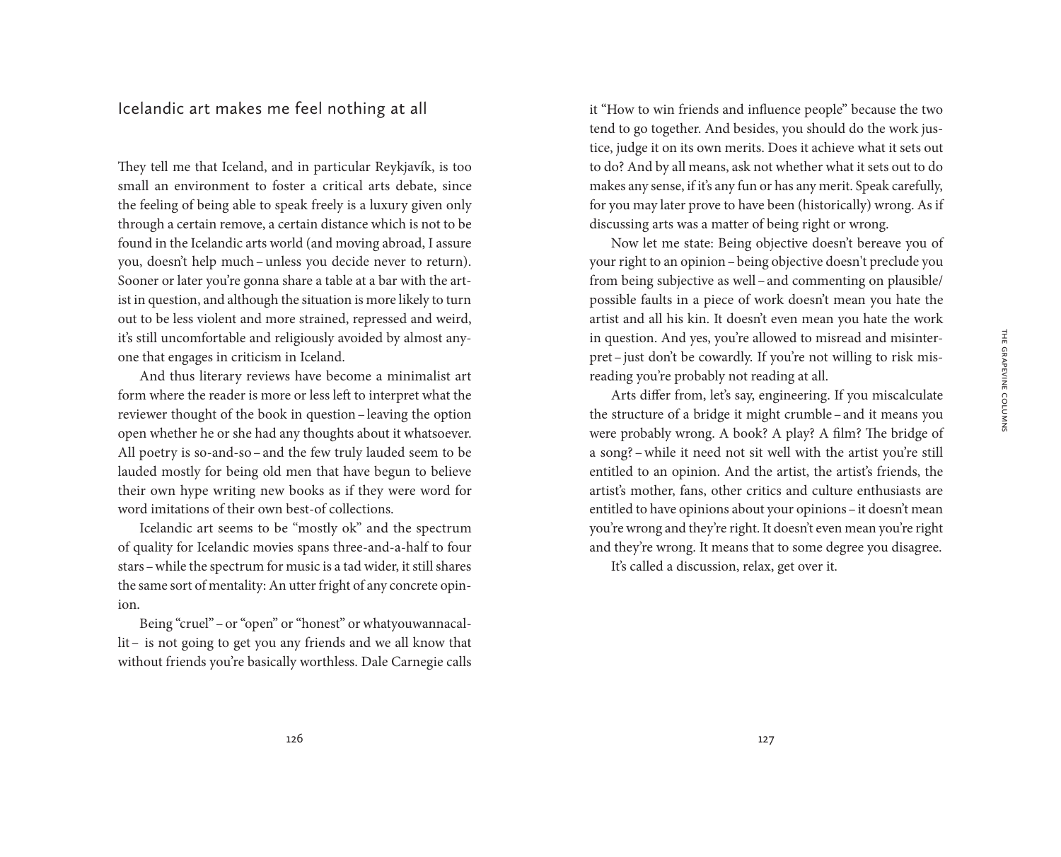## Icelandic art makes me feel nothing at all

They tell me that Iceland, and in particular Reykjavík, is too small an environment to foster a critical arts debate, since the feeling of being able to speak freely is a luxury given only through a certain remove, a certain distance which is not to be found in the Icelandic arts world (and moving abroad, I assure you, doesn't help much – unless you decide never to return). Sooner or later you're gonna share a table at a bar with the artist in question, and although the situation is more likely to turn out to be less violent and more strained, repressed and weird, it's still uncomfortable and religiously avoided by almost anyone that engages in criticism in Iceland.

And thus literary reviews have become a minimalist art form where the reader is more or less left to interpret what the reviewer thought of the book in question – leaving the option open whether he or she had any thoughts about it whatsoever. All poetry is so-and-so – and the few truly lauded seem to be lauded mostly for being old men that have begun to believe their own hype writing new books as if they were word for word imitations of their own best-of collections.

Icelandic art seems to be "mostly ok" and the spectrum of quality for Icelandic movies spans three-and-a-half to four stars – while the spectrum for music is a tad wider, it still shares the same sort of mentality: An utter fright of any concrete opinion.

Being "cruel" – or "open" or "honest" or whatyouwannacallit – is not going to get you any friends and we all know that without friends you're basically worthless. Dale Carnegie calls it "How to win friends and influence people" because the two tend to go together. And besides, you should do the work justice, judge it on its own merits. Does it achieve what it sets out to do? And by all means, ask not whether what it sets out to do makes any sense, if it's any fun or has any merit. Speak carefully, for you may later prove to have been (historically) wrong. As if discussing arts was a matter of being right or wrong.

Now let me state: Being objective doesn't bereave you of your right to an opinion – being objective doesn't preclude you from being subjective as well – and commenting on plausible/possible faults in a piece of work doesn't mean you hate the artist and all his kin. It doesn't even mean you hate the work in question. And yes, you're allowed to misread and misinterpret – just don't be cowardly. If you're not willing to risk misreading you're probably not reading at all.

Arts differ from, let's say, engineering. If you miscalculate the structure of a bridge it might crumble – and it means you were probably wrong. A book? A play? A film? The bridge of a song? – while it need not sit well with the artist you're still entitled to an opinion. And the artist, the artist's friends, the artist's mother, fans, other critics and culture enthusiasts are entitled to have opinions about your opinions – it doesn't mean you're wrong and they're right. It doesn't even mean you're right and they're wrong. It means that to some degree you disagree.

It's called a discussion, relax, get over it.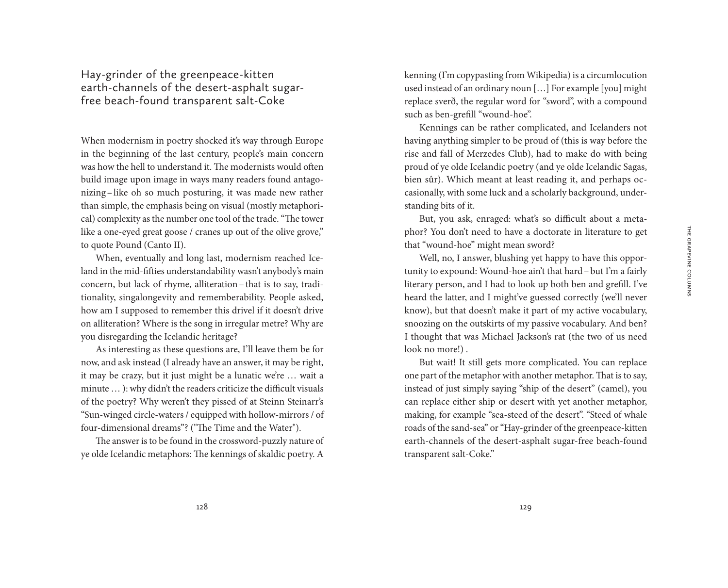## Hay-grinder of the greenpeace-kitten earth-channels of the desert-asphalt sugar-free beach-found transparent salt-Coke

When modernism in poetry shocked it's way through Europe in the beginning of the last century, people's main concern was how the hell to understand it. The modernists would often build image upon image in ways many readers found antagonizing – like oh so much posturing, it was made new rather than simple, the emphasis being on visual (mostly metaphorical) complexity as the number one tool of the trade. "The tower like a one-eyed great goose / cranes up out of the olive grove," to quote Pound (Canto II).

When, eventually and long last, modernism reached Iceland in the mid-fifties understandability wasn't anybody's main concern, but lack of rhyme, alliteration – that is to say, traditionality, singalongevity and rememberability. People asked, how am I supposed to remember this drivel if it doesn't drive on alliteration? Where is the song in irregular metre? Why are you disregarding the Icelandic heritage?

As interesting as these questions are, I'll leave them be for now, and ask instead (I already have an answer, it may be right, it may be crazy, but it just might be a lunatic we're … wait a minute … ): why didn't the readers criticize the difficult visuals of the poetry? Why weren't they pissed of at Steinn Steinarr's "Sun-winged circle-waters / equipped with hollow-mirrors / of four-dimensional dreams"? ("The Time and the Water").

The answer is to be found in the crossword-puzzly nature of ye olde Icelandic metaphors: The kennings of skaldic poetry. A kenning (I'm copypasting from Wikipedia) is a circumlocution used instead of an ordinary noun […] For example [you] might replace sverð, the regular word for "sword", with a compound such as ben-grefill "wound-hoe".

Kennings can be rather complicated, and Icelanders not having anything simpler to be proud of (this is way before the rise and fall of Merzedes Club), had to make do with being proud of ye olde Icelandic poetry (and ye olde Icelandic Sagas, bien sûr). Which meant at least reading it, and perhaps occasionally, with some luck and a scholarly background, understanding bits of it.

But, you ask, enraged: what's so difficult about a metaphor? You don't need to have a doctorate in literature to get that "wound-hoe" might mean sword?

Well, no, I answer, blushing yet happy to have this opportunity to expound: Wound-hoe ain't that hard – but I'm a fairly literary person, and I had to look up both ben and grefill. I've heard the latter, and I might've guessed correctly (we'll never know), but that doesn't make it part of my active vocabulary, snoozing on the outskirts of my passive vocabulary. And ben? I thought that was Michael Jackson's rat (the two of us need look no more!) .

But wait! It still gets more complicated. You can replace one part of the metaphor with another metaphor. That is to say, instead of just simply saying "ship of the desert" (camel), you can replace either ship or desert with yet another metaphor, making, for example "sea-steed of the desert". "Steed of whale roads of the sand-sea" or "Hay-grinder of the greenpeace-kitten earth-channels of the desert-asphalt sugar-free beach-found transparent salt-Coke."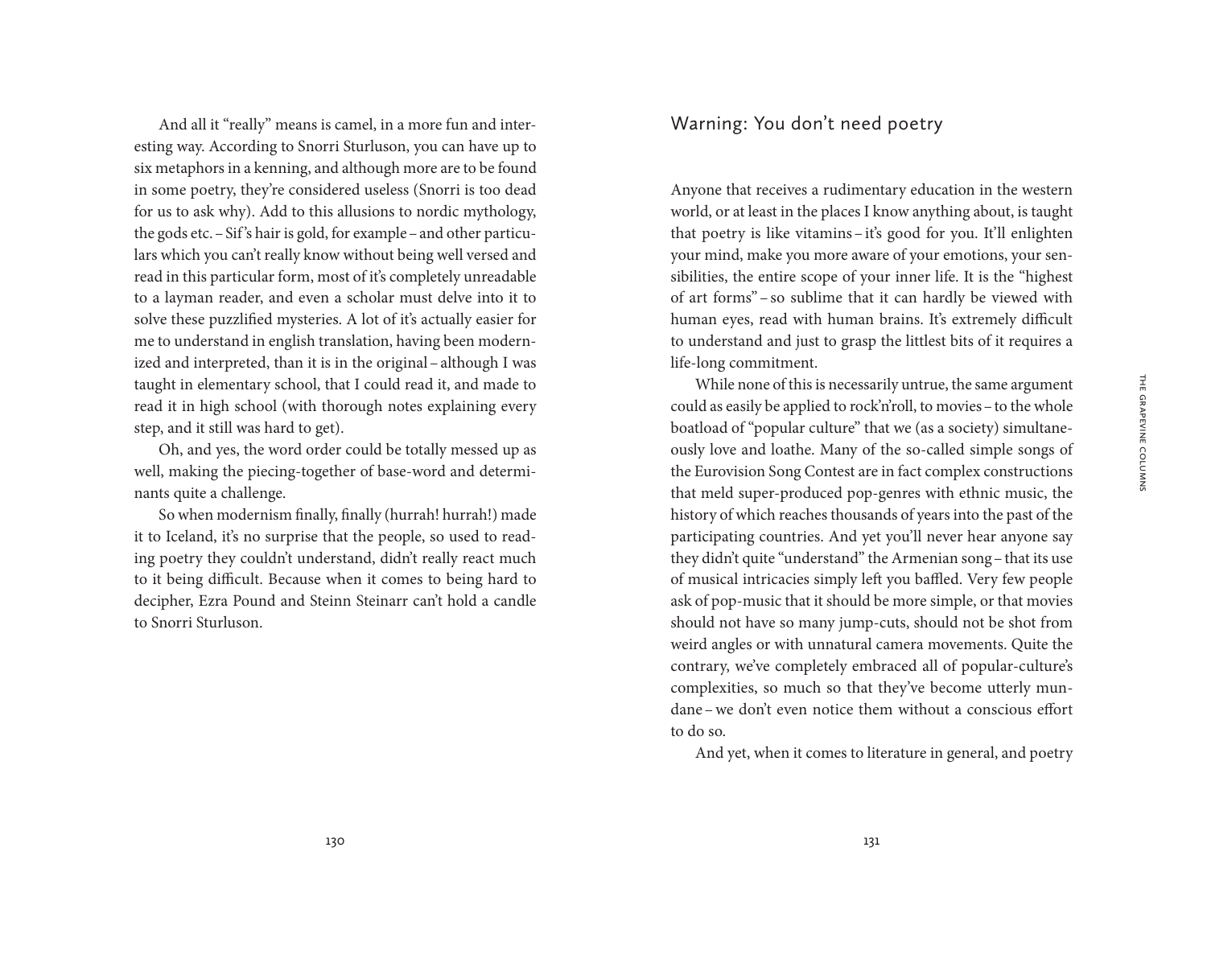And all it "really" means is camel, in a more fun and interesting way. According to Snorri Sturluson, you can have up to six metaphors in a kenning, and although more are to be found in some poetry, they're considered useless (Snorri is too dead for us to ask why). Add to this allusions to nordic mythology, the gods etc. – Sif's hair is gold, for example – and other particulars which you can't really know without being well versed and read in this particular form, most of it's completely unreadable to a layman reader, and even a scholar must delve into it to solve these puzzlified mysteries. A lot of it's actually easier for me to understand in english translation, having been modernized and interpreted, than it is in the original – although I was taught in elementary school, that I could read it, and made to read it in high school (with thorough notes explaining every step, and it still was hard to get).

Oh, and yes, the word order could be totally messed up as well, making the piecing-together of base-word and determinants quite a challenge.

So when modernism finally, finally (hurrah! hurrah!) made it to Iceland, it's no surprise that the people, so used to reading poetry they couldn't understand, didn't really react much to it being difficult. Because when it comes to being hard to decipher, Ezra Pound and Steinn Steinarr can't hold a candle to Snorri Sturluson.

## Warning: You don't need poetry

Anyone that receives a rudimentary education in the western world, or at least in the places I know anything about, is taught that poetry is like vitamins – it's good for you. It'll enlighten your mind, make you more aware of your emotions, your sensibilities, the entire scope of your inner life. It is the "highest of art forms" – so sublime that it can hardly be viewed with human eyes, read with human brains. It's extremely difficult to understand and just to grasp the littlest bits of it requires a life-long commitment.

While none of this is necessarily untrue, the same argument could as easily be applied to rock'n'roll, to movies – to the whole boatload of "popular culture" that we (as a society) simultaneously love and loathe. Many of the so-called simple songs of the Eurovision Song Contest are in fact complex constructions that meld super-produced pop-genres with ethnic music, the history of which reaches thousands of years into the past of the participating countries. And yet you'll never hear anyone say they didn't quite "understand" the Armenian song – that its use of musical intricacies simply left you baffled. Very few people ask of pop-music that it should be more simple, or that movies should not have so many jump-cuts, should not be shot from weird angles or with unnatural camera movements. Quite the contrary, we've completely embraced all of popular-culture's complexities, so much so that they've become utterly mundane – we don't even notice them without a conscious effort to do so.

And yet, when it comes to literature in general, and poetry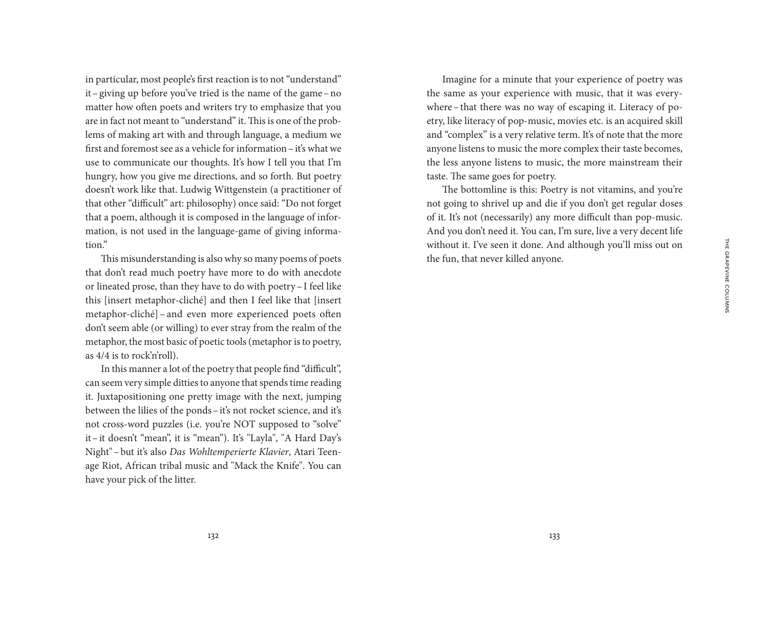in particular, most people's first reaction is to not "understand" it – giving up before you've tried is the name of the game – no matter how often poets and writers try to emphasize that you are in fact not meant to "understand" it. This is one of the problems of making art with and through language, a medium we first and foremost see as a vehicle for information – it's what we use to communicate our thoughts. It's how I tell you that I'm hungry, how you give me directions, and so forth. But poetry doesn't work like that. Ludwig Wittgenstein (a practitioner of that other "difficult" art: philosophy) once said: "Do not forget that a poem, although it is composed in the language of information, is not used in the language-game of giving information."

This misunderstanding is also why so many poems of poets that don't read much poetry have more to do with anecdote or lineated prose, than they have to do with poetry – I feel like this [insert metaphor-cliché] and then I feel like that [insert metaphor-cliché] – and even more experienced poets often don't seem able (or willing) to ever stray from the realm of the metaphor, the most basic of poetic tools (metaphor is to poetry, as 4/4 is to rock'n'roll).

In this manner a lot of the poetry that people find "difficult", can seem very simple ditties to anyone that spends time reading it. Juxtapositioning one pretty image with the next, jumping between the lilies of the ponds – it's not rocket science, and it's not cross-word puzzles (i.e. you're NOT supposed to "solve" it – it doesn't "mean", it is "mean"). It's "Layla", "A Hard Day's Night" – but it's also *Das Wohltemperierte Klavier*, Atari Teenage Riot, African tribal music and "Mack the Knife". You can have your pick of the litter.

Imagine for a minute that your experience of poetry was the same as your experience with music, that it was everywhere – that there was no way of escaping it. Literacy of poetry, like literacy of pop-music, movies etc. is an acquired skill and "complex" is a very relative term. It's of note that the more anyone listens to music the more complex their taste becomes, the less anyone listens to music, the more mainstream their taste. The same goes for poetry.

The bottomline is this: Poetry is not vitamins, and you're not going to shrivel up and die if you don't get regular doses of it. It's not (necessarily) any more difficult than pop-music. And you don't need it. You can, I'm sure, live a very decent life without it. I've seen it done. And although you'll miss out on the fun, that never killed anyone.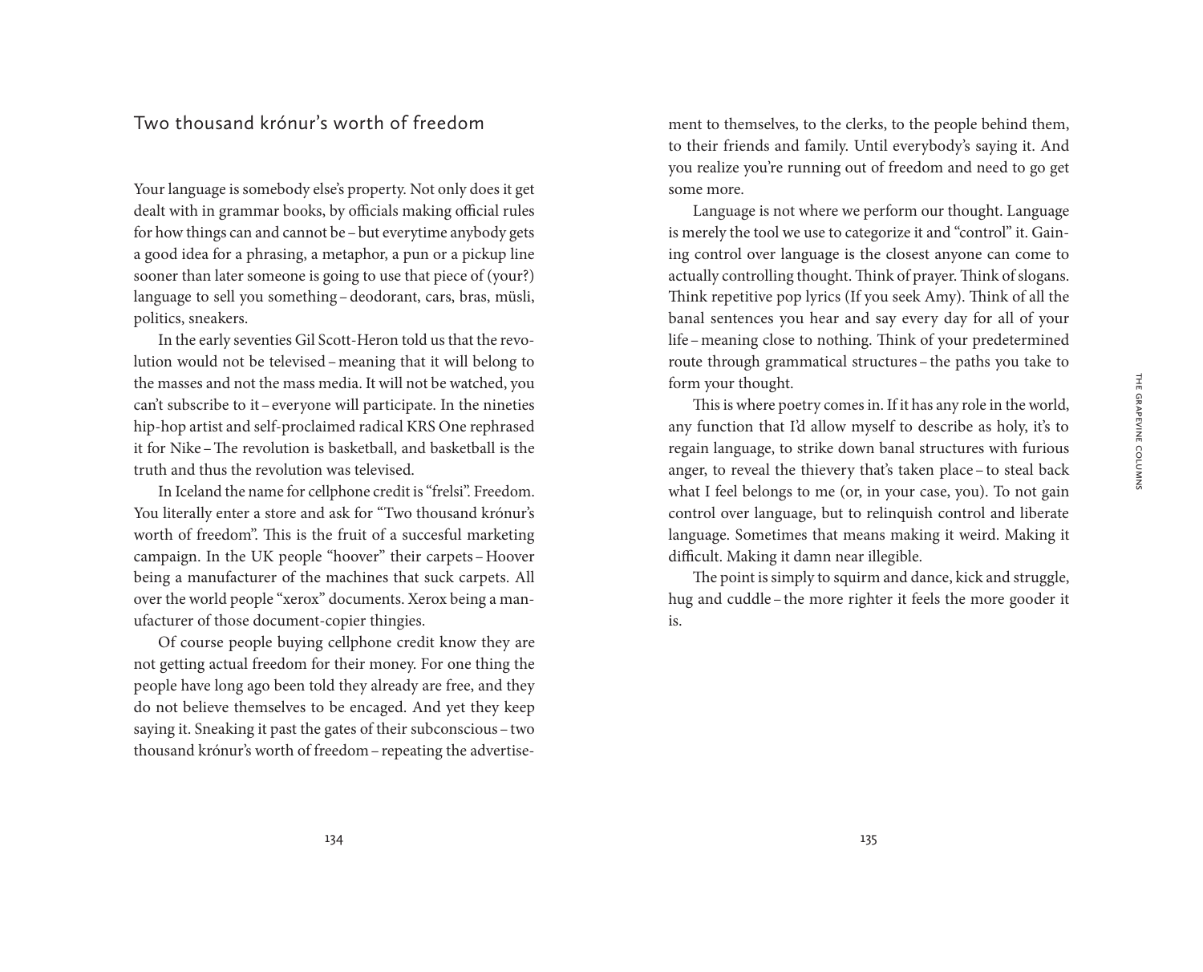## Two thousand krónur's worth of freedom

Your language is somebody else's property. Not only does it get dealt with in grammar books, by officials making official rules for how things can and cannot be – but everytime anybody gets a good idea for a phrasing, a metaphor, a pun or a pickup line sooner than later someone is going to use that piece of (your?) language to sell you something – deodorant, cars, bras, müsli, politics, sneakers.

In the early seventies Gil Scott-Heron told us that the revolution would not be televised – meaning that it will belong to the masses and not the mass media. It will not be watched, you can't subscribe to it – everyone will participate. In the nineties hip-hop artist and self-proclaimed radical KRS One rephrased it for Nike – The revolution is basketball, and basketball is the truth and thus the revolution was televised.

In Iceland the name for cellphone credit is "frelsi". Freedom. You literally enter a store and ask for "Two thousand krónur's worth of freedom". This is the fruit of a succesful marketing campaign. In the UK people "hoover" their carpets – Hoover being a manufacturer of the machines that suck carpets. All over the world people "xerox" documents. Xerox being a manufacturer of those document-copier thingies.

Of course people buying cellphone credit know they are not getting actual freedom for their money. For one thing the people have long ago been told they already are free, and they do not believe themselves to be encaged. And yet they keep saying it. Sneaking it past the gates of their subconscious – two thousand krónur's worth of freedom – repeating the advertisement to themselves, to the clerks, to the people behind them, to their friends and family. Until everybody's saying it. And you realize you're running out of freedom and need to go get some more.

Language is not where we perform our thought. Language is merely the tool we use to categorize it and "control" it. Gaining control over language is the closest anyone can come to actually controlling thought. Think of prayer. Think of slogans. Think repetitive pop lyrics (If you seek Amy). Think of all the banal sentences you hear and say every day for all of your life – meaning close to nothing. Think of your predetermined route through grammatical structures – the paths you take to form your thought.

This is where poetry comes in. If it has any role in the world, any function that I'd allow myself to describe as holy, it's to regain language, to strike down banal structures with furious anger, to reveal the thievery that's taken place – to steal back what I feel belongs to me (or, in your case, you). To not gain control over language, but to relinquish control and liberate language. Sometimes that means making it weird. Making it difficult. Making it damn near illegible.

The point is simply to squirm and dance, kick and struggle, hug and cuddle – the more righter it feels the more gooder it is.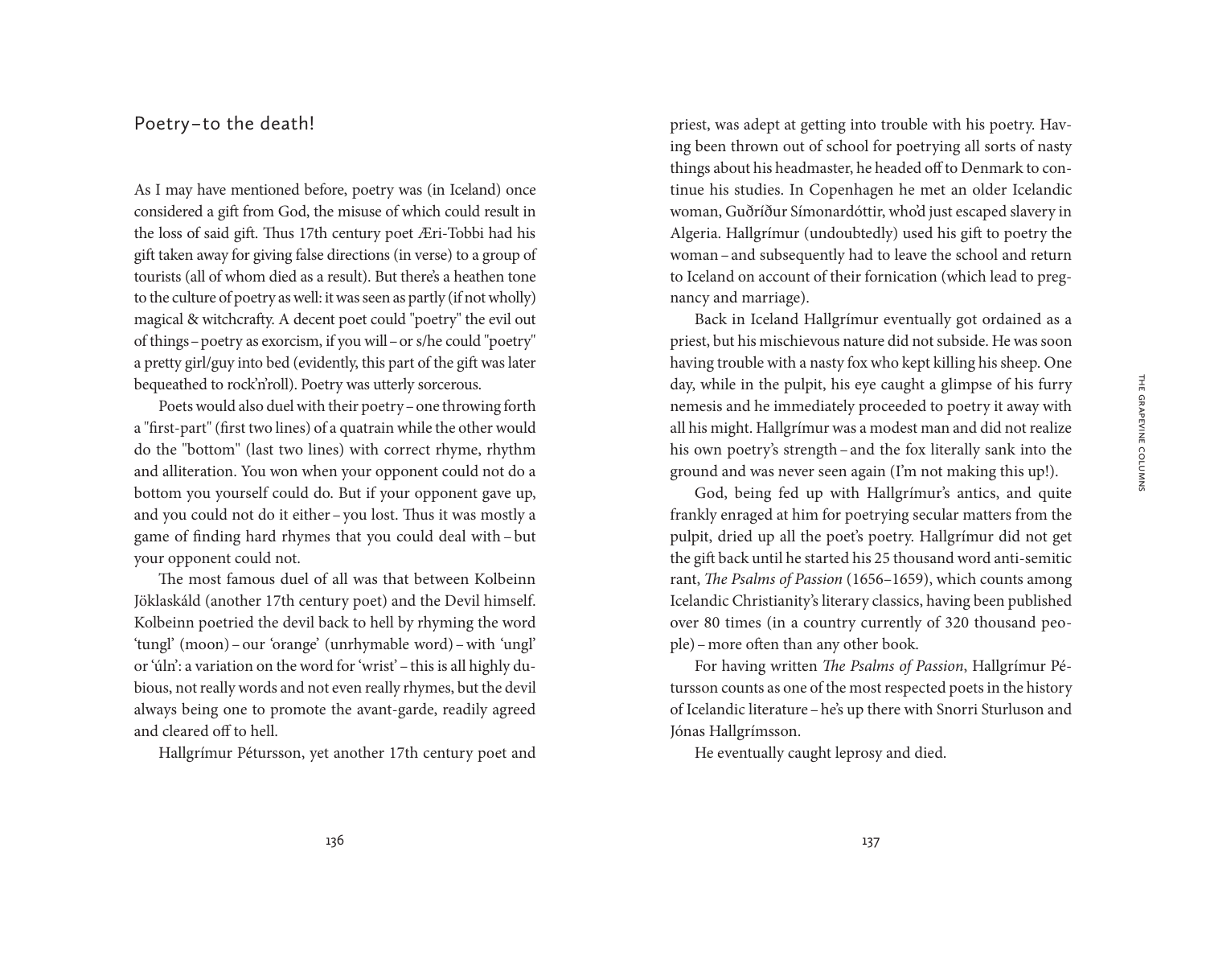## Poetry – to the death!

As I may have mentioned before, poetry was (in Iceland) once considered a gift from God, the misuse of which could result in the loss of said gift. Thus 17th century poet Æri-Tobbi had his gift taken away for giving false directions (in verse) to a group of tourists (all of whom died as a result). But there's a heathen tone to the culture of poetry as well: it was seen as partly (if not wholly) magical & witchcrafty. A decent poet could "poetry" the evil out of things – poetry as exorcism, if you will – or s/he could "poetry" a pretty girl/guy into bed (evidently, this part of the gift was later bequeathed to rock'n'roll). Poetry was utterly sorcerous.

Poets would also duel with their poetry – one throwing forth a "first-part" (first two lines) of a quatrain while the other would do the "bottom" (last two lines) with correct rhyme, rhythm and alliteration. You won when your opponent could not do a bottom you yourself could do. But if your opponent gave up, and you could not do it either – you lost. Thus it was mostly a game of finding hard rhymes that you could deal with – but your opponent could not.

The most famous duel of all was that between Kolbeinn Jöklaskáld (another 17th century poet) and the Devil himself. Kolbeinn poetried the devil back to hell by rhyming the word 'tungl' (moon) – our 'orange' (unrhymable word) – with 'ungl' or 'úln': a variation on the word for 'wrist' – this is all highly dubious, not really words and not even really rhymes, but the devil always being one to promote the avant-garde, readily agreed and cleared off to hell.

Hallgrímur Pétursson, yet another 17th century poet and priest, was adept at getting into trouble with his poetry. Having been thrown out of school for poetrying all sorts of nasty things about his headmaster, he headed off to Denmark to continue his studies. In Copenhagen he met an older Icelandic woman, Guðríður Símonardóttir, who'd just escaped slavery in Algeria. Hallgrímur (undoubtedly) used his gift to poetry the woman – and subsequently had to leave the school and return to Iceland on account of their fornication (which lead to pregnancy and marriage).

Back in Iceland Hallgrímur eventually got ordained as a priest, but his mischievous nature did not subside. He was soon having trouble with a nasty fox who kept killing his sheep. One day, while in the pulpit, his eye caught a glimpse of his furry nemesis and he immediately proceeded to poetry it away with all his might. Hallgrímur was a modest man and did not realize his own poetry's strength – and the fox literally sank into the ground and was never seen again (I'm not making this up!).

God, being fed up with Hallgrímur's antics, and quite frankly enraged at him for poetrying secular matters from the pulpit, dried up all the poet's poetry. Hallgrímur did not get the gift back until he started his 25 thousand word anti-semitic rant, *The Psalms of Passion* (1656–1659), which counts among Icelandic Christianity's literary classics, having been published over 80 times (in a country currently of 320 thousand people) – more often than any other book.

For having written *The Psalms of Passion*, Hallgrímur Pétursson counts as one of the most respected poets in the history of Icelandic literature – he's up there with Snorri Sturluson and Jónas Hallgrímsson.

He eventually caught leprosy and died.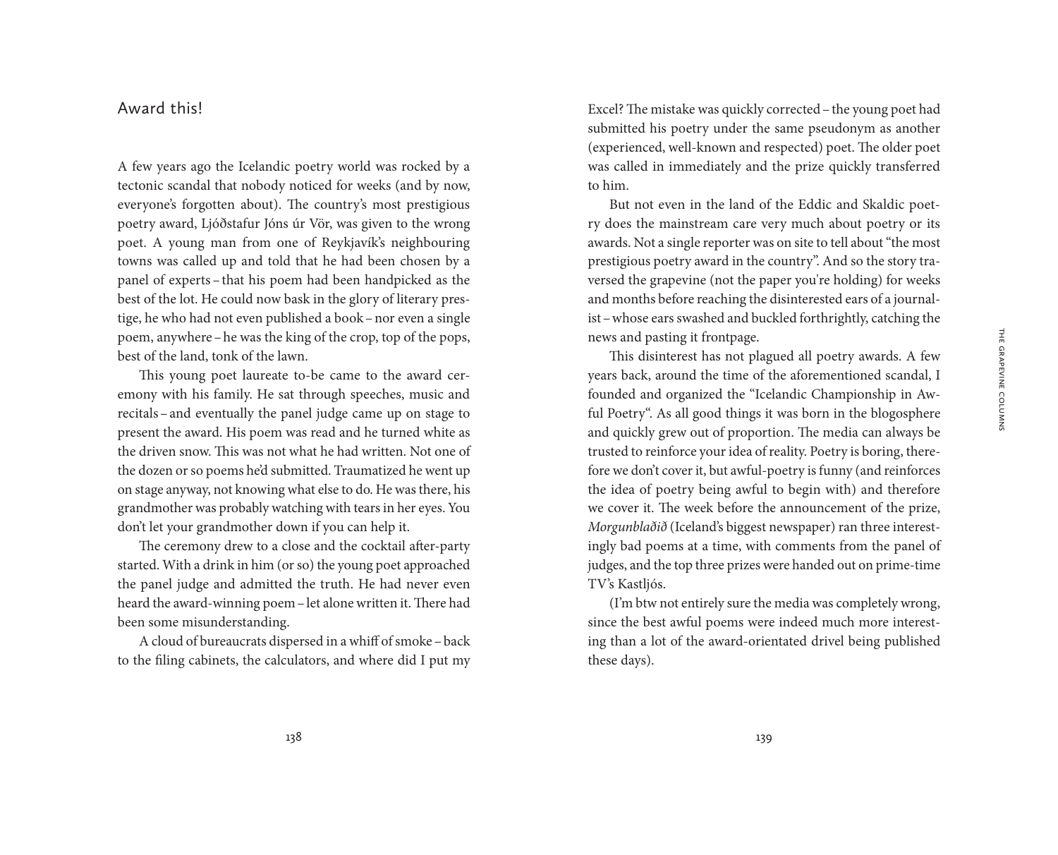## Award this!

A few years ago the Icelandic poetry world was rocked by a tectonic scandal that nobody noticed for weeks (and by now, everyone's forgotten about). The country's most prestigious poetry award, Ljóðstafur Jóns úr Vör, was given to the wrong poet. A young man from one of Reykjavík's neighbouring towns was called up and told that he had been chosen by a panel of experts – that his poem had been handpicked as the best of the lot. He could now bask in the glory of literary prestige, he who had not even published a book – nor even a single poem, anywhere – he was the king of the crop, top of the pops, best of the land, tonk of the lawn.

This young poet laureate to-be came to the award ceremony with his family. He sat through speeches, music and recitals – and eventually the panel judge came up on stage to present the award. His poem was read and he turned white as the driven snow. This was not what he had written. Not one of the dozen or so poems he'd submitted. Traumatized he went up on stage anyway, not knowing what else to do. He was there, his grandmother was probably watching with tears in her eyes. You don't let your grandmother down if you can help it.

The ceremony drew to a close and the cocktail after-party started. With a drink in him (or so) the young poet approached the panel judge and admitted the truth. He had never even heard the award-winning poem – let alone written it. There had been some misunderstanding.

A cloud of bureaucrats dispersed in a whiff of smoke – back to the filing cabinets, the calculators, and where did I put my Excel? The mistake was quickly corrected – the young poet had submitted his poetry under the same pseudonym as another (experienced, well-known and respected) poet. The older poet was called in immediately and the prize quickly transferred to him.

But not even in the land of the Eddic and Skaldic poetry does the mainstream care very much about poetry or its awards. Not a single reporter was on site to tell about "the most prestigious poetry award in the country". And so the story traversed the grapevine (not the paper you're holding) for weeks and months before reaching the disinterested ears of a journalist – whose ears swashed and buckled forthrightly, catching the news and pasting it frontpage.

This disinterest has not plagued all poetry awards. A few years back, around the time of the aforementioned scandal, I founded and organized the "Icelandic Championship in Awful Poetry". As all good things it was born in the blogosphere and quickly grew out of proportion. The media can always be trusted to reinforce your idea of reality. Poetry is boring, therefore we don't cover it, but awful-poetry is funny (and reinforces the idea of poetry being awful to begin with) and therefore we cover it. The week before the announcement of the prize, *Morgunblaðið* (Iceland's biggest newspaper) ran three interestingly bad poems at a time, with comments from the panel of judges, and the top three prizes were handed out on prime-time TV's Kastljós.

(I'm btw not entirely sure the media was completely wrong, since the best awful poems were indeed much more interesting than a lot of the award-orientated drivel being published these days).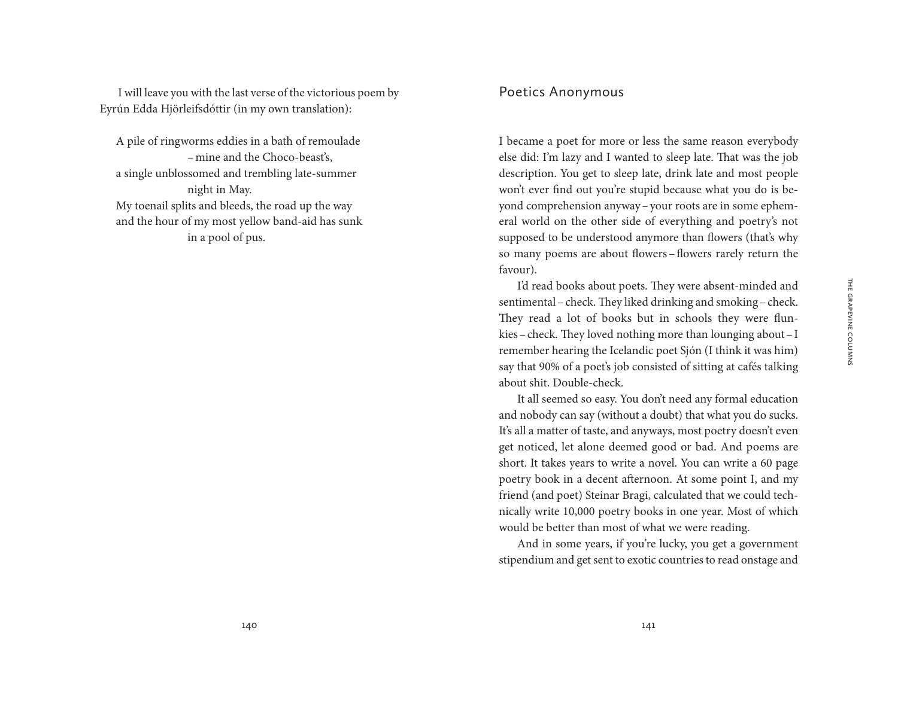I will leave you with the last verse of the victorious poem by Eyrún Edda Hjörleifsdóttir (in my own translation):

> A pile of ringworms eddies in a bath of remoulade
> – mine and the Choco-beast's,
> a single unblossomed and trembling late-summer
> night in May.
> My toenail splits and bleeds, the road up the way
> and the hour of my most yellow band-aid has sunk
> in a pool of pus.

## Poetics Anonymous

I became a poet for more or less the same reason everybody else did: I'm lazy and I wanted to sleep late. That was the job description. You get to sleep late, drink late and most people won't ever find out you're stupid because what you do is beyond comprehension anyway – your roots are in some ephemeral world on the other side of everything and poetry's not supposed to be understood anymore than flowers (that's why so many poems are about flowers – flowers rarely return the favour).

I'd read books about poets. They were absent-minded and sentimental – check. They liked drinking and smoking – check. They read a lot of books but in schools they were flunkies – check. They loved nothing more than lounging about – I remember hearing the Icelandic poet Sjón (I think it was him) say that 90% of a poet's job consisted of sitting at cafés talking about shit. Double-check.

It all seemed so easy. You don't need any formal education and nobody can say (without a doubt) that what you do sucks. It's all a matter of taste, and anyways, most poetry doesn't even get noticed, let alone deemed good or bad. And poems are short. It takes years to write a novel. You can write a 60 page poetry book in a decent afternoon. At some point I, and my friend (and poet) Steinar Bragi, calculated that we could technically write 10,000 poetry books in one year. Most of which would be better than most of what we were reading.

And in some years, if you're lucky, you get a government stipendium and get sent to exotic countries to read onstage and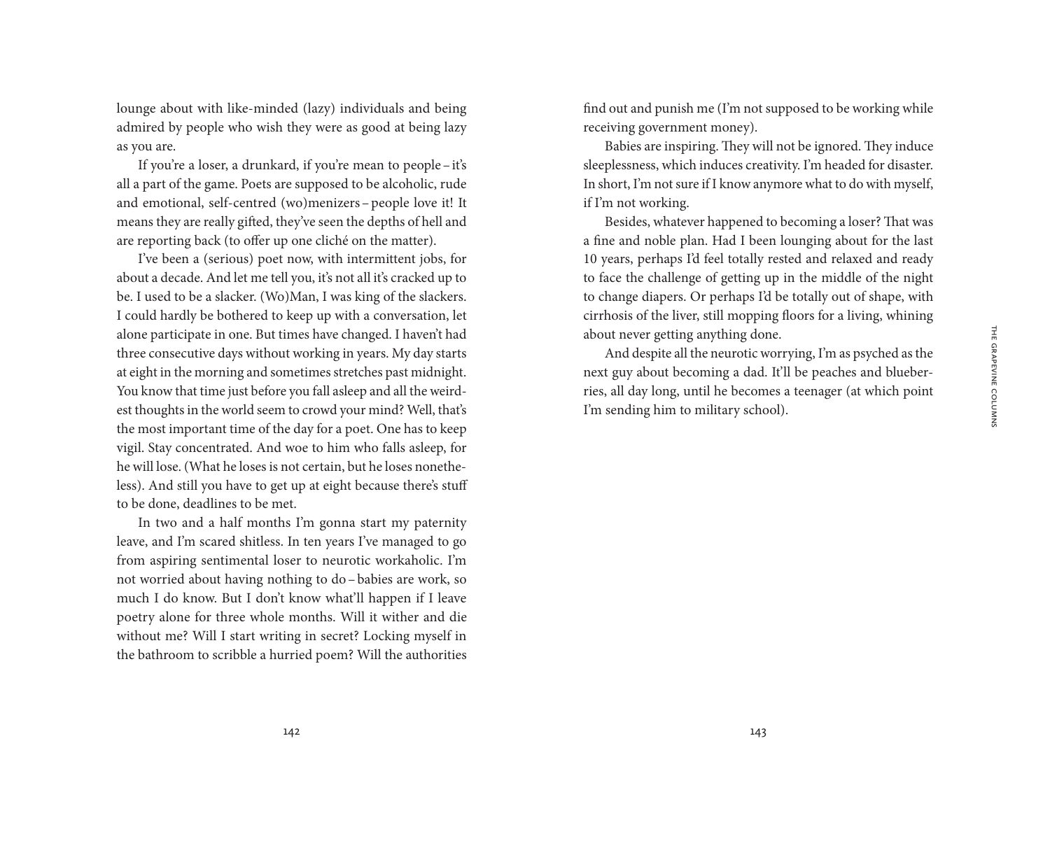lounge about with like-minded (lazy) individuals and being admired by people who wish they were as good at being lazy as you are.

If you're a loser, a drunkard, if you're mean to people – it's all a part of the game. Poets are supposed to be alcoholic, rude and emotional, self-centred (wo)menizers – people love it! It means they are really gifted, they've seen the depths of hell and are reporting back (to offer up one cliché on the matter).

I've been a (serious) poet now, with intermittent jobs, for about a decade. And let me tell you, it's not all it's cracked up to be. I used to be a slacker. (Wo)Man, I was king of the slackers. I could hardly be bothered to keep up with a conversation, let alone participate in one. But times have changed. I haven't had three consecutive days without working in years. My day starts at eight in the morning and sometimes stretches past midnight. You know that time just before you fall asleep and all the weirdest thoughts in the world seem to crowd your mind? Well, that's the most important time of the day for a poet. One has to keep vigil. Stay concentrated. And woe to him who falls asleep, for he will lose. (What he loses is not certain, but he loses nonetheless). And still you have to get up at eight because there's stuff to be done, deadlines to be met.

In two and a half months I'm gonna start my paternity leave, and I'm scared shitless. In ten years I've managed to go from aspiring sentimental loser to neurotic workaholic. I'm not worried about having nothing to do – babies are work, so much I do know. But I don't know what'll happen if I leave poetry alone for three whole months. Will it wither and die without me? Will I start writing in secret? Locking myself in the bathroom to scribble a hurried poem? Will the authorities find out and punish me (I'm not supposed to be working while receiving government money).

Babies are inspiring. They will not be ignored. They induce sleeplessness, which induces creativity. I'm headed for disaster. In short, I'm not sure if I know anymore what to do with myself, if I'm not working.

Besides, whatever happened to becoming a loser? That was a fine and noble plan. Had I been lounging about for the last 10 years, perhaps I'd feel totally rested and relaxed and ready to face the challenge of getting up in the middle of the night to change diapers. Or perhaps I'd be totally out of shape, with cirrhosis of the liver, still mopping floors for a living, whining about never getting anything done.

And despite all the neurotic worrying, I'm as psyched as the next guy about becoming a dad. It'll be peaches and blueberries, all day long, until he becomes a teenager (at which point I'm sending him to military school).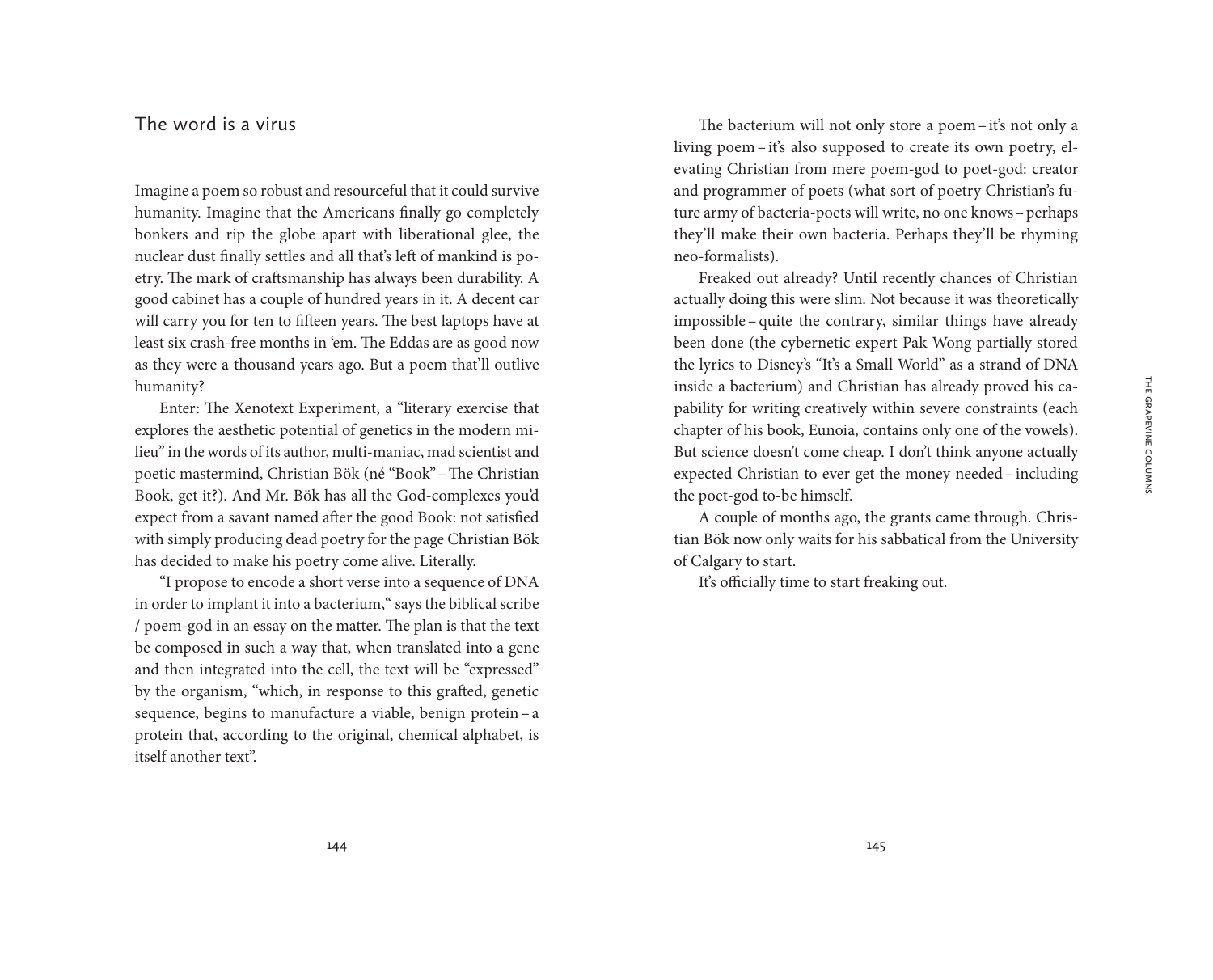## The word is a virus

Imagine a poem so robust and resourceful that it could survive humanity. Imagine that the Americans finally go completely bonkers and rip the globe apart with liberational glee, the nuclear dust finally settles and all that's left of mankind is poetry. The mark of craftsmanship has always been durability. A good cabinet has a couple of hundred years in it. A decent car will carry you for ten to fifteen years. The best laptops have at least six crash-free months in 'em. The Eddas are as good now as they were a thousand years ago. But a poem that'll outlive humanity?

Enter: The Xenotext Experiment, a "literary exercise that explores the aesthetic potential of genetics in the modern milieu" in the words of its author, multi-maniac, mad scientist and poetic mastermind, Christian Bök (né "Book" – The Christian Book, get it?). And Mr. Bök has all the God-complexes you'd expect from a savant named after the good Book: not satisfied with simply producing dead poetry for the page Christian Bök has decided to make his poetry come alive. Literally.

"I propose to encode a short verse into a sequence of DNA in order to implant it into a bacterium," says the biblical scribe / poem-god in an essay on the matter. The plan is that the text be composed in such a way that, when translated into a gene and then integrated into the cell, the text will be "expressed" by the organism, "which, in response to this grafted, genetic sequence, begins to manufacture a viable, benign protein – a protein that, according to the original, chemical alphabet, is itself another text".

The bacterium will not only store a poem – it's not only a living poem – it's also supposed to create its own poetry, elevating Christian from mere poem-god to poet-god: creator and programmer of poets (what sort of poetry Christian's future army of bacteria-poets will write, no one knows – perhaps they'll make their own bacteria. Perhaps they'll be rhyming neo-formalists).

Freaked out already? Until recently chances of Christian actually doing this were slim. Not because it was theoretically impossible – quite the contrary, similar things have already been done (the cybernetic expert Pak Wong partially stored the lyrics to Disney's "It's a Small World" as a strand of DNA inside a bacterium) and Christian has already proved his capability for writing creatively within severe constraints (each chapter of his book, Eunoia, contains only one of the vowels). But science doesn't come cheap. I don't think anyone actually expected Christian to ever get the money needed – including the poet-god to-be himself.

A couple of months ago, the grants came through. Christian Bök now only waits for his sabbatical from the University of Calgary to start.

It's officially time to start freaking out.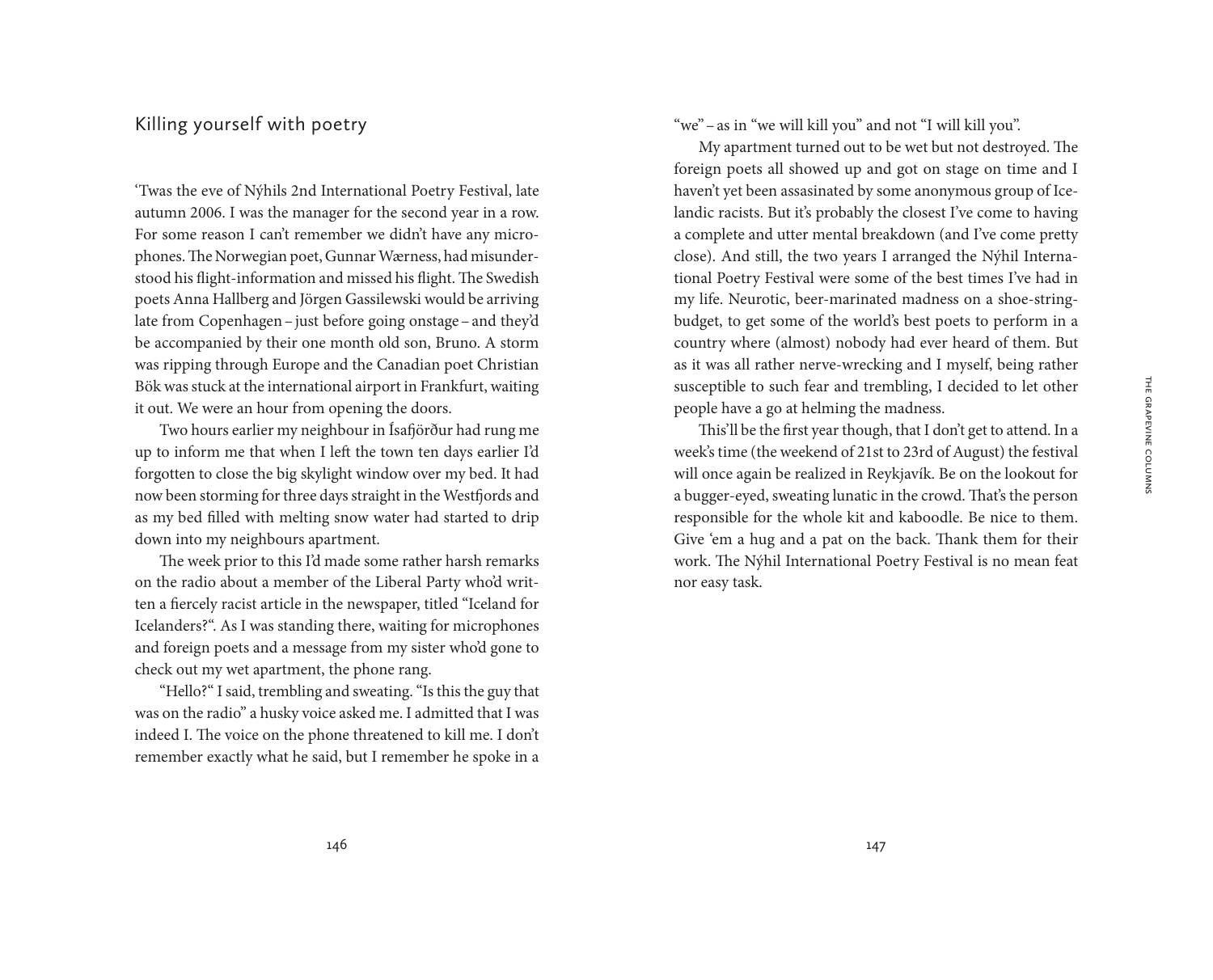## Killing yourself with poetry

'Twas the eve of Nýhils 2nd International Poetry Festival, late autumn 2006. I was the manager for the second year in a row. For some reason I can't remember we didn't have any microphones. The Norwegian poet, Gunnar Wærness, had misunderstood his flight-information and missed his flight. The Swedish poets Anna Hallberg and Jörgen Gassilewski would be arriving late from Copenhagen – just before going onstage – and they'd be accompanied by their one month old son, Bruno. A storm was ripping through Europe and the Canadian poet Christian Bök was stuck at the international airport in Frankfurt, waiting it out. We were an hour from opening the doors.

Two hours earlier my neighbour in Ísafjörður had rung me up to inform me that when I left the town ten days earlier I'd forgotten to close the big skylight window over my bed. It had now been storming for three days straight in the Westfjords and as my bed filled with melting snow water had started to drip down into my neighbours apartment.

The week prior to this I'd made some rather harsh remarks on the radio about a member of the Liberal Party who'd written a fiercely racist article in the newspaper, titled "Iceland for Icelanders?". As I was standing there, waiting for microphones and foreign poets and a message from my sister who'd gone to check out my wet apartment, the phone rang.

"Hello?" I said, trembling and sweating. "Is this the guy that was on the radio" a husky voice asked me. I admitted that I was indeed I. The voice on the phone threatened to kill me. I don't remember exactly what he said, but I remember he spoke in a "we" – as in "we will kill you" and not "I will kill you".

My apartment turned out to be wet but not destroyed. The foreign poets all showed up and got on stage on time and I haven't yet been assasinated by some anonymous group of Icelandic racists. But it's probably the closest I've come to having a complete and utter mental breakdown (and I've come pretty close). And still, the two years I arranged the Nýhil International Poetry Festival were some of the best times I've had in my life. Neurotic, beer-marinated madness on a shoe-string-budget, to get some of the world's best poets to perform in a country where (almost) nobody had ever heard of them. But as it was all rather nerve-wrecking and I myself, being rather susceptible to such fear and trembling, I decided to let other people have a go at helming the madness.

This'll be the first year though, that I don't get to attend. In a week's time (the weekend of 21st to 23rd of August) the festival will once again be realized in Reykjavík. Be on the lookout for a bugger-eyed, sweating lunatic in the crowd. That's the person responsible for the whole kit and kaboodle. Be nice to them. Give 'em a hug and a pat on the back. Thank them for their work. The Nýhil International Poetry Festival is no mean feat nor easy task.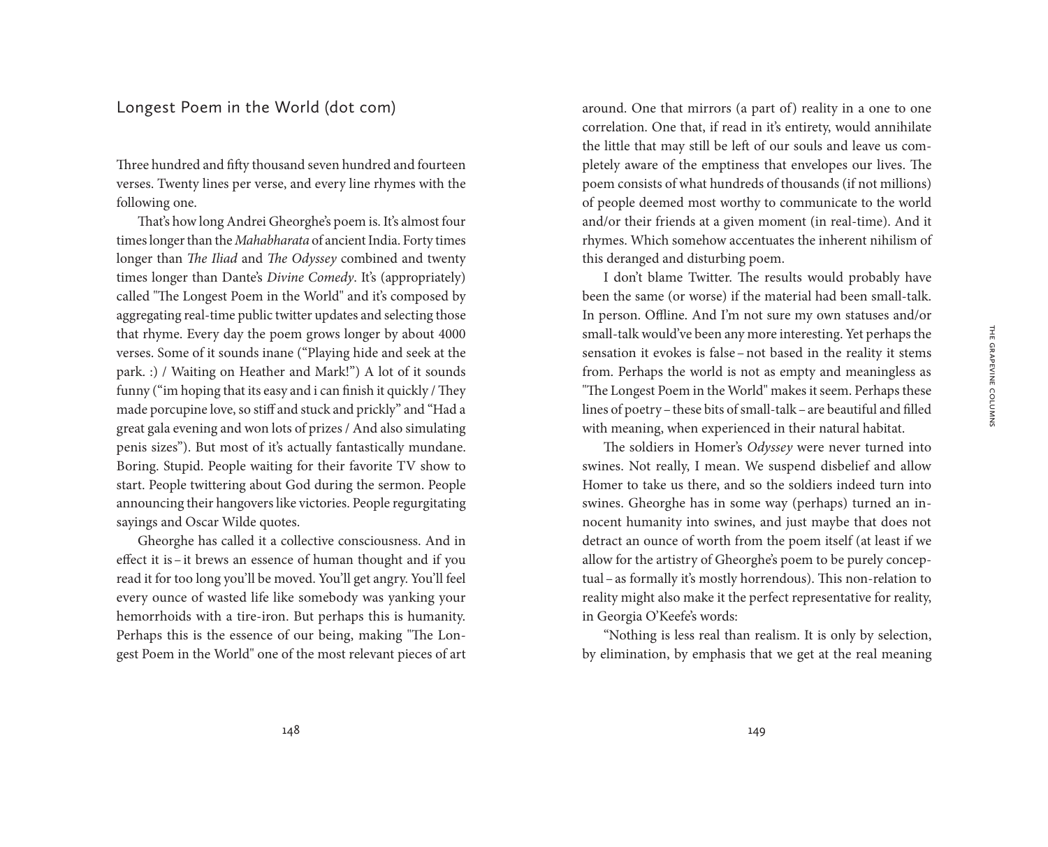## Longest Poem in the World (dot com)

Three hundred and fifty thousand seven hundred and fourteen verses. Twenty lines per verse, and every line rhymes with the following one.

That's how long Andrei Gheorghe's poem is. It's almost four times longer than the *Mahabharata* of ancient India. Forty times longer than *The Iliad* and *The Odyssey* combined and twenty times longer than Dante's *Divine Comedy*. It's (appropriately) called "The Longest Poem in the World" and it's composed by aggregating real-time public twitter updates and selecting those that rhyme. Every day the poem grows longer by about 4000 verses. Some of it sounds inane ("Playing hide and seek at the park. :) / Waiting on Heather and Mark!") A lot of it sounds funny ("im hoping that its easy and i can finish it quickly / They made porcupine love, so stiff and stuck and prickly" and "Had a great gala evening and won lots of prizes / And also simulating penis sizes"). But most of it's actually fantastically mundane. Boring. Stupid. People waiting for their favorite TV show to start. People twittering about God during the sermon. People announcing their hangovers like victories. People regurgitating sayings and Oscar Wilde quotes.

Gheorghe has called it a collective consciousness. And in effect it is – it brews an essence of human thought and if you read it for too long you'll be moved. You'll get angry. You'll feel every ounce of wasted life like somebody was yanking your hemorrhoids with a tire-iron. But perhaps this is humanity. Perhaps this is the essence of our being, making "The Longest Poem in the World" one of the most relevant pieces of art around. One that mirrors (a part of) reality in a one to one correlation. One that, if read in it's entirety, would annihilate the little that may still be left of our souls and leave us completely aware of the emptiness that envelopes our lives. The poem consists of what hundreds of thousands (if not millions) of people deemed most worthy to communicate to the world and/or their friends at a given moment (in real-time). And it rhymes. Which somehow accentuates the inherent nihilism of this deranged and disturbing poem.

I don't blame Twitter. The results would probably have been the same (or worse) if the material had been small-talk. In person. Offline. And I'm not sure my own statuses and/or small-talk would've been any more interesting. Yet perhaps the sensation it evokes is false – not based in the reality it stems from. Perhaps the world is not as empty and meaningless as "The Longest Poem in the World" makes it seem. Perhaps these lines of poetry – these bits of small-talk – are beautiful and filled with meaning, when experienced in their natural habitat.

The soldiers in Homer's *Odyssey* were never turned into swines. Not really, I mean. We suspend disbelief and allow Homer to take us there, and so the soldiers indeed turn into swines. Gheorghe has in some way (perhaps) turned an innocent humanity into swines, and just maybe that does not detract an ounce of worth from the poem itself (at least if we allow for the artistry of Gheorghe's poem to be purely conceptual – as formally it's mostly horrendous). This non-relation to reality might also make it the perfect representative for reality, in Georgia O'Keefe's words:

"Nothing is less real than realism. It is only by selection, by elimination, by emphasis that we get at the real meaning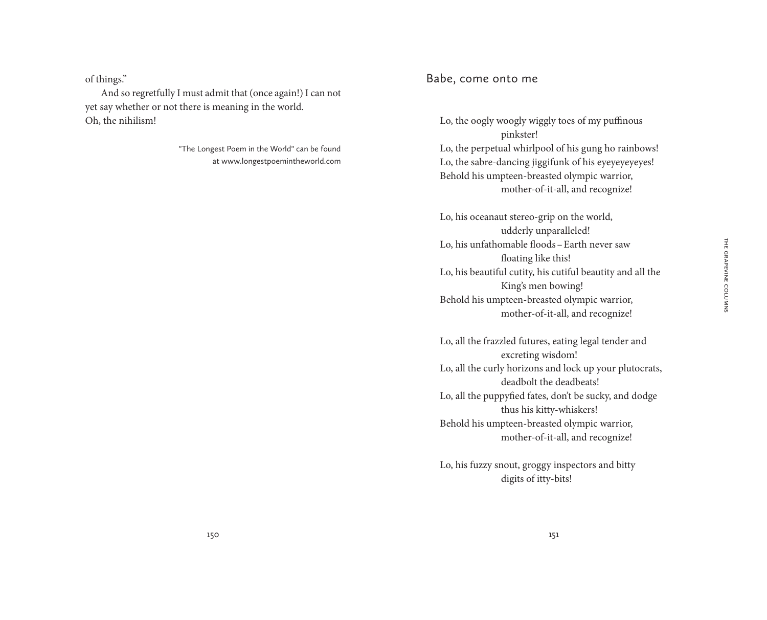of things."

And so regretfully I must admit that (once again!) I can not yet say whether or not there is meaning in the world. Oh, the nihilism!

"The Longest Poem in the World" can be found at www.longestpoemintheworld.com

## Babe, come onto me

Lo, the oogly woogly wiggly toes of my puffinous
pinkster!
Lo, the perpetual whirlpool of his gung ho rainbows!
Lo, the sabre-dancing jiggifunk of his eyeyeyeyeyes!
Behold his umpteen-breasted olympic warrior,
mother-of-it-all, and recognize!

Lo, his oceanaut stereo-grip on the world,
udderly unparalleled!
Lo, his unfathomable floods – Earth never saw
floating like this!
Lo, his beautiful cutity, his cutiful beautity and all the
King's men bowing!
Behold his umpteen-breasted olympic warrior,
mother-of-it-all, and recognize!

Lo, all the frazzled futures, eating legal tender and
excreting wisdom!
Lo, all the curly horizons and lock up your plutocrats,
deadbolt the deadbeats!
Lo, all the puppyfied fates, don't be sucky, and dodge
thus his kitty-whiskers!
Behold his umpteen-breasted olympic warrior,
mother-of-it-all, and recognize!

Lo, his fuzzy snout, groggy inspectors and bitty
digits of itty-bits!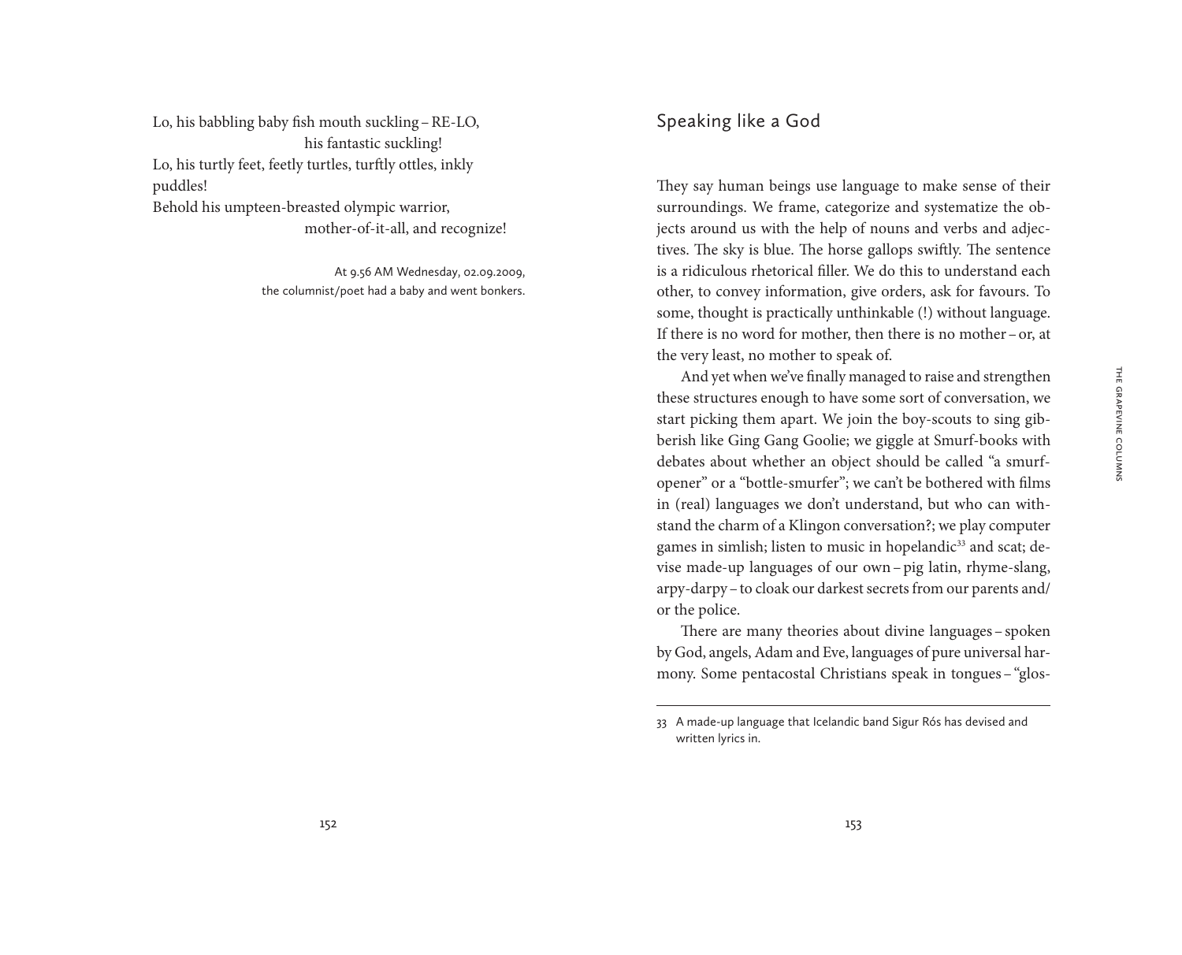Lo, his babbling baby fish mouth suckling – RE-LO,
his fantastic suckling!
Lo, his turtly feet, feetly turtles, turftly ottles, inkly puddles!
Behold his umpteen-breasted olympic warrior,
mother-of-it-all, and recognize!

At 9.56 AM Wednesday, 02.09.2009,
the columnist/poet had a baby and went bonkers.

## Speaking like a God

They say human beings use language to make sense of their surroundings. We frame, categorize and systematize the objects around us with the help of nouns and verbs and adjectives. The sky is blue. The horse gallops swiftly. The sentence is a ridiculous rhetorical filler. We do this to understand each other, to convey information, give orders, ask for favours. To some, thought is practically unthinkable (!) without language. If there is no word for mother, then there is no mother – or, at the very least, no mother to speak of.

And yet when we've finally managed to raise and strengthen these structures enough to have some sort of conversation, we start picking them apart. We join the boy-scouts to sing gibberish like Ging Gang Goolie; we giggle at Smurf-books with debates about whether an object should be called "a smurf-opener" or a "bottle-smurfer"; we can't be bothered with films in (real) languages we don't understand, but who can withstand the charm of a Klingon conversation?; we play computer games in simlish; listen to music in hopelandic[33] and scat; devise made-up languages of our own – pig latin, rhyme-slang, arpy-darpy – to cloak our darkest secrets from our parents and/or the police.

There are many theories about divine languages – spoken by God, angels, Adam and Eve, languages of pure universal harmony. Some pentacostal Christians speak in tongues – "glos-

33 A made-up language that Icelandic band Sigur Rós has devised and written lyrics in.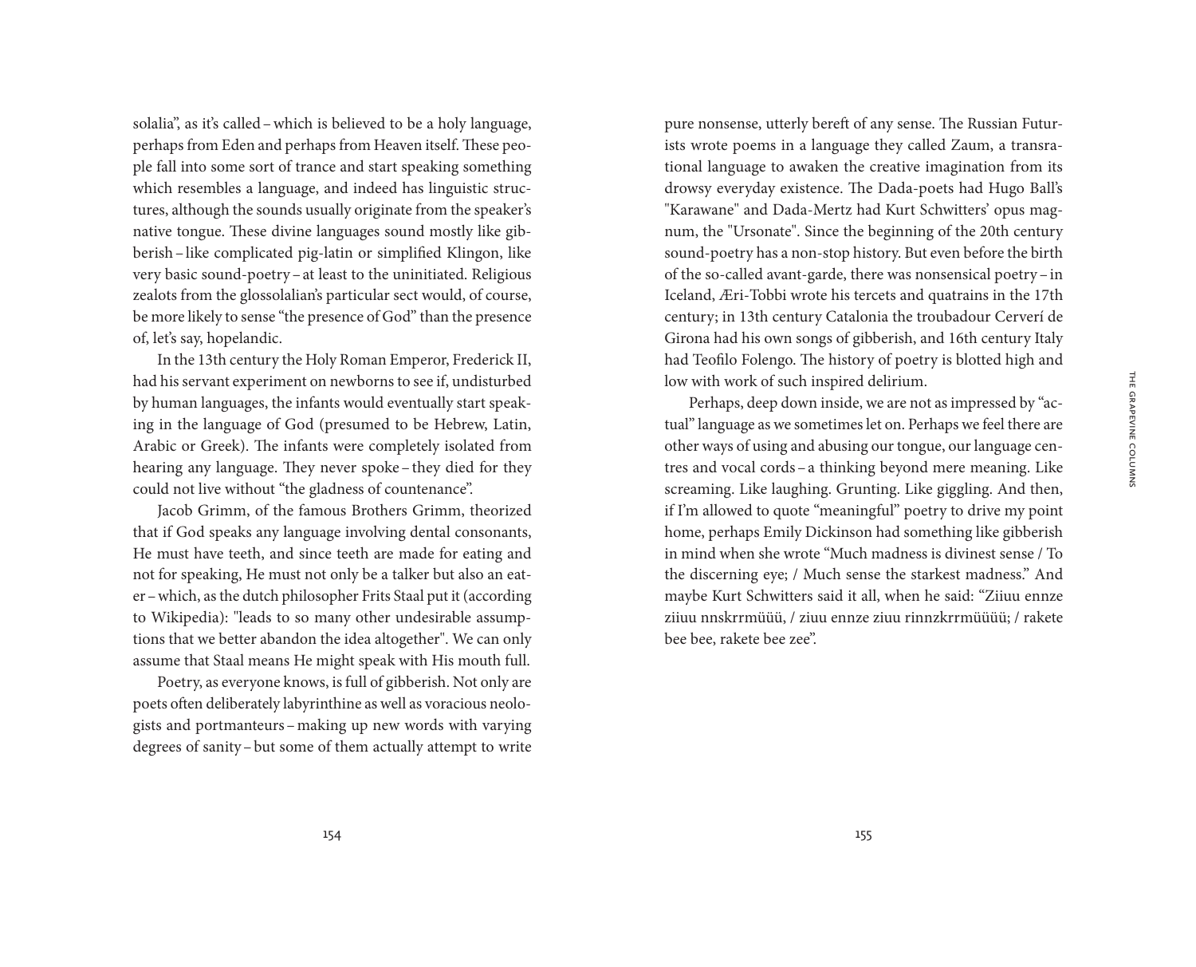solalia", as it's called – which is believed to be a holy language, perhaps from Eden and perhaps from Heaven itself. These people fall into some sort of trance and start speaking something which resembles a language, and indeed has linguistic structures, although the sounds usually originate from the speaker's native tongue. These divine languages sound mostly like gibberish – like complicated pig-latin or simplified Klingon, like very basic sound-poetry – at least to the uninitiated. Religious zealots from the glossolalian's particular sect would, of course, be more likely to sense "the presence of God" than the presence of, let's say, hopelandic.

In the 13th century the Holy Roman Emperor, Frederick II, had his servant experiment on newborns to see if, undisturbed by human languages, the infants would eventually start speaking in the language of God (presumed to be Hebrew, Latin, Arabic or Greek). The infants were completely isolated from hearing any language. They never spoke – they died for they could not live without "the gladness of countenance".

Jacob Grimm, of the famous Brothers Grimm, theorized that if God speaks any language involving dental consonants, He must have teeth, and since teeth are made for eating and not for speaking, He must not only be a talker but also an eater – which, as the dutch philosopher Frits Staal put it (according to Wikipedia): "leads to so many other undesirable assumptions that we better abandon the idea altogether". We can only assume that Staal means He might speak with His mouth full.

Poetry, as everyone knows, is full of gibberish. Not only are poets often deliberately labyrinthine as well as voracious neologists and portmanteurs – making up new words with varying degrees of sanity – but some of them actually attempt to write pure nonsense, utterly bereft of any sense. The Russian Futurists wrote poems in a language they called Zaum, a transrational language to awaken the creative imagination from its drowsy everyday existence. The Dada-poets had Hugo Ball's "Karawane" and Dada-Mertz had Kurt Schwitters' opus magnum, the "Ursonate". Since the beginning of the 20th century sound-poetry has a non-stop history. But even before the birth of the so-called avant-garde, there was nonsensical poetry – in Iceland, Æri-Tobbi wrote his tercets and quatrains in the 17th century; in 13th century Catalonia the troubadour Cerverí de Girona had his own songs of gibberish, and 16th century Italy had Teofilo Folengo. The history of poetry is blotted high and low with work of such inspired delirium.

Perhaps, deep down inside, we are not as impressed by "actual" language as we sometimes let on. Perhaps we feel there are other ways of using and abusing our tongue, our language centres and vocal cords – a thinking beyond mere meaning. Like screaming. Like laughing. Grunting. Like giggling. And then, if I'm allowed to quote "meaningful" poetry to drive my point home, perhaps Emily Dickinson had something like gibberish in mind when she wrote "Much madness is divinest sense / To the discerning eye; / Much sense the starkest madness." And maybe Kurt Schwitters said it all, when he said: "Ziiuu ennze ziiuu nnskrrmüüü, / ziuu ennze ziuu rinnzkrrmüüüü; / rakete bee bee, rakete bee zee".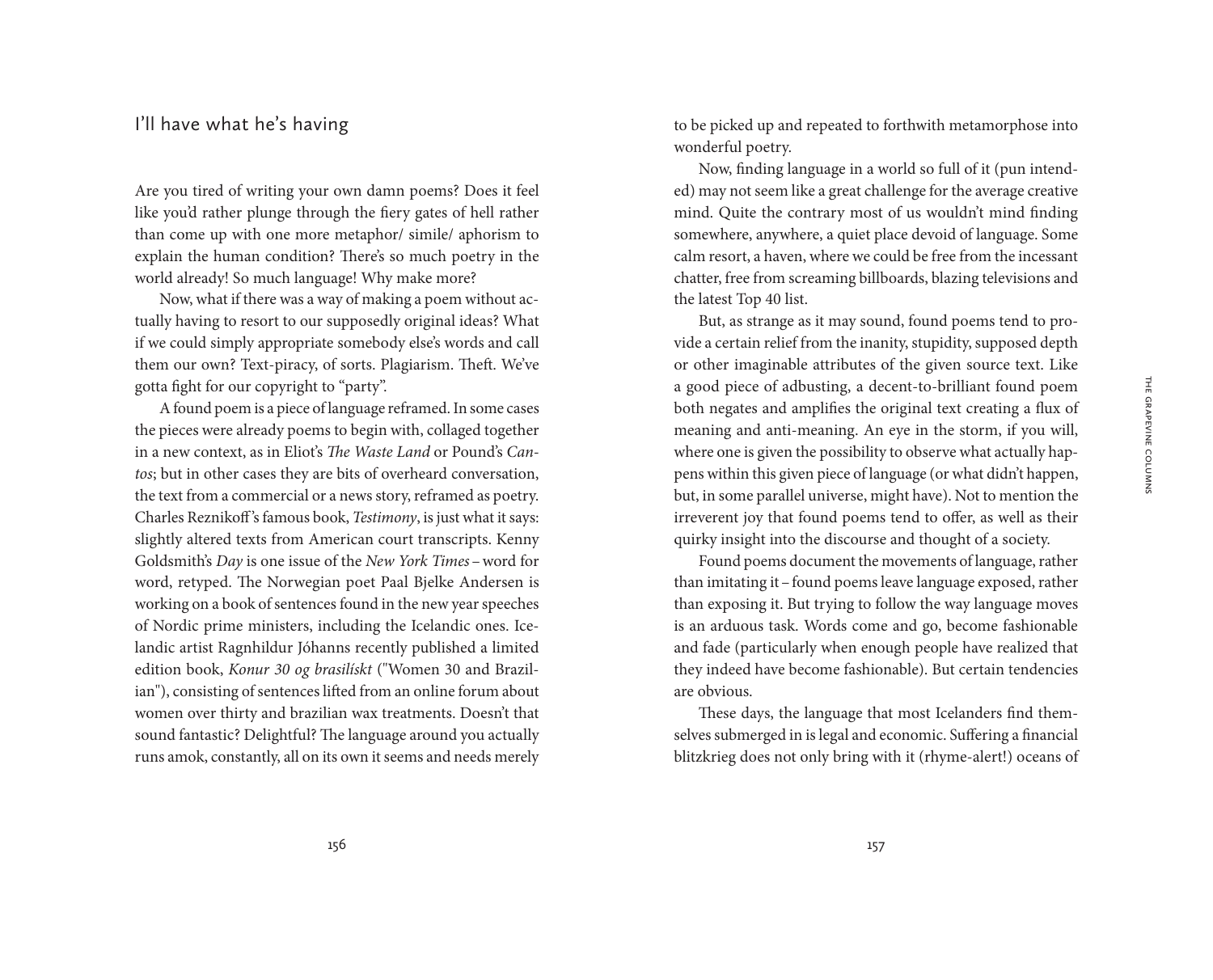## I'll have what he's having

Are you tired of writing your own damn poems? Does it feel like you'd rather plunge through the fiery gates of hell rather than come up with one more metaphor/ simile/ aphorism to explain the human condition? There's so much poetry in the world already! So much language! Why make more?

Now, what if there was a way of making a poem without actually having to resort to our supposedly original ideas? What if we could simply appropriate somebody else's words and call them our own? Text-piracy, of sorts. Plagiarism. Theft. We've gotta fight for our copyright to "party".

A found poem is a piece of language reframed. In some cases the pieces were already poems to begin with, collaged together in a new context, as in Eliot's *The Waste Land* or Pound's *Cantos*; but in other cases they are bits of overheard conversation, the text from a commercial or a news story, reframed as poetry. Charles Reznikoff's famous book, *Testimony*, is just what it says: slightly altered texts from American court transcripts. Kenny Goldsmith's *Day* is one issue of the *New York Times* – word for word, retyped. The Norwegian poet Paal Bjelke Andersen is working on a book of sentences found in the new year speeches of Nordic prime ministers, including the Icelandic ones. Icelandic artist Ragnhildur Jóhanns recently published a limited edition book, *Konur 30 og brasilískt* ("Women 30 and Brazilian"), consisting of sentences lifted from an online forum about women over thirty and brazilian wax treatments. Doesn't that sound fantastic? Delightful? The language around you actually runs amok, constantly, all on its own it seems and needs merely to be picked up and repeated to forthwith metamorphose into wonderful poetry.

Now, finding language in a world so full of it (pun intended) may not seem like a great challenge for the average creative mind. Quite the contrary most of us wouldn't mind finding somewhere, anywhere, a quiet place devoid of language. Some calm resort, a haven, where we could be free from the incessant chatter, free from screaming billboards, blazing televisions and the latest Top 40 list.

But, as strange as it may sound, found poems tend to provide a certain relief from the inanity, stupidity, supposed depth or other imaginable attributes of the given source text. Like a good piece of adbusting, a decent-to-brilliant found poem both negates and amplifies the original text creating a flux of meaning and anti-meaning. An eye in the storm, if you will, where one is given the possibility to observe what actually happens within this given piece of language (or what didn't happen, but, in some parallel universe, might have). Not to mention the irreverent joy that found poems tend to offer, as well as their quirky insight into the discourse and thought of a society.

Found poems document the movements of language, rather than imitating it – found poems leave language exposed, rather than exposing it. But trying to follow the way language moves is an arduous task. Words come and go, become fashionable and fade (particularly when enough people have realized that they indeed have become fashionable). But certain tendencies are obvious.

These days, the language that most Icelanders find themselves submerged in is legal and economic. Suffering a financial blitzkrieg does not only bring with it (rhyme-alert!) oceans of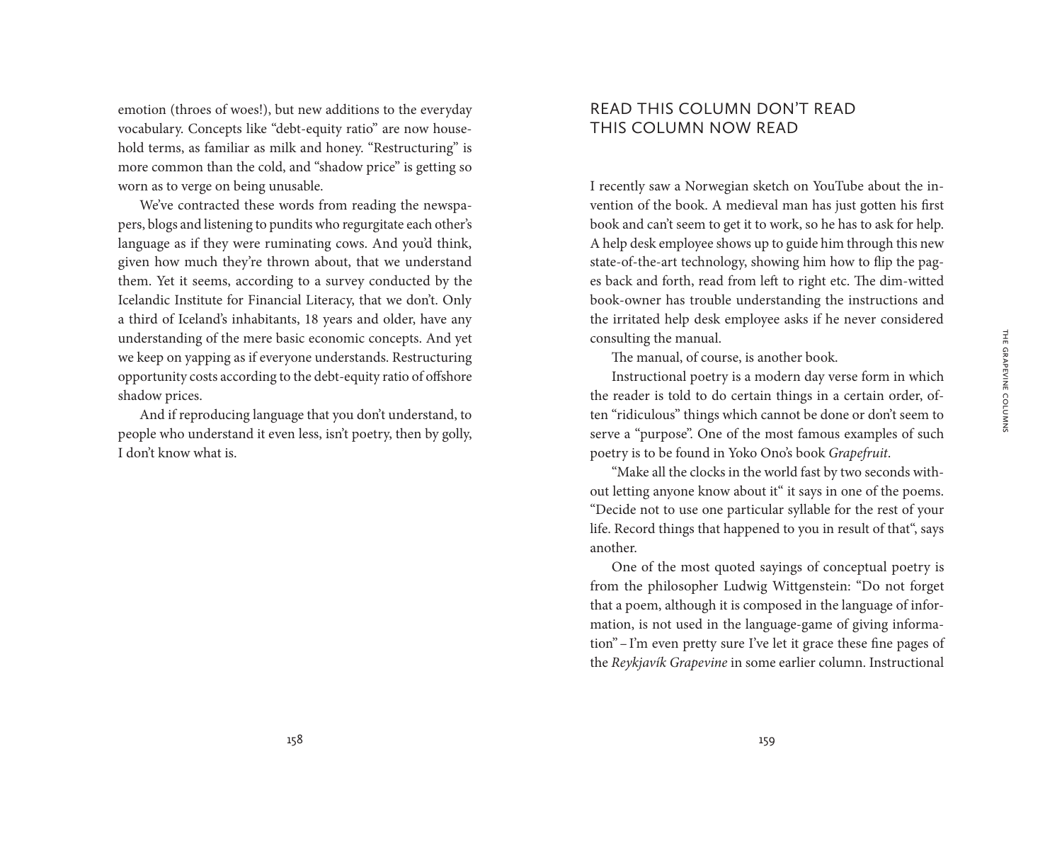emotion (throes of woes!), but new additions to the everyday vocabulary. Concepts like "debt-equity ratio" are now household terms, as familiar as milk and honey. "Restructuring" is more common than the cold, and "shadow price" is getting so worn as to verge on being unusable.

We've contracted these words from reading the newspapers, blogs and listening to pundits who regurgitate each other's language as if they were ruminating cows. And you'd think, given how much they're thrown about, that we understand them. Yet it seems, according to a survey conducted by the Icelandic Institute for Financial Literacy, that we don't. Only a third of Iceland's inhabitants, 18 years and older, have any understanding of the mere basic economic concepts. And yet we keep on yapping as if everyone understands. Restructuring opportunity costs according to the debt-equity ratio of offshore shadow prices.

And if reproducing language that you don't understand, to people who understand it even less, isn't poetry, then by golly, I don't know what is.

## READ THIS COLUMN DON'T READ THIS COLUMN NOW READ

I recently saw a Norwegian sketch on YouTube about the invention of the book. A medieval man has just gotten his first book and can't seem to get it to work, so he has to ask for help. A help desk employee shows up to guide him through this new state-of-the-art technology, showing him how to flip the pages back and forth, read from left to right etc. The dim-witted book-owner has trouble understanding the instructions and the irritated help desk employee asks if he never considered consulting the manual.

The manual, of course, is another book.

Instructional poetry is a modern day verse form in which the reader is told to do certain things in a certain order, often "ridiculous" things which cannot be done or don't seem to serve a "purpose". One of the most famous examples of such poetry is to be found in Yoko Ono's book *Grapefruit*.

"Make all the clocks in the world fast by two seconds without letting anyone know about it" it says in one of the poems. "Decide not to use one particular syllable for the rest of your life. Record things that happened to you in result of that", says another.

One of the most quoted sayings of conceptual poetry is from the philosopher Ludwig Wittgenstein: "Do not forget that a poem, although it is composed in the language of information, is not used in the language-game of giving information" – I'm even pretty sure I've let it grace these fine pages of the *Reykjavík Grapevine* in some earlier column. Instructional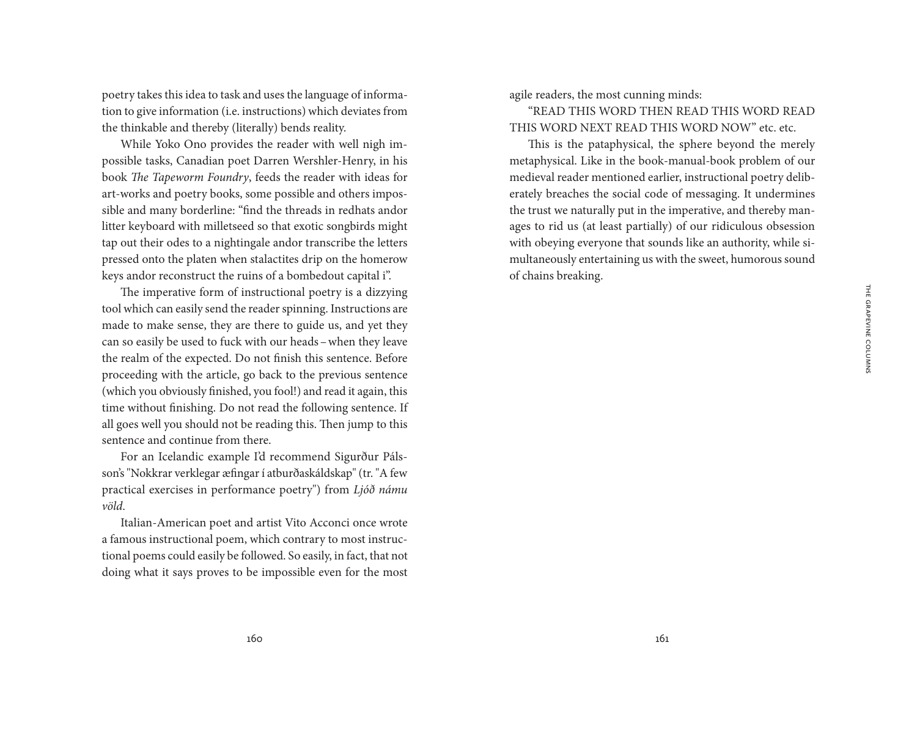poetry takes this idea to task and uses the language of information to give information (i.e. instructions) which deviates from the thinkable and thereby (literally) bends reality.

While Yoko Ono provides the reader with well nigh impossible tasks, Canadian poet Darren Wershler-Henry, in his book *The Tapeworm Foundry*, feeds the reader with ideas for art-works and poetry books, some possible and others impossible and many borderline: "find the threads in redhats andor litter keyboard with milletseed so that exotic songbirds might tap out their odes to a nightingale andor transcribe the letters pressed onto the platen when stalactites drip on the homerow keys andor reconstruct the ruins of a bombedout capital i".

The imperative form of instructional poetry is a dizzying tool which can easily send the reader spinning. Instructions are made to make sense, they are there to guide us, and yet they can so easily be used to fuck with our heads – when they leave the realm of the expected. Do not finish this sentence. Before proceeding with the article, go back to the previous sentence (which you obviously finished, you fool!) and read it again, this time without finishing. Do not read the following sentence. If all goes well you should not be reading this. Then jump to this sentence and continue from there.

For an Icelandic example I'd recommend Sigurður Pálsson's "Nokkrar verklegar æfingar í atburðaskáldskap" (tr. "A few practical exercises in performance poetry") from *Ljóð námu völd*.

Italian-American poet and artist Vito Acconci once wrote a famous instructional poem, which contrary to most instructional poems could easily be followed. So easily, in fact, that not doing what it says proves to be impossible even for the most agile readers, the most cunning minds:

"READ THIS WORD THEN READ THIS WORD READ THIS WORD NEXT READ THIS WORD NOW" etc. etc.

This is the pataphysical, the sphere beyond the merely metaphysical. Like in the book-manual-book problem of our medieval reader mentioned earlier, instructional poetry deliberately breaches the social code of messaging. It undermines the trust we naturally put in the imperative, and thereby manages to rid us (at least partially) of our ridiculous obsession with obeying everyone that sounds like an authority, while simultaneously entertaining us with the sweet, humorous sound of chains breaking.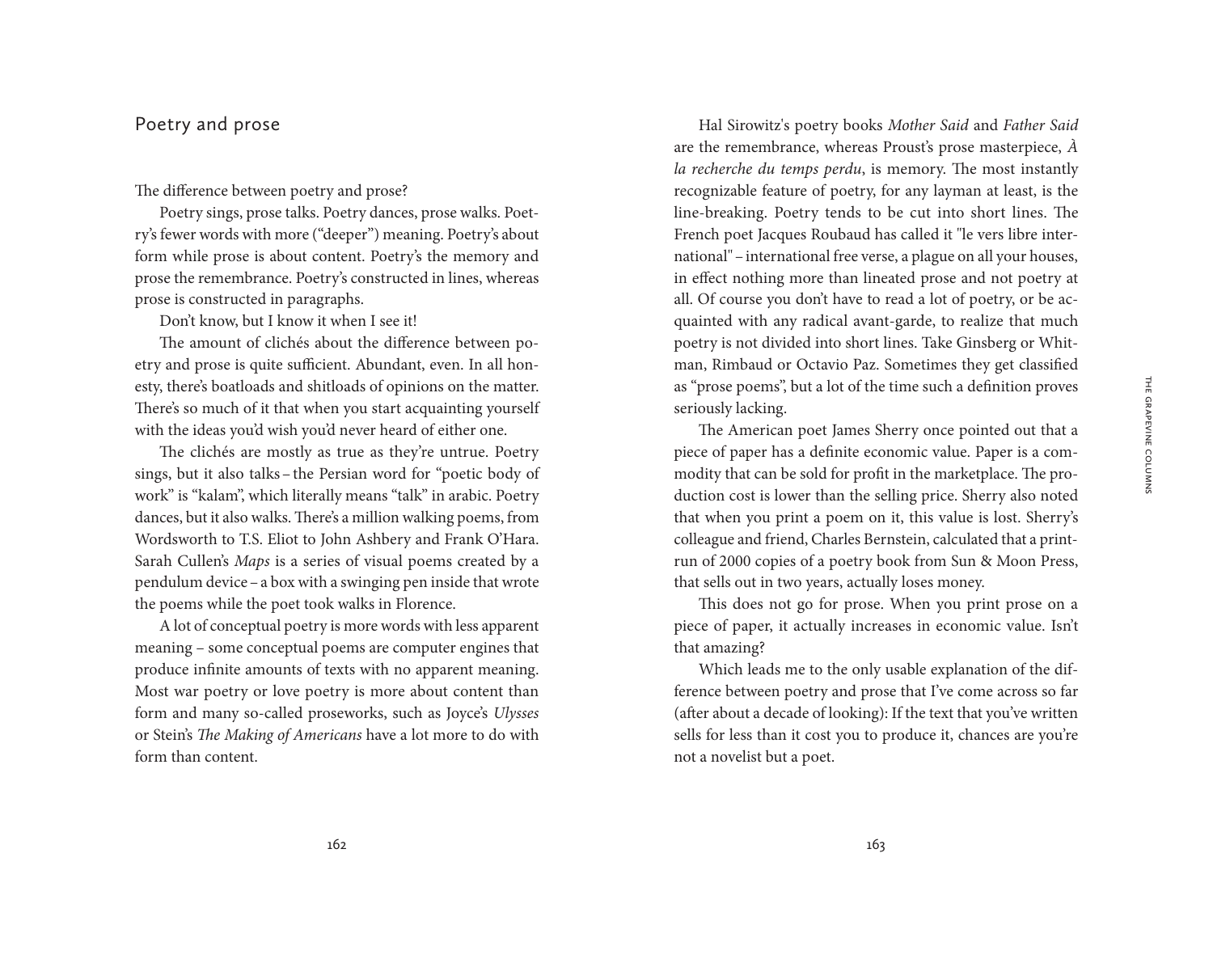## Poetry and prose

The difference between poetry and prose?

Poetry sings, prose talks. Poetry dances, prose walks. Poetry's fewer words with more ("deeper") meaning. Poetry's about form while prose is about content. Poetry's the memory and prose the remembrance. Poetry's constructed in lines, whereas prose is constructed in paragraphs.

Don't know, but I know it when I see it!

The amount of clichés about the difference between poetry and prose is quite sufficient. Abundant, even. In all honesty, there's boatloads and shitloads of opinions on the matter. There's so much of it that when you start acquainting yourself with the ideas you'd wish you'd never heard of either one.

The clichés are mostly as true as they're untrue. Poetry sings, but it also talks – the Persian word for "poetic body of work" is "kalam", which literally means "talk" in arabic. Poetry dances, but it also walks. There's a million walking poems, from Wordsworth to T.S. Eliot to John Ashbery and Frank O'Hara. Sarah Cullen's *Maps* is a series of visual poems created by a pendulum device – a box with a swinging pen inside that wrote the poems while the poet took walks in Florence.

A lot of conceptual poetry is more words with less apparent meaning – some conceptual poems are computer engines that produce infinite amounts of texts with no apparent meaning. Most war poetry or love poetry is more about content than form and many so-called proseworks, such as Joyce's *Ulysses* or Stein's *The Making of Americans* have a lot more to do with form than content.

Hal Sirowitz's poetry books *Mother Said* and *Father Said* are the remembrance, whereas Proust's prose masterpiece, *À la recherche du temps perdu*, is memory. The most instantly recognizable feature of poetry, for any layman at least, is the line-breaking. Poetry tends to be cut into short lines. The French poet Jacques Roubaud has called it "le vers libre international" – international free verse, a plague on all your houses, in effect nothing more than lineated prose and not poetry at all. Of course you don't have to read a lot of poetry, or be acquainted with any radical avant-garde, to realize that much poetry is not divided into short lines. Take Ginsberg or Whitman, Rimbaud or Octavio Paz. Sometimes they get classified as "prose poems", but a lot of the time such a definition proves seriously lacking.

The American poet James Sherry once pointed out that a piece of paper has a definite economic value. Paper is a commodity that can be sold for profit in the marketplace. The production cost is lower than the selling price. Sherry also noted that when you print a poem on it, this value is lost. Sherry's colleague and friend, Charles Bernstein, calculated that a print-run of 2000 copies of a poetry book from Sun & Moon Press, that sells out in two years, actually loses money.

This does not go for prose. When you print prose on a piece of paper, it actually increases in economic value. Isn't that amazing?

Which leads me to the only usable explanation of the difference between poetry and prose that I've come across so far (after about a decade of looking): If the text that you've written sells for less than it cost you to produce it, chances are you're not a novelist but a poet.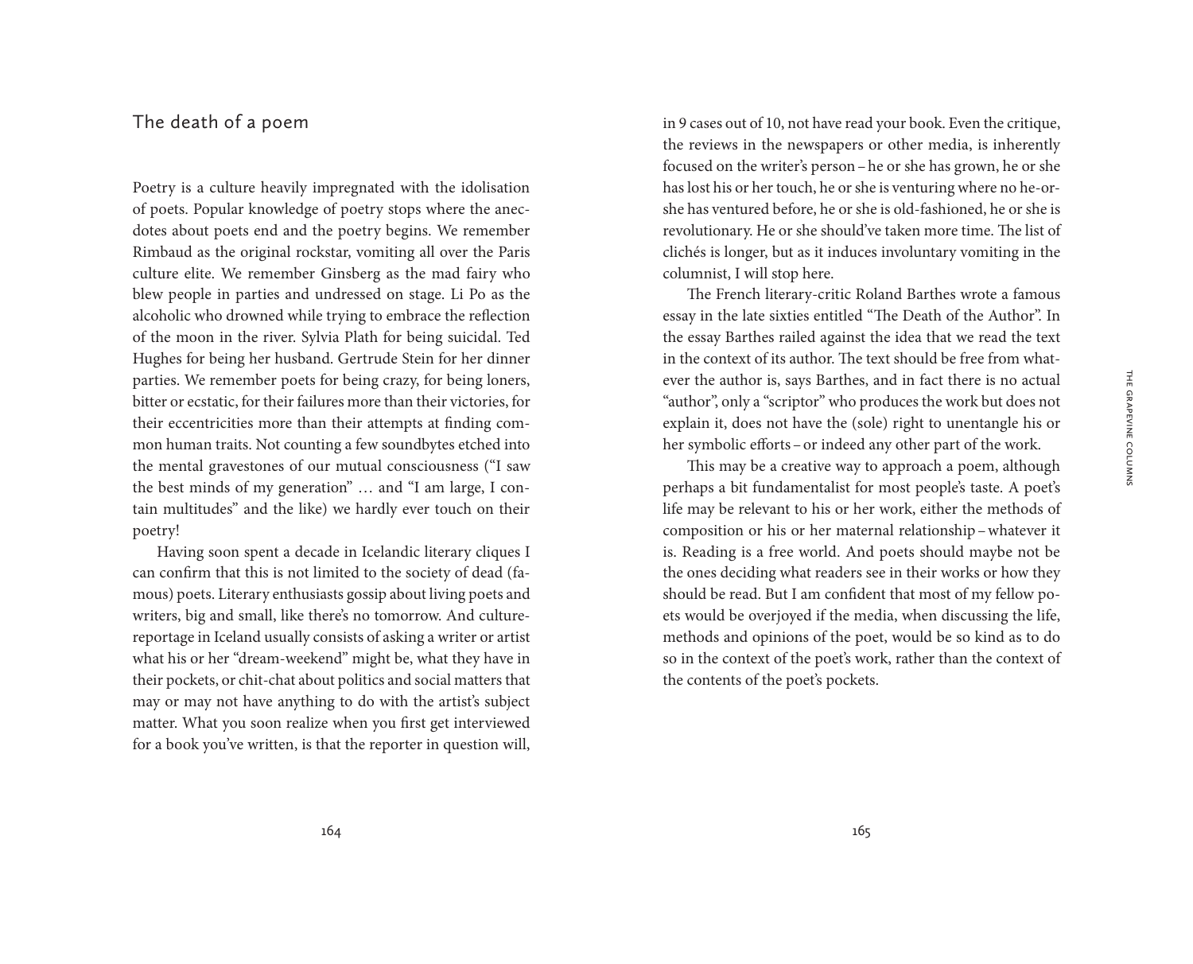## The death of a poem

Poetry is a culture heavily impregnated with the idolisation of poets. Popular knowledge of poetry stops where the anecdotes about poets end and the poetry begins. We remember Rimbaud as the original rockstar, vomiting all over the Paris culture elite. We remember Ginsberg as the mad fairy who blew people in parties and undressed on stage. Li Po as the alcoholic who drowned while trying to embrace the reflection of the moon in the river. Sylvia Plath for being suicidal. Ted Hughes for being her husband. Gertrude Stein for her dinner parties. We remember poets for being crazy, for being loners, bitter or ecstatic, for their failures more than their victories, for their eccentricities more than their attempts at finding common human traits. Not counting a few soundbytes etched into the mental gravestones of our mutual consciousness ("I saw the best minds of my generation" … and "I am large, I contain multitudes" and the like) we hardly ever touch on their poetry!

Having soon spent a decade in Icelandic literary cliques I can confirm that this is not limited to the society of dead (famous) poets. Literary enthusiasts gossip about living poets and writers, big and small, like there's no tomorrow. And culture-reportage in Iceland usually consists of asking a writer or artist what his or her "dream-weekend" might be, what they have in their pockets, or chit-chat about politics and social matters that may or may not have anything to do with the artist's subject matter. What you soon realize when you first get interviewed for a book you've written, is that the reporter in question will, in 9 cases out of 10, not have read your book. Even the critique, the reviews in the newspapers or other media, is inherently focused on the writer's person – he or she has grown, he or she has lost his or her touch, he or she is venturing where no he-or-she has ventured before, he or she is old-fashioned, he or she is revolutionary. He or she should've taken more time. The list of clichés is longer, but as it induces involuntary vomiting in the columnist, I will stop here.

The French literary-critic Roland Barthes wrote a famous essay in the late sixties entitled "The Death of the Author". In the essay Barthes railed against the idea that we read the text in the context of its author. The text should be free from whatever the author is, says Barthes, and in fact there is no actual "author", only a "scriptor" who produces the work but does not explain it, does not have the (sole) right to unentangle his or her symbolic efforts – or indeed any other part of the work.

This may be a creative way to approach a poem, although perhaps a bit fundamentalist for most people's taste. A poet's life may be relevant to his or her work, either the methods of composition or his or her maternal relationship – whatever it is. Reading is a free world. And poets should maybe not be the ones deciding what readers see in their works or how they should be read. But I am confident that most of my fellow poets would be overjoyed if the media, when discussing the life, methods and opinions of the poet, would be so kind as to do so in the context of the poet's work, rather than the context of the contents of the poet's pockets.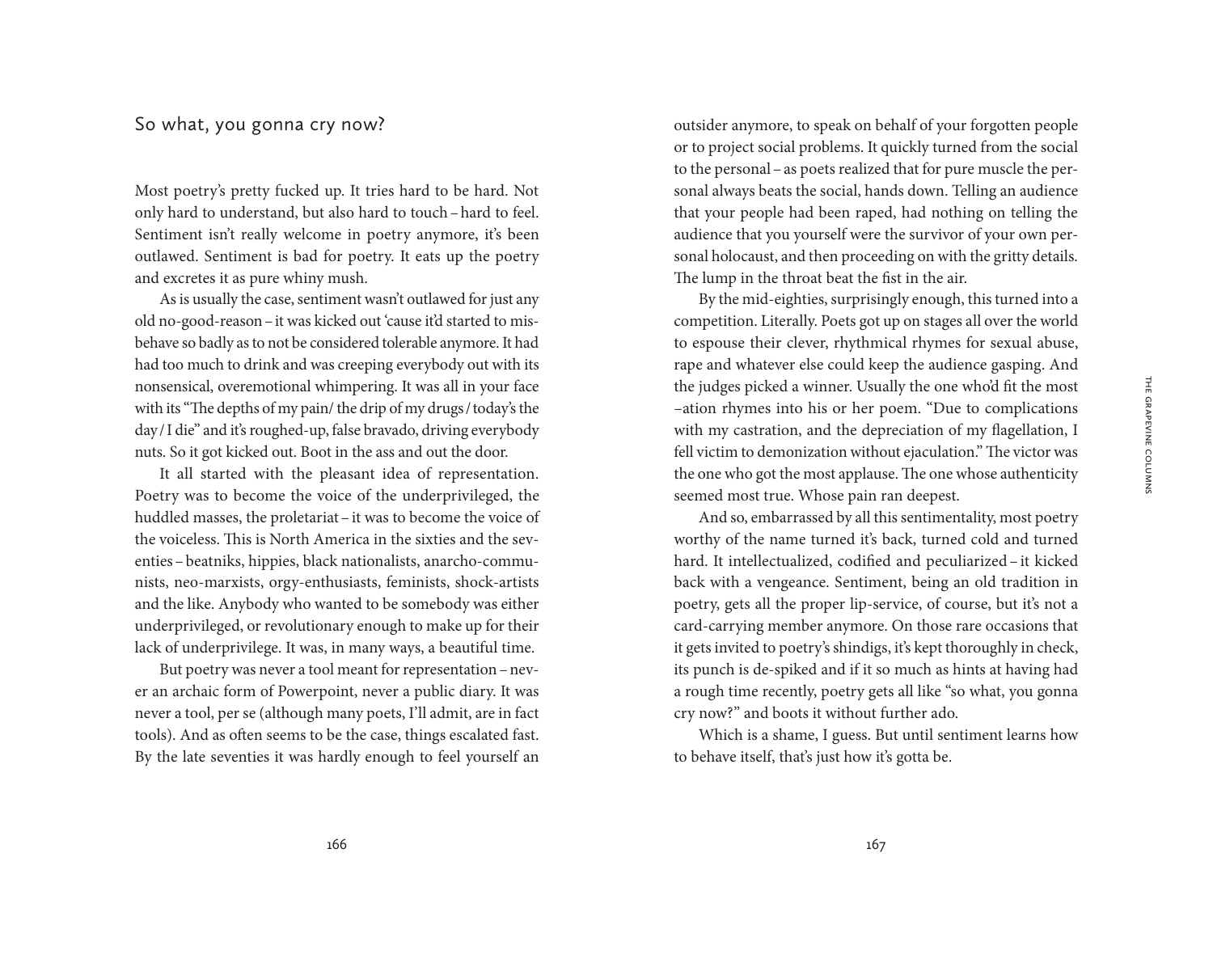## So what, you gonna cry now?

Most poetry's pretty fucked up. It tries hard to be hard. Not only hard to understand, but also hard to touch – hard to feel. Sentiment isn't really welcome in poetry anymore, it's been outlawed. Sentiment is bad for poetry. It eats up the poetry and excretes it as pure whiny mush.

As is usually the case, sentiment wasn't outlawed for just any old no-good-reason – it was kicked out 'cause it'd started to misbehave so badly as to not be considered tolerable anymore. It had had too much to drink and was creeping everybody out with its nonsensical, overemotional whimpering. It was all in your face with its "The depths of my pain/ the drip of my drugs / today's the day / I die" and it's roughed-up, false bravado, driving everybody nuts. So it got kicked out. Boot in the ass and out the door.

It all started with the pleasant idea of representation. Poetry was to become the voice of the underprivileged, the huddled masses, the proletariat – it was to become the voice of the voiceless. This is North America in the sixties and the seventies – beatniks, hippies, black nationalists, anarcho-communists, neo-marxists, orgy-enthusiasts, feminists, shock-artists and the like. Anybody who wanted to be somebody was either underprivileged, or revolutionary enough to make up for their lack of underprivilege. It was, in many ways, a beautiful time.

But poetry was never a tool meant for representation – never an archaic form of Powerpoint, never a public diary. It was never a tool, per se (although many poets, I'll admit, are in fact tools). And as often seems to be the case, things escalated fast. By the late seventies it was hardly enough to feel yourself an outsider anymore, to speak on behalf of your forgotten people or to project social problems. It quickly turned from the social to the personal – as poets realized that for pure muscle the personal always beats the social, hands down. Telling an audience that your people had been raped, had nothing on telling the audience that you yourself were the survivor of your own personal holocaust, and then proceeding on with the gritty details. The lump in the throat beat the fist in the air.

By the mid-eighties, surprisingly enough, this turned into a competition. Literally. Poets got up on stages all over the world to espouse their clever, rhythmical rhymes for sexual abuse, rape and whatever else could keep the audience gasping. And the judges picked a winner. Usually the one who'd fit the most –ation rhymes into his or her poem. "Due to complications with my castration, and the depreciation of my flagellation, I fell victim to demonization without ejaculation." The victor was the one who got the most applause. The one whose authenticity seemed most true. Whose pain ran deepest.

And so, embarrassed by all this sentimentality, most poetry worthy of the name turned it's back, turned cold and turned hard. It intellectualized, codified and peculiarized – it kicked back with a vengeance. Sentiment, being an old tradition in poetry, gets all the proper lip-service, of course, but it's not a card-carrying member anymore. On those rare occasions that it gets invited to poetry's shindigs, it's kept thoroughly in check, its punch is de-spiked and if it so much as hints at having had a rough time recently, poetry gets all like "so what, you gonna cry now?" and boots it without further ado.

Which is a shame, I guess. But until sentiment learns how to behave itself, that's just how it's gotta be.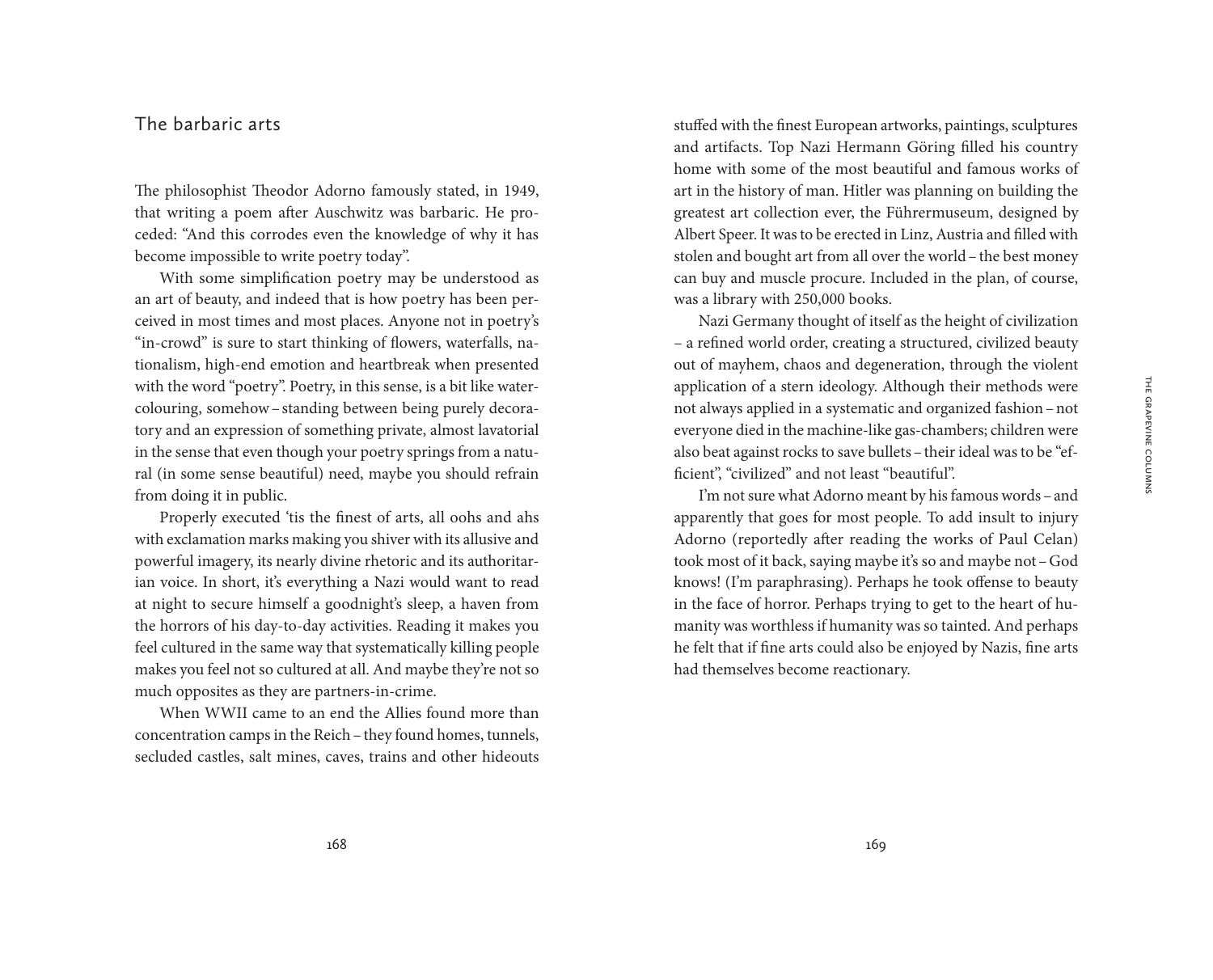## The barbaric arts

The philosophist Theodor Adorno famously stated, in 1949, that writing a poem after Auschwitz was barbaric. He proceded: "And this corrodes even the knowledge of why it has become impossible to write poetry today".

With some simplification poetry may be understood as an art of beauty, and indeed that is how poetry has been perceived in most times and most places. Anyone not in poetry's "in-crowd" is sure to start thinking of flowers, waterfalls, nationalism, high-end emotion and heartbreak when presented with the word "poetry". Poetry, in this sense, is a bit like watercolouring, somehow – standing between being purely decoratory and an expression of something private, almost lavatorial in the sense that even though your poetry springs from a natural (in some sense beautiful) need, maybe you should refrain from doing it in public.

Properly executed 'tis the finest of arts, all oohs and ahs with exclamation marks making you shiver with its allusive and powerful imagery, its nearly divine rhetoric and its authoritarian voice. In short, it's everything a Nazi would want to read at night to secure himself a goodnight's sleep, a haven from the horrors of his day-to-day activities. Reading it makes you feel cultured in the same way that systematically killing people makes you feel not so cultured at all. And maybe they're not so much opposites as they are partners-in-crime.

When WWII came to an end the Allies found more than concentration camps in the Reich – they found homes, tunnels, secluded castles, salt mines, caves, trains and other hideouts stuffed with the finest European artworks, paintings, sculptures and artifacts. Top Nazi Hermann Göring filled his country home with some of the most beautiful and famous works of art in the history of man. Hitler was planning on building the greatest art collection ever, the Führermuseum, designed by Albert Speer. It was to be erected in Linz, Austria and filled with stolen and bought art from all over the world – the best money can buy and muscle procure. Included in the plan, of course, was a library with 250,000 books.

Nazi Germany thought of itself as the height of civilization – a refined world order, creating a structured, civilized beauty out of mayhem, chaos and degeneration, through the violent application of a stern ideology. Although their methods were not always applied in a systematic and organized fashion – not everyone died in the machine-like gas-chambers; children were also beat against rocks to save bullets – their ideal was to be "efficient", "civilized" and not least "beautiful".

I'm not sure what Adorno meant by his famous words – and apparently that goes for most people. To add insult to injury Adorno (reportedly after reading the works of Paul Celan) took most of it back, saying maybe it's so and maybe not – God knows! (I'm paraphrasing). Perhaps he took offense to beauty in the face of horror. Perhaps trying to get to the heart of humanity was worthless if humanity was so tainted. And perhaps he felt that if fine arts could also be enjoyed by Nazis, fine arts had themselves become reactionary.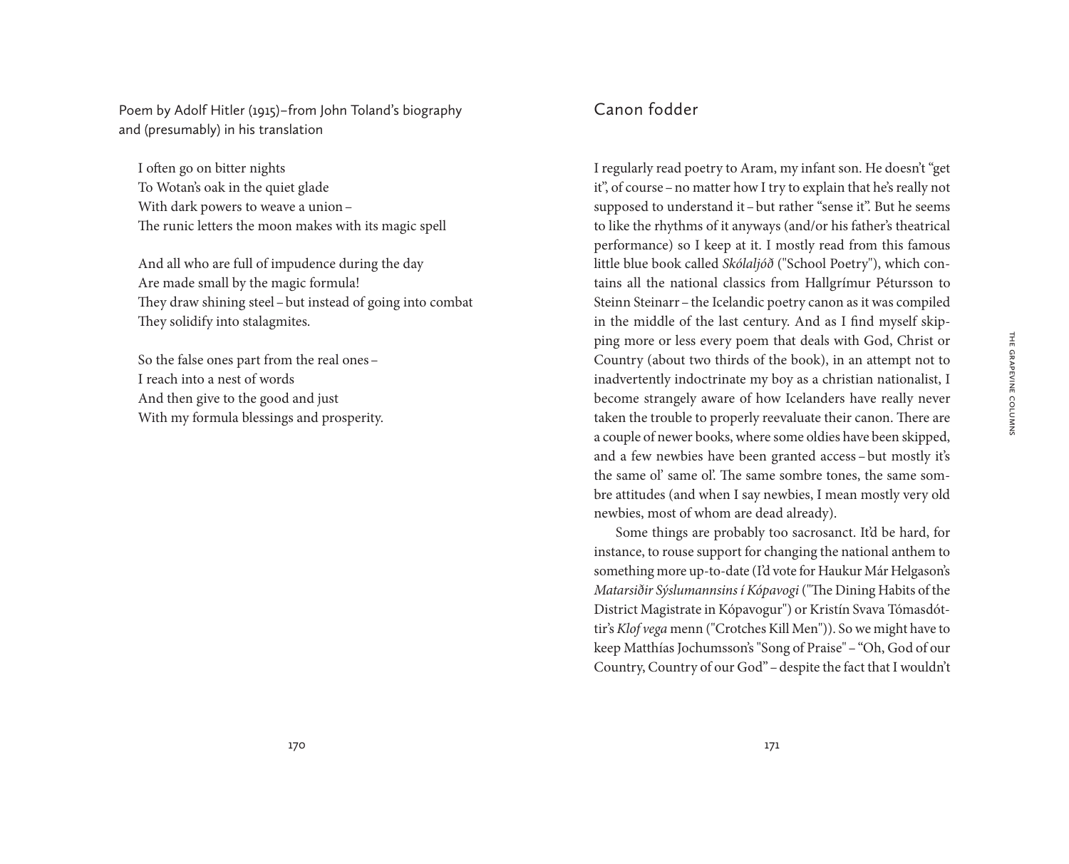Poem by Adolf Hitler (1915)–from John Toland's biography and (presumably) in his translation

I often go on bitter nights
To Wotan's oak in the quiet glade
With dark powers to weave a union –
The runic letters the moon makes with its magic spell

And all who are full of impudence during the day
Are made small by the magic formula!
They draw shining steel – but instead of going into combat
They solidify into stalagmites.

So the false ones part from the real ones –
I reach into a nest of words
And then give to the good and just
With my formula blessings and prosperity.

## Canon fodder

I regularly read poetry to Aram, my infant son. He doesn't "get it", of course – no matter how I try to explain that he's really not supposed to understand it – but rather "sense it". But he seems to like the rhythms of it anyways (and/or his father's theatrical performance) so I keep at it. I mostly read from this famous little blue book called *Skólaljóð* ("School Poetry"), which contains all the national classics from Hallgrímur Pétursson to Steinn Steinarr – the Icelandic poetry canon as it was compiled in the middle of the last century. And as I find myself skipping more or less every poem that deals with God, Christ or Country (about two thirds of the book), in an attempt not to inadvertently indoctrinate my boy as a christian nationalist, I become strangely aware of how Icelanders have really never taken the trouble to properly reevaluate their canon. There are a couple of newer books, where some oldies have been skipped, and a few newbies have been granted access – but mostly it's the same ol' same ol'. The same sombre tones, the same sombre attitudes (and when I say newbies, I mean mostly very old newbies, most of whom are dead already).

Some things are probably too sacrosanct. It'd be hard, for instance, to rouse support for changing the national anthem to something more up-to-date (I'd vote for Haukur Már Helgason's *Matarsiðir Sýslumannsins í Kópavogi* ("The Dining Habits of the District Magistrate in Kópavogur") or Kristín Svava Tómasdóttir's *Klof vega* menn ("Crotches Kill Men")). So we might have to keep Matthías Jochumsson's "Song of Praise" – "Oh, God of our Country, Country of our God" – despite the fact that I wouldn't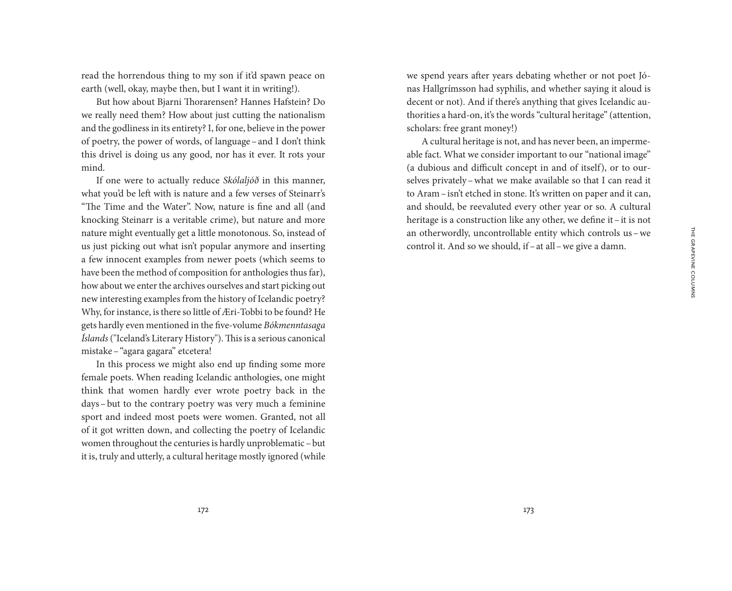read the horrendous thing to my son if it'd spawn peace on earth (well, okay, maybe then, but I want it in writing!).

But how about Bjarni Thorarensen? Hannes Hafstein? Do we really need them? How about just cutting the nationalism and the godliness in its entirety? I, for one, believe in the power of poetry, the power of words, of language – and I don't think this drivel is doing us any good, nor has it ever. It rots your mind.

If one were to actually reduce *Skólaljóð* in this manner, what you'd be left with is nature and a few verses of Steinarr's "The Time and the Water". Now, nature is fine and all (and knocking Steinarr is a veritable crime), but nature and more nature might eventually get a little monotonous. So, instead of us just picking out what isn't popular anymore and inserting a few innocent examples from newer poets (which seems to have been the method of composition for anthologies thus far), how about we enter the archives ourselves and start picking out new interesting examples from the history of Icelandic poetry? Why, for instance, is there so little of Æri-Tobbi to be found? He gets hardly even mentioned in the five-volume *Bókmenntasaga Íslands* ("Iceland's Literary History"). This is a serious canonical mistake – "agara gagara" etcetera!

In this process we might also end up finding some more female poets. When reading Icelandic anthologies, one might think that women hardly ever wrote poetry back in the days – but to the contrary poetry was very much a feminine sport and indeed most poets were women. Granted, not all of it got written down, and collecting the poetry of Icelandic women throughout the centuries is hardly unproblematic – but it is, truly and utterly, a cultural heritage mostly ignored (while we spend years after years debating whether or not poet Jónas Hallgrímsson had syphilis, and whether saying it aloud is decent or not). And if there's anything that gives Icelandic authorities a hard-on, it's the words "cultural heritage" (attention, scholars: free grant money!)

A cultural heritage is not, and has never been, an impermeable fact. What we consider important to our "national image" (a dubious and difficult concept in and of itself), or to ourselves privately – what we make available so that I can read it to Aram – isn't etched in stone. It's written on paper and it can, and should, be reevaluted every other year or so. A cultural heritage is a construction like any other, we define it – it is not an otherwordly, uncontrollable entity which controls us – we control it. And so we should, if – at all – we give a damn.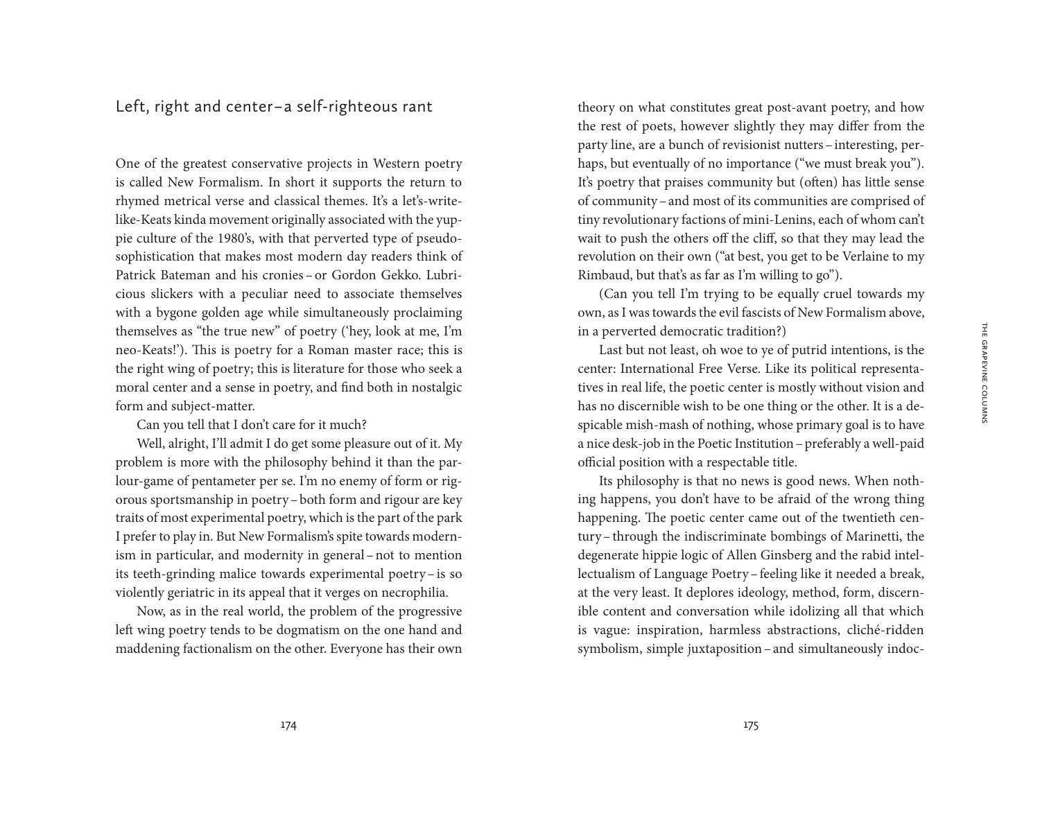## Left, right and center – a self-righteous rant

One of the greatest conservative projects in Western poetry is called New Formalism. In short it supports the return to rhymed metrical verse and classical themes. It's a let's-write-like-Keats kinda movement originally associated with the yuppie culture of the 1980's, with that perverted type of pseudo-sophistication that makes most modern day readers think of Patrick Bateman and his cronies – or Gordon Gekko. Lubricious slickers with a peculiar need to associate themselves with a bygone golden age while simultaneously proclaiming themselves as "the true new" of poetry ('hey, look at me, I'm neo-Keats!'). This is poetry for a Roman master race; this is the right wing of poetry; this is literature for those who seek a moral center and a sense in poetry, and find both in nostalgic form and subject-matter.

Can you tell that I don't care for it much?

Well, alright, I'll admit I do get some pleasure out of it. My problem is more with the philosophy behind it than the parlour-game of pentameter per se. I'm no enemy of form or rigorous sportsmanship in poetry – both form and rigour are key traits of most experimental poetry, which is the part of the park I prefer to play in. But New Formalism's spite towards modernism in particular, and modernity in general – not to mention its teeth-grinding malice towards experimental poetry – is so violently geriatric in its appeal that it verges on necrophilia.

Now, as in the real world, the problem of the progressive left wing poetry tends to be dogmatism on the one hand and maddening factionalism on the other. Everyone has their own theory on what constitutes great post-avant poetry, and how the rest of poets, however slightly they may differ from the party line, are a bunch of revisionist nutters – interesting, perhaps, but eventually of no importance ("we must break you"). It's poetry that praises community but (often) has little sense of community – and most of its communities are comprised of tiny revolutionary factions of mini-Lenins, each of whom can't wait to push the others off the cliff, so that they may lead the revolution on their own ("at best, you get to be Verlaine to my Rimbaud, but that's as far as I'm willing to go").

(Can you tell I'm trying to be equally cruel towards my own, as I was towards the evil fascists of New Formalism above, in a perverted democratic tradition?)

Last but not least, oh woe to ye of putrid intentions, is the center: International Free Verse. Like its political representatives in real life, the poetic center is mostly without vision and has no discernible wish to be one thing or the other. It is a despicable mish-mash of nothing, whose primary goal is to have a nice desk-job in the Poetic Institution – preferably a well-paid official position with a respectable title.

Its philosophy is that no news is good news. When nothing happens, you don't have to be afraid of the wrong thing happening. The poetic center came out of the twentieth century – through the indiscriminate bombings of Marinetti, the degenerate hippie logic of Allen Ginsberg and the rabid intellectualism of Language Poetry – feeling like it needed a break, at the very least. It deplores ideology, method, form, discernible content and conversation while idolizing all that which is vague: inspiration, harmless abstractions, cliché-ridden symbolism, simple juxtaposition – and simultaneously indoc-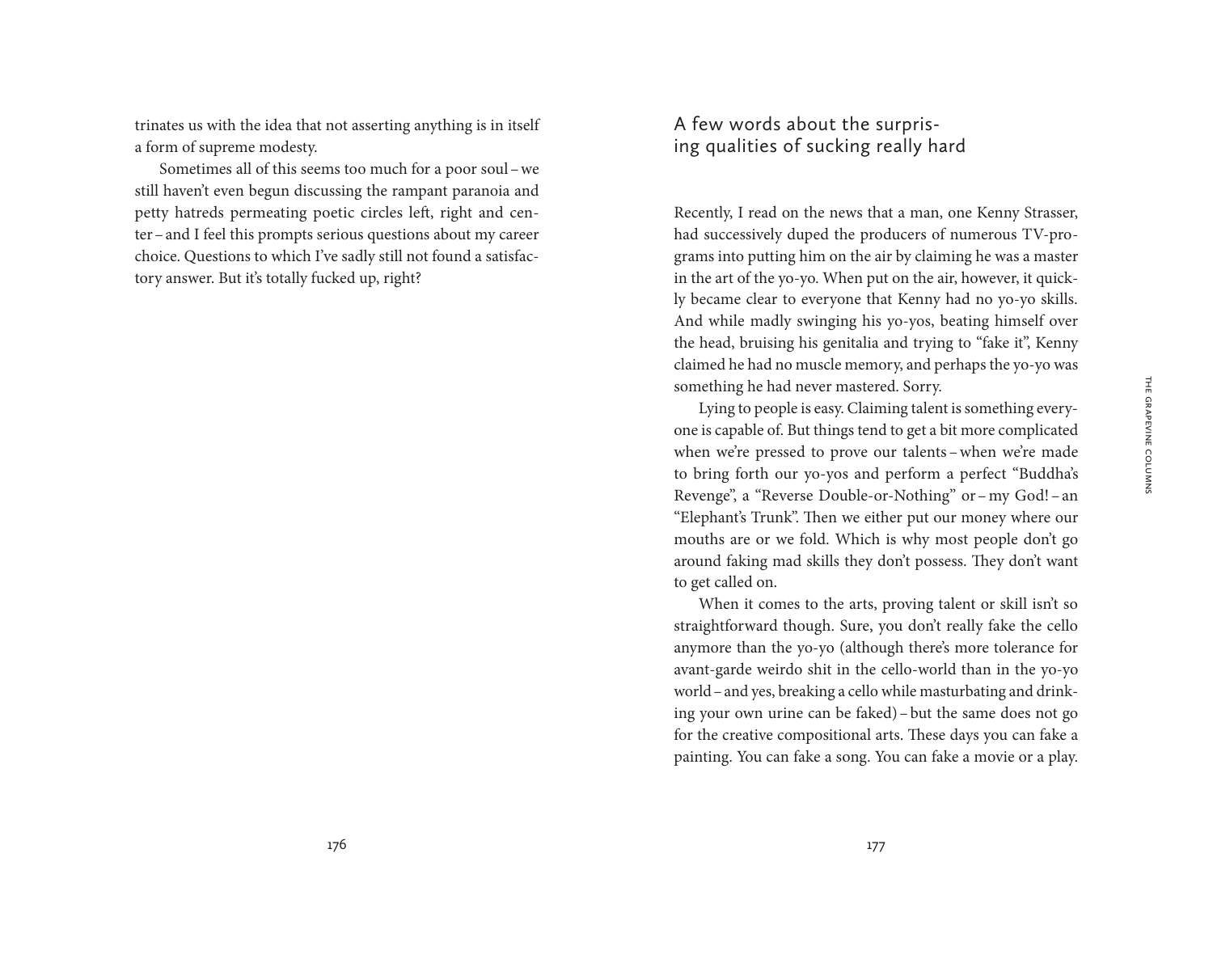trinates us with the idea that not asserting anything is in itself a form of supreme modesty.

Sometimes all of this seems too much for a poor soul – we still haven't even begun discussing the rampant paranoia and petty hatreds permeating poetic circles left, right and center – and I feel this prompts serious questions about my career choice. Questions to which I've sadly still not found a satisfactory answer. But it's totally fucked up, right?

## A few words about the surprising qualities of sucking really hard

Recently, I read on the news that a man, one Kenny Strasser, had successively duped the producers of numerous TV-programs into putting him on the air by claiming he was a master in the art of the yo-yo. When put on the air, however, it quickly became clear to everyone that Kenny had no yo-yo skills. And while madly swinging his yo-yos, beating himself over the head, bruising his genitalia and trying to "fake it", Kenny claimed he had no muscle memory, and perhaps the yo-yo was something he had never mastered. Sorry.

Lying to people is easy. Claiming talent is something everyone is capable of. But things tend to get a bit more complicated when we're pressed to prove our talents – when we're made to bring forth our yo-yos and perform a perfect "Buddha's Revenge", a "Reverse Double-or-Nothing" or – my God! – an "Elephant's Trunk". Then we either put our money where our mouths are or we fold. Which is why most people don't go around faking mad skills they don't possess. They don't want to get called on.

When it comes to the arts, proving talent or skill isn't so straightforward though. Sure, you don't really fake the cello anymore than the yo-yo (although there's more tolerance for avant-garde weirdo shit in the cello-world than in the yo-yo world – and yes, breaking a cello while masturbating and drinking your own urine can be faked) – but the same does not go for the creative compositional arts. These days you can fake a painting. You can fake a song. You can fake a movie or a play.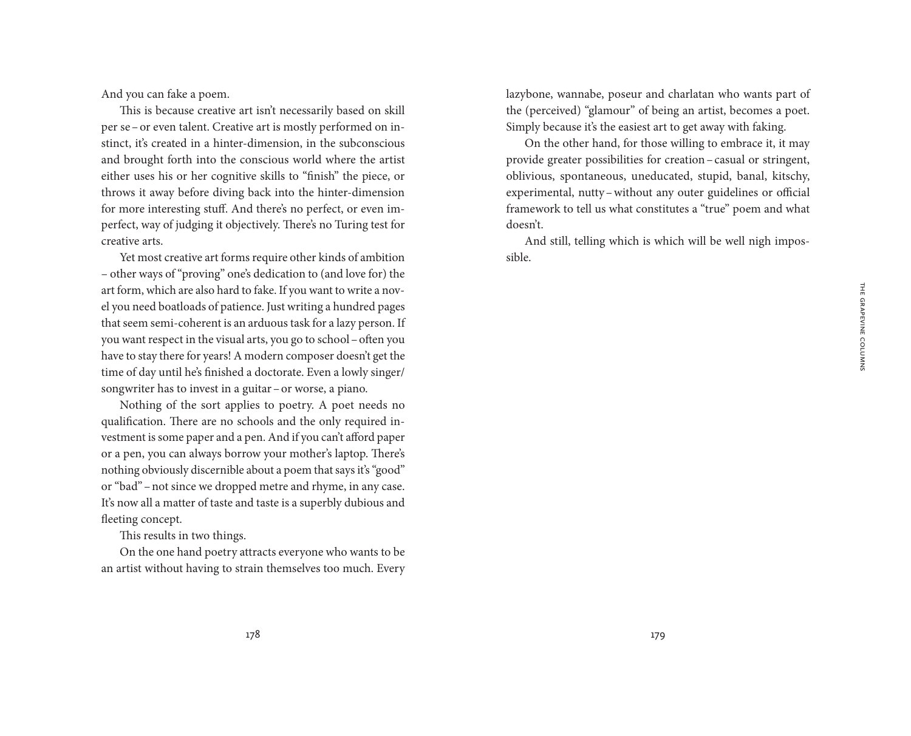And you can fake a poem.

This is because creative art isn't necessarily based on skill per se – or even talent. Creative art is mostly performed on instinct, it's created in a hinter-dimension, in the subconscious and brought forth into the conscious world where the artist either uses his or her cognitive skills to "finish" the piece, or throws it away before diving back into the hinter-dimension for more interesting stuff. And there's no perfect, or even imperfect, way of judging it objectively. There's no Turing test for creative arts.

Yet most creative art forms require other kinds of ambition – other ways of "proving" one's dedication to (and love for) the art form, which are also hard to fake. If you want to write a novel you need boatloads of patience. Just writing a hundred pages that seem semi-coherent is an arduous task for a lazy person. If you want respect in the visual arts, you go to school – often you have to stay there for years! A modern composer doesn't get the time of day until he's finished a doctorate. Even a lowly singer/songwriter has to invest in a guitar – or worse, a piano.

Nothing of the sort applies to poetry. A poet needs no qualification. There are no schools and the only required investment is some paper and a pen. And if you can't afford paper or a pen, you can always borrow your mother's laptop. There's nothing obviously discernible about a poem that says it's "good" or "bad" – not since we dropped metre and rhyme, in any case. It's now all a matter of taste and taste is a superbly dubious and fleeting concept.

This results in two things.

On the one hand poetry attracts everyone who wants to be an artist without having to strain themselves too much. Every lazybone, wannabe, poseur and charlatan who wants part of the (perceived) "glamour" of being an artist, becomes a poet. Simply because it's the easiest art to get away with faking.

On the other hand, for those willing to embrace it, it may provide greater possibilities for creation – casual or stringent, oblivious, spontaneous, uneducated, stupid, banal, kitschy, experimental, nutty – without any outer guidelines or official framework to tell us what constitutes a "true" poem and what doesn't.

And still, telling which is which will be well nigh impossible.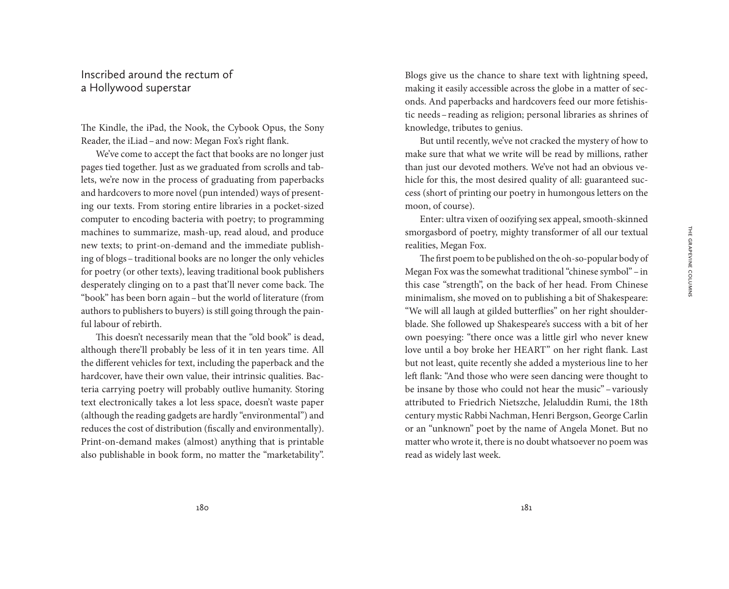## Inscribed around the rectum of a Hollywood superstar

The Kindle, the iPad, the Nook, the Cybook Opus, the Sony Reader, the iLiad – and now: Megan Fox's right flank.

We've come to accept the fact that books are no longer just pages tied together. Just as we graduated from scrolls and tablets, we're now in the process of graduating from paperbacks and hardcovers to more novel (pun intended) ways of presenting our texts. From storing entire libraries in a pocket-sized computer to encoding bacteria with poetry; to programming machines to summarize, mash-up, read aloud, and produce new texts; to print-on-demand and the immediate publishing of blogs – traditional books are no longer the only vehicles for poetry (or other texts), leaving traditional book publishers desperately clinging on to a past that'll never come back. The "book" has been born again – but the world of literature (from authors to publishers to buyers) is still going through the painful labour of rebirth.

This doesn't necessarily mean that the "old book" is dead, although there'll probably be less of it in ten years time. All the different vehicles for text, including the paperback and the hardcover, have their own value, their intrinsic qualities. Bacteria carrying poetry will probably outlive humanity. Storing text electronically takes a lot less space, doesn't waste paper (although the reading gadgets are hardly "environmental") and reduces the cost of distribution (fiscally and environmentally). Print-on-demand makes (almost) anything that is printable also publishable in book form, no matter the "marketability". Blogs give us the chance to share text with lightning speed, making it easily accessible across the globe in a matter of seconds. And paperbacks and hardcovers feed our more fetishistic needs – reading as religion; personal libraries as shrines of knowledge, tributes to genius.

But until recently, we've not cracked the mystery of how to make sure that what we write will be read by millions, rather than just our devoted mothers. We've not had an obvious vehicle for this, the most desired quality of all: guaranteed success (short of printing our poetry in humongous letters on the moon, of course).

Enter: ultra vixen of oozifying sex appeal, smooth-skinned smorgasbord of poetry, mighty transformer of all our textual realities, Megan Fox.

The first poem to be published on the oh-so-popular body of Megan Fox was the somewhat traditional "chinese symbol" – in this case "strength", on the back of her head. From Chinese minimalism, she moved on to publishing a bit of Shakespeare: "We will all laugh at gilded butterflies" on her right shoulder-blade. She followed up Shakespeare's success with a bit of her own poesying: "there once was a little girl who never knew love until a boy broke her HEART" on her right flank. Last but not least, quite recently she added a mysterious line to her left flank: "And those who were seen dancing were thought to be insane by those who could not hear the music" – variously attributed to Friedrich Nietszche, Jelaluddin Rumi, the 18th century mystic Rabbi Nachman, Henri Bergson, George Carlin or an "unknown" poet by the name of Angela Monet. But no matter who wrote it, there is no doubt whatsoever no poem was read as widely last week.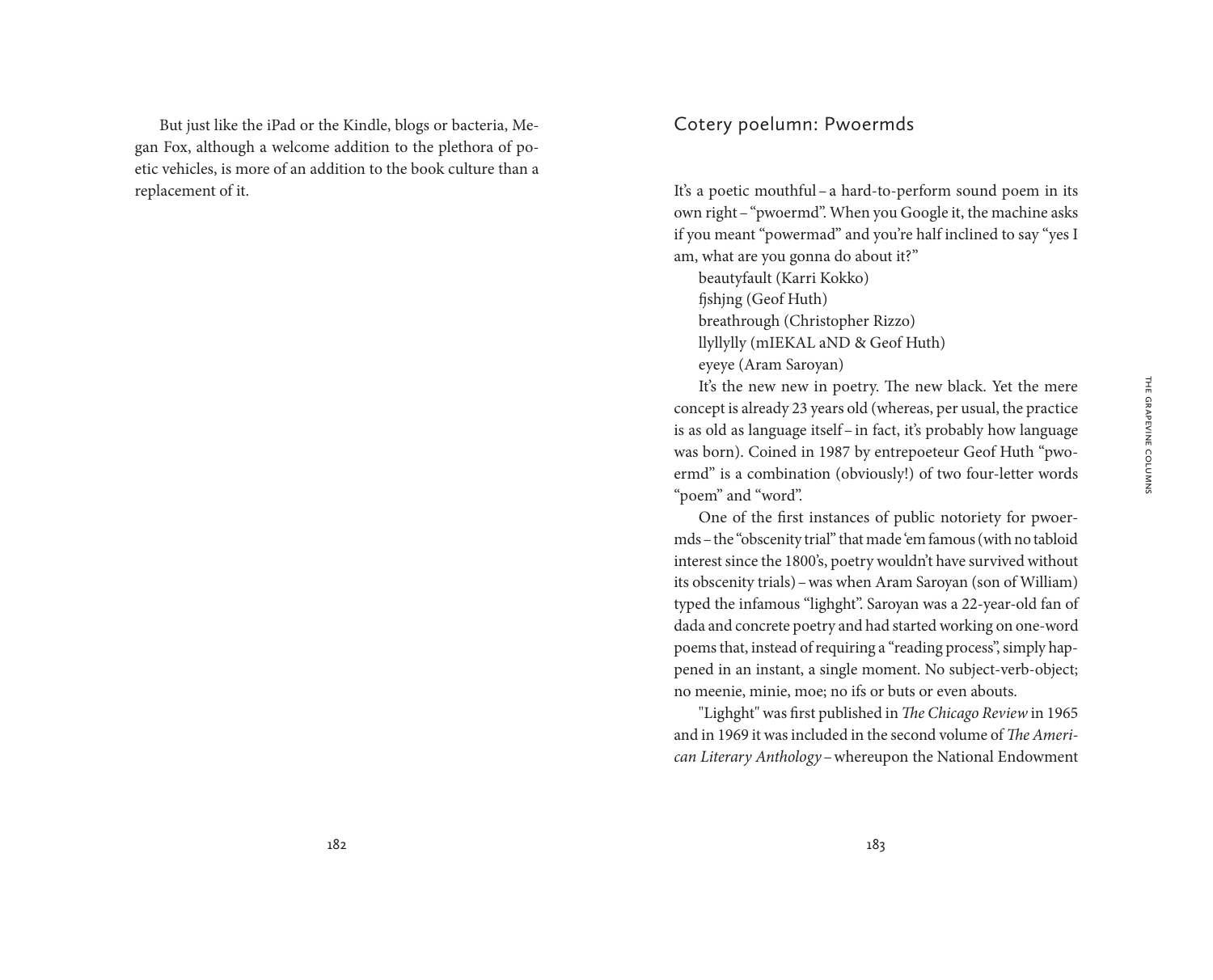But just like the iPad or the Kindle, blogs or bacteria, Megan Fox, although a welcome addition to the plethora of poetic vehicles, is more of an addition to the book culture than a replacement of it.

## Cotery poelumn: Pwoermds

It's a poetic mouthful – a hard-to-perform sound poem in its own right – "pwoermd". When you Google it, the machine asks if you meant "powermad" and you're half inclined to say "yes I am, what are you gonna do about it?"

beautyfault (Karri Kokko)
fjshjng (Geof Huth)
breathrough (Christopher Rizzo)
llyllylly (mIEKAL aND & Geof Huth)
eyeye (Aram Saroyan)

It's the new new in poetry. The new black. Yet the mere concept is already 23 years old (whereas, per usual, the practice is as old as language itself – in fact, it's probably how language was born). Coined in 1987 by entrepoeteur Geof Huth "pwoermd" is a combination (obviously!) of two four-letter words "poem" and "word".

One of the first instances of public notoriety for pwoermds – the "obscenity trial" that made 'em famous (with no tabloid interest since the 1800's, poetry wouldn't have survived without its obscenity trials) – was when Aram Saroyan (son of William) typed the infamous "lighght". Saroyan was a 22-year-old fan of dada and concrete poetry and had started working on one-word poems that, instead of requiring a "reading process", simply happened in an instant, a single moment. No subject-verb-object; no meenie, minie, moe; no ifs or buts or even abouts.

"Lighght" was first published in *The Chicago Review* in 1965 and in 1969 it was included in the second volume of *The American Literary Anthology* – whereupon the National Endowment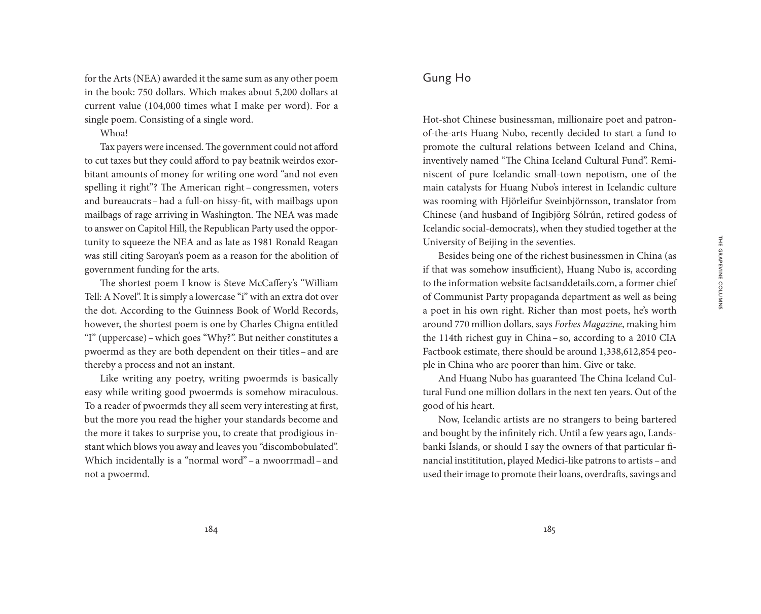for the Arts (NEA) awarded it the same sum as any other poem in the book: 750 dollars. Which makes about 5,200 dollars at current value (104,000 times what I make per word). For a single poem. Consisting of a single word.

Whoa!

Tax payers were incensed. The government could not afford to cut taxes but they could afford to pay beatnik weirdos exorbitant amounts of money for writing one word "and not even spelling it right"? The American right – congressmen, voters and bureaucrats – had a full-on hissy-fit, with mailbags upon mailbags of rage arriving in Washington. The NEA was made to answer on Capitol Hill, the Republican Party used the opportunity to squeeze the NEA and as late as 1981 Ronald Reagan was still citing Saroyan's poem as a reason for the abolition of government funding for the arts.

The shortest poem I know is Steve McCaffery's "William Tell: A Novel". It is simply a lowercase "i" with an extra dot over the dot. According to the Guinness Book of World Records, however, the shortest poem is one by Charles Chigna entitled "I" (uppercase) – which goes "Why?". But neither constitutes a pwoermd as they are both dependent on their titles – and are thereby a process and not an instant.

Like writing any poetry, writing pwoermds is basically easy while writing good pwoermds is somehow miraculous. To a reader of pwoermds they all seem very interesting at first, but the more you read the higher your standards become and the more it takes to surprise you, to create that prodigious instant which blows you away and leaves you "discombobulated". Which incidentally is a "normal word" – a nwoorrmadl – and not a pwoermd.

## Gung Ho

Hot-shot Chinese businessman, millionaire poet and patron-of-the-arts Huang Nubo, recently decided to start a fund to promote the cultural relations between Iceland and China, inventively named "The China Iceland Cultural Fund". Reminiscent of pure Icelandic small-town nepotism, one of the main catalysts for Huang Nubo's interest in Icelandic culture was rooming with Hjörleifur Sveinbjörnsson, translator from Chinese (and husband of Ingibjörg Sólrún, retired godess of Icelandic social-democrats), when they studied together at the University of Beijing in the seventies.

Besides being one of the richest businessmen in China (as if that was somehow insufficient), Huang Nubo is, according to the information website factsanddetails.com, a former chief of Communist Party propaganda department as well as being a poet in his own right. Richer than most poets, he's worth around 770 million dollars, says *Forbes Magazine*, making him the 114th richest guy in China – so, according to a 2010 CIA Factbook estimate, there should be around 1,338,612,854 people in China who are poorer than him. Give or take.

And Huang Nubo has guaranteed The China Iceland Cultural Fund one million dollars in the next ten years. Out of the good of his heart.

Now, Icelandic artists are no strangers to being bartered and bought by the infinitely rich. Until a few years ago, Landsbanki Íslands, or should I say the owners of that particular financial instititution, played Medici-like patrons to artists – and used their image to promote their loans, overdrafts, savings and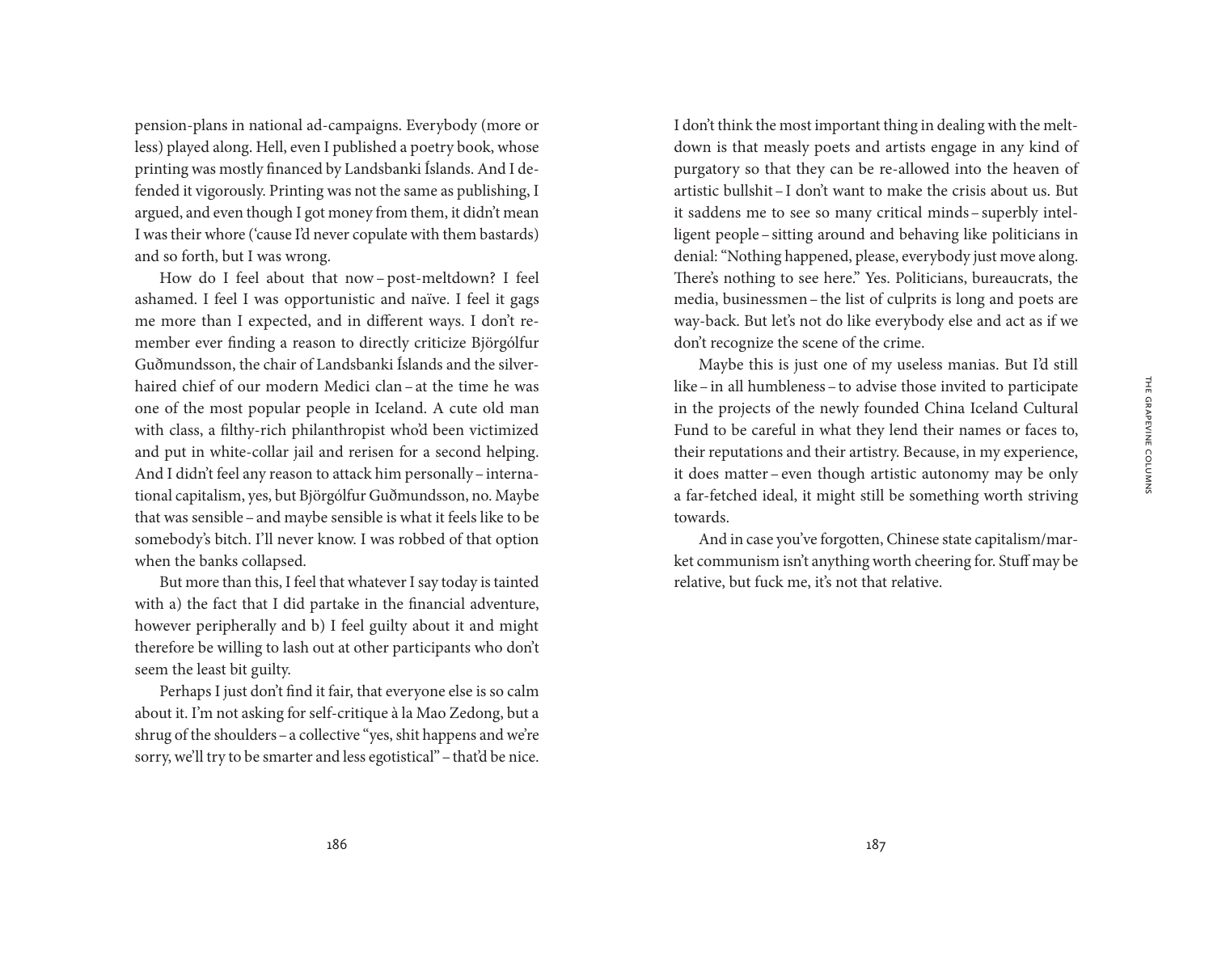pension-plans in national ad-campaigns. Everybody (more or less) played along. Hell, even I published a poetry book, whose printing was mostly financed by Landsbanki Íslands. And I defended it vigorously. Printing was not the same as publishing, I argued, and even though I got money from them, it didn't mean I was their whore ('cause I'd never copulate with them bastards) and so forth, but I was wrong.

How do I feel about that now – post-meltdown? I feel ashamed. I feel I was opportunistic and naïve. I feel it gags me more than I expected, and in different ways. I don't remember ever finding a reason to directly criticize Björgólfur Guðmundsson, the chair of Landsbanki Íslands and the silver-haired chief of our modern Medici clan – at the time he was one of the most popular people in Iceland. A cute old man with class, a filthy-rich philanthropist who'd been victimized and put in white-collar jail and rerisen for a second helping. And I didn't feel any reason to attack him personally – international capitalism, yes, but Björgólfur Guðmundsson, no. Maybe that was sensible – and maybe sensible is what it feels like to be somebody's bitch. I'll never know. I was robbed of that option when the banks collapsed.

But more than this, I feel that whatever I say today is tainted with a) the fact that I did partake in the financial adventure, however peripherally and b) I feel guilty about it and might therefore be willing to lash out at other participants who don't seem the least bit guilty.

Perhaps I just don't find it fair, that everyone else is so calm about it. I'm not asking for self-critique à la Mao Zedong, but a shrug of the shoulders – a collective "yes, shit happens and we're sorry, we'll try to be smarter and less egotistical" – that'd be nice. I don't think the most important thing in dealing with the meltdown is that measly poets and artists engage in any kind of purgatory so that they can be re-allowed into the heaven of artistic bullshit – I don't want to make the crisis about us. But it saddens me to see so many critical minds – superbly intelligent people – sitting around and behaving like politicians in denial: "Nothing happened, please, everybody just move along. There's nothing to see here." Yes. Politicians, bureaucrats, the media, businessmen – the list of culprits is long and poets are way-back. But let's not do like everybody else and act as if we don't recognize the scene of the crime.

Maybe this is just one of my useless manias. But I'd still like – in all humbleness – to advise those invited to participate in the projects of the newly founded China Iceland Cultural Fund to be careful in what they lend their names or faces to, their reputations and their artistry. Because, in my experience, it does matter – even though artistic autonomy may be only a far-fetched ideal, it might still be something worth striving towards.

And in case you've forgotten, Chinese state capitalism/market communism isn't anything worth cheering for. Stuff may be relative, but fuck me, it's not that relative.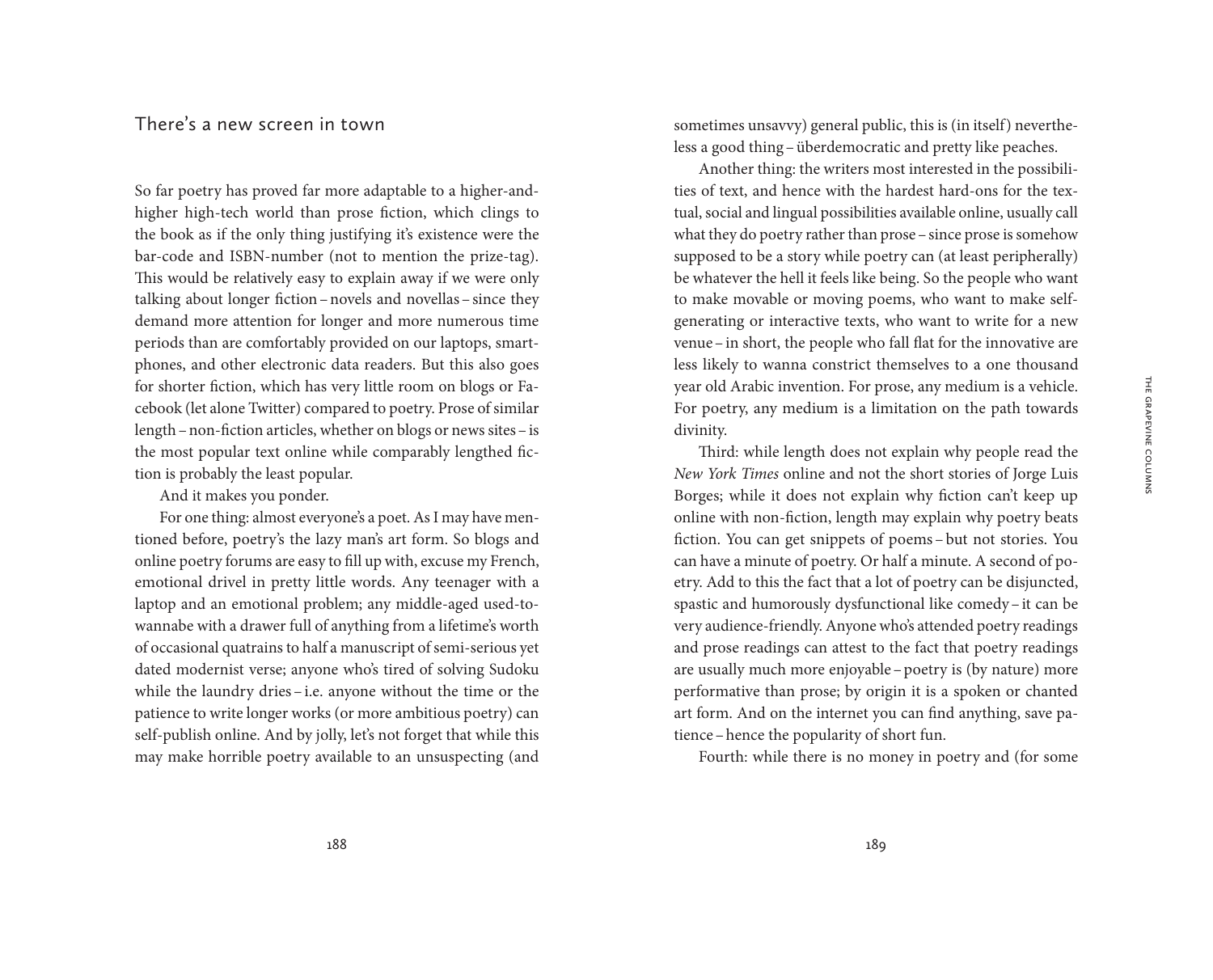## There's a new screen in town

So far poetry has proved far more adaptable to a higher-and-higher high-tech world than prose fiction, which clings to the book as if the only thing justifying it's existence were the bar-code and ISBN-number (not to mention the prize-tag). This would be relatively easy to explain away if we were only talking about longer fiction – novels and novellas – since they demand more attention for longer and more numerous time periods than are comfortably provided on our laptops, smartphones, and other electronic data readers. But this also goes for shorter fiction, which has very little room on blogs or Facebook (let alone Twitter) compared to poetry. Prose of similar length – non-fiction articles, whether on blogs or news sites – is the most popular text online while comparably lengthed fiction is probably the least popular.

And it makes you ponder.

For one thing: almost everyone's a poet. As I may have mentioned before, poetry's the lazy man's art form. So blogs and online poetry forums are easy to fill up with, excuse my French, emotional drivel in pretty little words. Any teenager with a laptop and an emotional problem; any middle-aged used-to-wannabe with a drawer full of anything from a lifetime's worth of occasional quatrains to half a manuscript of semi-serious yet dated modernist verse; anyone who's tired of solving Sudoku while the laundry dries – i.e. anyone without the time or the patience to write longer works (or more ambitious poetry) can self-publish online. And by jolly, let's not forget that while this may make horrible poetry available to an unsuspecting (and sometimes unsavvy) general public, this is (in itself) nevertheless a good thing – überdemocratic and pretty like peaches.

Another thing: the writers most interested in the possibilities of text, and hence with the hardest hard-ons for the textual, social and lingual possibilities available online, usually call what they do poetry rather than prose – since prose is somehow supposed to be a story while poetry can (at least peripherally) be whatever the hell it feels like being. So the people who want to make movable or moving poems, who want to make self-generating or interactive texts, who want to write for a new venue – in short, the people who fall flat for the innovative are less likely to wanna constrict themselves to a one thousand year old Arabic invention. For prose, any medium is a vehicle. For poetry, any medium is a limitation on the path towards divinity.

Third: while length does not explain why people read the *New York Times* online and not the short stories of Jorge Luis Borges; while it does not explain why fiction can't keep up online with non-fiction, length may explain why poetry beats fiction. You can get snippets of poems – but not stories. You can have a minute of poetry. Or half a minute. A second of poetry. Add to this the fact that a lot of poetry can be disjuncted, spastic and humorously dysfunctional like comedy – it can be very audience-friendly. Anyone who's attended poetry readings and prose readings can attest to the fact that poetry readings are usually much more enjoyable – poetry is (by nature) more performative than prose; by origin it is a spoken or chanted art form. And on the internet you can find anything, save patience – hence the popularity of short fun.

Fourth: while there is no money in poetry and (for some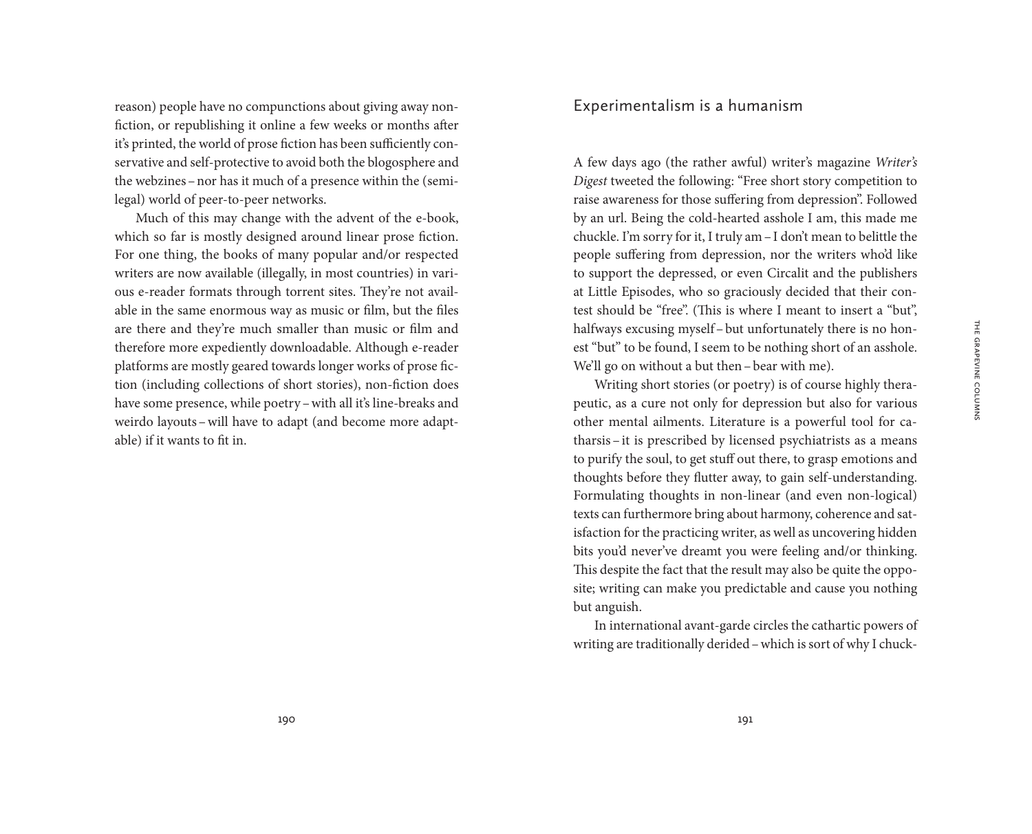reason) people have no compunctions about giving away non-fiction, or republishing it online a few weeks or months after it's printed, the world of prose fiction has been sufficiently conservative and self-protective to avoid both the blogosphere and the webzines – nor has it much of a presence within the (semi-legal) world of peer-to-peer networks.

Much of this may change with the advent of the e-book, which so far is mostly designed around linear prose fiction. For one thing, the books of many popular and/or respected writers are now available (illegally, in most countries) in various e-reader formats through torrent sites. They're not available in the same enormous way as music or film, but the files are there and they're much smaller than music or film and therefore more expediently downloadable. Although e-reader platforms are mostly geared towards longer works of prose fiction (including collections of short stories), non-fiction does have some presence, while poetry – with all it's line-breaks and weirdo layouts – will have to adapt (and become more adaptable) if it wants to fit in.

## Experimentalism is a humanism

A few days ago (the rather awful) writer's magazine *Writer's Digest* tweeted the following: "Free short story competition to raise awareness for those suffering from depression". Followed by an url. Being the cold-hearted asshole I am, this made me chuckle. I'm sorry for it, I truly am – I don't mean to belittle the people suffering from depression, nor the writers who'd like to support the depressed, or even Circalit and the publishers at Little Episodes, who so graciously decided that their contest should be "free". (This is where I meant to insert a "but", halfways excusing myself – but unfortunately there is no honest "but" to be found, I seem to be nothing short of an asshole. We'll go on without a but then – bear with me).

Writing short stories (or poetry) is of course highly therapeutic, as a cure not only for depression but also for various other mental ailments. Literature is a powerful tool for catharsis – it is prescribed by licensed psychiatrists as a means to purify the soul, to get stuff out there, to grasp emotions and thoughts before they flutter away, to gain self-understanding. Formulating thoughts in non-linear (and even non-logical) texts can furthermore bring about harmony, coherence and satisfaction for the practicing writer, as well as uncovering hidden bits you'd never've dreamt you were feeling and/or thinking. This despite the fact that the result may also be quite the opposite; writing can make you predictable and cause you nothing but anguish.

In international avant-garde circles the cathartic powers of writing are traditionally derided – which is sort of why I chuck-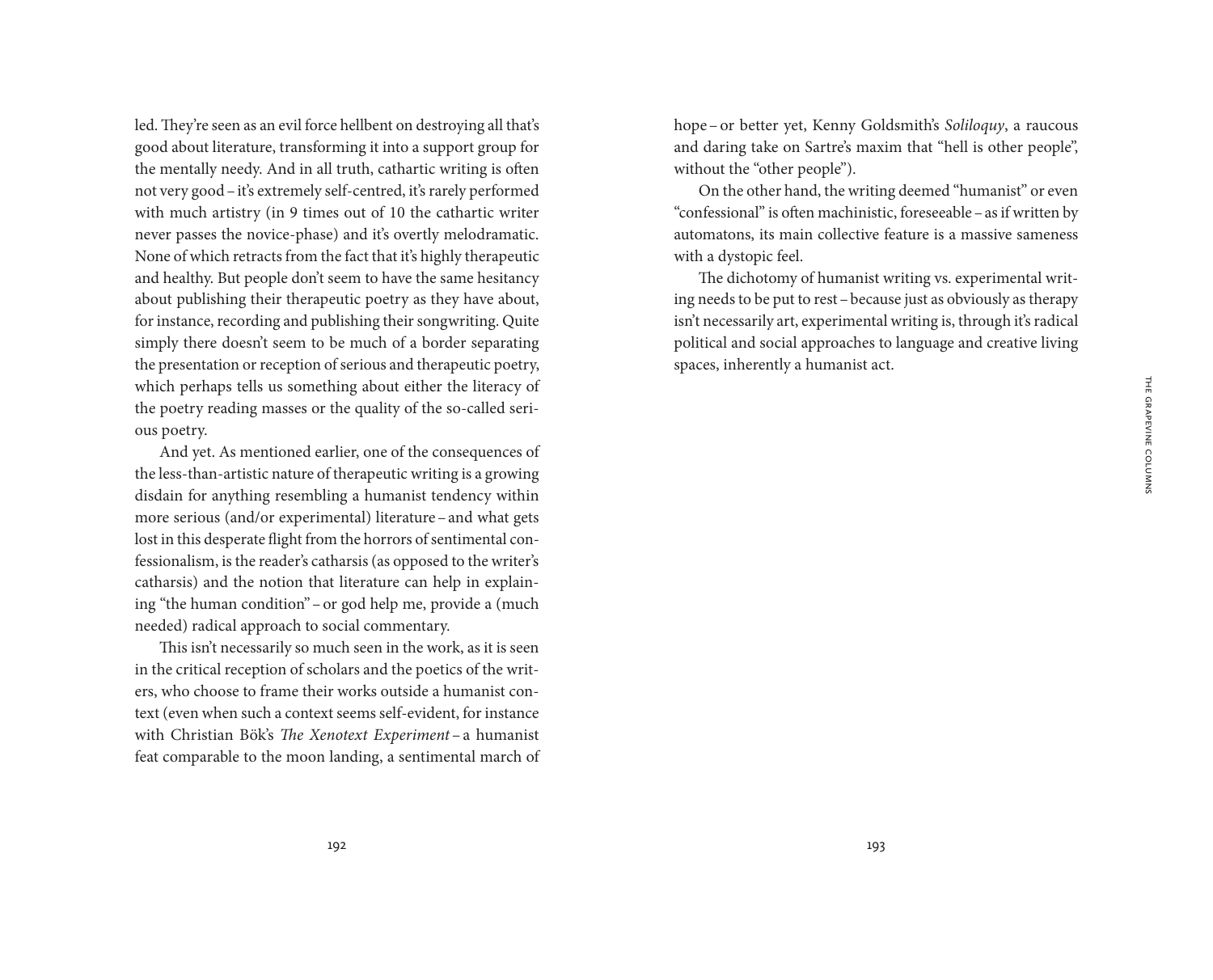led. They're seen as an evil force hellbent on destroying all that's good about literature, transforming it into a support group for the mentally needy. And in all truth, cathartic writing is often not very good – it's extremely self-centred, it's rarely performed with much artistry (in 9 times out of 10 the cathartic writer never passes the novice-phase) and it's overtly melodramatic. None of which retracts from the fact that it's highly therapeutic and healthy. But people don't seem to have the same hesitancy about publishing their therapeutic poetry as they have about, for instance, recording and publishing their songwriting. Quite simply there doesn't seem to be much of a border separating the presentation or reception of serious and therapeutic poetry, which perhaps tells us something about either the literacy of the poetry reading masses or the quality of the so-called serious poetry.

And yet. As mentioned earlier, one of the consequences of the less-than-artistic nature of therapeutic writing is a growing disdain for anything resembling a humanist tendency within more serious (and/or experimental) literature – and what gets lost in this desperate flight from the horrors of sentimental confessionalism, is the reader's catharsis (as opposed to the writer's catharsis) and the notion that literature can help in explaining "the human condition" – or god help me, provide a (much needed) radical approach to social commentary.

This isn't necessarily so much seen in the work, as it is seen in the critical reception of scholars and the poetics of the writers, who choose to frame their works outside a humanist context (even when such a context seems self-evident, for instance with Christian Bök's *The Xenotext Experiment* – a humanist feat comparable to the moon landing, a sentimental march of hope – or better yet, Kenny Goldsmith's *Soliloquy*, a raucous and daring take on Sartre's maxim that "hell is other people", without the "other people").

On the other hand, the writing deemed "humanist" or even "confessional" is often machinistic, foreseeable – as if written by automatons, its main collective feature is a massive sameness with a dystopic feel.

The dichotomy of humanist writing vs. experimental writing needs to be put to rest – because just as obviously as therapy isn't necessarily art, experimental writing is, through it's radical political and social approaches to language and creative living spaces, inherently a humanist act.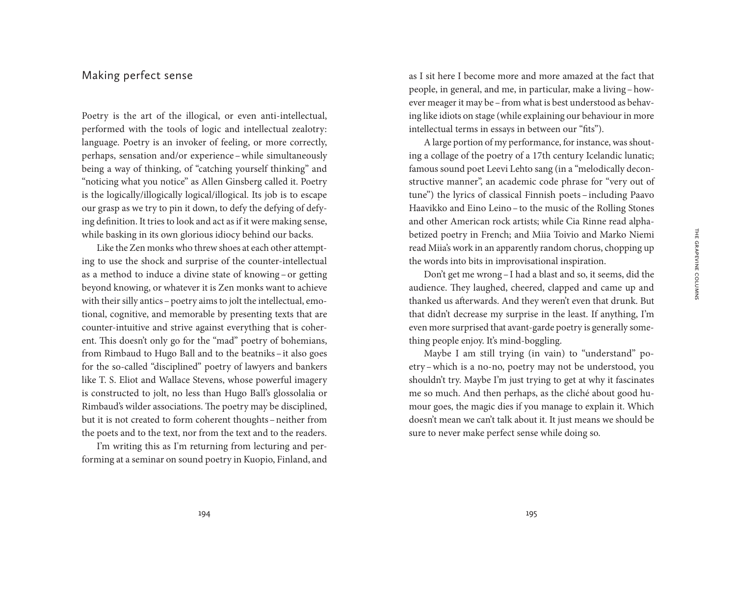## Making perfect sense

Poetry is the art of the illogical, or even anti-intellectual, performed with the tools of logic and intellectual zealotry: language. Poetry is an invoker of feeling, or more correctly, perhaps, sensation and/or experience – while simultaneously being a way of thinking, of "catching yourself thinking" and "noticing what you notice" as Allen Ginsberg called it. Poetry is the logically/illogically logical/illogical. Its job is to escape our grasp as we try to pin it down, to defy the defying of defying definition. It tries to look and act as if it were making sense, while basking in its own glorious idiocy behind our backs.

Like the Zen monks who threw shoes at each other attempting to use the shock and surprise of the counter-intellectual as a method to induce a divine state of knowing – or getting beyond knowing, or whatever it is Zen monks want to achieve with their silly antics – poetry aims to jolt the intellectual, emotional, cognitive, and memorable by presenting texts that are counter-intuitive and strive against everything that is coherent. This doesn't only go for the "mad" poetry of bohemians, from Rimbaud to Hugo Ball and to the beatniks – it also goes for the so-called "disciplined" poetry of lawyers and bankers like T. S. Eliot and Wallace Stevens, whose powerful imagery is constructed to jolt, no less than Hugo Ball's glossolalia or Rimbaud's wilder associations. The poetry may be disciplined, but it is not created to form coherent thoughts – neither from the poets and to the text, nor from the text and to the readers.

I'm writing this as I'm returning from lecturing and performing at a seminar on sound poetry in Kuopio, Finland, and as I sit here I become more and more amazed at the fact that people, in general, and me, in particular, make a living – however meager it may be – from what is best understood as behaving like idiots on stage (while explaining our behaviour in more intellectual terms in essays in between our "fits").

A large portion of my performance, for instance, was shouting a collage of the poetry of a 17th century Icelandic lunatic; famous sound poet Leevi Lehto sang (in a "melodically deconstructive manner", an academic code phrase for "very out of tune") the lyrics of classical Finnish poets – including Paavo Haavikko and Eino Leino – to the music of the Rolling Stones and other American rock artists; while Cia Rinne read alphabetized poetry in French; and Miia Toivio and Marko Niemi read Miia's work in an apparently random chorus, chopping up the words into bits in improvisational inspiration.

Don't get me wrong – I had a blast and so, it seems, did the audience. They laughed, cheered, clapped and came up and thanked us afterwards. And they weren't even that drunk. But that didn't decrease my surprise in the least. If anything, I'm even more surprised that avant-garde poetry is generally something people enjoy. It's mind-boggling.

Maybe I am still trying (in vain) to "understand" poetry – which is a no-no, poetry may not be understood, you shouldn't try. Maybe I'm just trying to get at why it fascinates me so much. And then perhaps, as the cliché about good humour goes, the magic dies if you manage to explain it. Which doesn't mean we can't talk about it. It just means we should be sure to never make perfect sense while doing so.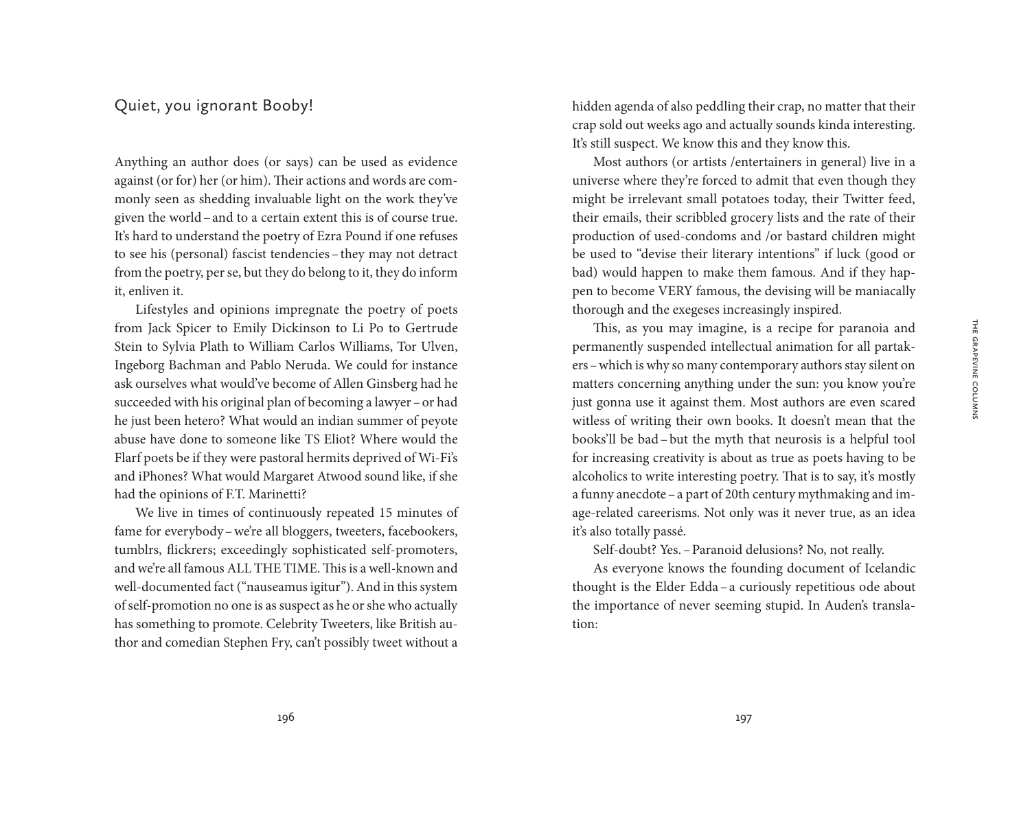## Quiet, you ignorant Booby!

Anything an author does (or says) can be used as evidence against (or for) her (or him). Their actions and words are commonly seen as shedding invaluable light on the work they've given the world – and to a certain extent this is of course true. It's hard to understand the poetry of Ezra Pound if one refuses to see his (personal) fascist tendencies – they may not detract from the poetry, per se, but they do belong to it, they do inform it, enliven it.

Lifestyles and opinions impregnate the poetry of poets from Jack Spicer to Emily Dickinson to Li Po to Gertrude Stein to Sylvia Plath to William Carlos Williams, Tor Ulven, Ingeborg Bachman and Pablo Neruda. We could for instance ask ourselves what would've become of Allen Ginsberg had he succeeded with his original plan of becoming a lawyer – or had he just been hetero? What would an indian summer of peyote abuse have done to someone like TS Eliot? Where would the Flarf poets be if they were pastoral hermits deprived of Wi-Fi's and iPhones? What would Margaret Atwood sound like, if she had the opinions of F.T. Marinetti?

We live in times of continuously repeated 15 minutes of fame for everybody – we're all bloggers, tweeters, facebookers, tumblrs, flickrers; exceedingly sophisticated self-promoters, and we're all famous ALL THE TIME. This is a well-known and well-documented fact ("nauseamus igitur"). And in this system of self-promotion no one is as suspect as he or she who actually has something to promote. Celebrity Tweeters, like British author and comedian Stephen Fry, can't possibly tweet without a hidden agenda of also peddling their crap, no matter that their crap sold out weeks ago and actually sounds kinda interesting. It's still suspect. We know this and they know this.

Most authors (or artists /entertainers in general) live in a universe where they're forced to admit that even though they might be irrelevant small potatoes today, their Twitter feed, their emails, their scribbled grocery lists and the rate of their production of used-condoms and /or bastard children might be used to "devise their literary intentions" if luck (good or bad) would happen to make them famous. And if they happen to become VERY famous, the devising will be maniacally thorough and the exegeses increasingly inspired.

This, as you may imagine, is a recipe for paranoia and permanently suspended intellectual animation for all partakers – which is why so many contemporary authors stay silent on matters concerning anything under the sun: you know you're just gonna use it against them. Most authors are even scared witless of writing their own books. It doesn't mean that the books'll be bad – but the myth that neurosis is a helpful tool for increasing creativity is about as true as poets having to be alcoholics to write interesting poetry. That is to say, it's mostly a funny anecdote – a part of 20th century mythmaking and image-related careerisms. Not only was it never true, as an idea it's also totally passé.

Self-doubt? Yes. – Paranoid delusions? No, not really.

As everyone knows the founding document of Icelandic thought is the Elder Edda – a curiously repetitious ode about the importance of never seeming stupid. In Auden's translation: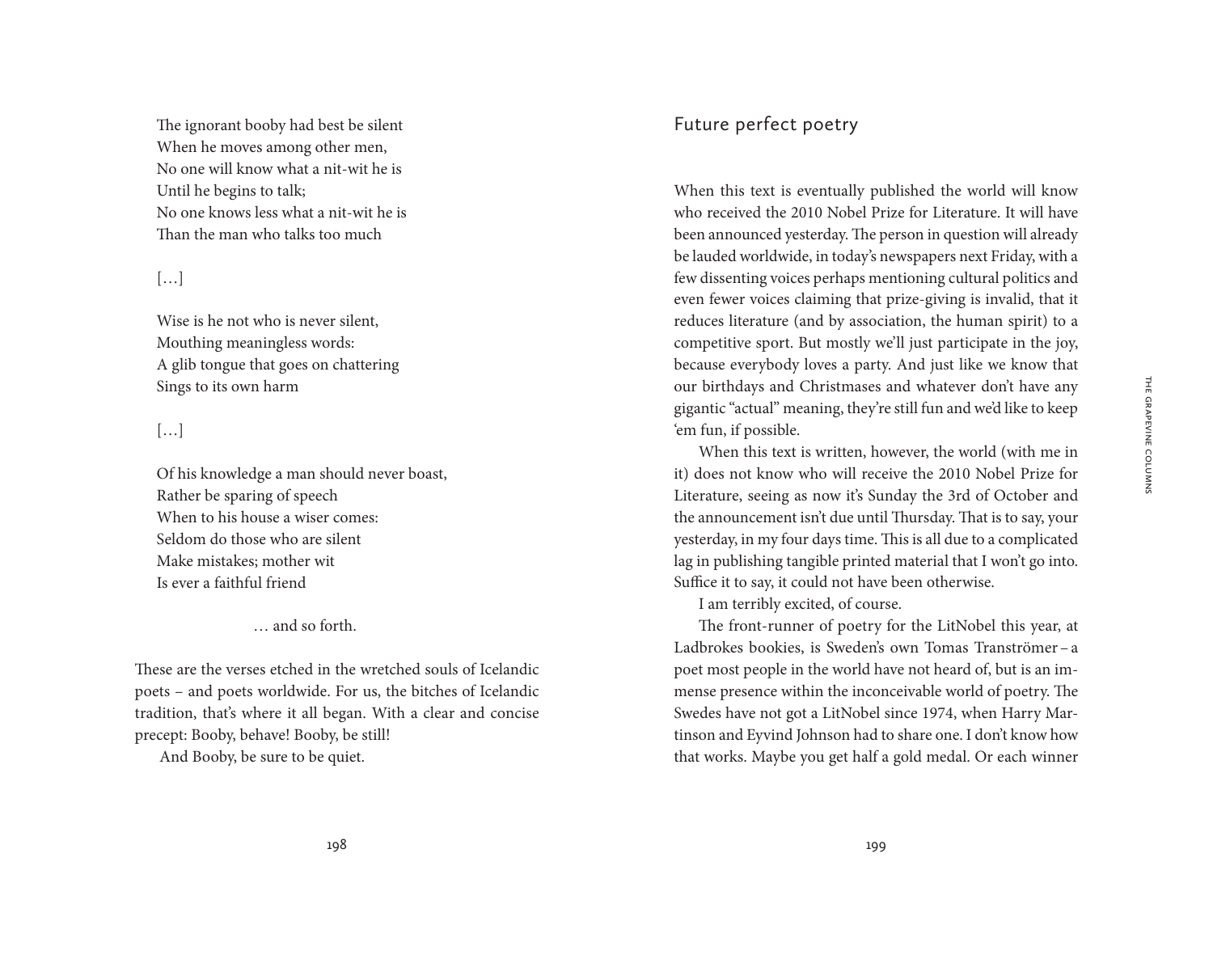The ignorant booby had best be silent
When he moves among other men,
No one will know what a nit-wit he is
Until he begins to talk;
No one knows less what a nit-wit he is
Than the man who talks too much

[…]

Wise is he not who is never silent,
Mouthing meaningless words:
A glib tongue that goes on chattering
Sings to its own harm

[…]

Of his knowledge a man should never boast,
Rather be sparing of speech
When to his house a wiser comes:
Seldom do those who are silent
Make mistakes; mother wit
Is ever a faithful friend

… and so forth.

These are the verses etched in the wretched souls of Icelandic poets – and poets worldwide. For us, the bitches of Icelandic tradition, that's where it all began. With a clear and concise precept: Booby, behave! Booby, be still!

And Booby, be sure to be quiet.

## Future perfect poetry

When this text is eventually published the world will know who received the 2010 Nobel Prize for Literature. It will have been announced yesterday. The person in question will already be lauded worldwide, in today's newspapers next Friday, with a few dissenting voices perhaps mentioning cultural politics and even fewer voices claiming that prize-giving is invalid, that it reduces literature (and by association, the human spirit) to a competitive sport. But mostly we'll just participate in the joy, because everybody loves a party. And just like we know that our birthdays and Christmases and whatever don't have any gigantic "actual" meaning, they're still fun and we'd like to keep 'em fun, if possible.

When this text is written, however, the world (with me in it) does not know who will receive the 2010 Nobel Prize for Literature, seeing as now it's Sunday the 3rd of October and the announcement isn't due until Thursday. That is to say, your yesterday, in my four days time. This is all due to a complicated lag in publishing tangible printed material that I won't go into. Suffice it to say, it could not have been otherwise.

I am terribly excited, of course.

The front-runner of poetry for the LitNobel this year, at Ladbrokes bookies, is Sweden's own Tomas Tranströmer – a poet most people in the world have not heard of, but is an immense presence within the inconceivable world of poetry. The Swedes have not got a LitNobel since 1974, when Harry Martinson and Eyvind Johnson had to share one. I don't know how that works. Maybe you get half a gold medal. Or each winner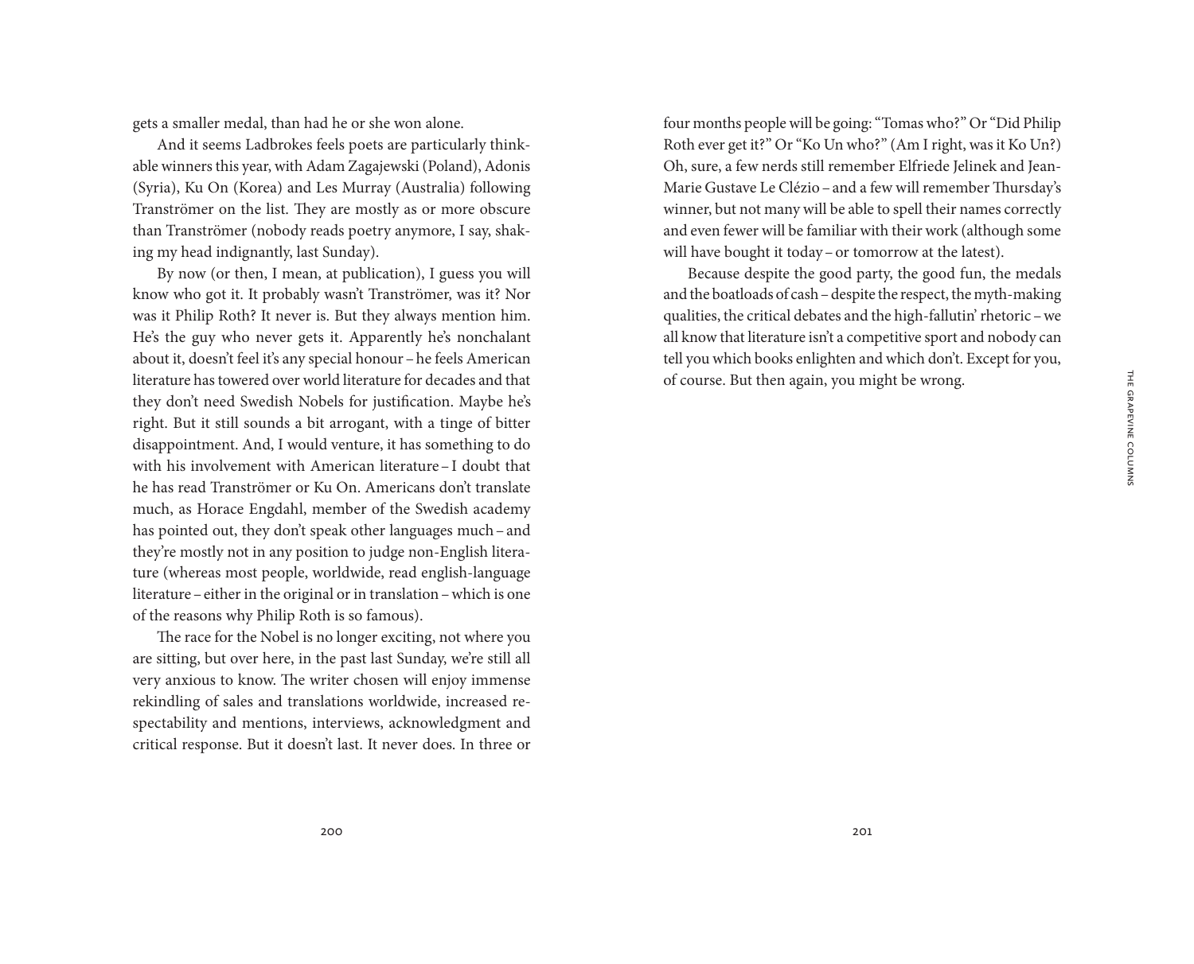gets a smaller medal, than had he or she won alone.

And it seems Ladbrokes feels poets are particularly thinkable winners this year, with Adam Zagajewski (Poland), Adonis (Syria), Ku On (Korea) and Les Murray (Australia) following Tranströmer on the list. They are mostly as or more obscure than Tranströmer (nobody reads poetry anymore, I say, shaking my head indignantly, last Sunday).

By now (or then, I mean, at publication), I guess you will know who got it. It probably wasn't Tranströmer, was it? Nor was it Philip Roth? It never is. But they always mention him. He's the guy who never gets it. Apparently he's nonchalant about it, doesn't feel it's any special honour – he feels American literature has towered over world literature for decades and that they don't need Swedish Nobels for justification. Maybe he's right. But it still sounds a bit arrogant, with a tinge of bitter disappointment. And, I would venture, it has something to do with his involvement with American literature – I doubt that he has read Tranströmer or Ku On. Americans don't translate much, as Horace Engdahl, member of the Swedish academy has pointed out, they don't speak other languages much – and they're mostly not in any position to judge non-English literature (whereas most people, worldwide, read english-language literature – either in the original or in translation – which is one of the reasons why Philip Roth is so famous).

The race for the Nobel is no longer exciting, not where you are sitting, but over here, in the past last Sunday, we're still all very anxious to know. The writer chosen will enjoy immense rekindling of sales and translations worldwide, increased respectability and mentions, interviews, acknowledgment and critical response. But it doesn't last. It never does. In three or four months people will be going: "Tomas who?" Or "Did Philip Roth ever get it?" Or "Ko Un who?" (Am I right, was it Ko Un?) Oh, sure, a few nerds still remember Elfriede Jelinek and Jean-Marie Gustave Le Clézio – and a few will remember Thursday's winner, but not many will be able to spell their names correctly and even fewer will be familiar with their work (although some will have bought it today – or tomorrow at the latest).

Because despite the good party, the good fun, the medals and the boatloads of cash – despite the respect, the myth-making qualities, the critical debates and the high-fallutin' rhetoric – we all know that literature isn't a competitive sport and nobody can tell you which books enlighten and which don't. Except for you, of course. But then again, you might be wrong.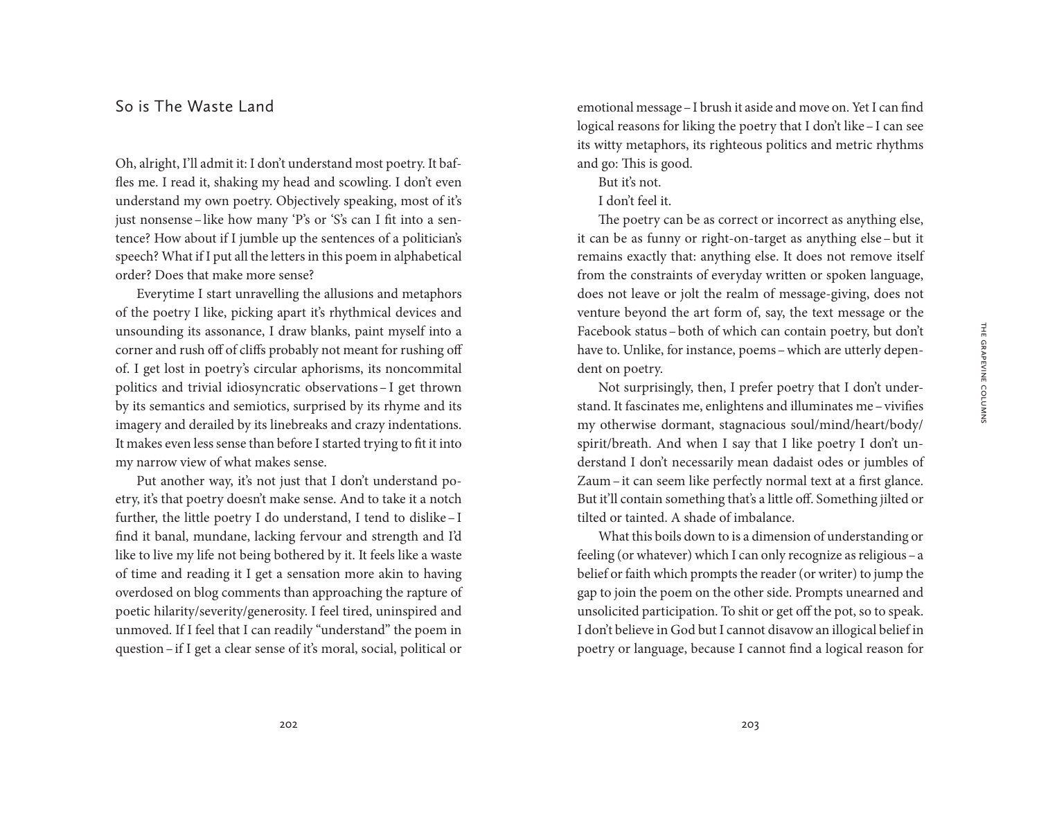## So is The Waste Land

Oh, alright, I'll admit it: I don't understand most poetry. It baffles me. I read it, shaking my head and scowling. I don't even understand my own poetry. Objectively speaking, most of it's just nonsense – like how many 'P's or 'S's can I fit into a sentence? How about if I jumble up the sentences of a politician's speech? What if I put all the letters in this poem in alphabetical order? Does that make more sense?

Everytime I start unravelling the allusions and metaphors of the poetry I like, picking apart it's rhythmical devices and unsounding its assonance, I draw blanks, paint myself into a corner and rush off of cliffs probably not meant for rushing off of. I get lost in poetry's circular aphorisms, its noncommital politics and trivial idiosyncratic observations – I get thrown by its semantics and semiotics, surprised by its rhyme and its imagery and derailed by its linebreaks and crazy indentations. It makes even less sense than before I started trying to fit it into my narrow view of what makes sense.

Put another way, it's not just that I don't understand poetry, it's that poetry doesn't make sense. And to take it a notch further, the little poetry I do understand, I tend to dislike – I find it banal, mundane, lacking fervour and strength and I'd like to live my life not being bothered by it. It feels like a waste of time and reading it I get a sensation more akin to having overdosed on blog comments than approaching the rapture of poetic hilarity/severity/generosity. I feel tired, uninspired and unmoved. If I feel that I can readily "understand" the poem in question – if I get a clear sense of it's moral, social, political or emotional message – I brush it aside and move on. Yet I can find logical reasons for liking the poetry that I don't like – I can see its witty metaphors, its righteous politics and metric rhythms and go: This is good.

But it's not.

I don't feel it.

The poetry can be as correct or incorrect as anything else, it can be as funny or right-on-target as anything else – but it remains exactly that: anything else. It does not remove itself from the constraints of everyday written or spoken language, does not leave or jolt the realm of message-giving, does not venture beyond the art form of, say, the text message or the Facebook status – both of which can contain poetry, but don't have to. Unlike, for instance, poems – which are utterly dependent on poetry.

Not surprisingly, then, I prefer poetry that I don't understand. It fascinates me, enlightens and illuminates me – vivifies my otherwise dormant, stagnacious soul/mind/heart/body/spirit/breath. And when I say that I like poetry I don't understand I don't necessarily mean dadaist odes or jumbles of Zaum – it can seem like perfectly normal text at a first glance. But it'll contain something that's a little off. Something jilted or tilted or tainted. A shade of imbalance.

What this boils down to is a dimension of understanding or feeling (or whatever) which I can only recognize as religious – a belief or faith which prompts the reader (or writer) to jump the gap to join the poem on the other side. Prompts unearned and unsolicited participation. To shit or get off the pot, so to speak. I don't believe in God but I cannot disavow an illogical belief in poetry or language, because I cannot find a logical reason for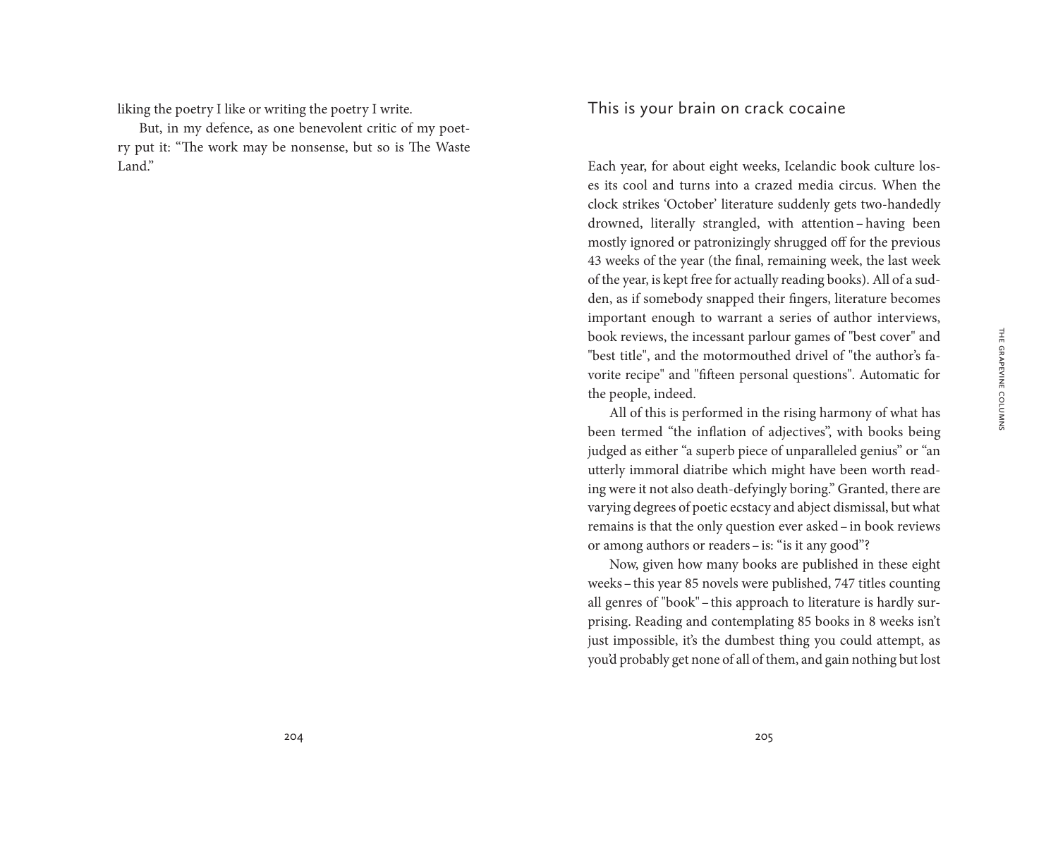liking the poetry I like or writing the poetry I write.

But, in my defence, as one benevolent critic of my poetry put it: "The work may be nonsense, but so is The Waste Land."

## This is your brain on crack cocaine

Each year, for about eight weeks, Icelandic book culture loses its cool and turns into a crazed media circus. When the clock strikes 'October' literature suddenly gets two-handedly drowned, literally strangled, with attention – having been mostly ignored or patronizingly shrugged off for the previous 43 weeks of the year (the final, remaining week, the last week of the year, is kept free for actually reading books). All of a sudden, as if somebody snapped their fingers, literature becomes important enough to warrant a series of author interviews, book reviews, the incessant parlour games of "best cover" and "best title", and the motormouthed drivel of "the author's favorite recipe" and "fifteen personal questions". Automatic for the people, indeed.

All of this is performed in the rising harmony of what has been termed "the inflation of adjectives", with books being judged as either "a superb piece of unparalleled genius" or "an utterly immoral diatribe which might have been worth reading were it not also death-defyingly boring." Granted, there are varying degrees of poetic ecstacy and abject dismissal, but what remains is that the only question ever asked – in book reviews or among authors or readers – is: "is it any good"?

Now, given how many books are published in these eight weeks – this year 85 novels were published, 747 titles counting all genres of "book" – this approach to literature is hardly surprising. Reading and contemplating 85 books in 8 weeks isn't just impossible, it's the dumbest thing you could attempt, as you'd probably get none of all of them, and gain nothing but lost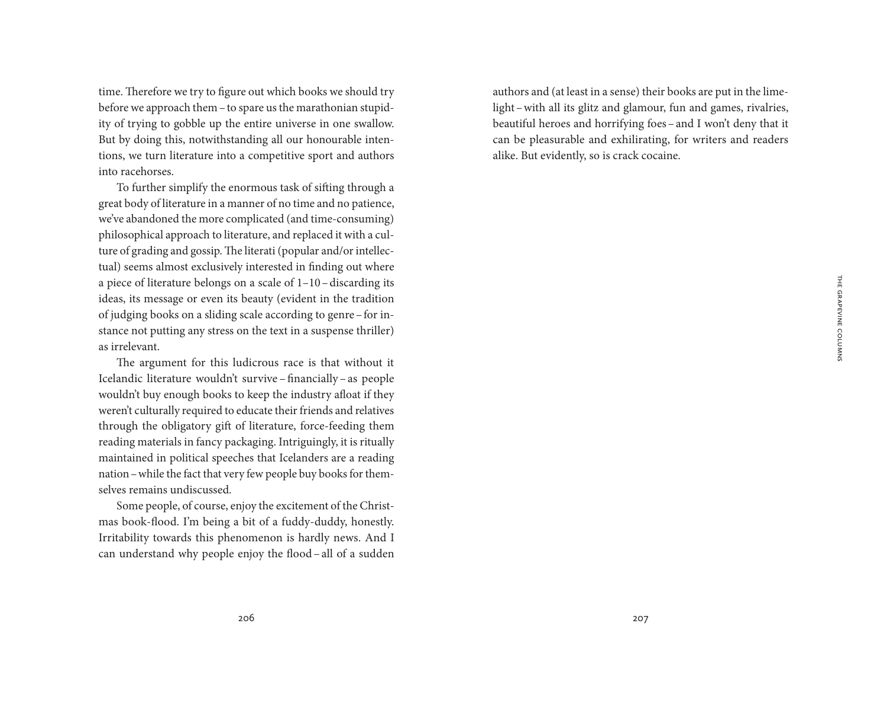time. Therefore we try to figure out which books we should try before we approach them – to spare us the marathonian stupidity of trying to gobble up the entire universe in one swallow. But by doing this, notwithstanding all our honourable intentions, we turn literature into a competitive sport and authors into racehorses.

To further simplify the enormous task of sifting through a great body of literature in a manner of no time and no patience, we've abandoned the more complicated (and time-consuming) philosophical approach to literature, and replaced it with a culture of grading and gossip. The literati (popular and/or intellectual) seems almost exclusively interested in finding out where a piece of literature belongs on a scale of 1–10 – discarding its ideas, its message or even its beauty (evident in the tradition of judging books on a sliding scale according to genre – for instance not putting any stress on the text in a suspense thriller) as irrelevant.

The argument for this ludicrous race is that without it Icelandic literature wouldn't survive – financially – as people wouldn't buy enough books to keep the industry afloat if they weren't culturally required to educate their friends and relatives through the obligatory gift of literature, force-feeding them reading materials in fancy packaging. Intriguingly, it is ritually maintained in political speeches that Icelanders are a reading nation – while the fact that very few people buy books for themselves remains undiscussed.

Some people, of course, enjoy the excitement of the Christmas book-flood. I'm being a bit of a fuddy-duddy, honestly. Irritability towards this phenomenon is hardly news. And I can understand why people enjoy the flood – all of a sudden authors and (at least in a sense) their books are put in the limelight – with all its glitz and glamour, fun and games, rivalries, beautiful heroes and horrifying foes – and I won't deny that it can be pleasurable and exhilirating, for writers and readers alike. But evidently, so is crack cocaine.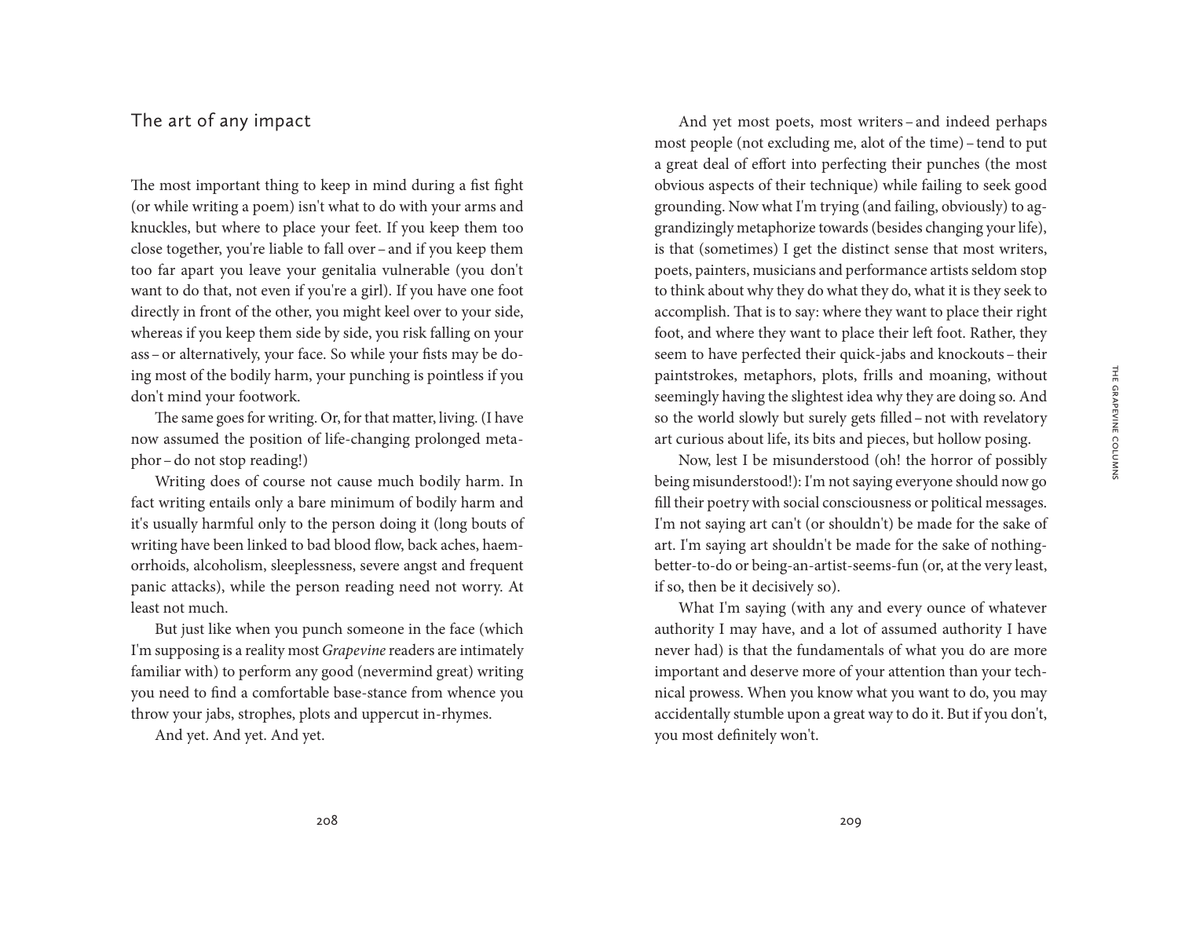## The art of any impact

The most important thing to keep in mind during a fist fight (or while writing a poem) isn't what to do with your arms and knuckles, but where to place your feet. If you keep them too close together, you're liable to fall over – and if you keep them too far apart you leave your genitalia vulnerable (you don't want to do that, not even if you're a girl). If you have one foot directly in front of the other, you might keel over to your side, whereas if you keep them side by side, you risk falling on your ass – or alternatively, your face. So while your fists may be doing most of the bodily harm, your punching is pointless if you don't mind your footwork.

The same goes for writing. Or, for that matter, living. (I have now assumed the position of life-changing prolonged metaphor – do not stop reading!)

Writing does of course not cause much bodily harm. In fact writing entails only a bare minimum of bodily harm and it's usually harmful only to the person doing it (long bouts of writing have been linked to bad blood flow, back aches, haemorrhoids, alcoholism, sleeplessness, severe angst and frequent panic attacks), while the person reading need not worry. At least not much.

But just like when you punch someone in the face (which I'm supposing is a reality most *Grapevine* readers are intimately familiar with) to perform any good (nevermind great) writing you need to find a comfortable base-stance from whence you throw your jabs, strophes, plots and uppercut in-rhymes.

And yet. And yet. And yet.

And yet most poets, most writers – and indeed perhaps most people (not excluding me, alot of the time) – tend to put a great deal of effort into perfecting their punches (the most obvious aspects of their technique) while failing to seek good grounding. Now what I'm trying (and failing, obviously) to aggrandizingly metaphorize towards (besides changing your life), is that (sometimes) I get the distinct sense that most writers, poets, painters, musicians and performance artists seldom stop to think about why they do what they do, what it is they seek to accomplish. That is to say: where they want to place their right foot, and where they want to place their left foot. Rather, they seem to have perfected their quick-jabs and knockouts – their paintstrokes, metaphors, plots, frills and moaning, without seemingly having the slightest idea why they are doing so. And so the world slowly but surely gets filled – not with revelatory art curious about life, its bits and pieces, but hollow posing.

Now, lest I be misunderstood (oh! the horror of possibly being misunderstood!): I'm not saying everyone should now go fill their poetry with social consciousness or political messages. I'm not saying art can't (or shouldn't) be made for the sake of art. I'm saying art shouldn't be made for the sake of nothing-better-to-do or being-an-artist-seems-fun (or, at the very least, if so, then be it decisively so).

What I'm saying (with any and every ounce of whatever authority I may have, and a lot of assumed authority I have never had) is that the fundamentals of what you do are more important and deserve more of your attention than your technical prowess. When you know what you want to do, you may accidentally stumble upon a great way to do it. But if you don't, you most definitely won't.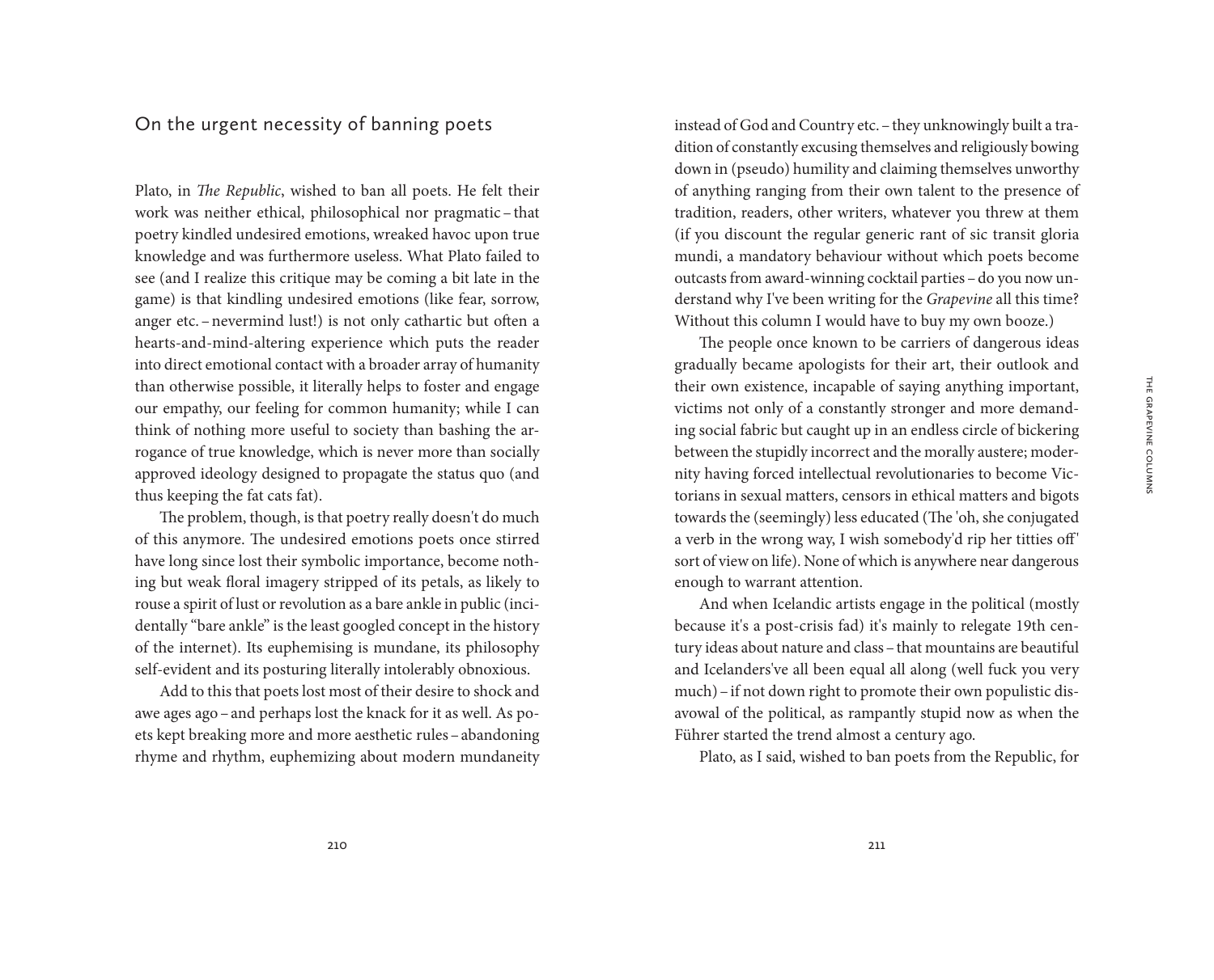## On the urgent necessity of banning poets

Plato, in *The Republic*, wished to ban all poets. He felt their work was neither ethical, philosophical nor pragmatic – that poetry kindled undesired emotions, wreaked havoc upon true knowledge and was furthermore useless. What Plato failed to see (and I realize this critique may be coming a bit late in the game) is that kindling undesired emotions (like fear, sorrow, anger etc. – nevermind lust!) is not only cathartic but often a hearts-and-mind-altering experience which puts the reader into direct emotional contact with a broader array of humanity than otherwise possible, it literally helps to foster and engage our empathy, our feeling for common humanity; while I can think of nothing more useful to society than bashing the arrogance of true knowledge, which is never more than socially approved ideology designed to propagate the status quo (and thus keeping the fat cats fat).

The problem, though, is that poetry really doesn't do much of this anymore. The undesired emotions poets once stirred have long since lost their symbolic importance, become nothing but weak floral imagery stripped of its petals, as likely to rouse a spirit of lust or revolution as a bare ankle in public (incidentally "bare ankle" is the least googled concept in the history of the internet). Its euphemising is mundane, its philosophy self-evident and its posturing literally intolerably obnoxious.

Add to this that poets lost most of their desire to shock and awe ages ago – and perhaps lost the knack for it as well. As poets kept breaking more and more aesthetic rules – abandoning rhyme and rhythm, euphemizing about modern mundaneity instead of God and Country etc. – they unknowingly built a tradition of constantly excusing themselves and religiously bowing down in (pseudo) humility and claiming themselves unworthy of anything ranging from their own talent to the presence of tradition, readers, other writers, whatever you threw at them (if you discount the regular generic rant of sic transit gloria mundi, a mandatory behaviour without which poets become outcasts from award-winning cocktail parties – do you now understand why I've been writing for the *Grapevine* all this time? Without this column I would have to buy my own booze.)

The people once known to be carriers of dangerous ideas gradually became apologists for their art, their outlook and their own existence, incapable of saying anything important, victims not only of a constantly stronger and more demanding social fabric but caught up in an endless circle of bickering between the stupidly incorrect and the morally austere; modernity having forced intellectual revolutionaries to become Victorians in sexual matters, censors in ethical matters and bigots towards the (seemingly) less educated (The 'oh, she conjugated a verb in the wrong way, I wish somebody'd rip her titties off' sort of view on life). None of which is anywhere near dangerous enough to warrant attention.

And when Icelandic artists engage in the political (mostly because it's a post-crisis fad) it's mainly to relegate 19th century ideas about nature and class – that mountains are beautiful and Icelanders've all been equal all along (well fuck you very much) – if not down right to promote their own populistic disavowal of the political, as rampantly stupid now as when the Führer started the trend almost a century ago.

Plato, as I said, wished to ban poets from the Republic, for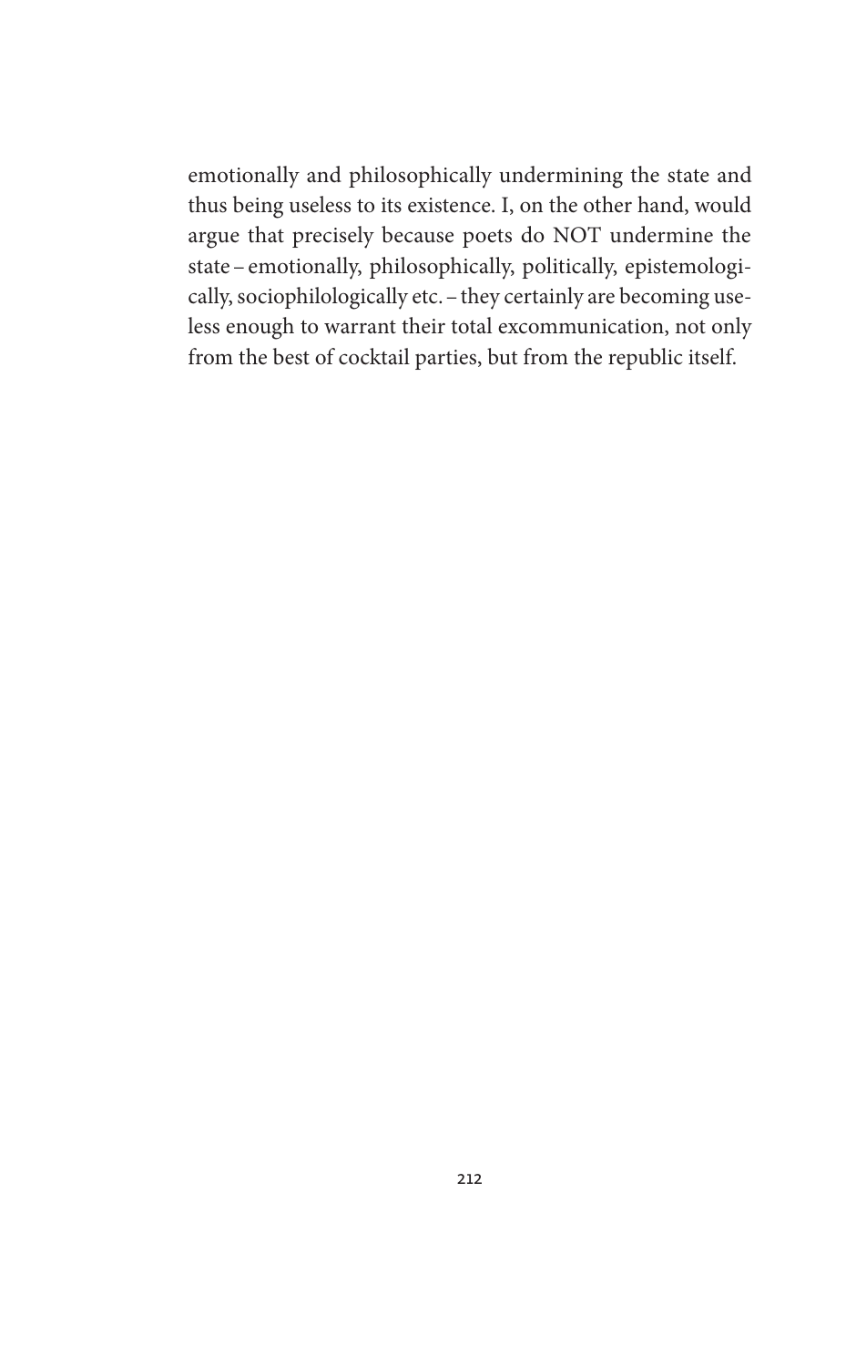emotionally and philosophically undermining the state and thus being useless to its existence. I, on the other hand, would argue that precisely because poets do NOT undermine the state – emotionally, philosophically, politically, epistemologically, sociophilologically etc. – they certainly are becoming useless enough to warrant their total excommunication, not only from the best of cocktail parties, but from the republic itself.